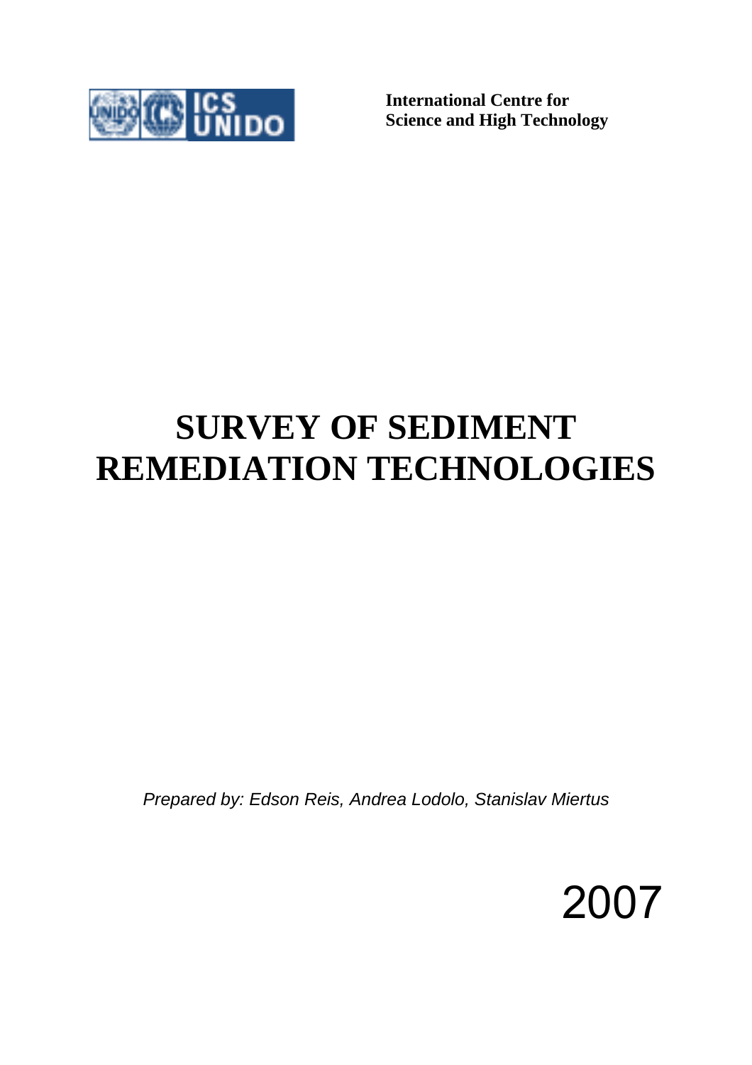**International Centre for Science and High Technology**

# SURVEY OF SEDIMENT REMEDIATION TECHNOLOGIES

*Prepared by: Edson Reis, Andrea Lodolo, Stanislav Miertus*

2007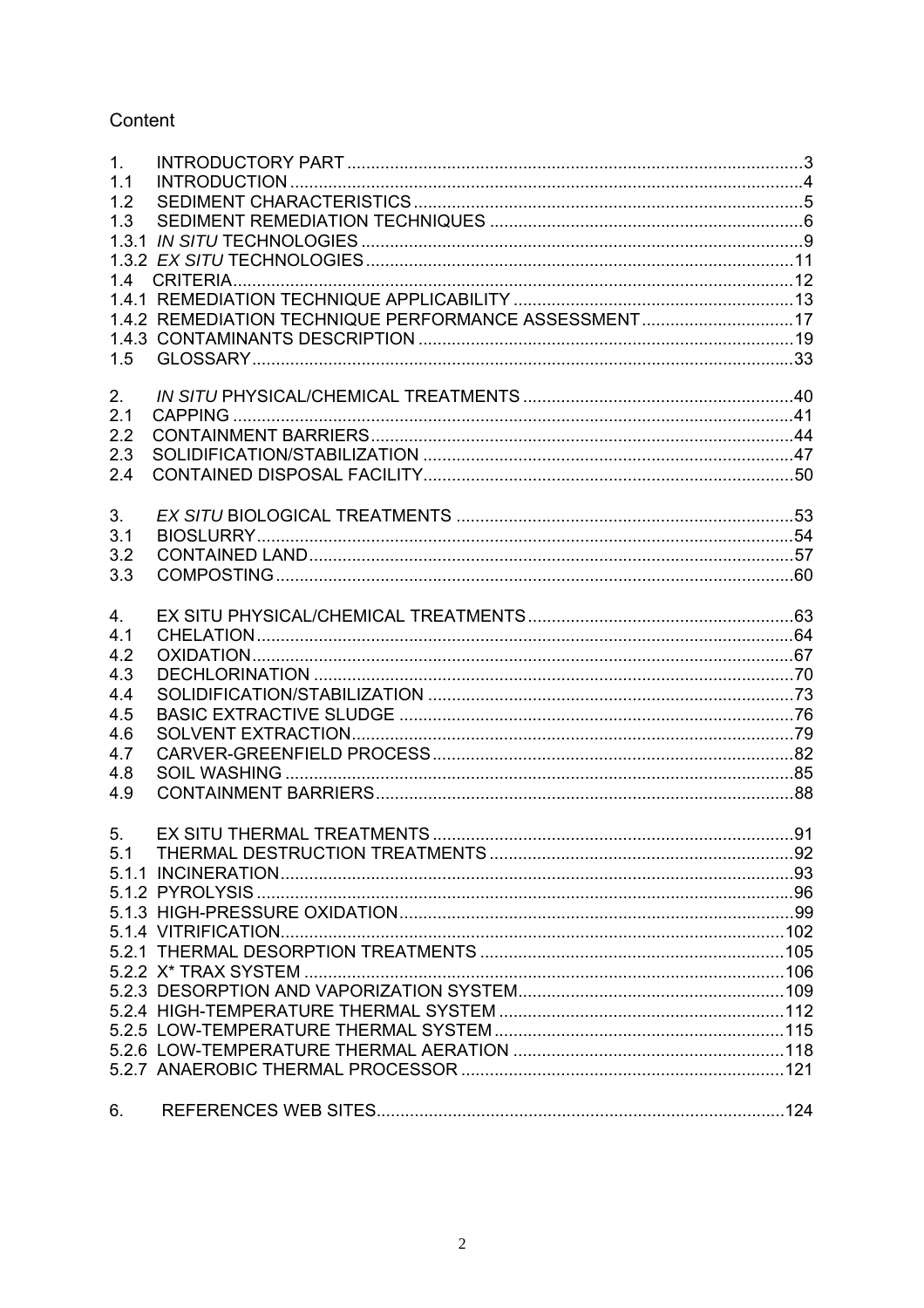# Content

1. INTRODUCTORY PART ............................................................................................3
1.1 INTRODUCTION ...........................................................................................................4
1.2 SEDIMENT CHARACTERISTICS .................................................................................5
1.3 SEDIMENT REMEDIATION TECHNIQUES .................................................................6
1.3.1 *IN SITU* TECHNOLOGIES ............................................................................................9
1.3.2 *EX SITU* TECHNOLOGIES ..........................................................................................11
1.4 CRITERIA......................................................................................................................12
1.4.1 REMEDIATION TECHNIQUE APPLICABILITY ...........................................................13
1.4.2 REMEDIATION TECHNIQUE PERFORMANCE ASSESSMENT.................................17
1.4.3 CONTAMINANTS DESCRIPTION ..............................................................................19
1.5 GLOSSARY..................................................................................................................33

2. *IN SITU* PHYSICAL/CHEMICAL TREATMENTS .........................................................40
2.1 CAPPING .....................................................................................................................41
2.2 CONTAINMENT BARRIERS.........................................................................................44
2.3 SOLIDIFICATION/STABILIZATION ..............................................................................47
2.4 CONTAINED DISPOSAL FACILITY..............................................................................50

3. *EX SITU* BIOLOGICAL TREATMENTS .......................................................................53
3.1 BIOSLURRY.................................................................................................................54
3.2 CONTAINED LAND......................................................................................................57
3.3 COMPOSTING.............................................................................................................60

4. EX SITU PHYSICAL/CHEMICAL TREATMENTS.........................................................63
4.1 CHELATION.................................................................................................................64
4.2 OXIDATION..................................................................................................................67
4.3 DECHLORINATION .....................................................................................................70
4.4 SOLIDIFICATION/STABILIZATION .............................................................................73
4.5 BASIC EXTRACTIVE SLUDGE ...................................................................................76
4.6 SOLVENT EXTRACTION.............................................................................................79
4.7 CARVER-GREENFIELD PROCESS............................................................................82
4.8 SOIL WASHING ...........................................................................................................85
4.9 CONTAINMENT BARRIERS........................................................................................88

5. EX SITU THERMAL TREATMENTS ............................................................................91
5.1 THERMAL DESTRUCTION TREATMENTS ................................................................92
5.1.1 INCINERATION............................................................................................................93
5.1.2 PYROLYSIS .................................................................................................................96
5.1.3 HIGH-PRESSURE OXIDATION...................................................................................99
5.1.4 VITRIFICATION..........................................................................................................102
5.2.1 THERMAL DESORPTION TREATMENTS ................................................................105
5.2.2 X* TRAX SYSTEM .....................................................................................................106
5.2.3 DESORPTION AND VAPORIZATION SYSTEM........................................................109
5.2.4 HIGH-TEMPERATURE THERMAL SYSTEM ............................................................112
5.2.5 LOW-TEMPERATURE THERMAL SYSTEM .............................................................115
5.2.6 LOW-TEMPERATURE THERMAL AERATION .........................................................118
5.2.7 ANAEROBIC THERMAL PROCESSOR ....................................................................121

6. REFERENCES WEB SITES.......................................................................................124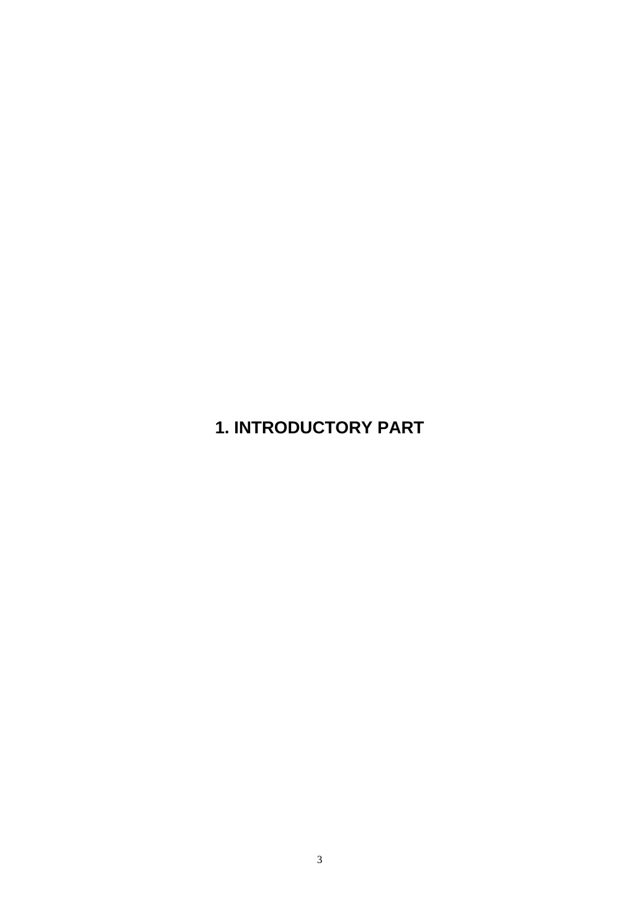# 1. INTRODUCTORY PART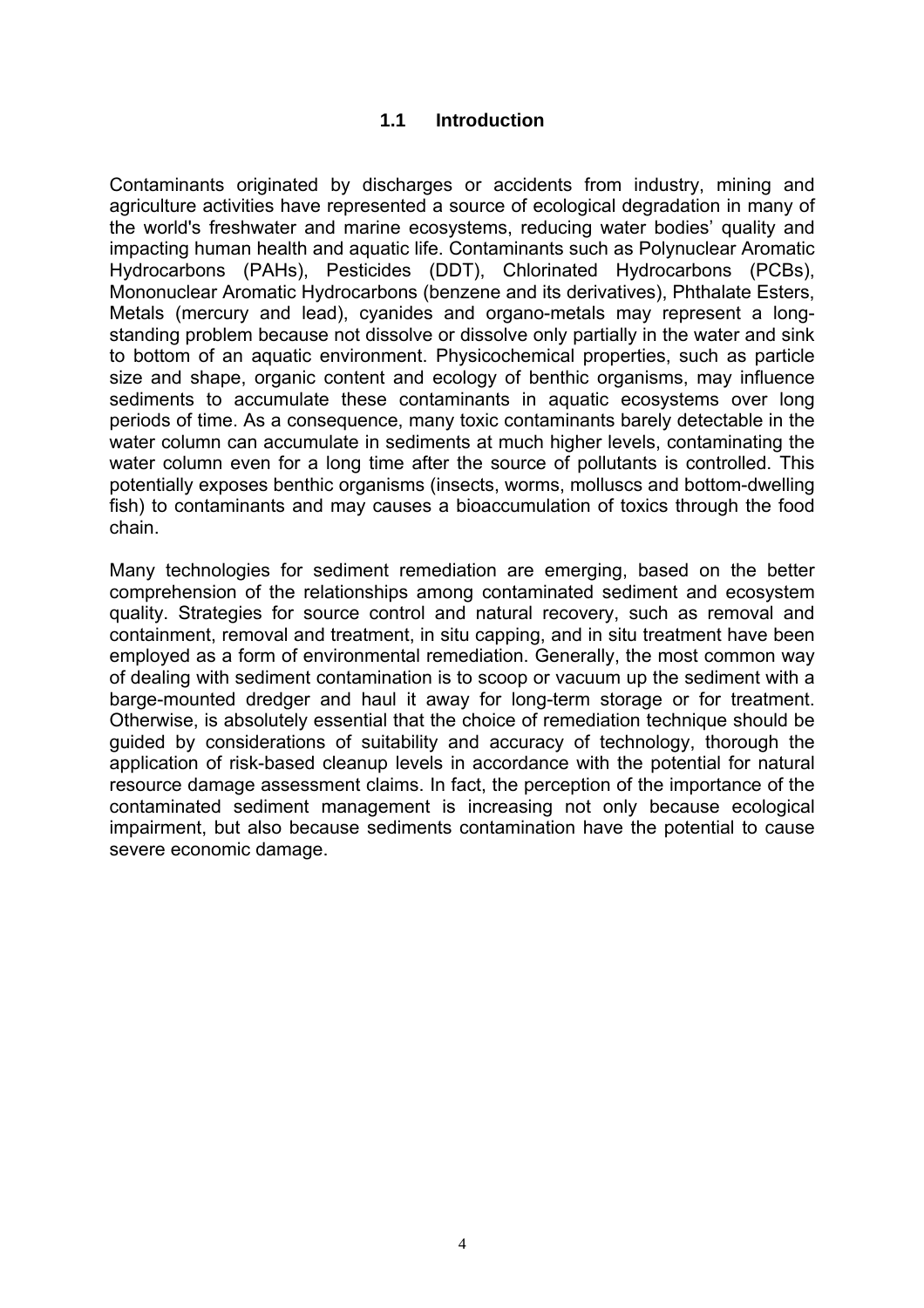## 1.1 Introduction

Contaminants originated by discharges or accidents from industry, mining and agriculture activities have represented a source of ecological degradation in many of the world's freshwater and marine ecosystems, reducing water bodies' quality and impacting human health and aquatic life. Contaminants such as Polynuclear Aromatic Hydrocarbons (PAHs), Pesticides (DDT), Chlorinated Hydrocarbons (PCBs), Mononuclear Aromatic Hydrocarbons (benzene and its derivatives), Phthalate Esters, Metals (mercury and lead), cyanides and organo-metals may represent a long-standing problem because not dissolve or dissolve only partially in the water and sink to bottom of an aquatic environment. Physicochemical properties, such as particle size and shape, organic content and ecology of benthic organisms, may influence sediments to accumulate these contaminants in aquatic ecosystems over long periods of time. As a consequence, many toxic contaminants barely detectable in the water column can accumulate in sediments at much higher levels, contaminating the water column even for a long time after the source of pollutants is controlled. This potentially exposes benthic organisms (insects, worms, molluscs and bottom-dwelling fish) to contaminants and may causes a bioaccumulation of toxics through the food chain.

Many technologies for sediment remediation are emerging, based on the better comprehension of the relationships among contaminated sediment and ecosystem quality. Strategies for source control and natural recovery, such as removal and containment, removal and treatment, in situ capping, and in situ treatment have been employed as a form of environmental remediation. Generally, the most common way of dealing with sediment contamination is to scoop or vacuum up the sediment with a barge-mounted dredger and haul it away for long-term storage or for treatment. Otherwise, is absolutely essential that the choice of remediation technique should be guided by considerations of suitability and accuracy of technology, thorough the application of risk-based cleanup levels in accordance with the potential for natural resource damage assessment claims. In fact, the perception of the importance of the contaminated sediment management is increasing not only because ecological impairment, but also because sediments contamination have the potential to cause severe economic damage.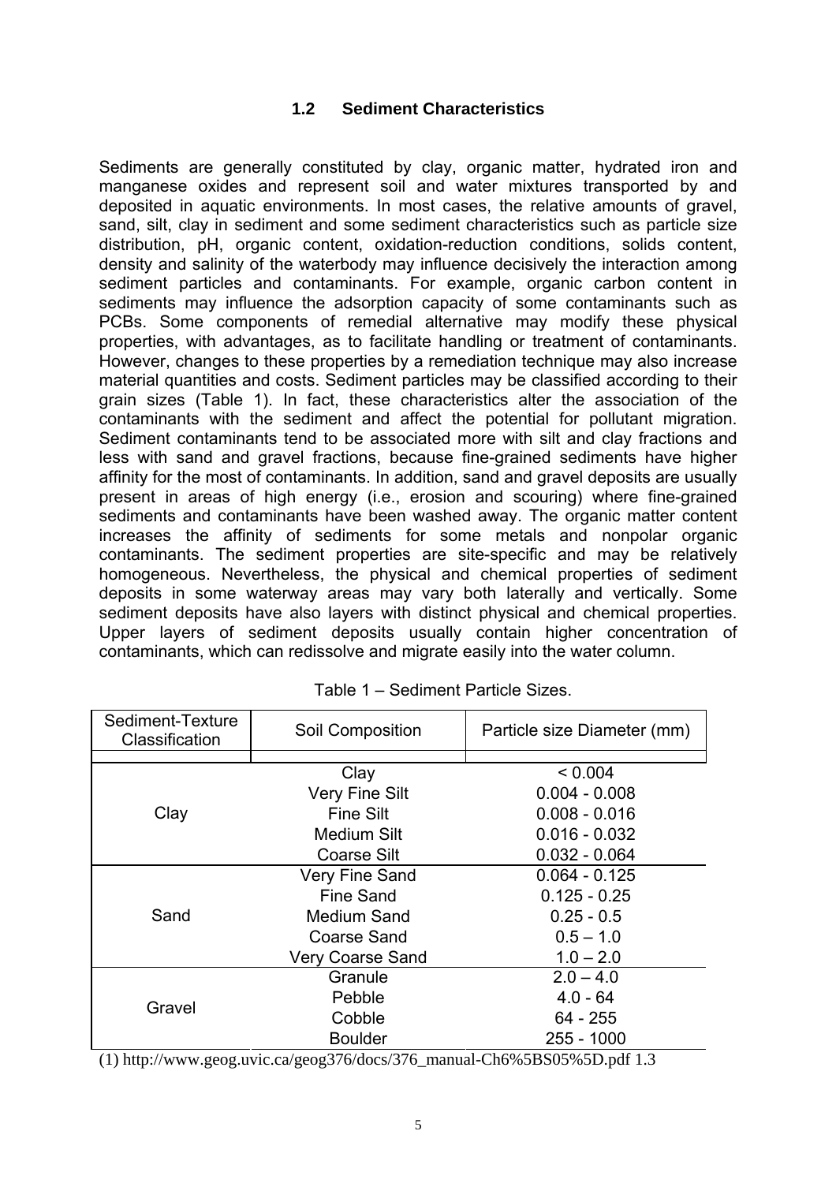### 1.2 Sediment Characteristics

Sediments are generally constituted by clay, organic matter, hydrated iron and manganese oxides and represent soil and water mixtures transported by and deposited in aquatic environments. In most cases, the relative amounts of gravel, sand, silt, clay in sediment and some sediment characteristics such as particle size distribution, pH, organic content, oxidation-reduction conditions, solids content, density and salinity of the waterbody may influence decisively the interaction among sediment particles and contaminants. For example, organic carbon content in sediments may influence the adsorption capacity of some contaminants such as PCBs. Some components of remedial alternative may modify these physical properties, with advantages, as to facilitate handling or treatment of contaminants. However, changes to these properties by a remediation technique may also increase material quantities and costs. Sediment particles may be classified according to their grain sizes (Table 1). In fact, these characteristics alter the association of the contaminants with the sediment and affect the potential for pollutant migration. Sediment contaminants tend to be associated more with silt and clay fractions and less with sand and gravel fractions, because fine-grained sediments have higher affinity for the most of contaminants. In addition, sand and gravel deposits are usually present in areas of high energy (i.e., erosion and scouring) where fine-grained sediments and contaminants have been washed away. The organic matter content increases the affinity of sediments for some metals and nonpolar organic contaminants. The sediment properties are site-specific and may be relatively homogeneous. Nevertheless, the physical and chemical properties of sediment deposits in some waterway areas may vary both laterally and vertically. Some sediment deposits have also layers with distinct physical and chemical properties. Upper layers of sediment deposits usually contain higher concentration of contaminants, which can redissolve and migrate easily into the water column.

Table 1 – Sediment Particle Sizes.

| Sediment-Texture Classification | Soil Composition | Particle size Diameter (mm) |
|---|---|---|
| Clay | Clay | < 0.004 |
| | Very Fine Silt | 0.004 - 0.008 |
| | Fine Silt | 0.008 - 0.016 |
| | Medium Silt | 0.016 - 0.032 |
| | Coarse Silt | 0.032 - 0.064 |
| Sand | Very Fine Sand | 0.064 - 0.125 |
| | Fine Sand | 0.125 - 0.25 |
| | Medium Sand | 0.25 - 0.5 |
| | Coarse Sand | 0.5 – 1.0 |
| | Very Coarse Sand | 1.0 – 2.0 |
| Gravel | Granule | 2.0 – 4.0 |
| | Pebble | 4.0 - 64 |
| | Cobble | 64 - 255 |
| | Boulder | 255 - 1000 |

(1) http://www.geog.uvic.ca/geog376/docs/376_manual-Ch6%5BS05%5D.pdf 1.3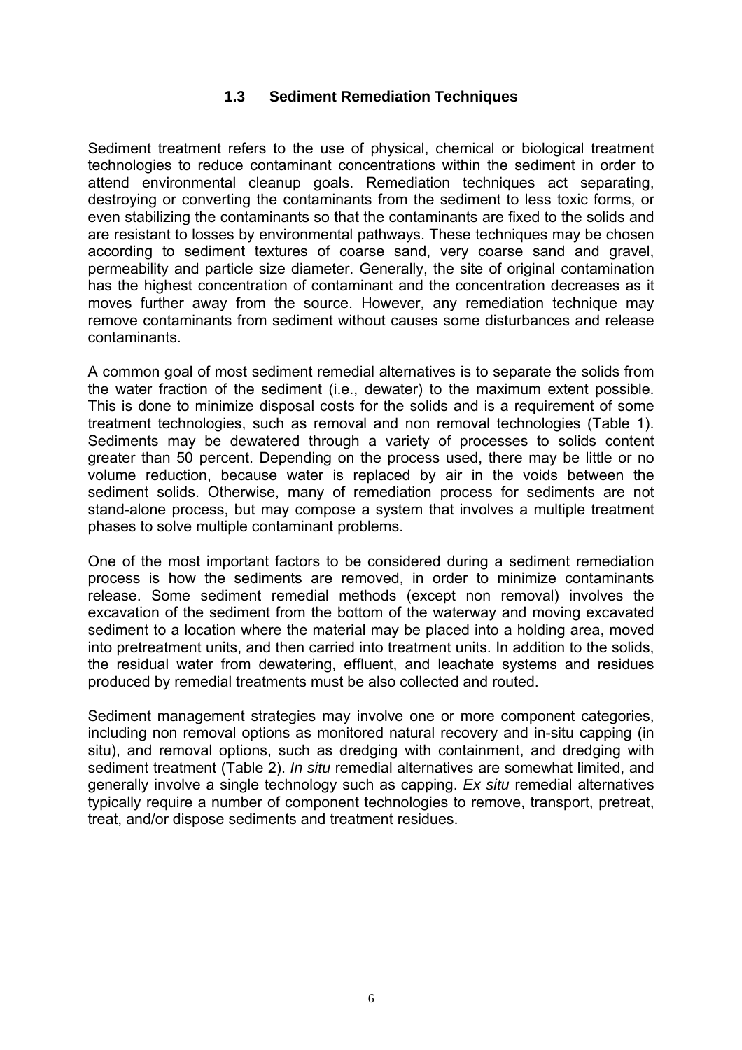## 1.3 Sediment Remediation Techniques

Sediment treatment refers to the use of physical, chemical or biological treatment technologies to reduce contaminant concentrations within the sediment in order to attend environmental cleanup goals. Remediation techniques act separating, destroying or converting the contaminants from the sediment to less toxic forms, or even stabilizing the contaminants so that the contaminants are fixed to the solids and are resistant to losses by environmental pathways. These techniques may be chosen according to sediment textures of coarse sand, very coarse sand and gravel, permeability and particle size diameter. Generally, the site of original contamination has the highest concentration of contaminant and the concentration decreases as it moves further away from the source. However, any remediation technique may remove contaminants from sediment without causes some disturbances and release contaminants.

A common goal of most sediment remedial alternatives is to separate the solids from the water fraction of the sediment (i.e., dewater) to the maximum extent possible. This is done to minimize disposal costs for the solids and is a requirement of some treatment technologies, such as removal and non removal technologies (Table 1). Sediments may be dewatered through a variety of processes to solids content greater than 50 percent. Depending on the process used, there may be little or no volume reduction, because water is replaced by air in the voids between the sediment solids. Otherwise, many of remediation process for sediments are not stand-alone process, but may compose a system that involves a multiple treatment phases to solve multiple contaminant problems.

One of the most important factors to be considered during a sediment remediation process is how the sediments are removed, in order to minimize contaminants release. Some sediment remedial methods (except non removal) involves the excavation of the sediment from the bottom of the waterway and moving excavated sediment to a location where the material may be placed into a holding area, moved into pretreatment units, and then carried into treatment units. In addition to the solids, the residual water from dewatering, effluent, and leachate systems and residues produced by remedial treatments must be also collected and routed.

Sediment management strategies may involve one or more component categories, including non removal options as monitored natural recovery and in-situ capping (in situ), and removal options, such as dredging with containment, and dredging with sediment treatment (Table 2). *In situ* remedial alternatives are somewhat limited, and generally involve a single technology such as capping. *Ex situ* remedial alternatives typically require a number of component technologies to remove, transport, pretreat, treat, and/or dispose sediments and treatment residues.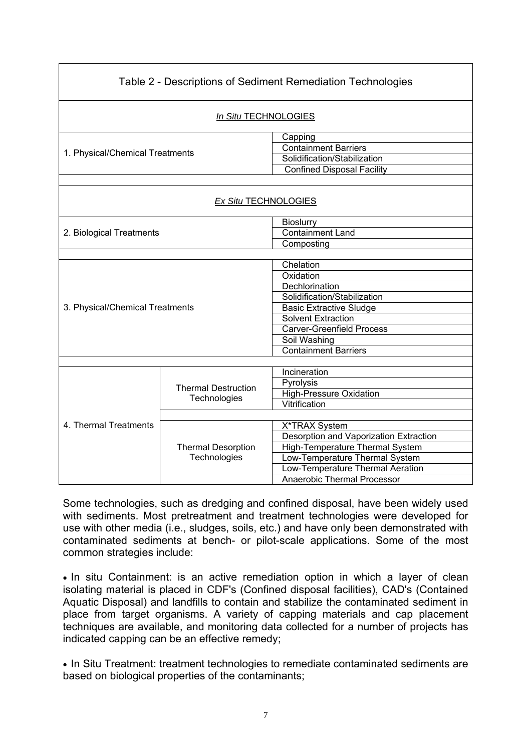| Table 2 - Descriptions of Sediment Remediation Technologies | | |
|---|---|---|
| *In Situ* TECHNOLOGIES | | |
| 1. Physical/Chemical Treatments | | Capping |
| | | Containment Barriers |
| | | Solidification/Stabilization |
| | | Confined Disposal Facility |
| *Ex Situ* TECHNOLOGIES | | |
| 2. Biological Treatments | | Bioslurry |
| | | Containment Land |
| | | Composting |
| 3. Physical/Chemical Treatments | | Chelation |
| | | Oxidation |
| | | Dechlorination |
| | | Solidification/Stabilization |
| | | Basic Extractive Sludge |
| | | Solvent Extraction |
| | | Carver-Greenfield Process |
| | | Soil Washing |
| | | Containment Barriers |
| 4. Thermal Treatments | Thermal Destruction Technologies | Incineration |
| | | Pyrolysis |
| | | High-Pressure Oxidation |
| | | Vitrification |
| | Thermal Desorption Technologies | X*TRAX System |
| | | Desorption and Vaporization Extraction |
| | | High-Temperature Thermal System |
| | | Low-Temperature Thermal System |
| | | Low-Temperature Thermal Aeration |
| | | Anaerobic Thermal Processor |

Some technologies, such as dredging and confined disposal, have been widely used with sediments. Most pretreatment and treatment technologies were developed for use with other media (i.e., sludges, soils, etc.) and have only been demonstrated with contaminated sediments at bench- or pilot-scale applications. Some of the most common strategies include:

- In situ Containment: is an active remediation option in which a layer of clean isolating material is placed in CDF's (Confined disposal facilities), CAD's (Contained Aquatic Disposal) and landfills to contain and stabilize the contaminated sediment in place from target organisms. A variety of capping materials and cap placement techniques are available, and monitoring data collected for a number of projects has indicated capping can be an effective remedy;

- In Situ Treatment: treatment technologies to remediate contaminated sediments are based on biological properties of the contaminants;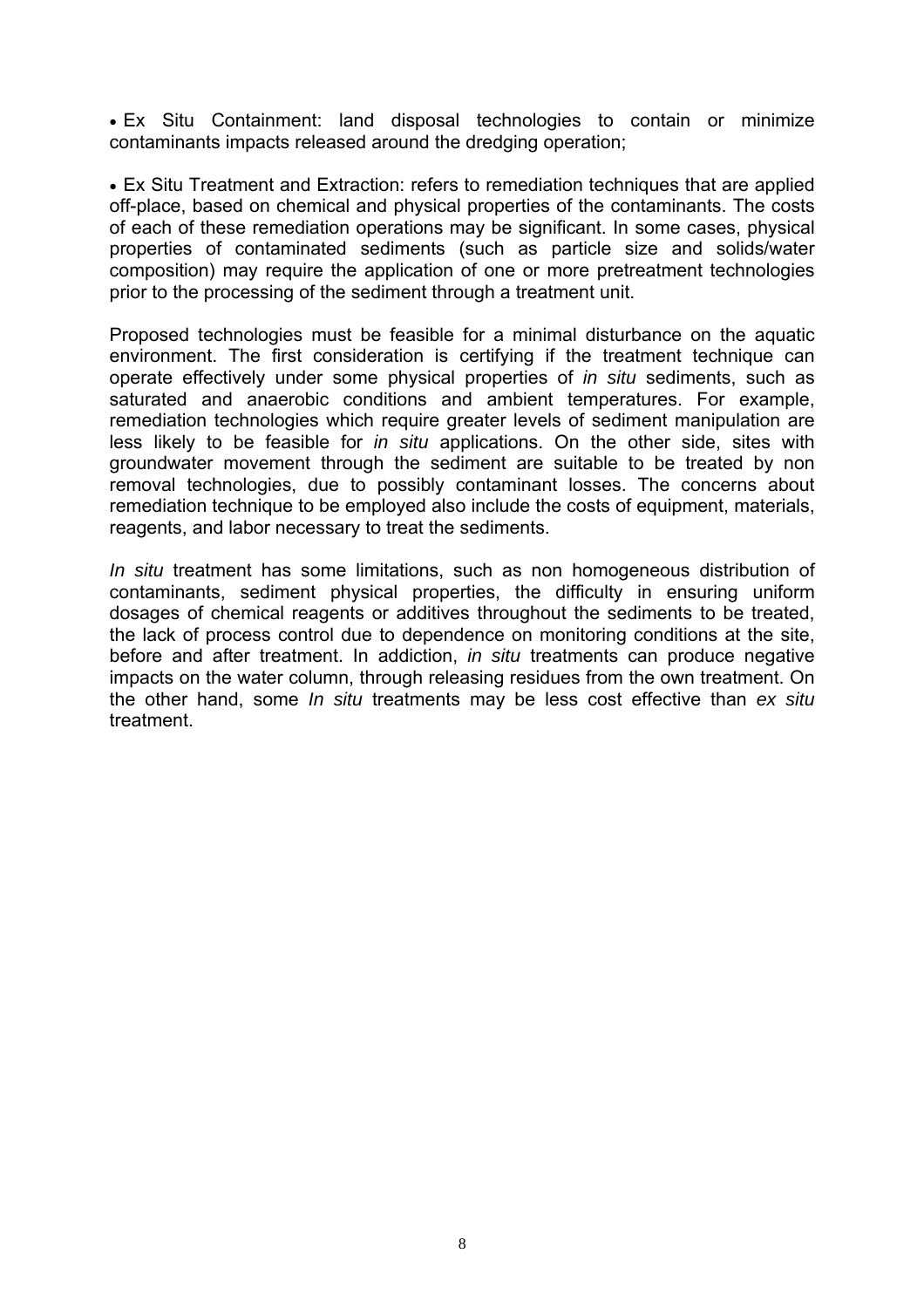- Ex Situ Containment: land disposal technologies to contain or minimize contaminants impacts released around the dredging operation;

- Ex Situ Treatment and Extraction: refers to remediation techniques that are applied off-place, based on chemical and physical properties of the contaminants. The costs of each of these remediation operations may be significant. In some cases, physical properties of contaminated sediments (such as particle size and solids/water composition) may require the application of one or more pretreatment technologies prior to the processing of the sediment through a treatment unit.

Proposed technologies must be feasible for a minimal disturbance on the aquatic environment. The first consideration is certifying if the treatment technique can operate effectively under some physical properties of *in situ* sediments, such as saturated and anaerobic conditions and ambient temperatures. For example, remediation technologies which require greater levels of sediment manipulation are less likely to be feasible for *in situ* applications. On the other side, sites with groundwater movement through the sediment are suitable to be treated by non removal technologies, due to possibly contaminant losses. The concerns about remediation technique to be employed also include the costs of equipment, materials, reagents, and labor necessary to treat the sediments.

*In situ* treatment has some limitations, such as non homogeneous distribution of contaminants, sediment physical properties, the difficulty in ensuring uniform dosages of chemical reagents or additives throughout the sediments to be treated, the lack of process control due to dependence on monitoring conditions at the site, before and after treatment. In addiction, *in situ* treatments can produce negative impacts on the water column, through releasing residues from the own treatment. On the other hand, some *In situ* treatments may be less cost effective than *ex situ* treatment.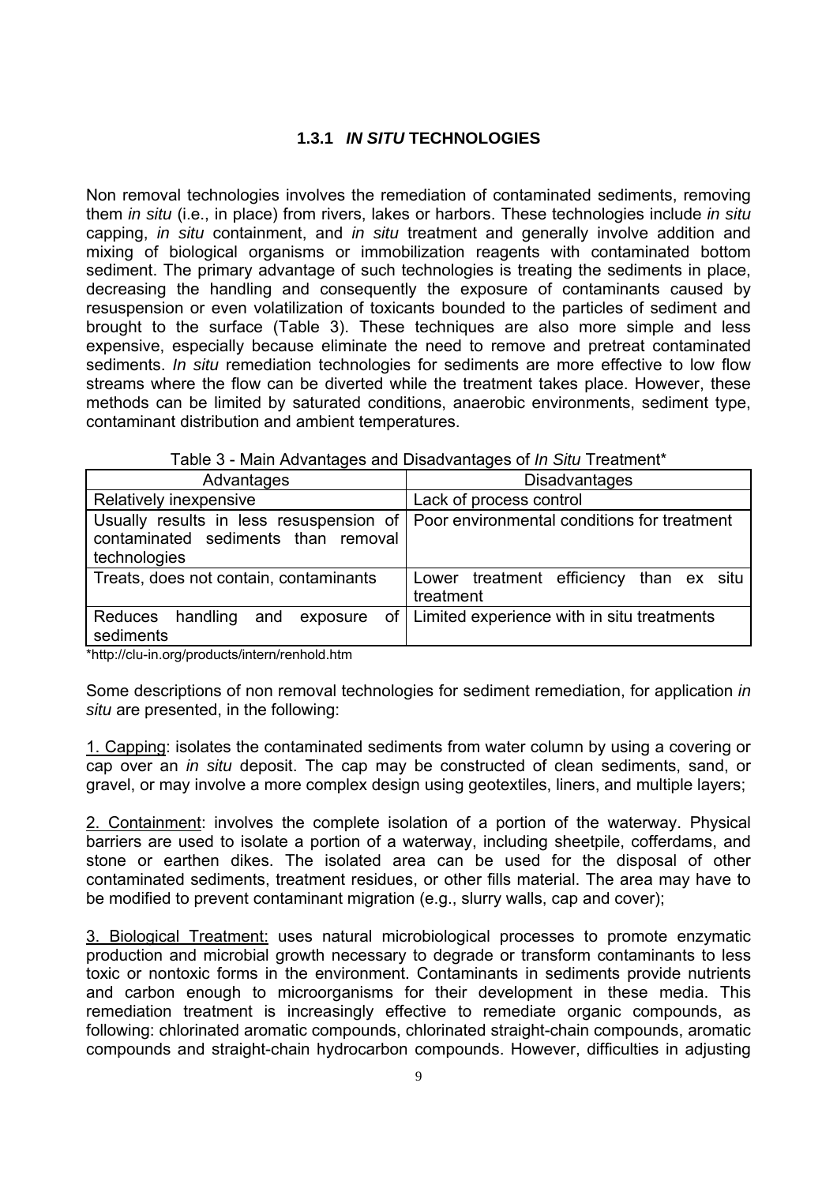### 1.3.1 *IN SITU* TECHNOLOGIES

Non removal technologies involves the remediation of contaminated sediments, removing them *in situ* (i.e., in place) from rivers, lakes or harbors. These technologies include *in situ* capping, *in situ* containment, and *in situ* treatment and generally involve addition and mixing of biological organisms or immobilization reagents with contaminated bottom sediment. The primary advantage of such technologies is treating the sediments in place, decreasing the handling and consequently the exposure of contaminants caused by resuspension or even volatilization of toxicants bounded to the particles of sediment and brought to the surface (Table 3). These techniques are also more simple and less expensive, especially because eliminate the need to remove and pretreat contaminated sediments. *In situ* remediation technologies for sediments are more effective to low flow streams where the flow can be diverted while the treatment takes place. However, these methods can be limited by saturated conditions, anaerobic environments, sediment type, contaminant distribution and ambient temperatures.

Table 3 - Main Advantages and Disadvantages of *In Situ* Treatment*

| Advantages | Disadvantages |
|---|---|
| Relatively inexpensive | Lack of process control |
| Usually results in less resuspension of contaminated sediments than removal technologies | Poor environmental conditions for treatment |
| Treats, does not contain, contaminants | Lower treatment efficiency than ex situ treatment |
| Reduces handling and exposure of sediments | Limited experience with in situ treatments |

*http://clu-in.org/products/intern/renhold.htm

Some descriptions of non removal technologies for sediment remediation, for application *in situ* are presented, in the following:

1. Capping: isolates the contaminated sediments from water column by using a covering or cap over an *in situ* deposit. The cap may be constructed of clean sediments, sand, or gravel, or may involve a more complex design using geotextiles, liners, and multiple layers;

2. Containment: involves the complete isolation of a portion of the waterway. Physical barriers are used to isolate a portion of a waterway, including sheetpile, cofferdams, and stone or earthen dikes. The isolated area can be used for the disposal of other contaminated sediments, treatment residues, or other fills material. The area may have to be modified to prevent contaminant migration (e.g., slurry walls, cap and cover);

3. Biological Treatment: uses natural microbiological processes to promote enzymatic production and microbial growth necessary to degrade or transform contaminants to less toxic or nontoxic forms in the environment. Contaminants in sediments provide nutrients and carbon enough to microorganisms for their development in these media. This remediation treatment is increasingly effective to remediate organic compounds, as following: chlorinated aromatic compounds, chlorinated straight-chain compounds, aromatic compounds and straight-chain hydrocarbon compounds. However, difficulties in adjusting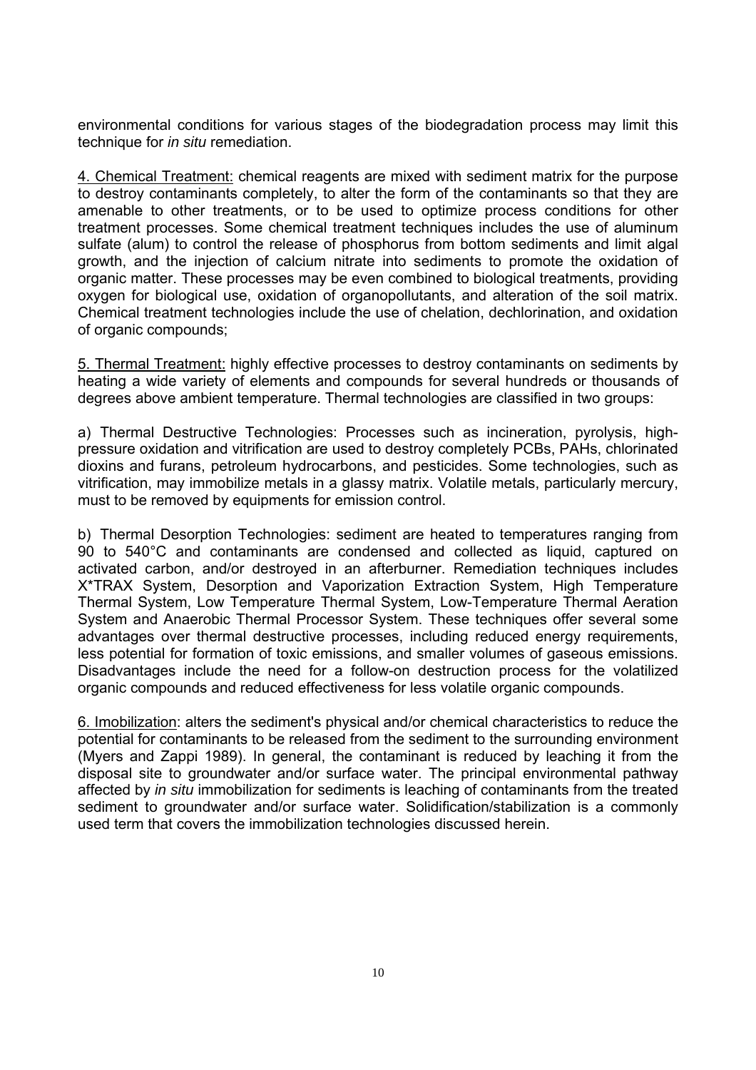environmental conditions for various stages of the biodegradation process may limit this technique for *in situ* remediation.

<u>4. Chemical Treatment:</u> chemical reagents are mixed with sediment matrix for the purpose to destroy contaminants completely, to alter the form of the contaminants so that they are amenable to other treatments, or to be used to optimize process conditions for other treatment processes. Some chemical treatment techniques includes the use of aluminum sulfate (alum) to control the release of phosphorus from bottom sediments and limit algal growth, and the injection of calcium nitrate into sediments to promote the oxidation of organic matter. These processes may be even combined to biological treatments, providing oxygen for biological use, oxidation of organopollutants, and alteration of the soil matrix. Chemical treatment technologies include the use of chelation, dechlorination, and oxidation of organic compounds;

<u>5. Thermal Treatment:</u> highly effective processes to destroy contaminants on sediments by heating a wide variety of elements and compounds for several hundreds or thousands of degrees above ambient temperature. Thermal technologies are classified in two groups:

a) Thermal Destructive Technologies: Processes such as incineration, pyrolysis, high-pressure oxidation and vitrification are used to destroy completely PCBs, PAHs, chlorinated dioxins and furans, petroleum hydrocarbons, and pesticides. Some technologies, such as vitrification, may immobilize metals in a glassy matrix. Volatile metals, particularly mercury, must to be removed by equipments for emission control.

b) Thermal Desorption Technologies: sediment are heated to temperatures ranging from 90 to 540°C and contaminants are condensed and collected as liquid, captured on activated carbon, and/or destroyed in an afterburner. Remediation techniques includes X*TRAX System, Desorption and Vaporization Extraction System, High Temperature Thermal System, Low Temperature Thermal System, Low-Temperature Thermal Aeration System and Anaerobic Thermal Processor System. These techniques offer several some advantages over thermal destructive processes, including reduced energy requirements, less potential for formation of toxic emissions, and smaller volumes of gaseous emissions. Disadvantages include the need for a follow-on destruction process for the volatilized organic compounds and reduced effectiveness for less volatile organic compounds.

<u>6. Imobilization</u>: alters the sediment's physical and/or chemical characteristics to reduce the potential for contaminants to be released from the sediment to the surrounding environment (Myers and Zappi 1989). In general, the contaminant is reduced by leaching it from the disposal site to groundwater and/or surface water. The principal environmental pathway affected by *in situ* immobilization for sediments is leaching of contaminants from the treated sediment to groundwater and/or surface water. Solidification/stabilization is a commonly used term that covers the immobilization technologies discussed herein.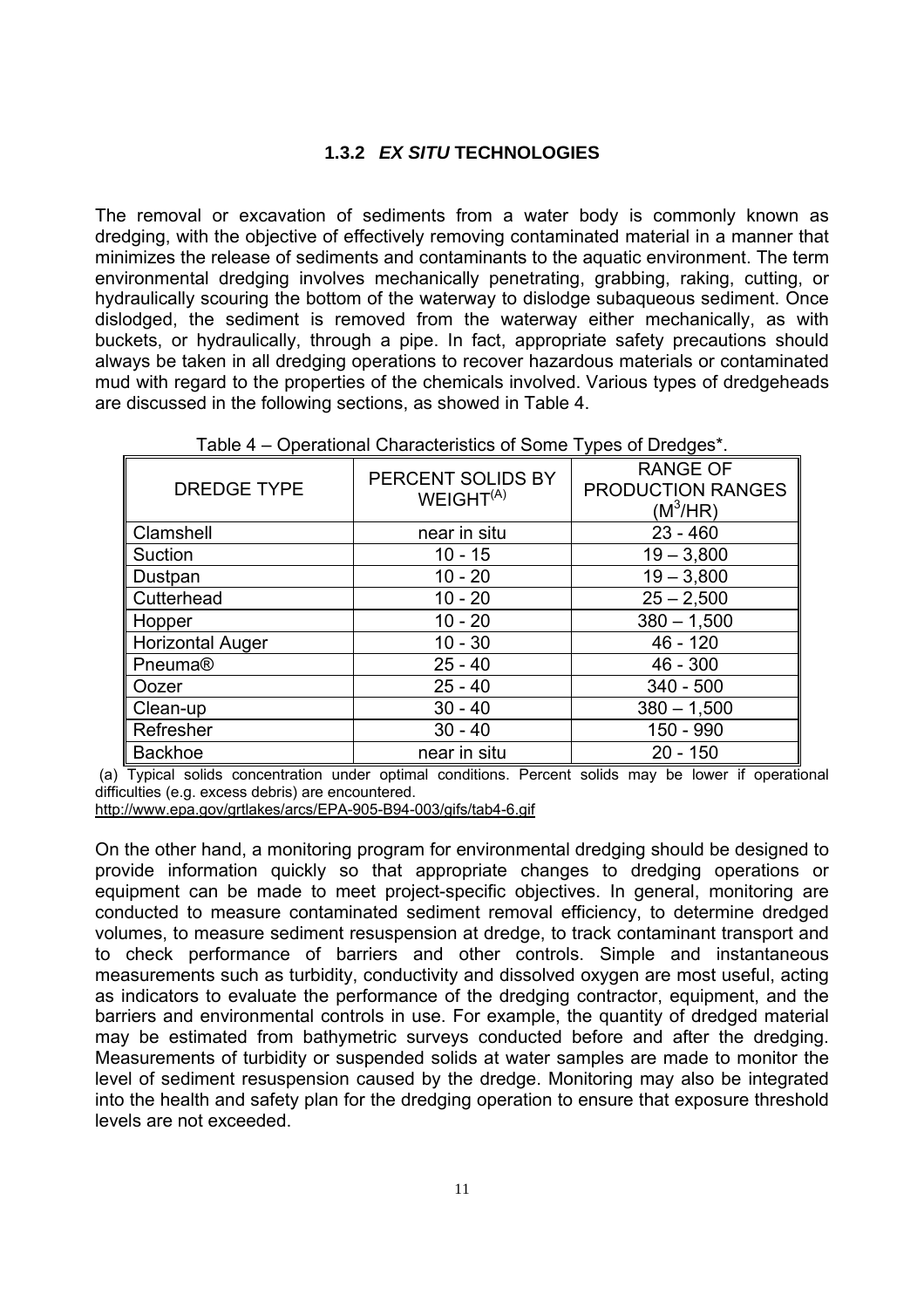### 1.3.2 *EX SITU* TECHNOLOGIES

The removal or excavation of sediments from a water body is commonly known as dredging, with the objective of effectively removing contaminated material in a manner that minimizes the release of sediments and contaminants to the aquatic environment. The term environmental dredging involves mechanically penetrating, grabbing, raking, cutting, or hydraulically scouring the bottom of the waterway to dislodge subaqueous sediment. Once dislodged, the sediment is removed from the waterway either mechanically, as with buckets, or hydraulically, through a pipe. In fact, appropriate safety precautions should always be taken in all dredging operations to recover hazardous materials or contaminated mud with regard to the properties of the chemicals involved. Various types of dredgeheads are discussed in the following sections, as showed in Table 4.

Table 4 – Operational Characteristics of Some Types of Dredges*.

| DREDGE TYPE | PERCENT SOLIDS BY WEIGHT(A) | RANGE OF PRODUCTION RANGES ($M^3$/HR) |
|---|---|---|
| Clamshell | near in situ | 23 - 460 |
| Suction | 10 - 15 | 19 – 3,800 |
| Dustpan | 10 - 20 | 19 – 3,800 |
| Cutterhead | 10 - 20 | 25 – 2,500 |
| Hopper | 10 - 20 | 380 – 1,500 |
| Horizontal Auger | 10 - 30 | 46 - 120 |
| Pneuma® | 25 - 40 | 46 - 300 |
| Oozer | 25 - 40 | 340 - 500 |
| Clean-up | 30 - 40 | 380 – 1,500 |
| Refresher | 30 - 40 | 150 - 990 |
| Backhoe | near in situ | 20 - 150 |

(a) Typical solids concentration under optimal conditions. Percent solids may be lower if operational difficulties (e.g. excess debris) are encountered.
http://www.epa.gov/grtlakes/arcs/EPA-905-B94-003/gifs/tab4-6.gif

On the other hand, a monitoring program for environmental dredging should be designed to provide information quickly so that appropriate changes to dredging operations or equipment can be made to meet project-specific objectives. In general, monitoring are conducted to measure contaminated sediment removal efficiency, to determine dredged volumes, to measure sediment resuspension at dredge, to track contaminant transport and to check performance of barriers and other controls. Simple and instantaneous measurements such as turbidity, conductivity and dissolved oxygen are most useful, acting as indicators to evaluate the performance of the dredging contractor, equipment, and the barriers and environmental controls in use. For example, the quantity of dredged material may be estimated from bathymetric surveys conducted before and after the dredging. Measurements of turbidity or suspended solids at water samples are made to monitor the level of sediment resuspension caused by the dredge. Monitoring may also be integrated into the health and safety plan for the dredging operation to ensure that exposure threshold levels are not exceeded.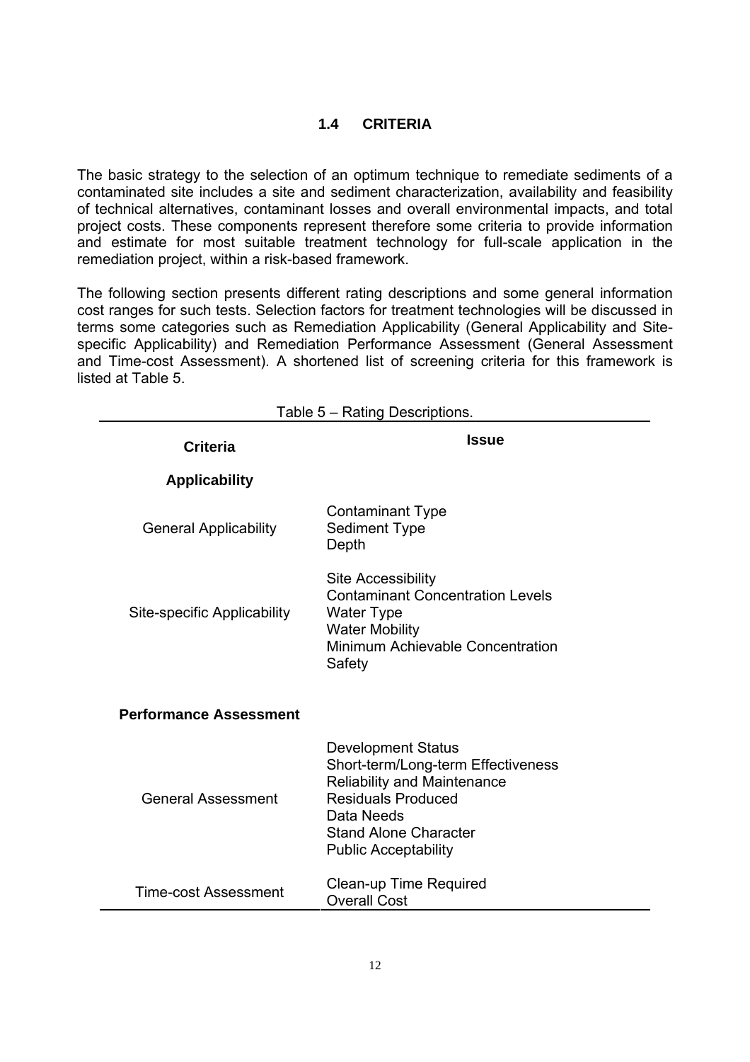## 1.4 CRITERIA

The basic strategy to the selection of an optimum technique to remediate sediments of a contaminated site includes a site and sediment characterization, availability and feasibility of technical alternatives, contaminant losses and overall environmental impacts, and total project costs. These components represent therefore some criteria to provide information and estimate for most suitable treatment technology for full-scale application in the remediation project, within a risk-based framework.

The following section presents different rating descriptions and some general information cost ranges for such tests. Selection factors for treatment technologies will be discussed in terms some categories such as Remediation Applicability (General Applicability and Site-specific Applicability) and Remediation Performance Assessment (General Assessment and Time-cost Assessment). A shortened list of screening criteria for this framework is listed at Table 5.

Table 5 – Rating Descriptions.

| Criteria | Issue |
|---|---|
| **Applicability** | |
| General Applicability | Contaminant Type<br>Sediment Type<br>Depth |
| Site-specific Applicability | Site Accessibility<br>Contaminant Concentration Levels<br>Water Type<br>Water Mobility<br>Minimum Achievable Concentration<br>Safety |
| **Performance Assessment** | |
| General Assessment | Development Status<br>Short-term/Long-term Effectiveness<br>Reliability and Maintenance<br>Residuals Produced<br>Data Needs<br>Stand Alone Character<br>Public Acceptability |
| Time-cost Assessment | Clean-up Time Required<br>Overall Cost |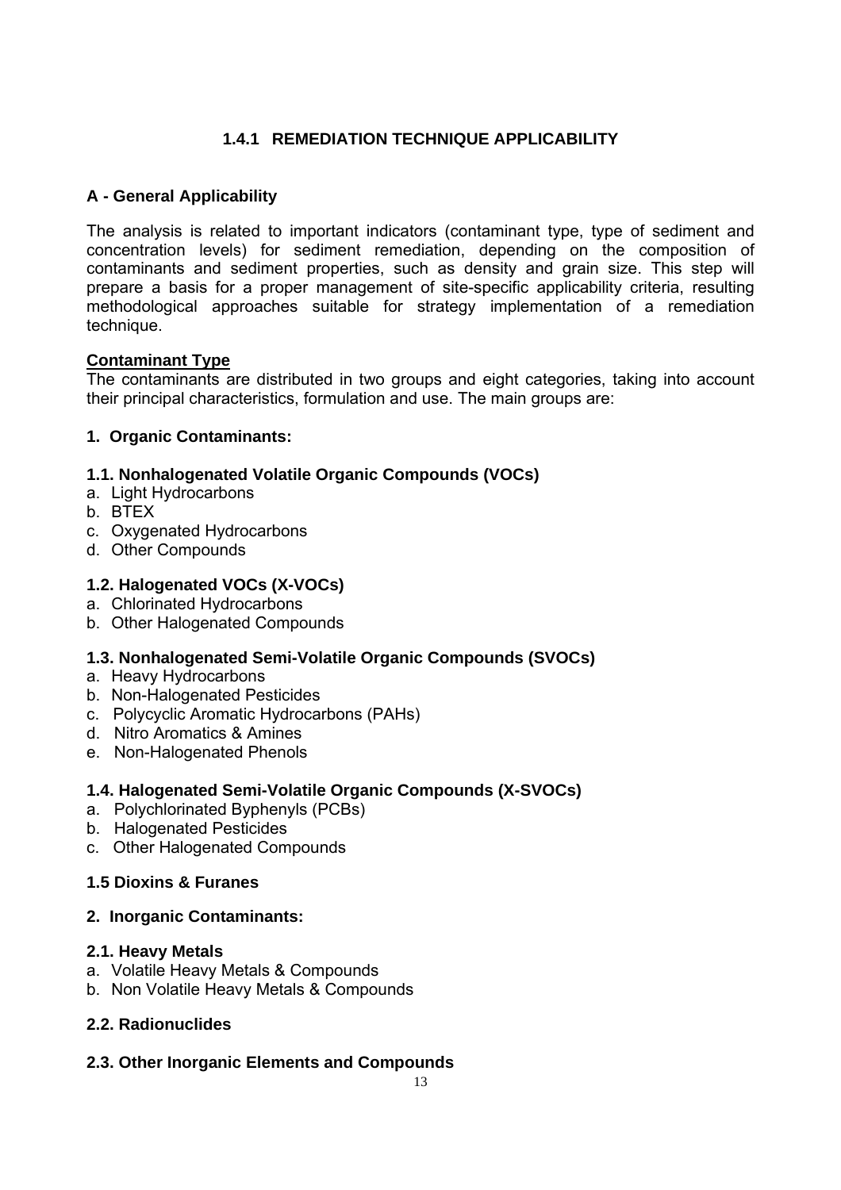### 1.4.1 REMEDIATION TECHNIQUE APPLICABILITY

**A - General Applicability**

The analysis is related to important indicators (contaminant type, type of sediment and concentration levels) for sediment remediation, depending on the composition of contaminants and sediment properties, such as density and grain size. This step will prepare a basis for a proper management of site-specific applicability criteria, resulting methodological approaches suitable for strategy implementation of a remediation technique.

**Contaminant Type**

The contaminants are distributed in two groups and eight categories, taking into account their principal characteristics, formulation and use. The main groups are:

**1. Organic Contaminants:**

**1.1. Nonhalogenated Volatile Organic Compounds (VOCs)**

a. Light Hydrocarbons
b. BTEX
c. Oxygenated Hydrocarbons
d. Other Compounds

**1.2. Halogenated VOCs (X-VOCs)**

a. Chlorinated Hydrocarbons
b. Other Halogenated Compounds

**1.3. Nonhalogenated Semi-Volatile Organic Compounds (SVOCs)**

a. Heavy Hydrocarbons
b. Non-Halogenated Pesticides
c. Polycyclic Aromatic Hydrocarbons (PAHs)
d. Nitro Aromatics & Amines
e. Non-Halogenated Phenols

**1.4. Halogenated Semi-Volatile Organic Compounds (X-SVOCs)**

a. Polychlorinated Byphenyls (PCBs)
b. Halogenated Pesticides
c. Other Halogenated Compounds

**1.5 Dioxins & Furanes**

**2. Inorganic Contaminants:**

**2.1. Heavy Metals**

a. Volatile Heavy Metals & Compounds
b. Non Volatile Heavy Metals & Compounds

**2.2. Radionuclides**

**2.3. Other Inorganic Elements and Compounds**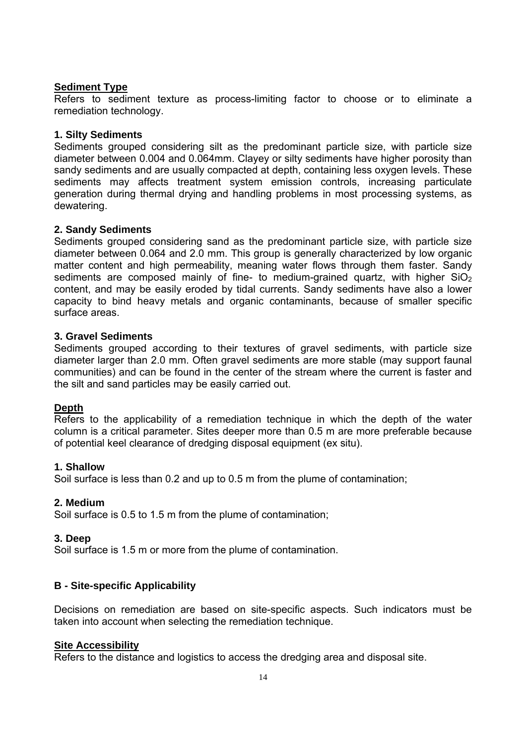**Sediment Type**

Refers to sediment texture as process-limiting factor to choose or to eliminate a remediation technology.

**1. Silty Sediments**

Sediments grouped considering silt as the predominant particle size, with particle size diameter between 0.004 and 0.064mm. Clayey or silty sediments have higher porosity than sandy sediments and are usually compacted at depth, containing less oxygen levels. These sediments may affects treatment system emission controls, increasing particulate generation during thermal drying and handling problems in most processing systems, as dewatering.

**2. Sandy Sediments**

Sediments grouped considering sand as the predominant particle size, with particle size diameter between 0.064 and 2.0 mm. This group is generally characterized by low organic matter content and high permeability, meaning water flows through them faster. Sandy sediments are composed mainly of fine- to medium-grained quartz, with higher $SiO_2$ content, and may be easily eroded by tidal currents. Sandy sediments have also a lower capacity to bind heavy metals and organic contaminants, because of smaller specific surface areas.

**3. Gravel Sediments**

Sediments grouped according to their textures of gravel sediments, with particle size diameter larger than 2.0 mm. Often gravel sediments are more stable (may support faunal communities) and can be found in the center of the stream where the current is faster and the silt and sand particles may be easily carried out.

**Depth**

Refers to the applicability of a remediation technique in which the depth of the water column is a critical parameter. Sites deeper more than 0.5 m are more preferable because of potential keel clearance of dredging disposal equipment (ex situ).

**1. Shallow**

Soil surface is less than 0.2 and up to 0.5 m from the plume of contamination;

**2. Medium**

Soil surface is 0.5 to 1.5 m from the plume of contamination;

**3. Deep**

Soil surface is 1.5 m or more from the plume of contamination.

### B - Site-specific Applicability

Decisions on remediation are based on site-specific aspects. Such indicators must be taken into account when selecting the remediation technique.

**Site Accessibility**

Refers to the distance and logistics to access the dredging area and disposal site.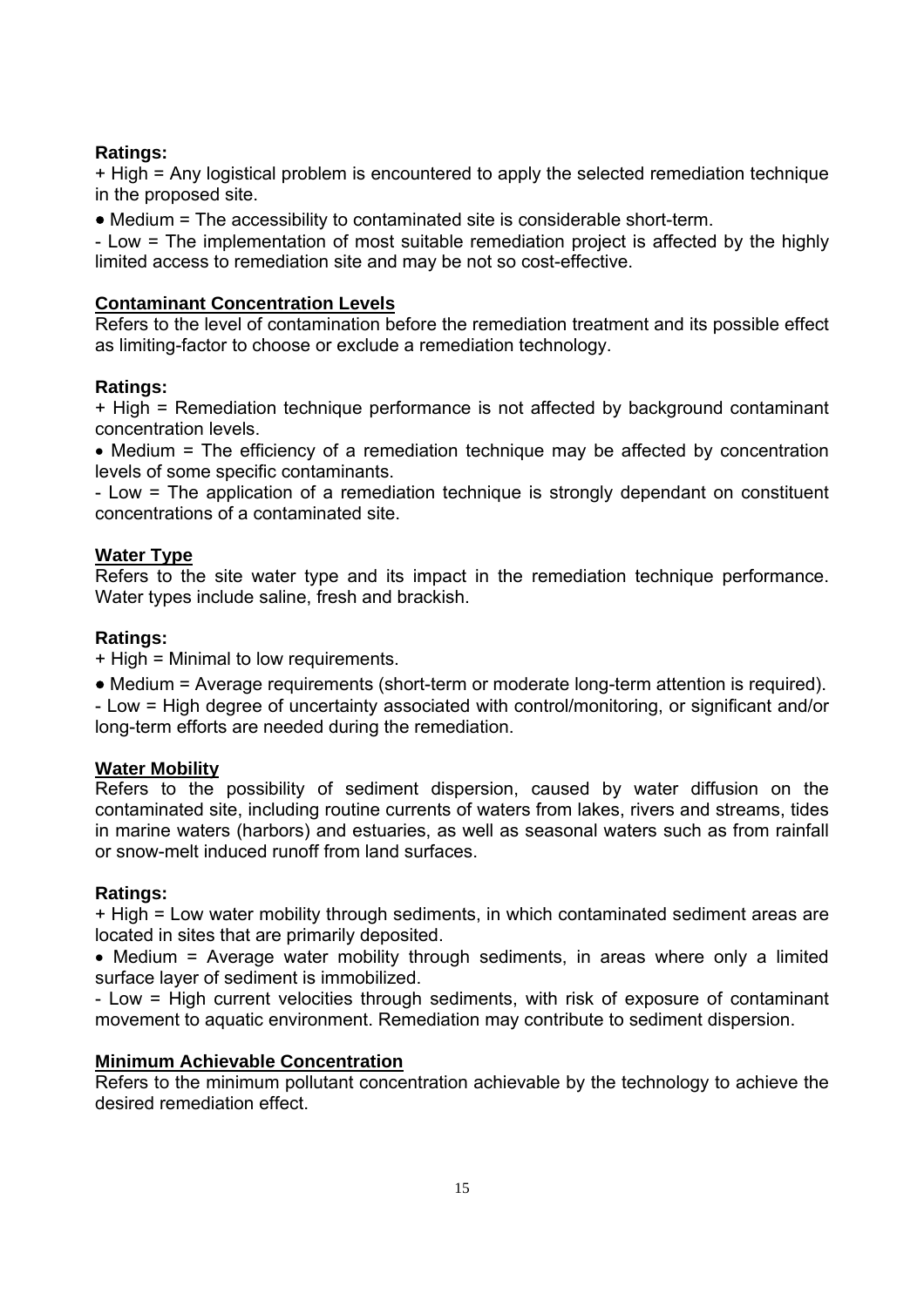**Ratings:**

+ High = Any logistical problem is encountered to apply the selected remediation technique in the proposed site.

● Medium = The accessibility to contaminated site is considerable short-term.

- Low = The implementation of most suitable remediation project is affected by the highly limited access to remediation site and may be not so cost-effective.

**Contaminant Concentration Levels**

Refers to the level of contamination before the remediation treatment and its possible effect as limiting-factor to choose or exclude a remediation technology.

**Ratings:**

+ High = Remediation technique performance is not affected by background contaminant concentration levels.

• Medium = The efficiency of a remediation technique may be affected by concentration levels of some specific contaminants.

- Low = The application of a remediation technique is strongly dependant on constituent concentrations of a contaminated site.

**Water Type**

Refers to the site water type and its impact in the remediation technique performance. Water types include saline, fresh and brackish.

**Ratings:**

+ High = Minimal to low requirements.

● Medium = Average requirements (short-term or moderate long-term attention is required).

- Low = High degree of uncertainty associated with control/monitoring, or significant and/or long-term efforts are needed during the remediation.

**Water Mobility**

Refers to the possibility of sediment dispersion, caused by water diffusion on the contaminated site, including routine currents of waters from lakes, rivers and streams, tides in marine waters (harbors) and estuaries, as well as seasonal waters such as from rainfall or snow-melt induced runoff from land surfaces.

**Ratings:**

+ High = Low water mobility through sediments, in which contaminated sediment areas are located in sites that are primarily deposited.

• Medium = Average water mobility through sediments, in areas where only a limited surface layer of sediment is immobilized.

- Low = High current velocities through sediments, with risk of exposure of contaminant movement to aquatic environment. Remediation may contribute to sediment dispersion.

**Minimum Achievable Concentration**

Refers to the minimum pollutant concentration achievable by the technology to achieve the desired remediation effect.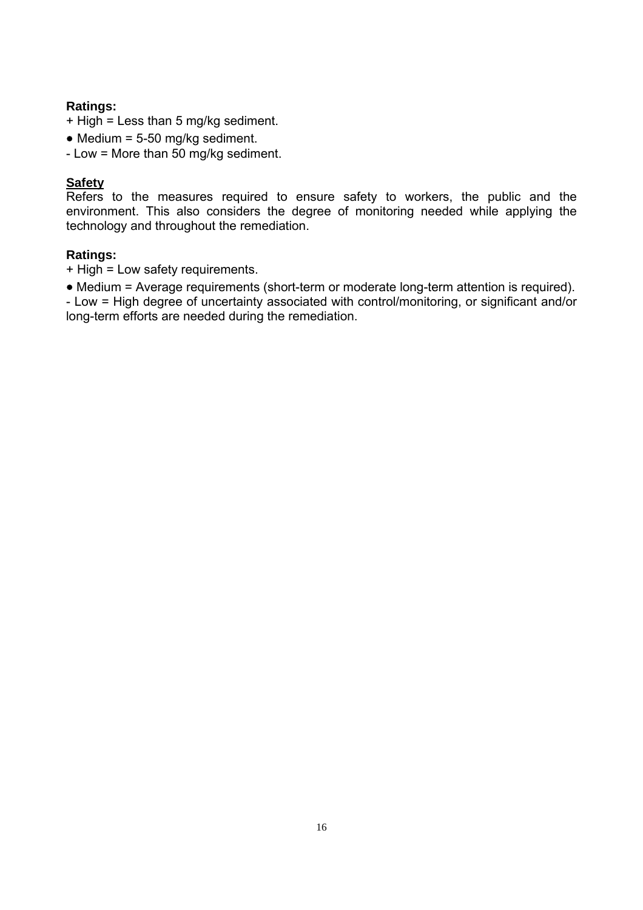**Ratings:**

+ High = Less than 5 mg/kg sediment.

● Medium = 5-50 mg/kg sediment.

- Low = More than 50 mg/kg sediment.

**Safety**

Refers to the measures required to ensure safety to workers, the public and the environment. This also considers the degree of monitoring needed while applying the technology and throughout the remediation.

**Ratings:**

+ High = Low safety requirements.

● Medium = Average requirements (short-term or moderate long-term attention is required).

- Low = High degree of uncertainty associated with control/monitoring, or significant and/or long-term efforts are needed during the remediation.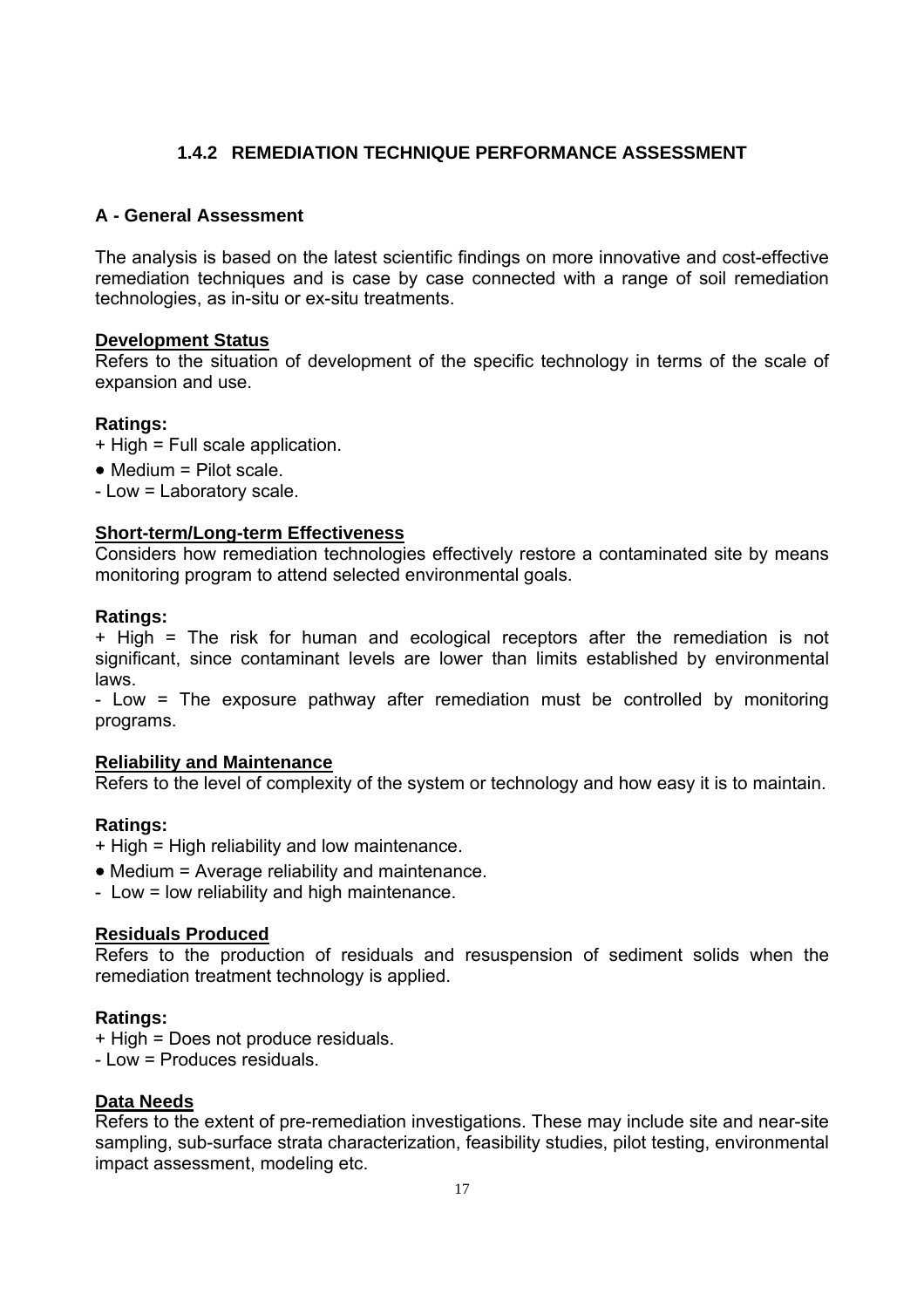### 1.4.2 REMEDIATION TECHNIQUE PERFORMANCE ASSESSMENT

#### A - General Assessment

The analysis is based on the latest scientific findings on more innovative and cost-effective remediation techniques and is case by case connected with a range of soil remediation technologies, as in-situ or ex-situ treatments.

**Development Status**

Refers to the situation of development of the specific technology in terms of the scale of expansion and use.

**Ratings:**

+ High = Full scale application.

• Medium = Pilot scale.

- Low = Laboratory scale.

**Short-term/Long-term Effectiveness**

Considers how remediation technologies effectively restore a contaminated site by means monitoring program to attend selected environmental goals.

**Ratings:**

+ High = The risk for human and ecological receptors after the remediation is not significant, since contaminant levels are lower than limits established by environmental laws.

- Low = The exposure pathway after remediation must be controlled by monitoring programs.

**Reliability and Maintenance**

Refers to the level of complexity of the system or technology and how easy it is to maintain.

**Ratings:**

+ High = High reliability and low maintenance.

• Medium = Average reliability and maintenance.

- Low = low reliability and high maintenance.

**Residuals Produced**

Refers to the production of residuals and resuspension of sediment solids when the remediation treatment technology is applied.

**Ratings:**

+ High = Does not produce residuals.

- Low = Produces residuals.

**Data Needs**

Refers to the extent of pre-remediation investigations. These may include site and near-site sampling, sub-surface strata characterization, feasibility studies, pilot testing, environmental impact assessment, modeling etc.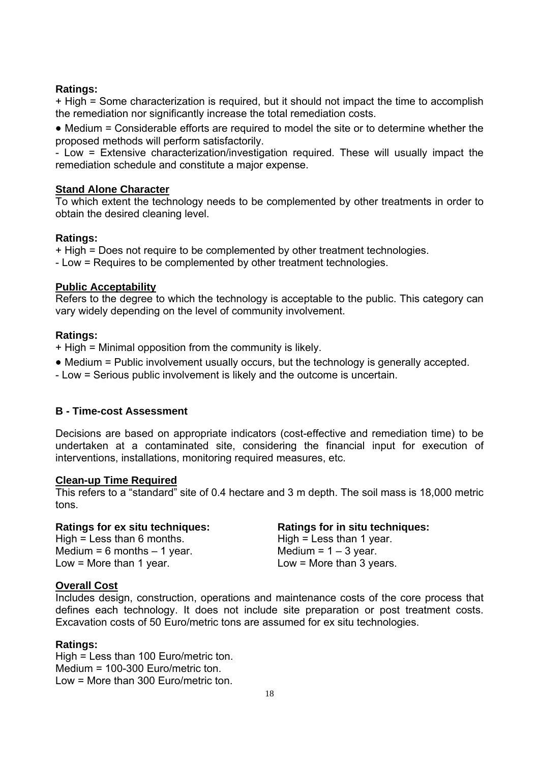**Ratings:**

+ High = Some characterization is required, but it should not impact the time to accomplish the remediation nor significantly increase the total remediation costs.

• Medium = Considerable efforts are required to model the site or to determine whether the proposed methods will perform satisfactorily.

- Low = Extensive characterization/investigation required. These will usually impact the remediation schedule and constitute a major expense.

**Stand Alone Character**

To which extent the technology needs to be complemented by other treatments in order to obtain the desired cleaning level.

**Ratings:**

+ High = Does not require to be complemented by other treatment technologies.

- Low = Requires to be complemented by other treatment technologies.

**Public Acceptability**

Refers to the degree to which the technology is acceptable to the public. This category can vary widely depending on the level of community involvement.

**Ratings:**

+ High = Minimal opposition from the community is likely.

• Medium = Public involvement usually occurs, but the technology is generally accepted.

- Low = Serious public involvement is likely and the outcome is uncertain.

### B - Time-cost Assessment

Decisions are based on appropriate indicators (cost-effective and remediation time) to be undertaken at a contaminated site, considering the financial input for execution of interventions, installations, monitoring required measures, etc.

**Clean-up Time Required**

This refers to a "standard" site of 0.4 hectare and 3 m depth. The soil mass is 18,000 metric tons.

**Ratings for ex situ techniques:**

High = Less than 6 months.
Medium = 6 months – 1 year.
Low = More than 1 year.

**Ratings for in situ techniques:**

High = Less than 1 year.
Medium = 1 – 3 year.
Low = More than 3 years.

**Overall Cost**

Includes design, construction, operations and maintenance costs of the core process that defines each technology. It does not include site preparation or post treatment costs. Excavation costs of 50 Euro/metric tons are assumed for ex situ technologies.

**Ratings:**

High = Less than 100 Euro/metric ton.
Medium = 100-300 Euro/metric ton.
Low = More than 300 Euro/metric ton.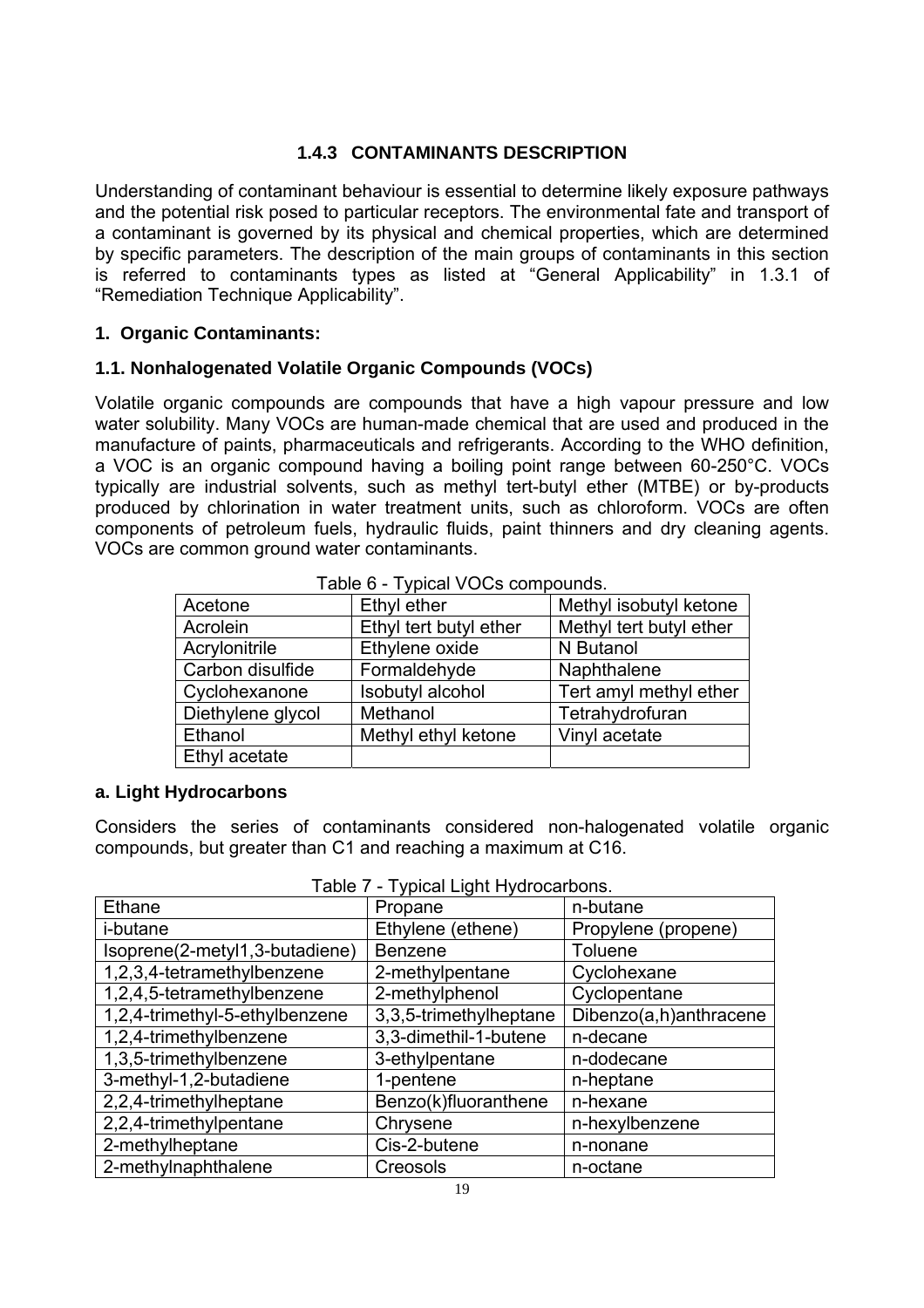### 1.4.3 CONTAMINANTS DESCRIPTION

Understanding of contaminant behaviour is essential to determine likely exposure pathways and the potential risk posed to particular receptors. The environmental fate and transport of a contaminant is governed by its physical and chemical properties, which are determined by specific parameters. The description of the main groups of contaminants in this section is referred to contaminants types as listed at "General Applicability" in 1.3.1 of "Remediation Technique Applicability".

**1. Organic Contaminants:**

**1.1. Nonhalogenated Volatile Organic Compounds (VOCs)**

Volatile organic compounds are compounds that have a high vapour pressure and low water solubility. Many VOCs are human-made chemical that are used and produced in the manufacture of paints, pharmaceuticals and refrigerants. According to the WHO definition, a VOC is an organic compound having a boiling point range between 60-250°C. VOCs typically are industrial solvents, such as methyl tert-butyl ether (MTBE) or by-products produced by chlorination in water treatment units, such as chloroform. VOCs are often components of petroleum fuels, hydraulic fluids, paint thinners and dry cleaning agents. VOCs are common ground water contaminants.

Table 6 - Typical VOCs compounds.

| | | |
|---|---|---|
| Acetone | Ethyl ether | Methyl isobutyl ketone |
| Acrolein | Ethyl tert butyl ether | Methyl tert butyl ether |
| Acrylonitrile | Ethylene oxide | N Butanol |
| Carbon disulfide | Formaldehyde | Naphthalene |
| Cyclohexanone | Isobutyl alcohol | Tert amyl methyl ether |
| Diethylene glycol | Methanol | Tetrahydrofuran |
| Ethanol | Methyl ethyl ketone | Vinyl acetate |
| Ethyl acetate | | |

**a. Light Hydrocarbons**

Considers the series of contaminants considered non-halogenated volatile organic compounds, but greater than C1 and reaching a maximum at C16.

Table 7 - Typical Light Hydrocarbons.

| | | |
|---|---|---|
| Ethane | Propane | n-butane |
| i-butane | Ethylene (ethene) | Propylene (propene) |
| Isoprene(2-metyl1,3-butadiene) | Benzene | Toluene |
| 1,2,3,4-tetramethylbenzene | 2-methylpentane | Cyclohexane |
| 1,2,4,5-tetramethylbenzene | 2-methylphenol | Cyclopentane |
| 1,2,4-trimethyl-5-ethylbenzene | 3,3,5-trimethylheptane | Dibenzo(a,h)anthracene |
| 1,2,4-trimethylbenzene | 3,3-dimethil-1-butene | n-decane |
| 1,3,5-trimethylbenzene | 3-ethylpentane | n-dodecane |
| 3-methyl-1,2-butadiene | 1-pentene | n-heptane |
| 2,2,4-trimethylheptane | Benzo(k)fluoranthene | n-hexane |
| 2,2,4-trimethylpentane | Chrysene | n-hexylbenzene |
| 2-methylheptane | Cis-2-butene | n-nonane |
| 2-methylnaphthalene | Creosols | n-octane |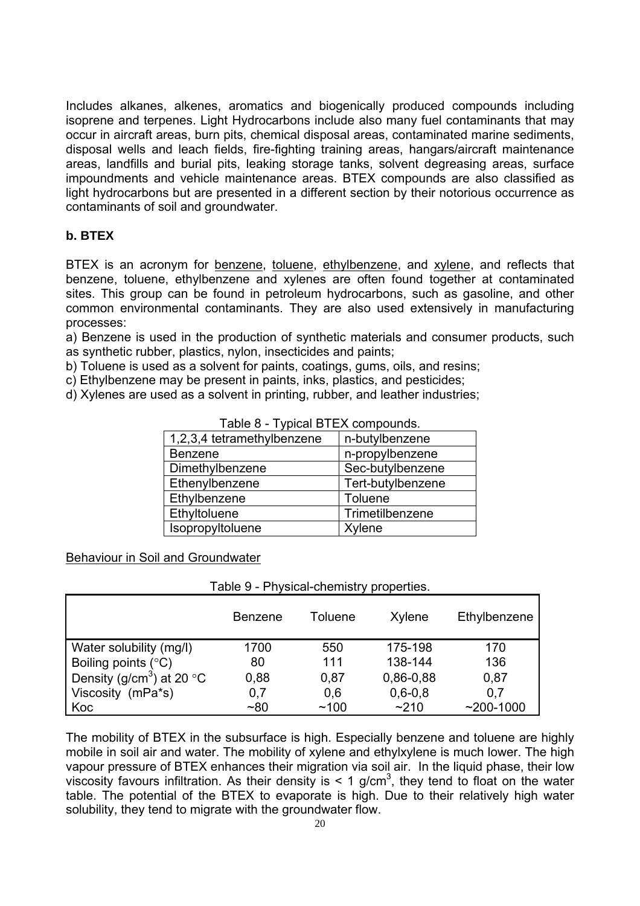Includes alkanes, alkenes, aromatics and biogenically produced compounds including isoprene and terpenes. Light Hydrocarbons include also many fuel contaminants that may occur in aircraft areas, burn pits, chemical disposal areas, contaminated marine sediments, disposal wells and leach fields, fire-fighting training areas, hangars/aircraft maintenance areas, landfills and burial pits, leaking storage tanks, solvent degreasing areas, surface impoundments and vehicle maintenance areas. BTEX compounds are also classified as light hydrocarbons but are presented in a different section by their notorious occurrence as contaminants of soil and groundwater.

### b. BTEX

BTEX is an acronym for benzene, toluene, ethylbenzene, and xylene, and reflects that benzene, toluene, ethylbenzene and xylenes are often found together at contaminated sites. This group can be found in petroleum hydrocarbons, such as gasoline, and other common environmental contaminants. They are also used extensively in manufacturing processes:

a) Benzene is used in the production of synthetic materials and consumer products, such as synthetic rubber, plastics, nylon, insecticides and paints;

b) Toluene is used as a solvent for paints, coatings, gums, oils, and resins;

c) Ethylbenzene may be present in paints, inks, plastics, and pesticides;

d) Xylenes are used as a solvent in printing, rubber, and leather industries;

Table 8 - Typical BTEX compounds.

| | |
|---|---|
| 1,2,3,4 tetramethylbenzene | n-butylbenzene |
| Benzene | n-propylbenzene |
| Dimethylbenzene | Sec-butylbenzene |
| Ethenylbenzene | Tert-butylbenzene |
| Ethylbenzene | Toluene |
| Ethyltoluene | Trimetilbenzene |
| Isopropyltoluene | Xylene |

Behaviour in Soil and Groundwater

Table 9 - Physical-chemistry properties.

| | Benzene | Toluene | Xylene | Ethylbenzene |
|---|---|---|---|---|
| Water solubility (mg/l) | 1700 | 550 | 175-198 | 170 |
| Boiling points (°C) | 80 | 111 | 138-144 | 136 |
| Density ($g/cm^3$) at 20 °C | 0,88 | 0,87 | 0,86-0,88 | 0,87 |
| Viscosity (mPa*s) | 0,7 | 0,6 | 0,6-0,8 | 0,7 |
| Koc | ~80 | ~100 | ~210 | ~200-1000 |

The mobility of BTEX in the subsurface is high. Especially benzene and toluene are highly mobile in soil air and water. The mobility of xylene and ethylxylene is much lower. The high vapour pressure of BTEX enhances their migration via soil air. In the liquid phase, their low viscosity favours infiltration. As their density is < 1 $g/cm^3$, they tend to float on the water table. The potential of the BTEX to evaporate is high. Due to their relatively high water solubility, they tend to migrate with the groundwater flow.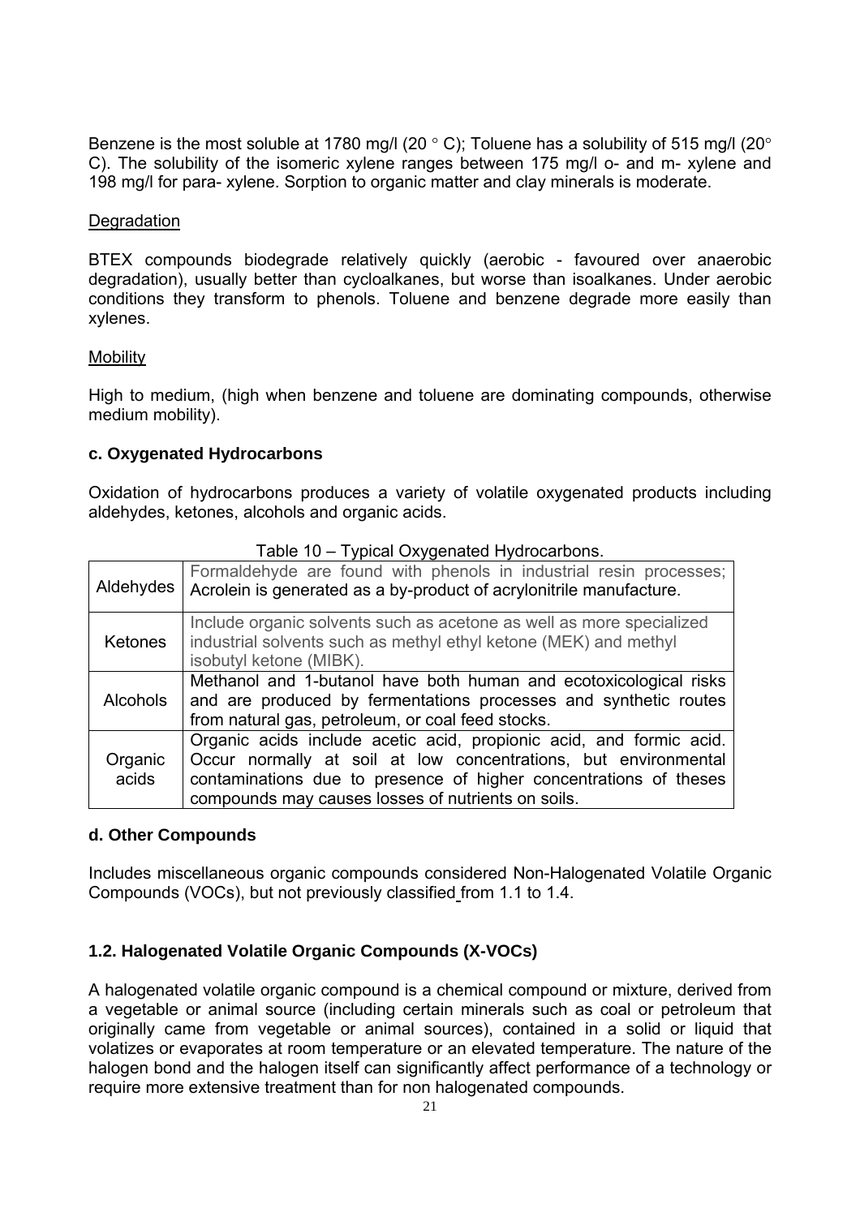Benzene is the most soluble at 1780 mg/l (20 ° C); Toluene has a solubility of 515 mg/l (20° C). The solubility of the isomeric xylene ranges between 175 mg/l o- and m- xylene and 198 mg/l for para- xylene. Sorption to organic matter and clay minerals is moderate.

Degradation

BTEX compounds biodegrade relatively quickly (aerobic - favoured over anaerobic degradation), usually better than cycloalkanes, but worse than isoalkanes. Under aerobic conditions they transform to phenols. Toluene and benzene degrade more easily than xylenes.

Mobility

High to medium, (high when benzene and toluene are dominating compounds, otherwise medium mobility).

### c. Oxygenated Hydrocarbons

Oxidation of hydrocarbons produces a variety of volatile oxygenated products including aldehydes, ketones, alcohols and organic acids.

Table 10 – Typical Oxygenated Hydrocarbons.

| | |
|---|---|
| Aldehydes | Formaldehyde are found with phenols in industrial resin processes; Acrolein is generated as a by-product of acrylonitrile manufacture. |
| Ketones | Include organic solvents such as acetone as well as more specialized industrial solvents such as methyl ethyl ketone (MEK) and methyl isobutyl ketone (MIBK). |
| Alcohols | Methanol and 1-butanol have both human and ecotoxicological risks and are produced by fermentations processes and synthetic routes from natural gas, petroleum, or coal feed stocks. |
| Organic acids | Organic acids include acetic acid, propionic acid, and formic acid. Occur normally at soil at low concentrations, but environmental contaminations due to presence of higher concentrations of theses compounds may causes losses of nutrients on soils. |

### d. Other Compounds

Includes miscellaneous organic compounds considered Non-Halogenated Volatile Organic Compounds (VOCs), but not previously classified from 1.1 to 1.4.

## 1.2. Halogenated Volatile Organic Compounds (X-VOCs)

A halogenated volatile organic compound is a chemical compound or mixture, derived from a vegetable or animal source (including certain minerals such as coal or petroleum that originally came from vegetable or animal sources), contained in a solid or liquid that volatizes or evaporates at room temperature or an elevated temperature. The nature of the halogen bond and the halogen itself can significantly affect performance of a technology or require more extensive treatment than for non halogenated compounds.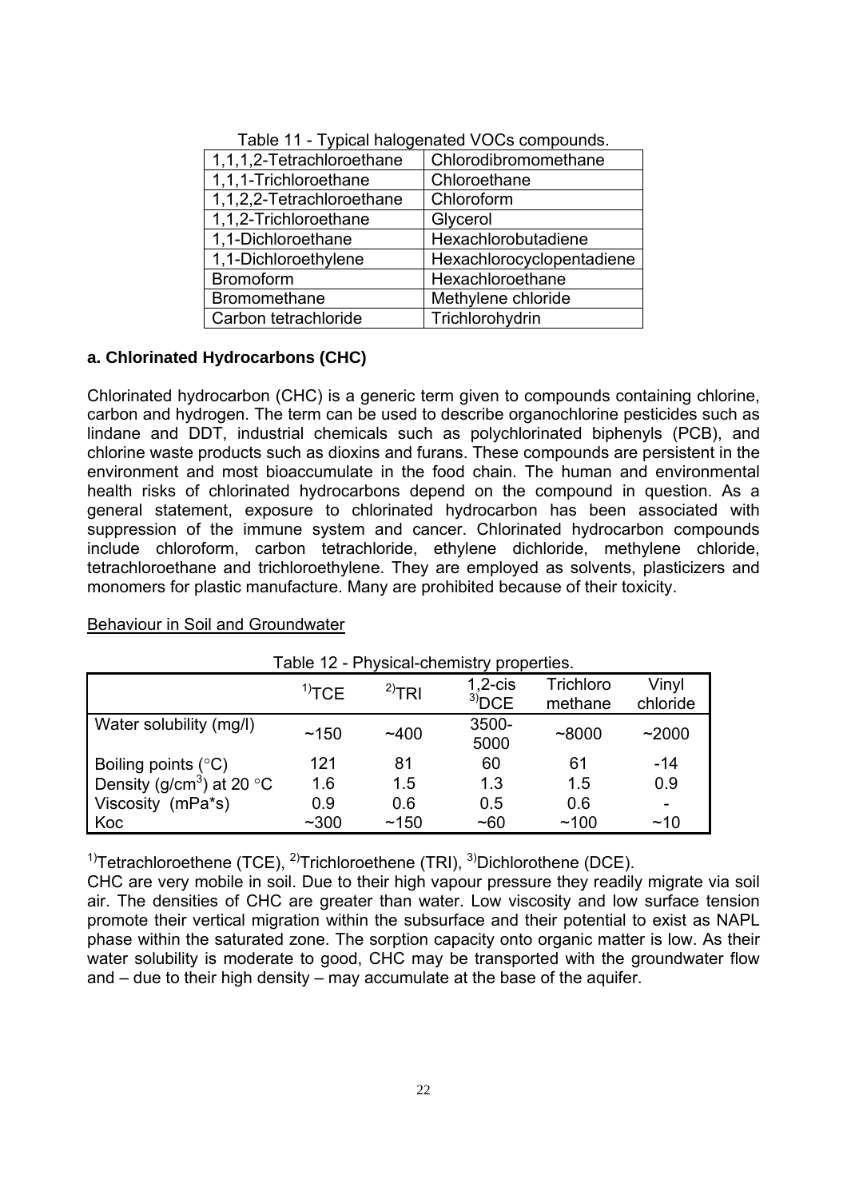Table 11 - Typical halogenated VOCs compounds.

| 1,1,1,2-Tetrachloroethane | Chlorodibromomethane |
|---|---|
| 1,1,1-Trichloroethane | Chloroethane |
| 1,1,2,2-Tetrachloroethane | Chloroform |
| 1,1,2-Trichloroethane | Glycerol |
| 1,1-Dichloroethane | Hexachlorobutadiene |
| 1,1-Dichloroethylene | Hexachlorocyclopentadiene |
| Bromoform | Hexachloroethane |
| Bromomethane | Methylene chloride |
| Carbon tetrachloride | Trichlorohydrin |

**a. Chlorinated Hydrocarbons (CHC)**

Chlorinated hydrocarbon (CHC) is a generic term given to compounds containing chlorine, carbon and hydrogen. The term can be used to describe organochlorine pesticides such as lindane and DDT, industrial chemicals such as polychlorinated biphenyls (PCB), and chlorine waste products such as dioxins and furans. These compounds are persistent in the environment and most bioaccumulate in the food chain. The human and environmental health risks of chlorinated hydrocarbons depend on the compound in question. As a general statement, exposure to chlorinated hydrocarbon has been associated with suppression of the immune system and cancer. Chlorinated hydrocarbon compounds include chloroform, carbon tetrachloride, ethylene dichloride, methylene chloride, tetrachloroethane and trichloroethylene. They are employed as solvents, plasticizers and monomers for plastic manufacture. Many are prohibited because of their toxicity.

Behaviour in Soil and Groundwater

Table 12 - Physical-chemistry properties.

| | [1)]TCE | [2)]TRI | 1,2-cis [3)]DCE | Trichloro methane | Vinyl chloride |
|---|---|---|---|---|---|
| Water solubility (mg/l) | ~150 | ~400 | 3500-5000 | ~8000 | ~2000 |
| Boiling points (°C) | 121 | 81 | 60 | 61 | -14 |
| Density ($g/cm^3$) at 20 °C | 1.6 | 1.5 | 1.3 | 1.5 | 0.9 |
| Viscosity (mPa*s) | 0.9 | 0.6 | 0.5 | 0.6 | - |
| Koc | ~300 | ~150 | ~60 | ~100 | ~10 |

[1)]Tetrachloroethene (TCE), [2)]Trichloroethene (TRI), [3)]Dichlorothene (DCE).

CHC are very mobile in soil. Due to their high vapour pressure they readily migrate via soil air. The densities of CHC are greater than water. Low viscosity and low surface tension promote their vertical migration within the subsurface and their potential to exist as NAPL phase within the saturated zone. The sorption capacity onto organic matter is low. As their water solubility is moderate to good, CHC may be transported with the groundwater flow and – due to their high density – may accumulate at the base of the aquifer.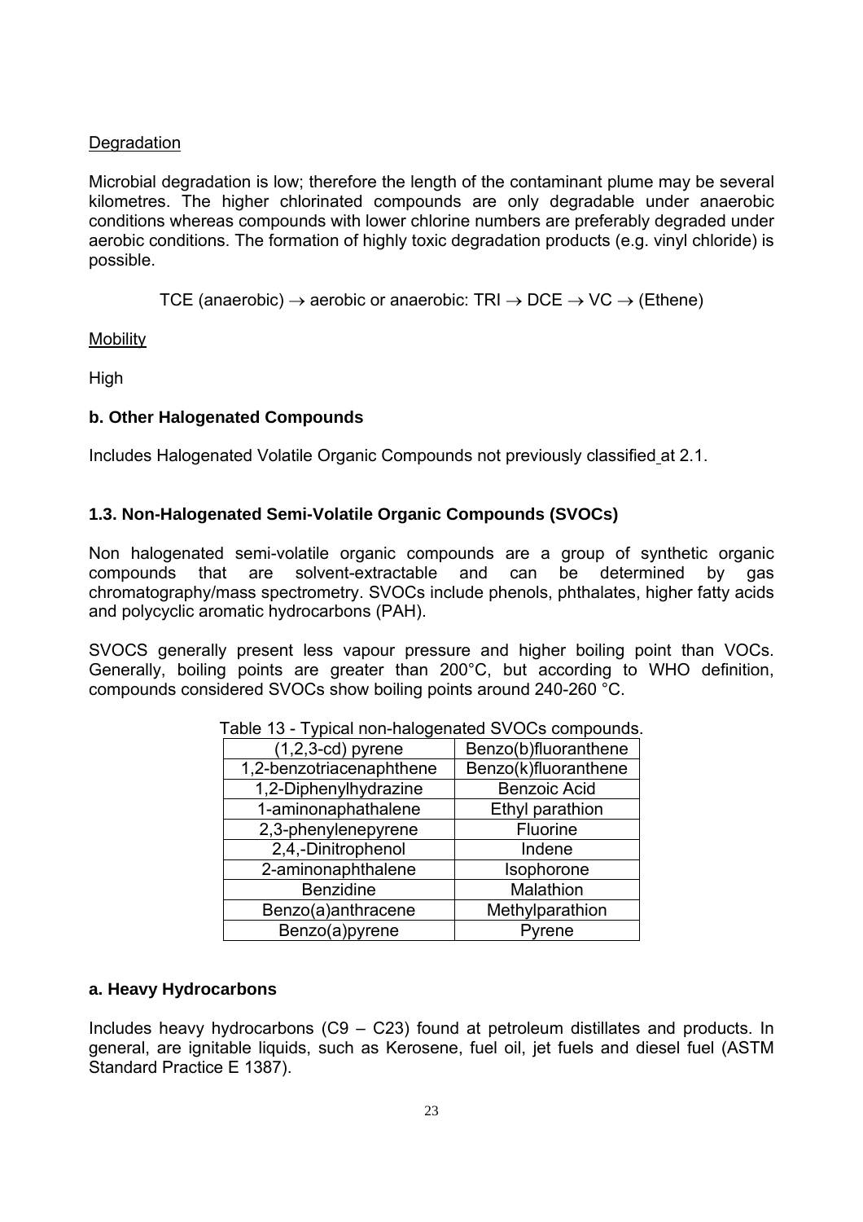Degradation

Microbial degradation is low; therefore the length of the contaminant plume may be several kilometres. The higher chlorinated compounds are only degradable under anaerobic conditions whereas compounds with lower chlorine numbers are preferably degraded under aerobic conditions. The formation of highly toxic degradation products (e.g. vinyl chloride) is possible.

TCE (anaerobic) $\rightarrow$ aerobic or anaerobic: TRI $\rightarrow$ DCE $\rightarrow$ VC $\rightarrow$ (Ethene)

Mobility

High

**b. Other Halogenated Compounds**

Includes Halogenated Volatile Organic Compounds not previously classified at 2.1.

### 1.3. Non-Halogenated Semi-Volatile Organic Compounds (SVOCs)

Non halogenated semi-volatile organic compounds are a group of synthetic organic compounds that are solvent-extractable and can be determined by gas chromatography/mass spectrometry. SVOCs include phenols, phthalates, higher fatty acids and polycyclic aromatic hydrocarbons (PAH).

SVOCS generally present less vapour pressure and higher boiling point than VOCs. Generally, boiling points are greater than 200°C, but according to WHO definition, compounds considered SVOCs show boiling points around 240-260 °C.

Table 13 - Typical non-halogenated SVOCs compounds.

| | |
|---|---|
| (1,2,3-cd) pyrene | Benzo(b)fluoranthene |
| 1,2-benzotriacenaphthene | Benzo(k)fluoranthene |
| 1,2-Diphenylhydrazine | Benzoic Acid |
| 1-aminonaphathalene | Ethyl parathion |
| 2,3-phenylenepyrene | Fluorine |
| 2,4,-Dinitrophenol | Indene |
| 2-aminonaphthalene | Isophorone |
| Benzidine | Malathion |
| Benzo(a)anthracene | Methylparathion |
| Benzo(a)pyrene | Pyrene |

**a. Heavy Hydrocarbons**

Includes heavy hydrocarbons (C9 – C23) found at petroleum distillates and products. In general, are ignitable liquids, such as Kerosene, fuel oil, jet fuels and diesel fuel (ASTM Standard Practice E 1387).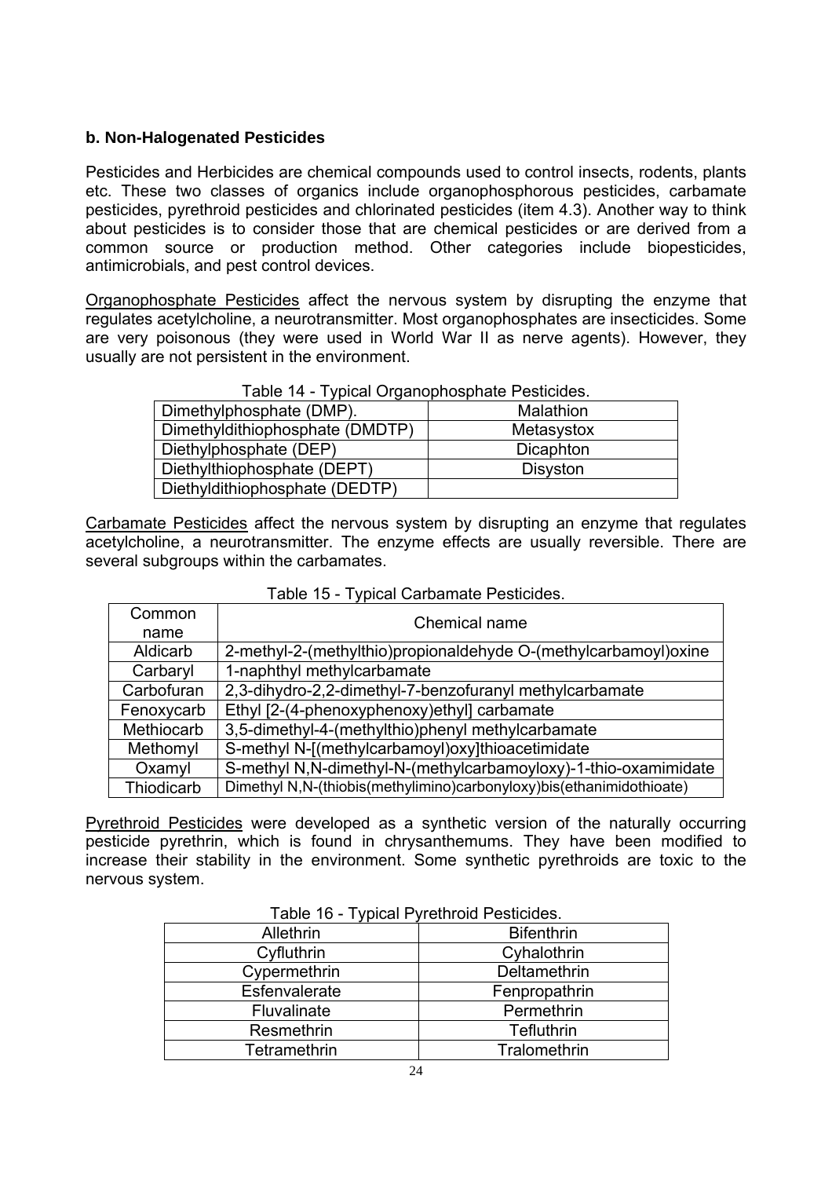### b. Non-Halogenated Pesticides

Pesticides and Herbicides are chemical compounds used to control insects, rodents, plants etc. These two classes of organics include organophosphorous pesticides, carbamate pesticides, pyrethroid pesticides and chlorinated pesticides (item 4.3). Another way to think about pesticides is to consider those that are chemical pesticides or are derived from a common source or production method. Other categories include biopesticides, antimicrobials, and pest control devices.

Organophosphate Pesticides affect the nervous system by disrupting the enzyme that regulates acetylcholine, a neurotransmitter. Most organophosphates are insecticides. Some are very poisonous (they were used in World War II as nerve agents). However, they usually are not persistent in the environment.

Table 14 - Typical Organophosphate Pesticides.

| | |
|---|---|
| Dimethylphosphate (DMP). | Malathion |
| Dimethyldithiophosphate (DMDTP) | Metasystox |
| Diethylphosphate (DEP) | Dicaphton |
| Diethylthiophosphate (DEPT) | Disyston |
| Diethyldithiophosphate (DEDTP) | |

Carbamate Pesticides affect the nervous system by disrupting an enzyme that regulates acetylcholine, a neurotransmitter. The enzyme effects are usually reversible. There are several subgroups within the carbamates.

Table 15 - Typical Carbamate Pesticides.

| Common name | Chemical name |
|---|---|
| Aldicarb | 2-methyl-2-(methylthio)propionaldehyde O-(methylcarbamoyl)oxine |
| Carbaryl | 1-naphthyl methylcarbamate |
| Carbofuran | 2,3-dihydro-2,2-dimethyl-7-benzofuranyl methylcarbamate |
| Fenoxycarb | Ethyl [2-(4-phenoxyphenoxy)ethyl] carbamate |
| Methiocarb | 3,5-dimethyl-4-(methylthio)phenyl methylcarbamate |
| Methomyl | S-methyl N-[(methylcarbamoyl)oxy]thioacetimidate |
| Oxamyl | S-methyl N,N-dimethyl-N-(methylcarbamoyloxy)-1-thio-oxamimidate |
| Thiodicarb | Dimethyl N,N-(thiobis(methylimino)carbonyloxy)bis(ethanimidothioate) |

Pyrethroid Pesticides were developed as a synthetic version of the naturally occurring pesticide pyrethrin, which is found in chrysanthemums. They have been modified to increase their stability in the environment. Some synthetic pyrethroids are toxic to the nervous system.

Table 16 - Typical Pyrethroid Pesticides.

| | |
|---|---|
| Allethrin | Bifenthrin |
| Cyfluthrin | Cyhalothrin |
| Cypermethrin | Deltamethrin |
| Esfenvalerate | Fenpropathrin |
| Fluvalinate | Permethrin |
| Resmethrin | Tefluthrin |
| Tetramethrin | Tralomethrin |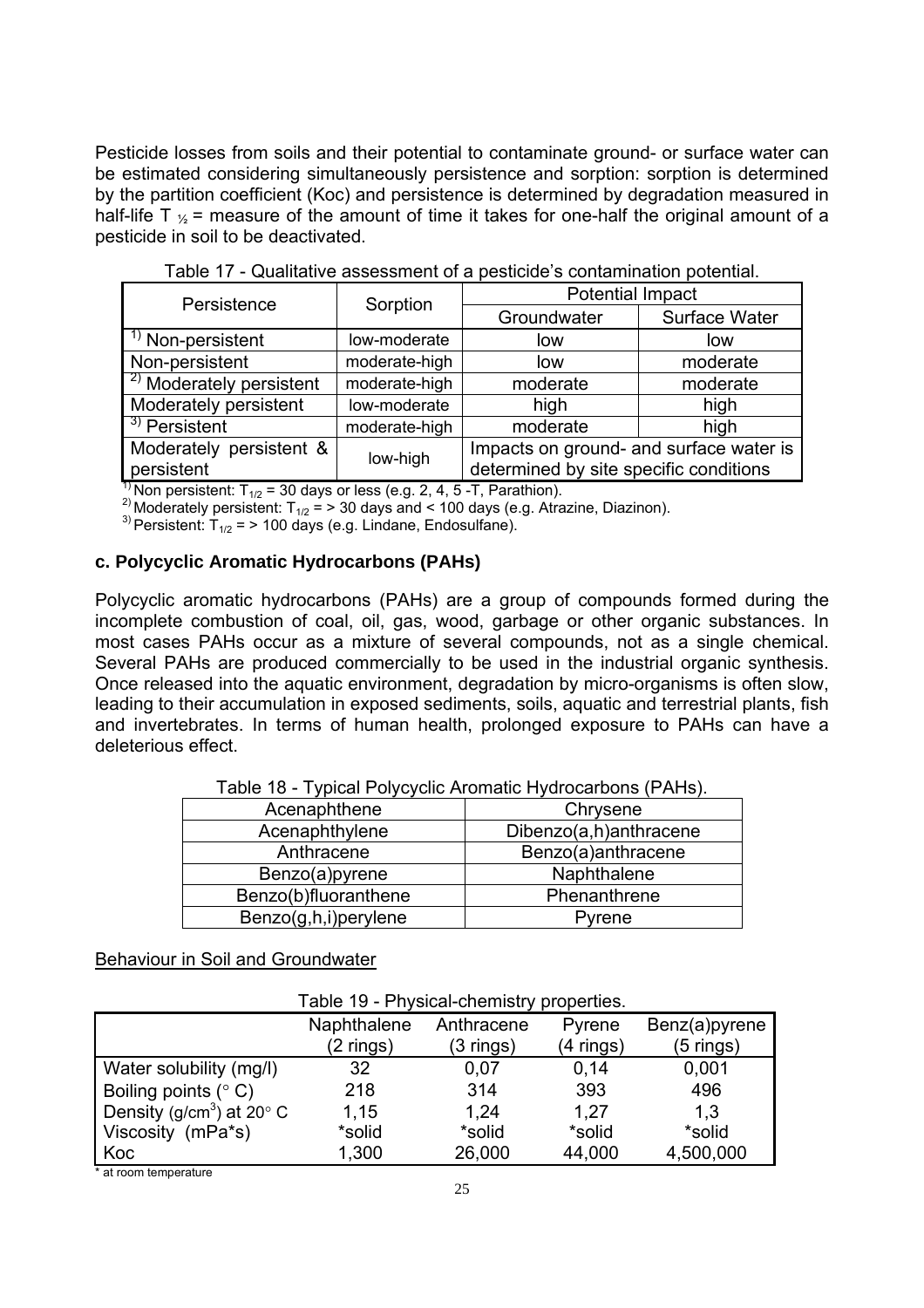Pesticide losses from soils and their potential to contaminate ground- or surface water can be estimated considering simultaneously persistence and sorption: sorption is determined by the partition coefficient (Koc) and persistence is determined by degradation measured in half-life $T_{½}$ = measure of the amount of time it takes for one-half the original amount of a pesticide in soil to be deactivated.

Table 17 - Qualitative assessment of a pesticide's contamination potential.

| Persistence | Sorption | Potential Impact | |
|---|---|---|---|
| | | Groundwater | Surface Water |
| [1] Non-persistent | low-moderate | low | low |
| Non-persistent | moderate-high | low | moderate |
| [2] Moderately persistent | moderate-high | moderate | moderate |
| Moderately persistent | low-moderate | high | high |
| [3] Persistent | moderate-high | moderate | high |
| Moderately persistent & persistent | low-high | Impacts on ground- and surface water is determined by site specific conditions | |

[1] Non persistent: $T_{1/2}$ = 30 days or less (e.g. 2, 4, 5 -T, Parathion).
[2] Moderately persistent: $T_{1/2}$ = > 30 days and < 100 days (e.g. Atrazine, Diazinon).
[3] Persistent: $T_{1/2}$ = > 100 days (e.g. Lindane, Endosulfane).

### c. Polycyclic Aromatic Hydrocarbons (PAHs)

Polycyclic aromatic hydrocarbons (PAHs) are a group of compounds formed during the incomplete combustion of coal, oil, gas, wood, garbage or other organic substances. In most cases PAHs occur as a mixture of several compounds, not as a single chemical. Several PAHs are produced commercially to be used in the industrial organic synthesis. Once released into the aquatic environment, degradation by micro-organisms is often slow, leading to their accumulation in exposed sediments, soils, aquatic and terrestrial plants, fish and invertebrates. In terms of human health, prolonged exposure to PAHs can have a deleterious effect.

Table 18 - Typical Polycyclic Aromatic Hydrocarbons (PAHs).

| | |
|---|---|
| Acenaphthene | Chrysene |
| Acenaphthylene | Dibenzo(a,h)anthracene |
| Anthracene | Benzo(a)anthracene |
| Benzo(a)pyrene | Naphthalene |
| Benzo(b)fluoranthene | Phenanthrene |
| Benzo(g,h,i)perylene | Pyrene |

Behaviour in Soil and Groundwater

Table 19 - Physical-chemistry properties.

| | Naphthalene (2 rings) | Anthracene (3 rings) | Pyrene (4 rings) | Benz(a)pyrene (5 rings) |
|---|---|---|---|---|
| Water solubility (mg/l) | 32 | 0,07 | 0,14 | 0,001 |
| Boiling points (° C) | 218 | 314 | 393 | 496 |
| Density ($g/cm^3$) at 20° C | 1,15 | 1,24 | 1,27 | 1,3 |
| Viscosity (mPa*s) | *solid | *solid | *solid | *solid |
| Koc | 1,300 | 26,000 | 44,000 | 4,500,000 |

* at room temperature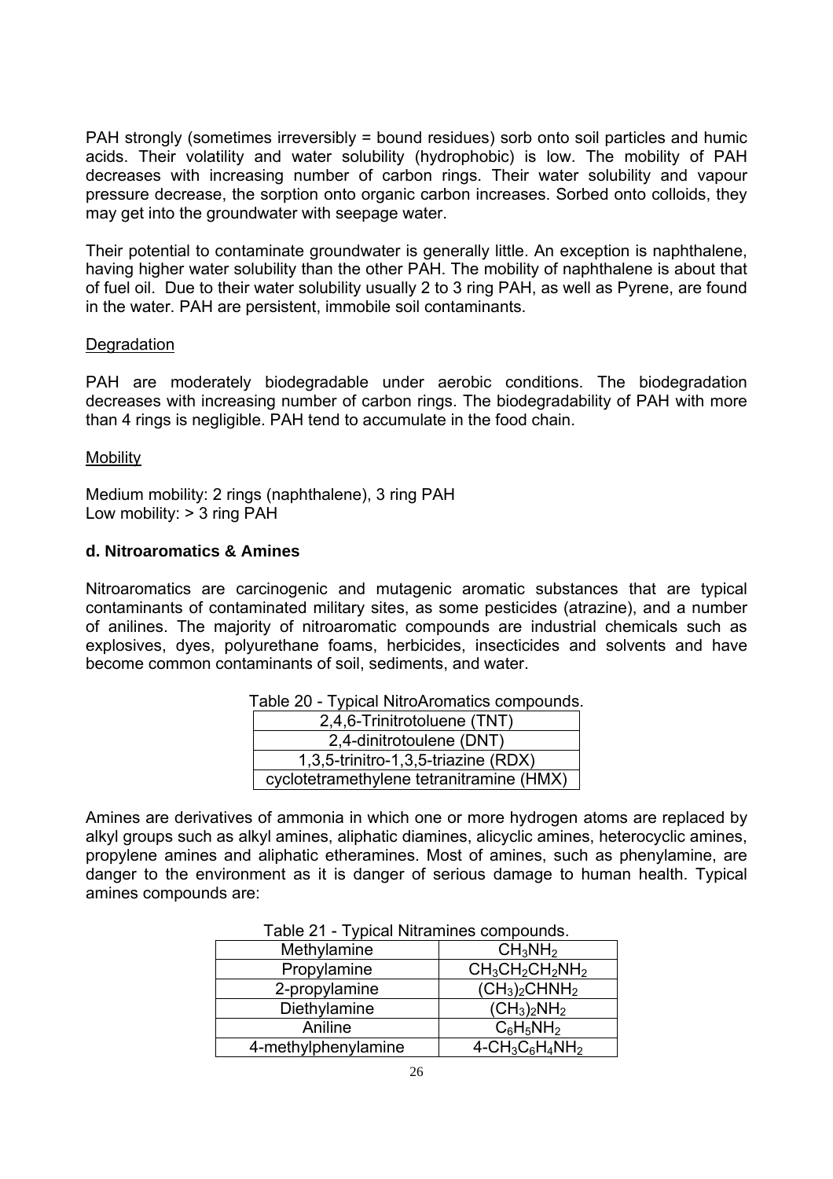PAH strongly (sometimes irreversibly = bound residues) sorb onto soil particles and humic acids. Their volatility and water solubility (hydrophobic) is low. The mobility of PAH decreases with increasing number of carbon rings. Their water solubility and vapour pressure decrease, the sorption onto organic carbon increases. Sorbed onto colloids, they may get into the groundwater with seepage water.

Their potential to contaminate groundwater is generally little. An exception is naphthalene, having higher water solubility than the other PAH. The mobility of naphthalene is about that of fuel oil. Due to their water solubility usually 2 to 3 ring PAH, as well as Pyrene, are found in the water. PAH are persistent, immobile soil contaminants.

Degradation

PAH are moderately biodegradable under aerobic conditions. The biodegradation decreases with increasing number of carbon rings. The biodegradability of PAH with more than 4 rings is negligible. PAH tend to accumulate in the food chain.

Mobility

Medium mobility: 2 rings (naphthalene), 3 ring PAH
Low mobility: > 3 ring PAH

**d. Nitroaromatics & Amines**

Nitroaromatics are carcinogenic and mutagenic aromatic substances that are typical contaminants of contaminated military sites, as some pesticides (atrazine), and a number of anilines. The majority of nitroaromatic compounds are industrial chemicals such as explosives, dyes, polyurethane foams, herbicides, insecticides and solvents and have become common contaminants of soil, sediments, and water.

Table 20 - Typical NitroAromatics compounds.

| 2,4,6-Trinitrotoluene (TNT) |
|---|
| 2,4-dinitrotoulene (DNT) |
| 1,3,5-trinitro-1,3,5-triazine (RDX) |
| cyclotetramethylene tetranitramine (HMX) |

Amines are derivatives of ammonia in which one or more hydrogen atoms are replaced by alkyl groups such as alkyl amines, aliphatic diamines, alicyclic amines, heterocyclic amines, propylene amines and aliphatic etheramines. Most of amines, such as phenylamine, are danger to the environment as it is danger of serious damage to human health. Typical amines compounds are:

Table 21 - Typical Nitramines compounds.

| Methylamine | $CH_3NH_2$ |
|---|---|
| Propylamine | $CH_3CH_2CH_2NH_2$ |
| 2-propylamine | $(CH_3)_2CHNH_2$ |
| Diethylamine | $(CH_3)_2NH_2$ |
| Aniline | $C_6H_5NH_2$ |
| 4-methylphenylamine | $4\text{-}CH_3C_6H_4NH_2$ |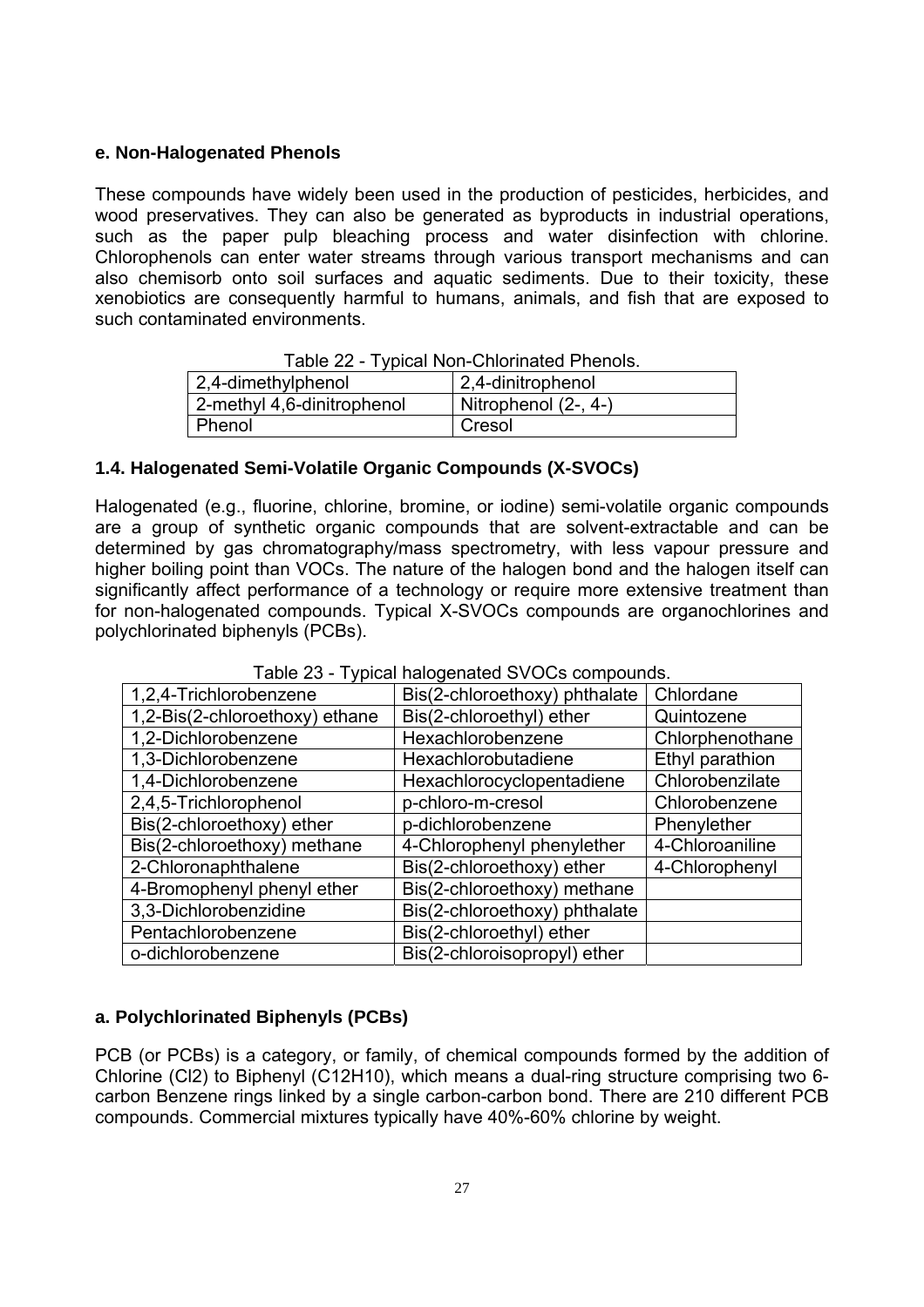**e. Non-Halogenated Phenols**

These compounds have widely been used in the production of pesticides, herbicides, and wood preservatives. They can also be generated as byproducts in industrial operations, such as the paper pulp bleaching process and water disinfection with chlorine. Chlorophenols can enter water streams through various transport mechanisms and can also chemisorb onto soil surfaces and aquatic sediments. Due to their toxicity, these xenobiotics are consequently harmful to humans, animals, and fish that are exposed to such contaminated environments.

Table 22 - Typical Non-Chlorinated Phenols.

| | |
|---|---|
| 2,4-dimethylphenol | 2,4-dinitrophenol |
| 2-methyl 4,6-dinitrophenol | Nitrophenol (2-, 4-) |
| Phenol | Cresol |

## 1.4. Halogenated Semi-Volatile Organic Compounds (X-SVOCs)

Halogenated (e.g., fluorine, chlorine, bromine, or iodine) semi-volatile organic compounds are a group of synthetic organic compounds that are solvent-extractable and can be determined by gas chromatography/mass spectrometry, with less vapour pressure and higher boiling point than VOCs. The nature of the halogen bond and the halogen itself can significantly affect performance of a technology or require more extensive treatment than for non-halogenated compounds. Typical X-SVOCs compounds are organochlorines and polychlorinated biphenyls (PCBs).

Table 23 - Typical halogenated SVOCs compounds.

| | | |
|---|---|---|
| 1,2,4-Trichlorobenzene | Bis(2-chloroethoxy) phthalate | Chlordane |
| 1,2-Bis(2-chloroethoxy) ethane | Bis(2-chloroethyl) ether | Quintozene |
| 1,2-Dichlorobenzene | Hexachlorobenzene | Chlorphenothane |
| 1,3-Dichlorobenzene | Hexachlorobutadiene | Ethyl parathion |
| 1,4-Dichlorobenzene | Hexachlorocyclopentadiene | Chlorobenzilate |
| 2,4,5-Trichlorophenol | p-chloro-m-cresol | Chlorobenzene |
| Bis(2-chloroethoxy) ether | p-dichlorobenzene | Phenylether |
| Bis(2-chloroethoxy) methane | 4-Chlorophenyl phenylether | 4-Chloroaniline |
| 2-Chloronaphthalene | Bis(2-chloroethoxy) ether | 4-Chlorophenyl |
| 4-Bromophenyl phenyl ether | Bis(2-chloroethoxy) methane | |
| 3,3-Dichlorobenzidine | Bis(2-chloroethoxy) phthalate | |
| Pentachlorobenzene | Bis(2-chloroethyl) ether | |
| o-dichlorobenzene | Bis(2-chloroisopropyl) ether | |

**a. Polychlorinated Biphenyls (PCBs)**

PCB (or PCBs) is a category, or family, of chemical compounds formed by the addition of Chlorine ($Cl_2$) to Biphenyl ($C_{12}H_{10}$), which means a dual-ring structure comprising two 6-carbon Benzene rings linked by a single carbon-carbon bond. There are 210 different PCB compounds. Commercial mixtures typically have 40%-60% chlorine by weight.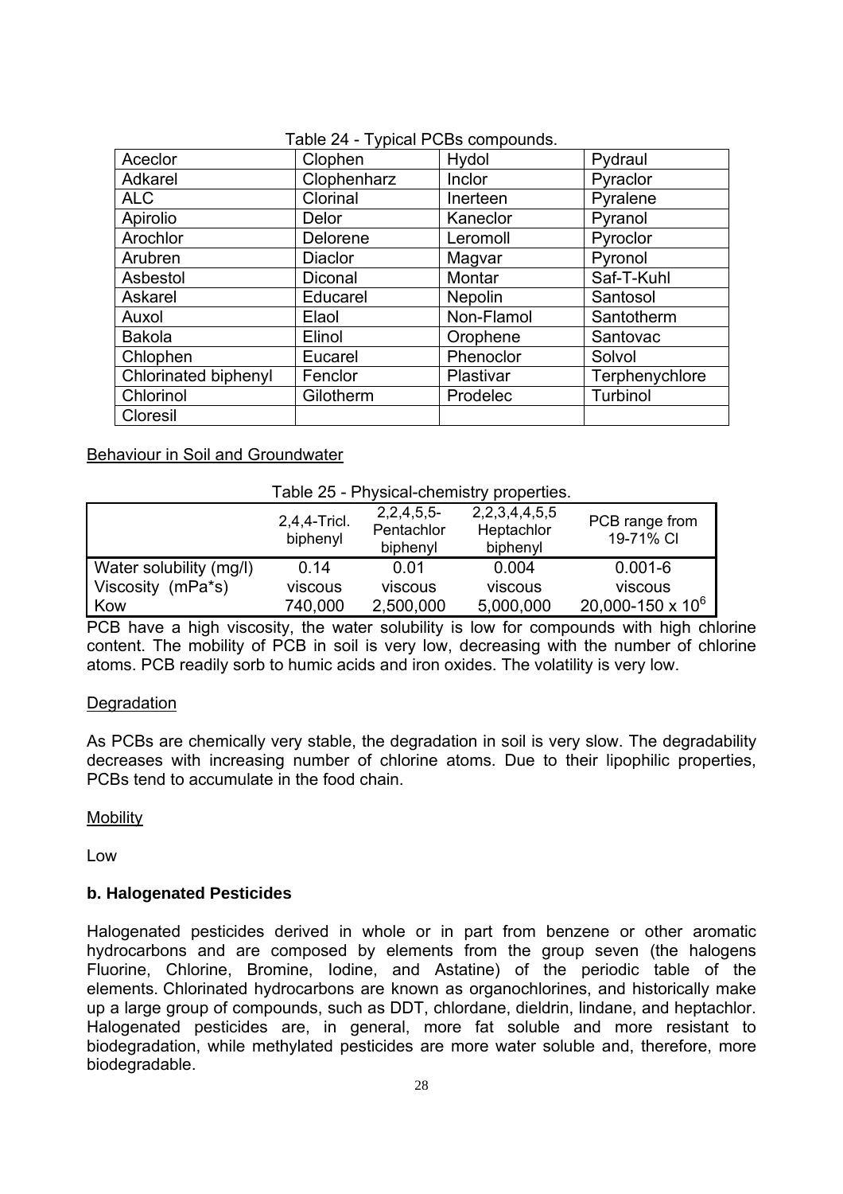Table 24 - Typical PCBs compounds.

| Aceclor | Clophen | Hydol | Pydraul |
|---|---|---|---|
| Adkarel | Clophenharz | Inclor | Pyraclor |
| ALC | Clorinal | Inerteen | Pyralene |
| Apirolio | Delor | Kaneclor | Pyranol |
| Arochlor | Delorene | Leromoll | Pyroclor |
| Arubren | Diaclor | Magvar | Pyronol |
| Asbestol | Diconal | Montar | Saf-T-Kuhl |
| Askarel | Educarel | Nepolin | Santosol |
| Auxol | Elaol | Non-Flamol | Santotherm |
| Bakola | Elinol | Orophene | Santovac |
| Chlophen | Eucarel | Phenoclor | Solvol |
| Chlorinated biphenyl | Fenclor | Plastivar | Terphenychlore |
| Chlorinol | Gilotherm | Prodelec | Turbinol |
| Cloresil | | | |

Behaviour in Soil and Groundwater

Table 25 - Physical-chemistry properties.

| | 2,4,4-Tricl. biphenyl | 2,2,4,5,5-Pentachlor biphenyl | 2,2,3,4,4,5,5 Heptachlor biphenyl | PCB range from 19-71% Cl |
|---|---|---|---|---|
| Water solubility (mg/l) | 0.14 | 0.01 | 0.004 | 0.001-6 |
| Viscosity (mPa*s) | viscous | viscous | viscous | viscous |
| Kow | 740,000 | 2,500,000 | 5,000,000 | 20,000-150 x $10^6$ |

PCB have a high viscosity, the water solubility is low for compounds with high chlorine content. The mobility of PCB in soil is very low, decreasing with the number of chlorine atoms. PCB readily sorb to humic acids and iron oxides. The volatility is very low.

Degradation

As PCBs are chemically very stable, the degradation in soil is very slow. The degradability decreases with increasing number of chlorine atoms. Due to their lipophilic properties, PCBs tend to accumulate in the food chain.

Mobility

Low

**b. Halogenated Pesticides**

Halogenated pesticides derived in whole or in part from benzene or other aromatic hydrocarbons and are composed by elements from the group seven (the halogens Fluorine, Chlorine, Bromine, Iodine, and Astatine) of the periodic table of the elements. Chlorinated hydrocarbons are known as organochlorines, and historically make up a large group of compounds, such as DDT, chlordane, dieldrin, lindane, and heptachlor. Halogenated pesticides are, in general, more fat soluble and more resistant to biodegradation, while methylated pesticides are more water soluble and, therefore, more biodegradable.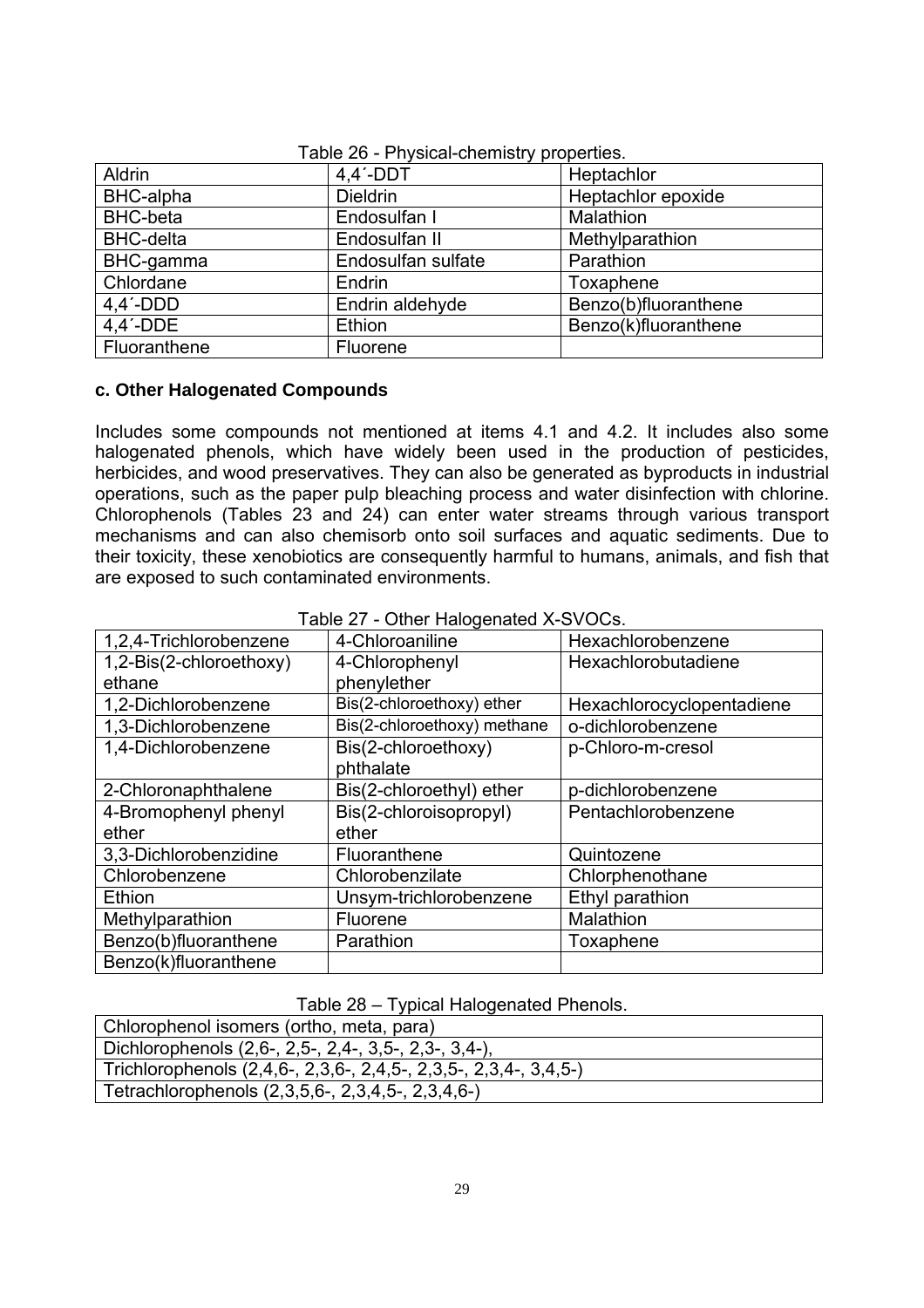Table 26 - Physical-chemistry properties.

| Aldrin | 4,4´-DDT | Heptachlor |
|---|---|---|
| BHC-alpha | Dieldrin | Heptachlor epoxide |
| BHC-beta | Endosulfan I | Malathion |
| BHC-delta | Endosulfan II | Methylparathion |
| BHC-gamma | Endosulfan sulfate | Parathion |
| Chlordane | Endrin | Toxaphene |
| 4,4´-DDD | Endrin aldehyde | Benzo(b)fluoranthene |
| 4,4´-DDE | Ethion | Benzo(k)fluoranthene |
| Fluoranthene | Fluorene | |

### c. Other Halogenated Compounds

Includes some compounds not mentioned at items 4.1 and 4.2. It includes also some halogenated phenols, which have widely been used in the production of pesticides, herbicides, and wood preservatives. They can also be generated as byproducts in industrial operations, such as the paper pulp bleaching process and water disinfection with chlorine. Chlorophenols (Tables 23 and 24) can enter water streams through various transport mechanisms and can also chemisorb onto soil surfaces and aquatic sediments. Due to their toxicity, these xenobiotics are consequently harmful to humans, animals, and fish that are exposed to such contaminated environments.

Table 27 - Other Halogenated X-SVOCs.

| 1,2,4-Trichlorobenzene | 4-Chloroaniline | Hexachlorobenzene |
|---|---|---|
| 1,2-Bis(2-chloroethoxy) ethane | 4-Chlorophenyl phenylether | Hexachlorobutadiene |
| 1,2-Dichlorobenzene | Bis(2-chloroethoxy) ether | Hexachlorocyclopentadiene |
| 1,3-Dichlorobenzene | Bis(2-chloroethoxy) methane | o-dichlorobenzene |
| 1,4-Dichlorobenzene | Bis(2-chloroethoxy) phthalate | p-Chloro-m-cresol |
| 2-Chloronaphthalene | Bis(2-chloroethyl) ether | p-dichlorobenzene |
| 4-Bromophenyl phenyl ether | Bis(2-chloroisopropyl) ether | Pentachlorobenzene |
| 3,3-Dichlorobenzidine | Fluoranthene | Quintozene |
| Chlorobenzene | Chlorobenzilate | Chlorphenothane |
| Ethion | Unsym-trichlorobenzene | Ethyl parathion |
| Methylparathion | Fluorene | Malathion |
| Benzo(b)fluoranthene | Parathion | Toxaphene |
| Benzo(k)fluoranthene | | |

Table 28 – Typical Halogenated Phenols.

| Chlorophenol isomers (ortho, meta, para) |
|---|
| Dichlorophenols (2,6-, 2,5-, 2,4-, 3,5-, 2,3-, 3,4-), |
| Trichlorophenols (2,4,6-, 2,3,6-, 2,4,5-, 2,3,5-, 2,3,4-, 3,4,5-) |
| Tetrachlorophenols (2,3,5,6-, 2,3,4,5-, 2,3,4,6-) |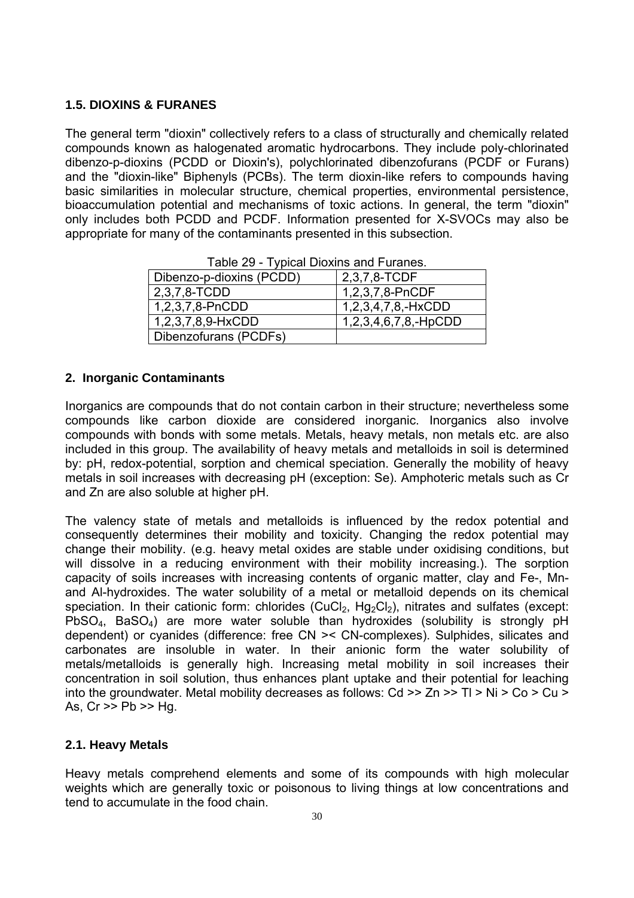### 1.5. DIOXINS & FURANES

The general term "dioxin" collectively refers to a class of structurally and chemically related compounds known as halogenated aromatic hydrocarbons. They include poly-chlorinated dibenzo-p-dioxins (PCDD or Dioxin's), polychlorinated dibenzofurans (PCDF or Furans) and the "dioxin-like" Biphenyls (PCBs). The term dioxin-like refers to compounds having basic similarities in molecular structure, chemical properties, environmental persistence, bioaccumulation potential and mechanisms of toxic actions. In general, the term "dioxin" only includes both PCDD and PCDF. Information presented for X-SVOCs may also be appropriate for many of the contaminants presented in this subsection.

Table 29 - Typical Dioxins and Furanes.

| Dibenzo-p-dioxins (PCDD) | 2,3,7,8-TCDF |
|---|---|
| 2,3,7,8-TCDD | 1,2,3,7,8-PnCDF |
| 1,2,3,7,8-PnCDD | 1,2,3,4,7,8,-HxCDD |
| 1,2,3,7,8,9-HxCDD | 1,2,3,4,6,7,8,-HpCDD |
| Dibenzofurans (PCDFs) | |

## 2. Inorganic Contaminants

Inorganics are compounds that do not contain carbon in their structure; nevertheless some compounds like carbon dioxide are considered inorganic. Inorganics also involve compounds with bonds with some metals. Metals, heavy metals, non metals etc. are also included in this group. The availability of heavy metals and metalloids in soil is determined by: pH, redox-potential, sorption and chemical speciation. Generally the mobility of heavy metals in soil increases with decreasing pH (exception: Se). Amphoteric metals such as Cr and Zn are also soluble at higher pH.

The valency state of metals and metalloids is influenced by the redox potential and consequently determines their mobility and toxicity. Changing the redox potential may change their mobility. (e.g. heavy metal oxides are stable under oxidising conditions, but will dissolve in a reducing environment with their mobility increasing.). The sorption capacity of soils increases with increasing contents of organic matter, clay and Fe-, Mn- and Al-hydroxides. The water solubility of a metal or metalloid depends on its chemical speciation. In their cationic form: chlorides ($CuCl_2$, $Hg_2Cl_2$), nitrates and sulfates (except: $PbSO_4$, $BaSO_4$) are more water soluble than hydroxides (solubility is strongly pH dependent) or cyanides (difference: free CN >< CN-complexes). Sulphides, silicates and carbonates are insoluble in water. In their anionic form the water solubility of metals/metalloids is generally high. Increasing metal mobility in soil increases their concentration in soil solution, thus enhances plant uptake and their potential for leaching into the groundwater. Metal mobility decreases as follows: Cd >> Zn >> Tl > Ni > Co > Cu > As, Cr >> Pb >> Hg.

### 2.1. Heavy Metals

Heavy metals comprehend elements and some of its compounds with high molecular weights which are generally toxic or poisonous to living things at low concentrations and tend to accumulate in the food chain.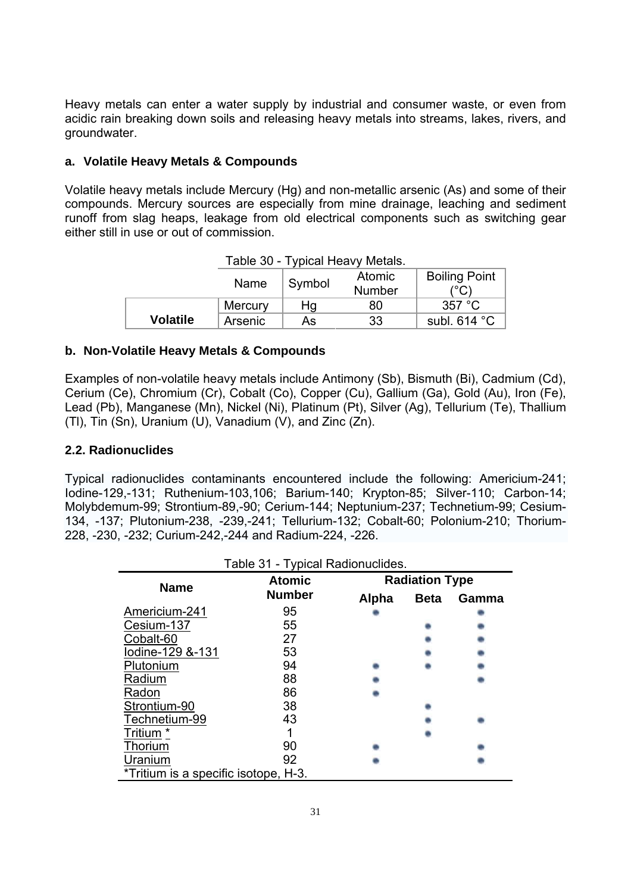Heavy metals can enter a water supply by industrial and consumer waste, or even from acidic rain breaking down soils and releasing heavy metals into streams, lakes, rivers, and groundwater.

#### a. Volatile Heavy Metals & Compounds

Volatile heavy metals include Mercury (Hg) and non-metallic arsenic (As) and some of their compounds. Mercury sources are especially from mine drainage, leaching and sediment runoff from slag heaps, leakage from old electrical components such as switching gear either still in use or out of commission.

Table 30 - Typical Heavy Metals.

| | Name | Symbol | Atomic Number | Boiling Point (°C) |
|---|---|---|---|---|
| **Volatile** | Mercury | Hg | 80 | 357 °C |
| | Arsenic | As | 33 | subl. 614 °C |

#### b. Non-Volatile Heavy Metals & Compounds

Examples of non-volatile heavy metals include Antimony (Sb), Bismuth (Bi), Cadmium (Cd), Cerium (Ce), Chromium (Cr), Cobalt (Co), Copper (Cu), Gallium (Ga), Gold (Au), Iron (Fe), Lead (Pb), Manganese (Mn), Nickel (Ni), Platinum (Pt), Silver (Ag), Tellurium (Te), Thallium (Tl), Tin (Sn), Uranium (U), Vanadium (V), and Zinc (Zn).

### 2.2. Radionuclides

Typical radionuclides contaminants encountered include the following: Americium-241; Iodine-129,-131; Ruthenium-103,106; Barium-140; Krypton-85; Silver-110; Carbon-14; Molybdemum-99; Strontium-89,-90; Cerium-144; Neptunium-237; Technetium-99; Cesium-134, -137; Plutonium-238, -239,-241; Tellurium-132; Cobalt-60; Polonium-210; Thorium-228, -230, -232; Curium-242,-244 and Radium-224, -226.

Table 31 - Typical Radionuclides.

| Name | Atomic Number | Radiation Type | | |
|---|---|---|---|---|
| | | Alpha | Beta | Gamma |
| Americium-241 | 95 | • | | • |
| Cesium-137 | 55 | | • | • |
| Cobalt-60 | 27 | | • | • |
| Iodine-129 &-131 | 53 | | • | • |
| Plutonium | 94 | • | • | • |
| Radium | 88 | • | | • |
| Radon | 86 | • | | |
| Strontium-90 | 38 | | • | |
| Technetium-99 | 43 | | • | • |
| Tritium * | 1 | | • | |
| Thorium | 90 | • | | • |
| Uranium | 92 | • | | • |

*Tritium is a specific isotope, H-3.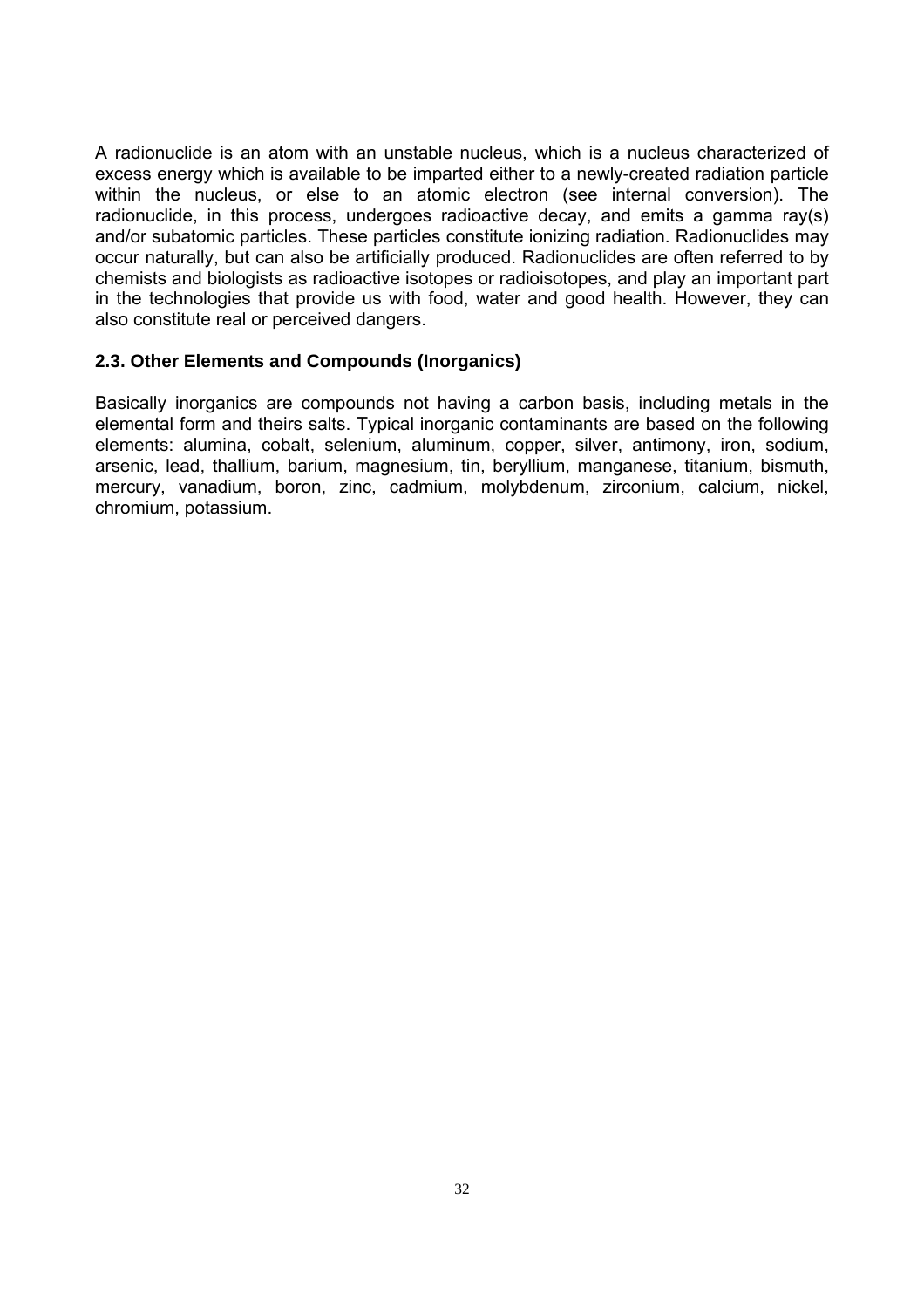A radionuclide is an atom with an unstable nucleus, which is a nucleus characterized of excess energy which is available to be imparted either to a newly-created radiation particle within the nucleus, or else to an atomic electron (see internal conversion). The radionuclide, in this process, undergoes radioactive decay, and emits a gamma ray(s) and/or subatomic particles. These particles constitute ionizing radiation. Radionuclides may occur naturally, but can also be artificially produced. Radionuclides are often referred to by chemists and biologists as radioactive isotopes or radioisotopes, and play an important part in the technologies that provide us with food, water and good health. However, they can also constitute real or perceived dangers.

### 2.3. Other Elements and Compounds (Inorganics)

Basically inorganics are compounds not having a carbon basis, including metals in the elemental form and theirs salts. Typical inorganic contaminants are based on the following elements: alumina, cobalt, selenium, aluminum, copper, silver, antimony, iron, sodium, arsenic, lead, thallium, barium, magnesium, tin, beryllium, manganese, titanium, bismuth, mercury, vanadium, boron, zinc, cadmium, molybdenum, zirconium, calcium, nickel, chromium, potassium.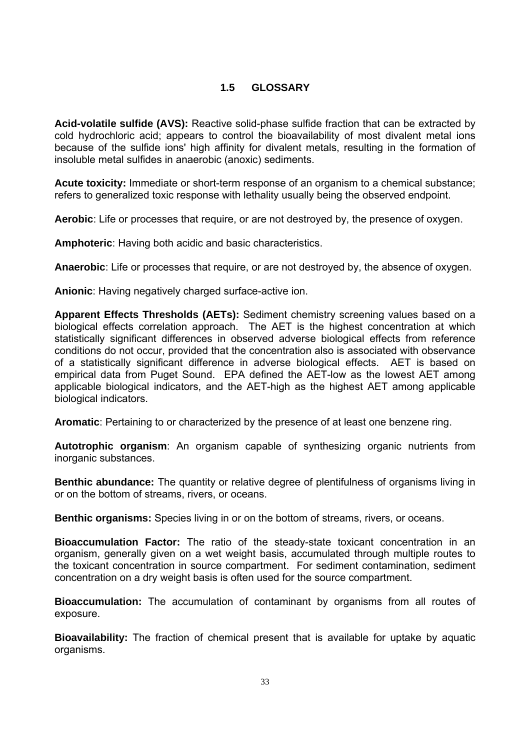## 1.5 GLOSSARY

**Acid-volatile sulfide (AVS):** Reactive solid-phase sulfide fraction that can be extracted by cold hydrochloric acid; appears to control the bioavailability of most divalent metal ions because of the sulfide ions' high affinity for divalent metals, resulting in the formation of insoluble metal sulfides in anaerobic (anoxic) sediments.

**Acute toxicity:** Immediate or short-term response of an organism to a chemical substance; refers to generalized toxic response with lethality usually being the observed endpoint.

**Aerobic**: Life or processes that require, or are not destroyed by, the presence of oxygen.

**Amphoteric**: Having both acidic and basic characteristics.

**Anaerobic**: Life or processes that require, or are not destroyed by, the absence of oxygen.

**Anionic**: Having negatively charged surface-active ion.

**Apparent Effects Thresholds (AETs):** Sediment chemistry screening values based on a biological effects correlation approach. The AET is the highest concentration at which statistically significant differences in observed adverse biological effects from reference conditions do not occur, provided that the concentration also is associated with observance of a statistically significant difference in adverse biological effects. AET is based on empirical data from Puget Sound. EPA defined the AET-low as the lowest AET among applicable biological indicators, and the AET-high as the highest AET among applicable biological indicators.

**Aromatic**: Pertaining to or characterized by the presence of at least one benzene ring.

**Autotrophic organism**: An organism capable of synthesizing organic nutrients from inorganic substances.

**Benthic abundance:** The quantity or relative degree of plentifulness of organisms living in or on the bottom of streams, rivers, or oceans.

**Benthic organisms:** Species living in or on the bottom of streams, rivers, or oceans.

**Bioaccumulation Factor:** The ratio of the steady-state toxicant concentration in an organism, generally given on a wet weight basis, accumulated through multiple routes to the toxicant concentration in source compartment. For sediment contamination, sediment concentration on a dry weight basis is often used for the source compartment.

**Bioaccumulation:** The accumulation of contaminant by organisms from all routes of exposure.

**Bioavailability:** The fraction of chemical present that is available for uptake by aquatic organisms.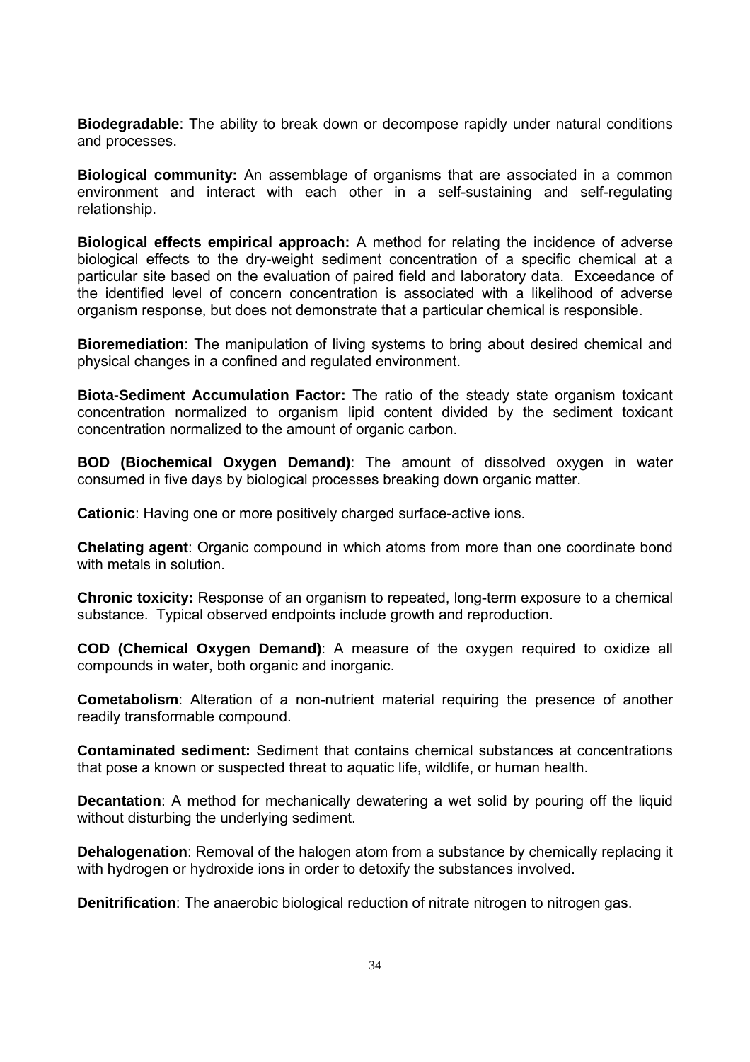**Biodegradable**: The ability to break down or decompose rapidly under natural conditions and processes.

**Biological community:** An assemblage of organisms that are associated in a common environment and interact with each other in a self-sustaining and self-regulating relationship.

**Biological effects empirical approach:** A method for relating the incidence of adverse biological effects to the dry-weight sediment concentration of a specific chemical at a particular site based on the evaluation of paired field and laboratory data. Exceedance of the identified level of concern concentration is associated with a likelihood of adverse organism response, but does not demonstrate that a particular chemical is responsible.

**Bioremediation**: The manipulation of living systems to bring about desired chemical and physical changes in a confined and regulated environment.

**Biota-Sediment Accumulation Factor:** The ratio of the steady state organism toxicant concentration normalized to organism lipid content divided by the sediment toxicant concentration normalized to the amount of organic carbon.

**BOD (Biochemical Oxygen Demand)**: The amount of dissolved oxygen in water consumed in five days by biological processes breaking down organic matter.

**Cationic**: Having one or more positively charged surface-active ions.

**Chelating agent**: Organic compound in which atoms from more than one coordinate bond with metals in solution.

**Chronic toxicity:** Response of an organism to repeated, long-term exposure to a chemical substance. Typical observed endpoints include growth and reproduction.

**COD (Chemical Oxygen Demand)**: A measure of the oxygen required to oxidize all compounds in water, both organic and inorganic.

**Cometabolism**: Alteration of a non-nutrient material requiring the presence of another readily transformable compound.

**Contaminated sediment:** Sediment that contains chemical substances at concentrations that pose a known or suspected threat to aquatic life, wildlife, or human health.

**Decantation**: A method for mechanically dewatering a wet solid by pouring off the liquid without disturbing the underlying sediment.

**Dehalogenation**: Removal of the halogen atom from a substance by chemically replacing it with hydrogen or hydroxide ions in order to detoxify the substances involved.

**Denitrification**: The anaerobic biological reduction of nitrate nitrogen to nitrogen gas.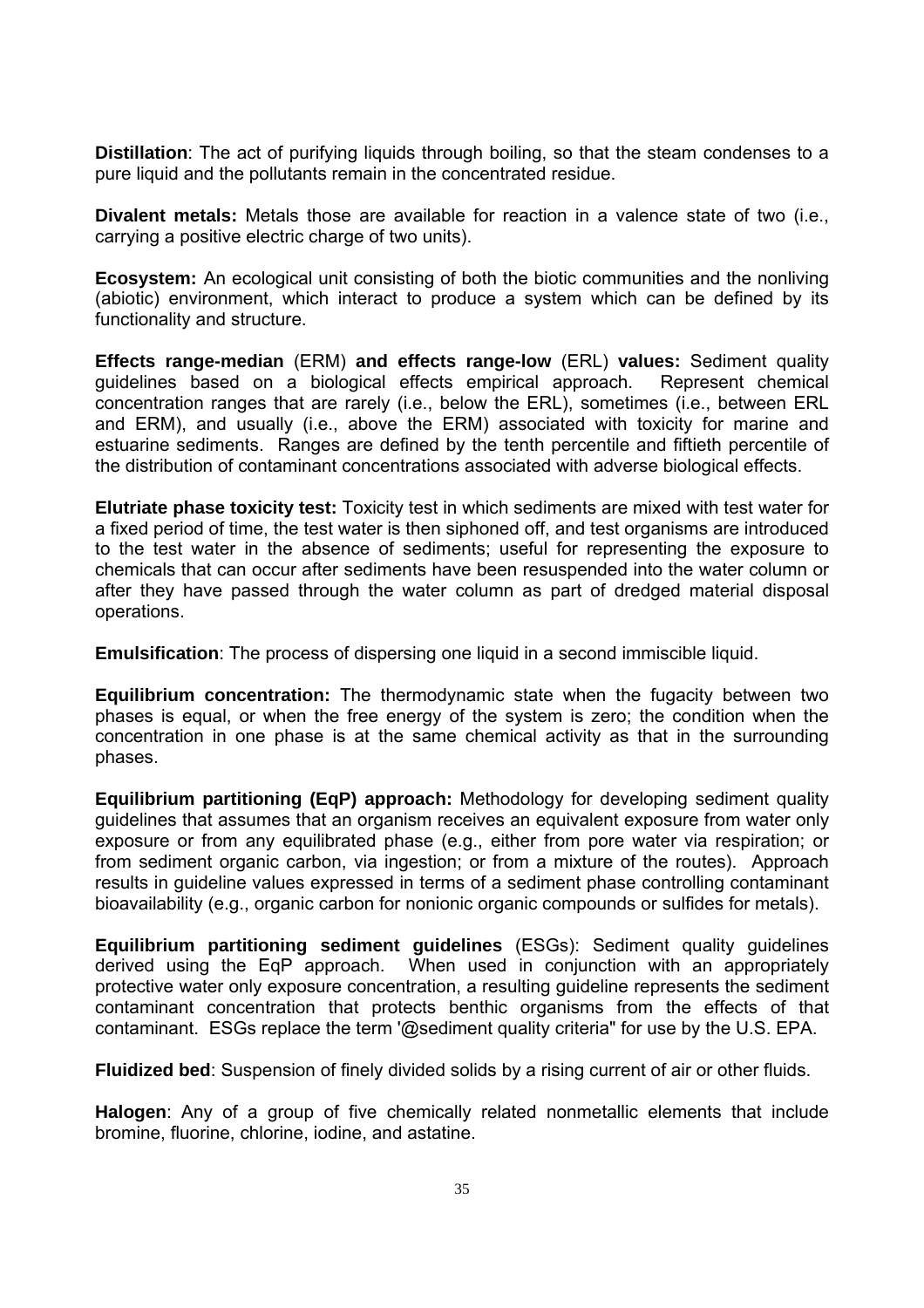**Distillation**: The act of purifying liquids through boiling, so that the steam condenses to a pure liquid and the pollutants remain in the concentrated residue.

**Divalent metals:** Metals those are available for reaction in a valence state of two (i.e., carrying a positive electric charge of two units).

**Ecosystem:** An ecological unit consisting of both the biotic communities and the nonliving (abiotic) environment, which interact to produce a system which can be defined by its functionality and structure.

**Effects range-median** (ERM) **and effects range-low** (ERL) **values:** Sediment quality guidelines based on a biological effects empirical approach. Represent chemical concentration ranges that are rarely (i.e., below the ERL), sometimes (i.e., between ERL and ERM), and usually (i.e., above the ERM) associated with toxicity for marine and estuarine sediments. Ranges are defined by the tenth percentile and fiftieth percentile of the distribution of contaminant concentrations associated with adverse biological effects.

**Elutriate phase toxicity test:** Toxicity test in which sediments are mixed with test water for a fixed period of time, the test water is then siphoned off, and test organisms are introduced to the test water in the absence of sediments; useful for representing the exposure to chemicals that can occur after sediments have been resuspended into the water column or after they have passed through the water column as part of dredged material disposal operations.

**Emulsification**: The process of dispersing one liquid in a second immiscible liquid.

**Equilibrium concentration:** The thermodynamic state when the fugacity between two phases is equal, or when the free energy of the system is zero; the condition when the concentration in one phase is at the same chemical activity as that in the surrounding phases.

**Equilibrium partitioning (EqP) approach:** Methodology for developing sediment quality guidelines that assumes that an organism receives an equivalent exposure from water only exposure or from any equilibrated phase (e.g., either from pore water via respiration; or from sediment organic carbon, via ingestion; or from a mixture of the routes). Approach results in guideline values expressed in terms of a sediment phase controlling contaminant bioavailability (e.g., organic carbon for nonionic organic compounds or sulfides for metals).

**Equilibrium partitioning sediment guidelines** (ESGs): Sediment quality guidelines derived using the EqP approach. When used in conjunction with an appropriately protective water only exposure concentration, a resulting guideline represents the sediment contaminant concentration that protects benthic organisms from the effects of that contaminant. ESGs replace the term '@sediment quality criteria" for use by the U.S. EPA.

**Fluidized bed**: Suspension of finely divided solids by a rising current of air or other fluids.

**Halogen**: Any of a group of five chemically related nonmetallic elements that include bromine, fluorine, chlorine, iodine, and astatine.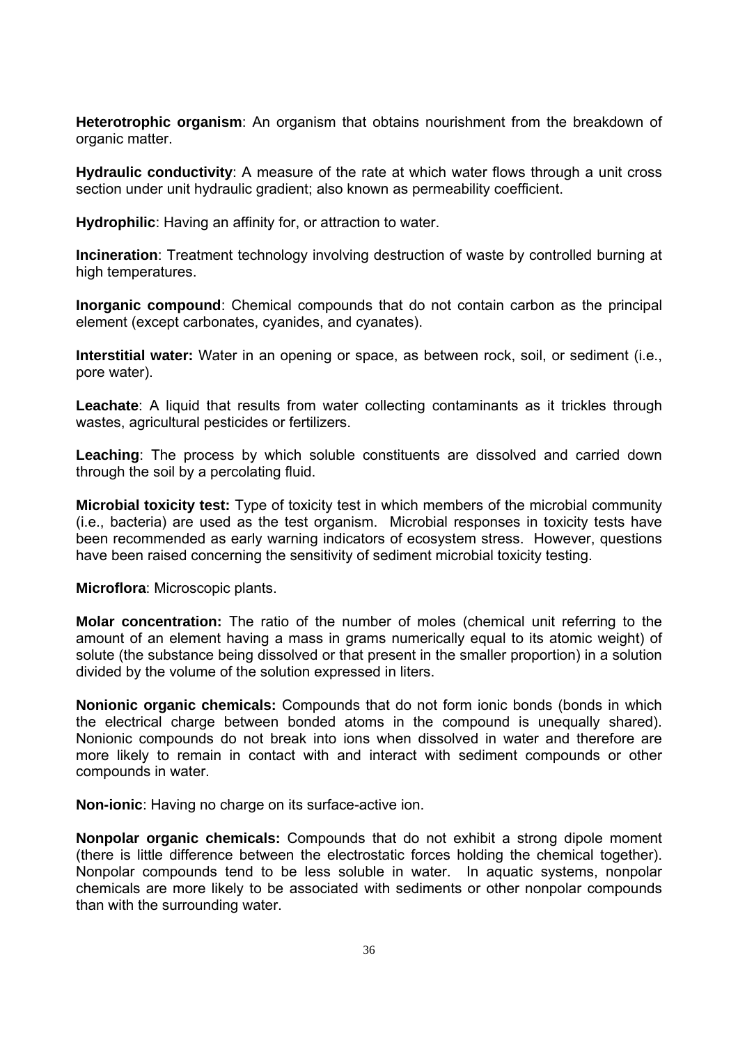**Heterotrophic organism**: An organism that obtains nourishment from the breakdown of organic matter.

**Hydraulic conductivity**: A measure of the rate at which water flows through a unit cross section under unit hydraulic gradient; also known as permeability coefficient.

**Hydrophilic**: Having an affinity for, or attraction to water.

**Incineration**: Treatment technology involving destruction of waste by controlled burning at high temperatures.

**Inorganic compound**: Chemical compounds that do not contain carbon as the principal element (except carbonates, cyanides, and cyanates).

**Interstitial water:** Water in an opening or space, as between rock, soil, or sediment (i.e., pore water).

**Leachate**: A liquid that results from water collecting contaminants as it trickles through wastes, agricultural pesticides or fertilizers.

**Leaching**: The process by which soluble constituents are dissolved and carried down through the soil by a percolating fluid.

**Microbial toxicity test:** Type of toxicity test in which members of the microbial community (i.e., bacteria) are used as the test organism. Microbial responses in toxicity tests have been recommended as early warning indicators of ecosystem stress. However, questions have been raised concerning the sensitivity of sediment microbial toxicity testing.

**Microflora**: Microscopic plants.

**Molar concentration:** The ratio of the number of moles (chemical unit referring to the amount of an element having a mass in grams numerically equal to its atomic weight) of solute (the substance being dissolved or that present in the smaller proportion) in a solution divided by the volume of the solution expressed in liters.

**Nonionic organic chemicals:** Compounds that do not form ionic bonds (bonds in which the electrical charge between bonded atoms in the compound is unequally shared). Nonionic compounds do not break into ions when dissolved in water and therefore are more likely to remain in contact with and interact with sediment compounds or other compounds in water.

**Non-ionic**: Having no charge on its surface-active ion.

**Nonpolar organic chemicals:** Compounds that do not exhibit a strong dipole moment (there is little difference between the electrostatic forces holding the chemical together). Nonpolar compounds tend to be less soluble in water. In aquatic systems, nonpolar chemicals are more likely to be associated with sediments or other nonpolar compounds than with the surrounding water.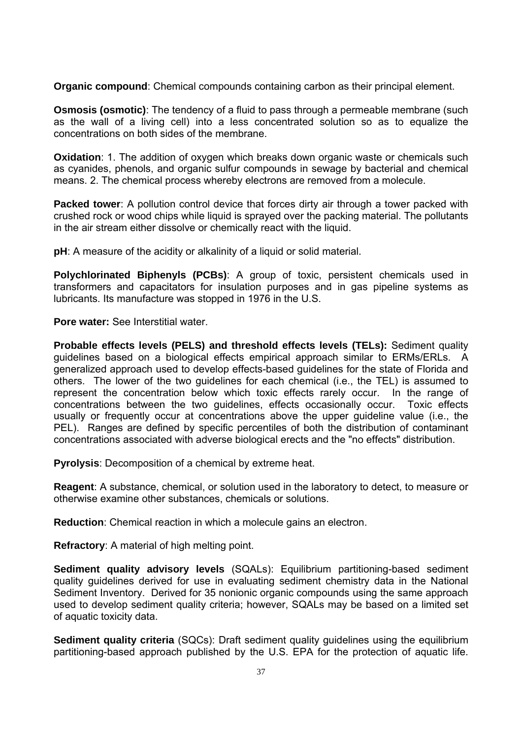**Organic compound**: Chemical compounds containing carbon as their principal element.

**Osmosis (osmotic)**: The tendency of a fluid to pass through a permeable membrane (such as the wall of a living cell) into a less concentrated solution so as to equalize the concentrations on both sides of the membrane.

**Oxidation**: 1. The addition of oxygen which breaks down organic waste or chemicals such as cyanides, phenols, and organic sulfur compounds in sewage by bacterial and chemical means. 2. The chemical process whereby electrons are removed from a molecule.

**Packed tower**: A pollution control device that forces dirty air through a tower packed with crushed rock or wood chips while liquid is sprayed over the packing material. The pollutants in the air stream either dissolve or chemically react with the liquid.

**pH**: A measure of the acidity or alkalinity of a liquid or solid material.

**Polychlorinated Biphenyls (PCBs)**: A group of toxic, persistent chemicals used in transformers and capacitators for insulation purposes and in gas pipeline systems as lubricants. Its manufacture was stopped in 1976 in the U.S.

**Pore water:** See Interstitial water.

**Probable effects levels (PELS) and threshold effects levels (TELs):** Sediment quality guidelines based on a biological effects empirical approach similar to ERMs/ERLs. A generalized approach used to develop effects-based guidelines for the state of Florida and others. The lower of the two guidelines for each chemical (i.e., the TEL) is assumed to represent the concentration below which toxic effects rarely occur. In the range of concentrations between the two guidelines, effects occasionally occur. Toxic effects usually or frequently occur at concentrations above the upper guideline value (i.e., the PEL). Ranges are defined by specific percentiles of both the distribution of contaminant concentrations associated with adverse biological erects and the "no effects" distribution.

**Pyrolysis**: Decomposition of a chemical by extreme heat.

**Reagent**: A substance, chemical, or solution used in the laboratory to detect, to measure or otherwise examine other substances, chemicals or solutions.

**Reduction**: Chemical reaction in which a molecule gains an electron.

**Refractory**: A material of high melting point.

**Sediment quality advisory levels** (SQALs): Equilibrium partitioning-based sediment quality guidelines derived for use in evaluating sediment chemistry data in the National Sediment Inventory. Derived for 35 nonionic organic compounds using the same approach used to develop sediment quality criteria; however, SQALs may be based on a limited set of aquatic toxicity data.

**Sediment quality criteria** (SQCs): Draft sediment quality guidelines using the equilibrium partitioning-based approach published by the U.S. EPA for the protection of aquatic life.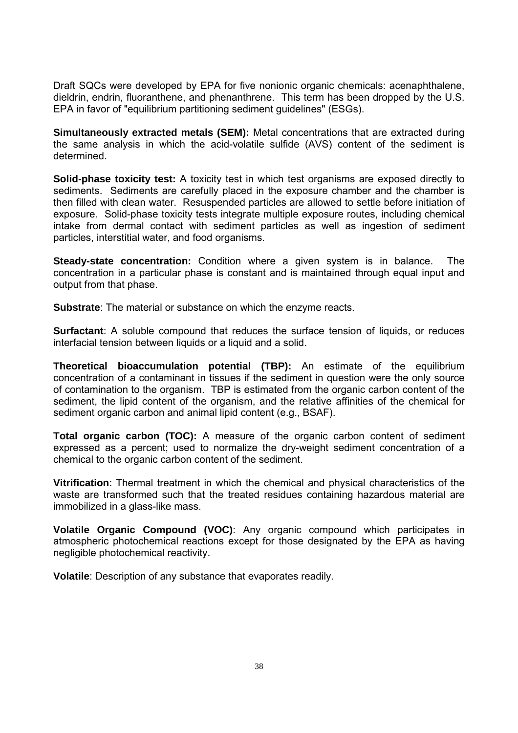Draft SQCs were developed by EPA for five nonionic organic chemicals: acenaphthalene, dieldrin, endrin, fluoranthene, and phenanthrene. This term has been dropped by the U.S. EPA in favor of "equilibrium partitioning sediment guidelines" (ESGs).

**Simultaneously extracted metals (SEM):** Metal concentrations that are extracted during the same analysis in which the acid-volatile sulfide (AVS) content of the sediment is determined.

**Solid-phase toxicity test:** A toxicity test in which test organisms are exposed directly to sediments. Sediments are carefully placed in the exposure chamber and the chamber is then filled with clean water. Resuspended particles are allowed to settle before initiation of exposure. Solid-phase toxicity tests integrate multiple exposure routes, including chemical intake from dermal contact with sediment particles as well as ingestion of sediment particles, interstitial water, and food organisms.

**Steady-state concentration:** Condition where a given system is in balance. The concentration in a particular phase is constant and is maintained through equal input and output from that phase.

**Substrate**: The material or substance on which the enzyme reacts.

**Surfactant**: A soluble compound that reduces the surface tension of liquids, or reduces interfacial tension between liquids or a liquid and a solid.

**Theoretical bioaccumulation potential (TBP):** An estimate of the equilibrium concentration of a contaminant in tissues if the sediment in question were the only source of contamination to the organism. TBP is estimated from the organic carbon content of the sediment, the lipid content of the organism, and the relative affinities of the chemical for sediment organic carbon and animal lipid content (e.g., BSAF).

**Total organic carbon (TOC):** A measure of the organic carbon content of sediment expressed as a percent; used to normalize the dry-weight sediment concentration of a chemical to the organic carbon content of the sediment.

**Vitrification**: Thermal treatment in which the chemical and physical characteristics of the waste are transformed such that the treated residues containing hazardous material are immobilized in a glass-like mass.

**Volatile Organic Compound (VOC)**: Any organic compound which participates in atmospheric photochemical reactions except for those designated by the EPA as having negligible photochemical reactivity.

**Volatile**: Description of any substance that evaporates readily.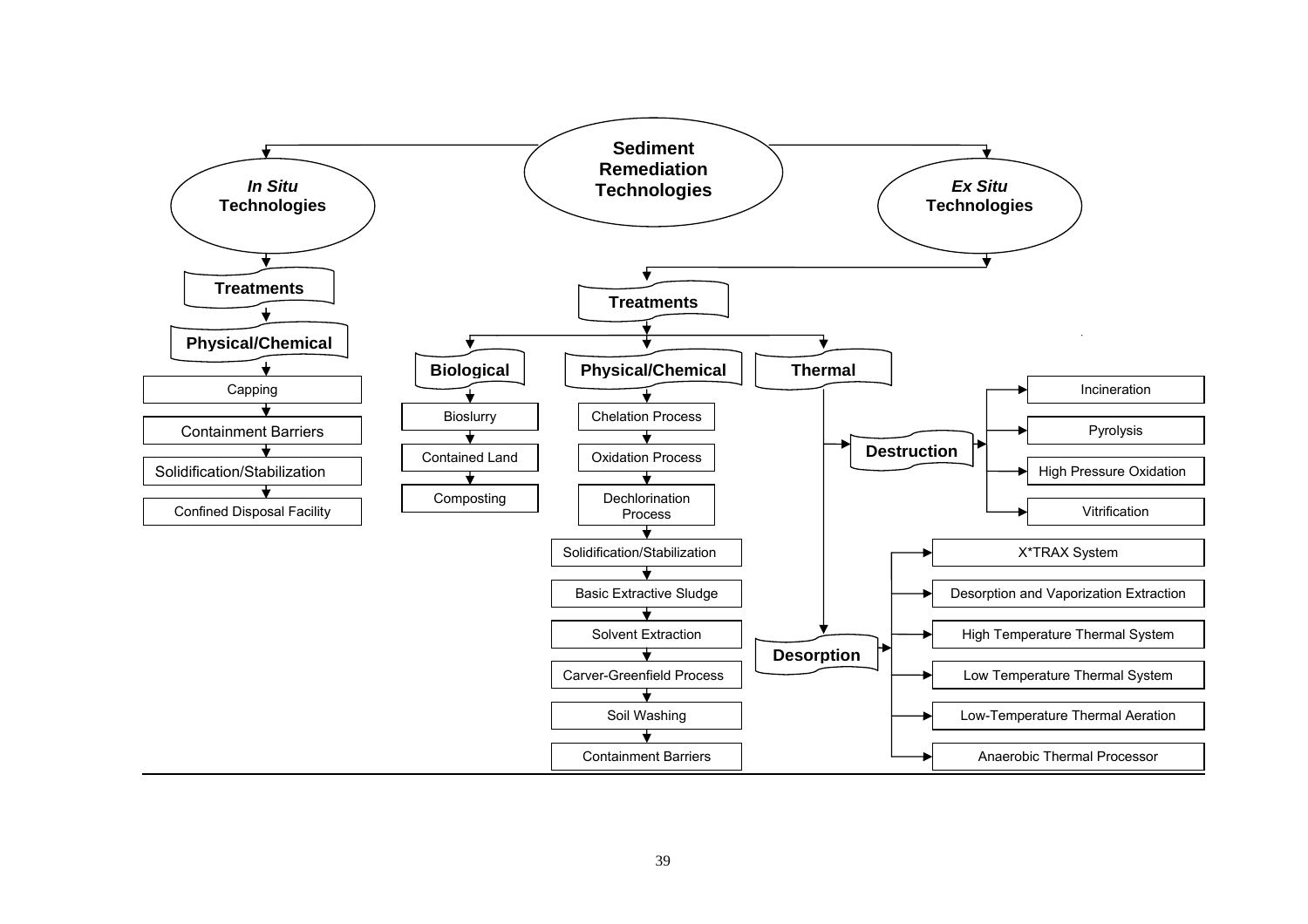# Sediment Remediation Technologies

## *In Situ* Technologies

### Treatments

#### Physical/Chemical

- Capping
- Containment Barriers
- Solidification/Stabilization
- Confined Disposal Facility

## *Ex Situ* Technologies

### Treatments

#### Biological

- Bioslurry
- Contained Land
- Composting

#### Physical/Chemical

- Chelation Process
- Oxidation Process
- Dechlorination Process
- Solidification/Stabilization
- Basic Extractive Sludge
- Solvent Extraction
- Carver-Greenfield Process
- Soil Washing
- Containment Barriers

#### Thermal

##### Destruction

- Incineration
- Pyrolysis
- High Pressure Oxidation
- Vitrification

##### Desorption

- X*TRAX System
- Desorption and Vaporization Extraction
- High Temperature Thermal System
- Low Temperature Thermal System
- Low-Temperature Thermal Aeration
- Anaerobic Thermal Processor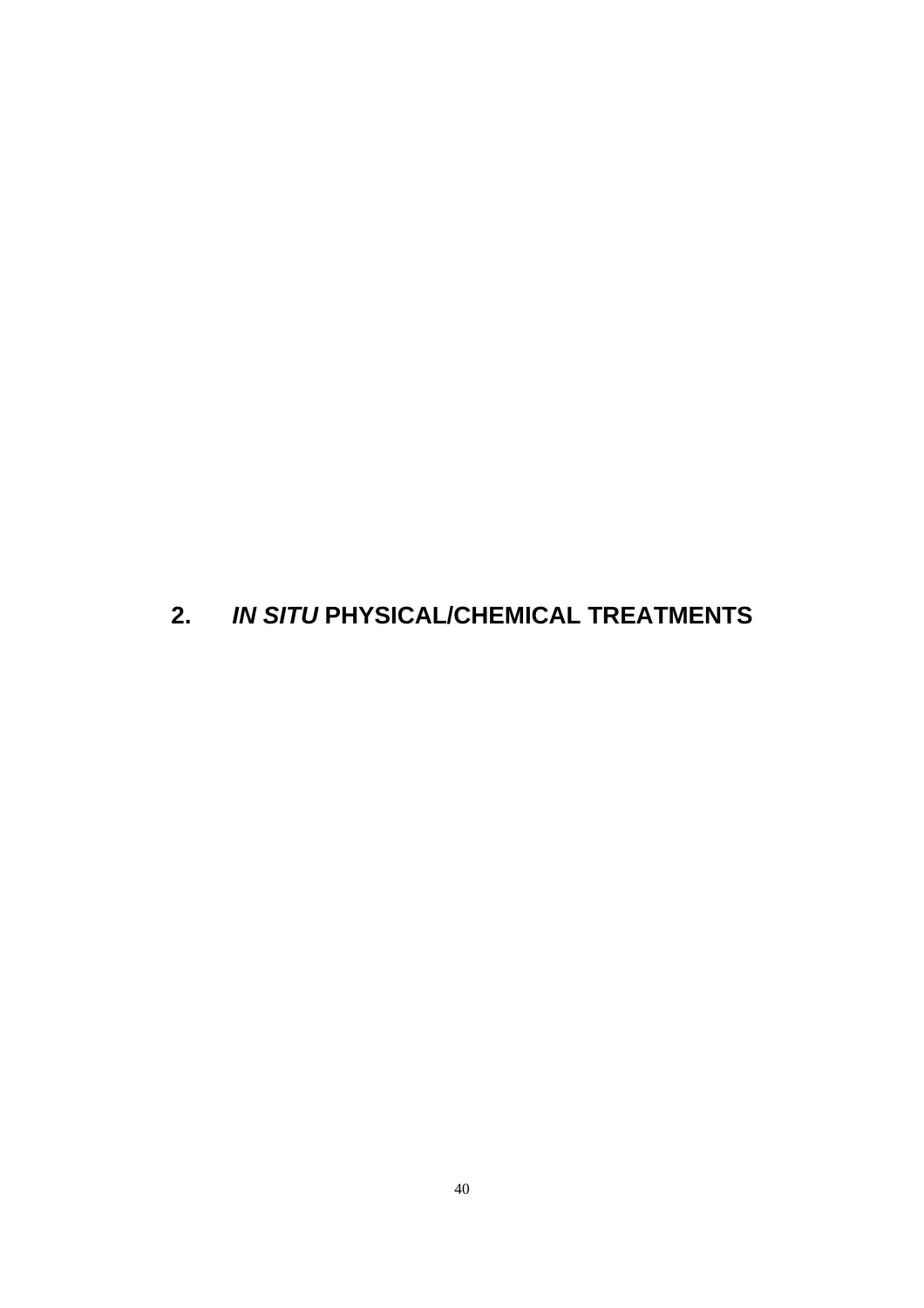# 2. *IN SITU* PHYSICAL/CHEMICAL TREATMENTS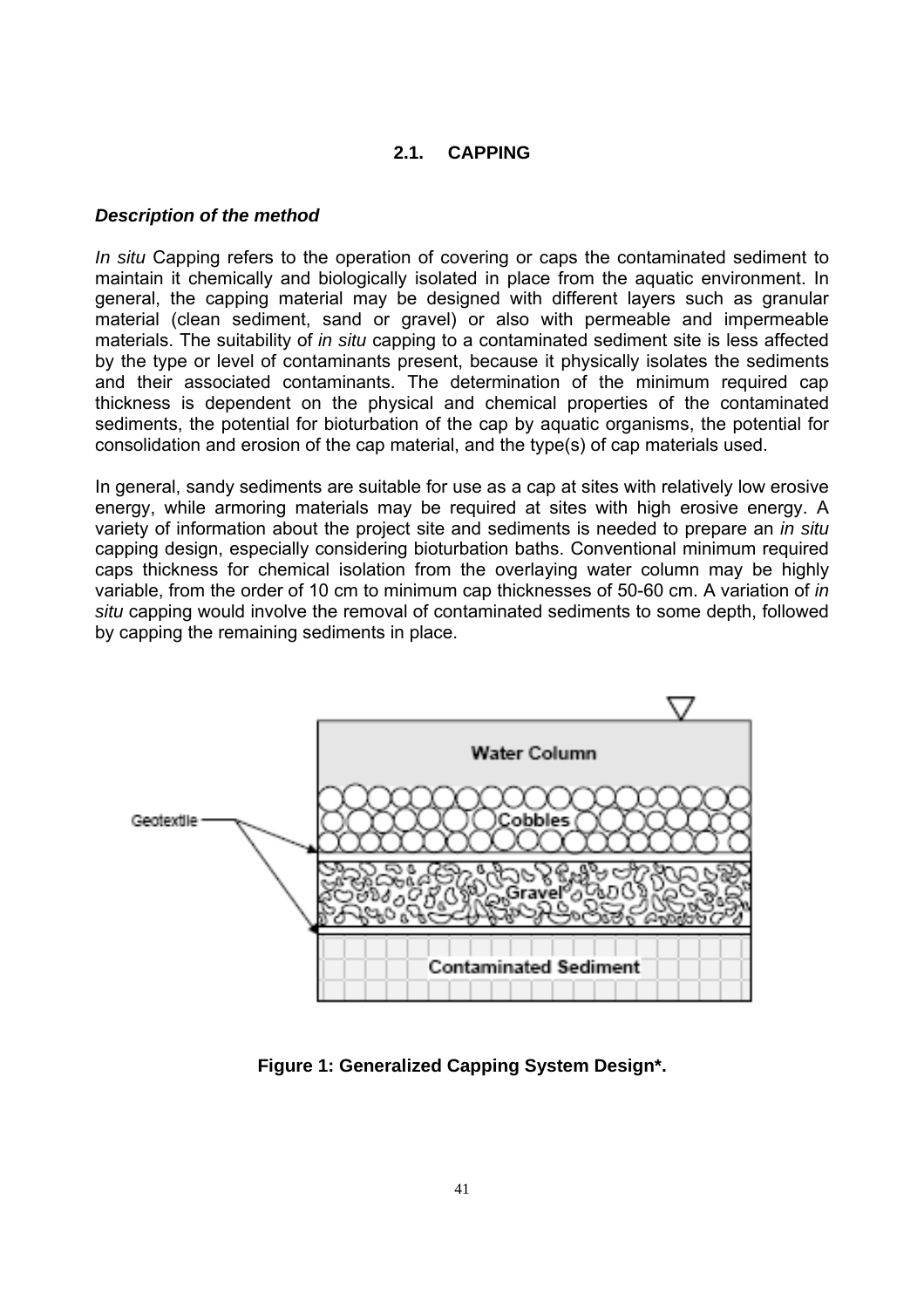## 2.1. CAPPING

***Description of the method***

*In situ* Capping refers to the operation of covering or caps the contaminated sediment to maintain it chemically and biologically isolated in place from the aquatic environment. In general, the capping material may be designed with different layers such as granular material (clean sediment, sand or gravel) or also with permeable and impermeable materials. The suitability of *in situ* capping to a contaminated sediment site is less affected by the type or level of contaminants present, because it physically isolates the sediments and their associated contaminants. The determination of the minimum required cap thickness is dependent on the physical and chemical properties of the contaminated sediments, the potential for bioturbation of the cap by aquatic organisms, the potential for consolidation and erosion of the cap material, and the type(s) of cap materials used.

In general, sandy sediments are suitable for use as a cap at sites with relatively low erosive energy, while armoring materials may be required at sites with high erosive energy. A variety of information about the project site and sediments is needed to prepare an *in situ* capping design, especially considering bioturbation baths. Conventional minimum required caps thickness for chemical isolation from the overlaying water column may be highly variable, from the order of 10 cm to minimum cap thicknesses of 50-60 cm. A variation of *in situ* capping would involve the removal of contaminated sediments to some depth, followed by capping the remaining sediments in place.

**Figure 1: Generalized Capping System Design*.**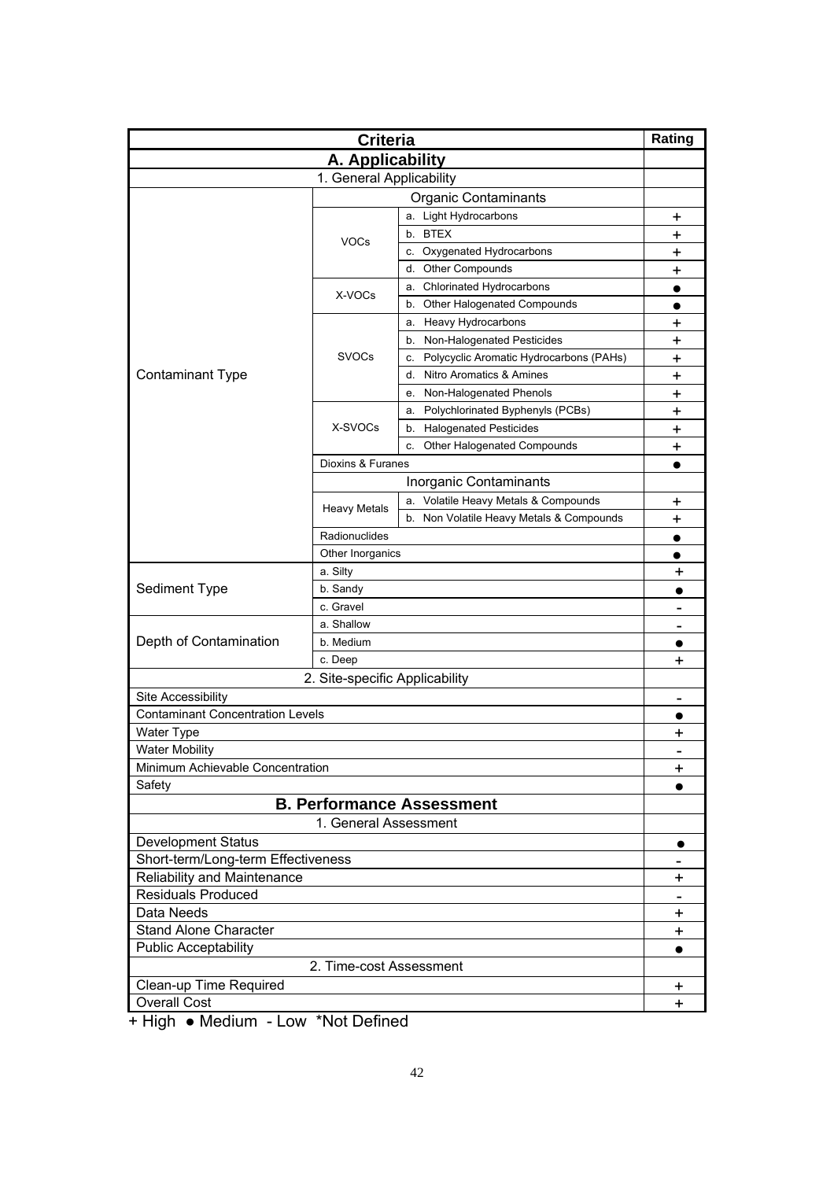| Criteria | | | Rating |
|---|---|---|---|
| **A. Applicability** | | | |
| 1. General Applicability | | | |
| | Organic Contaminants | | |
| Contaminant Type | VOCs | a. Light Hydrocarbons | + |
| | | b. BTEX | + |
| | | c. Oxygenated Hydrocarbons | + |
| | | d. Other Compounds | + |
| | X-VOCs | a. Chlorinated Hydrocarbons | ● |
| | | b. Other Halogenated Compounds | ● |
| | SVOCs | a. Heavy Hydrocarbons | + |
| | | b. Non-Halogenated Pesticides | + |
| | | c. Polycyclic Aromatic Hydrocarbons (PAHs) | + |
| | | d. Nitro Aromatics & Amines | + |
| | | e. Non-Halogenated Phenols | + |
| | X-SVOCs | a. Polychlorinated Byphenyls (PCBs) | + |
| | | b. Halogenated Pesticides | + |
| | | c. Other Halogenated Compounds | + |
| | Dioxins & Furanes | | ● |
| | Inorganic Contaminants | | |
| | Heavy Metals | a. Volatile Heavy Metals & Compounds | + |
| | | b. Non Volatile Heavy Metals & Compounds | + |
| | Radionuclides | | ● |
| | Other Inorganics | | ● |
| Sediment Type | a. Silty | | + |
| | b. Sandy | | ● |
| | c. Gravel | | - |
| Depth of Contamination | a. Shallow | | - |
| | b. Medium | | ● |
| | c. Deep | | + |
| 2. Site-specific Applicability | | | |
| Site Accessibility | | | - |
| Contaminant Concentration Levels | | | ● |
| Water Type | | | + |
| Water Mobility | | | - |
| Minimum Achievable Concentration | | | + |
| Safety | | | ● |
| **B. Performance Assessment** | | | |
| 1. General Assessment | | | |
| Development Status | | | ● |
| Short-term/Long-term Effectiveness | | | - |
| Reliability and Maintenance | | | + |
| Residuals Produced | | | - |
| Data Needs | | | + |
| Stand Alone Character | | | + |
| Public Acceptability | | | ● |
| 2. Time-cost Assessment | | | |
| Clean-up Time Required | | | + |
| Overall Cost | | | + |

+ High ● Medium - Low *Not Defined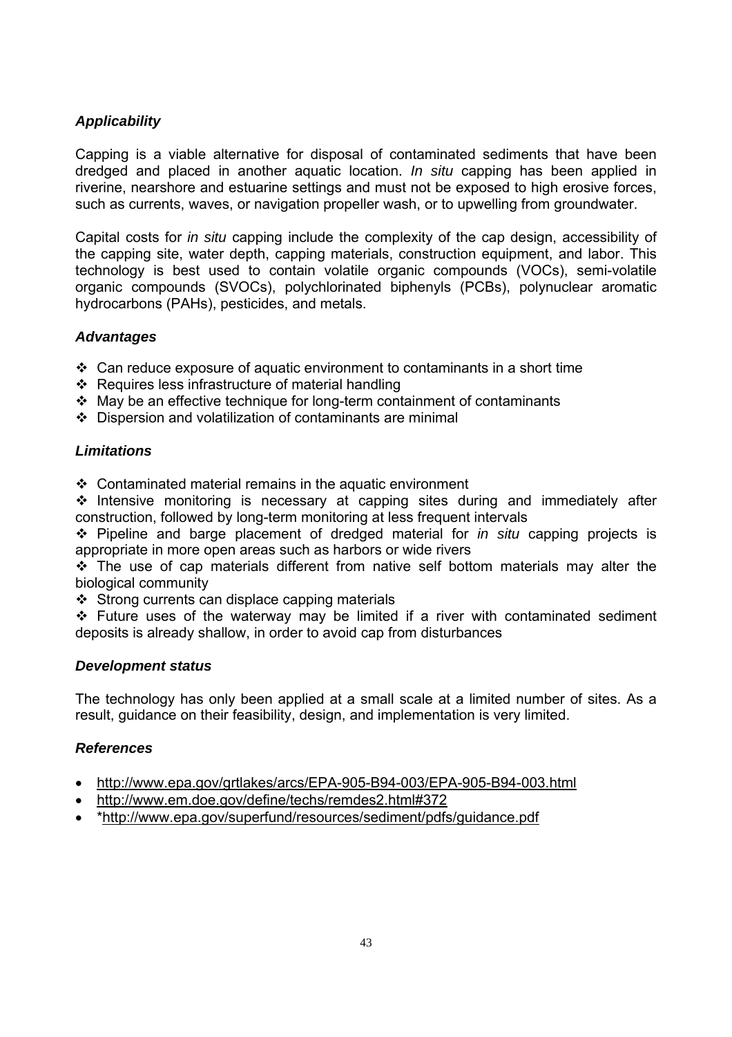### *Applicability*

Capping is a viable alternative for disposal of contaminated sediments that have been dredged and placed in another aquatic location. *In situ* capping has been applied in riverine, nearshore and estuarine settings and must not be exposed to high erosive forces, such as currents, waves, or navigation propeller wash, or to upwelling from groundwater.

Capital costs for *in situ* capping include the complexity of the cap design, accessibility of the capping site, water depth, capping materials, construction equipment, and labor. This technology is best used to contain volatile organic compounds (VOCs), semi-volatile organic compounds (SVOCs), polychlorinated biphenyls (PCBs), polynuclear aromatic hydrocarbons (PAHs), pesticides, and metals.

### *Advantages*

- ❖ Can reduce exposure of aquatic environment to contaminants in a short time
- ❖ Requires less infrastructure of material handling
- ❖ May be an effective technique for long-term containment of contaminants
- ❖ Dispersion and volatilization of contaminants are minimal

### *Limitations*

- ❖ Contaminated material remains in the aquatic environment
- ❖ Intensive monitoring is necessary at capping sites during and immediately after construction, followed by long-term monitoring at less frequent intervals
- ❖ Pipeline and barge placement of dredged material for *in situ* capping projects is appropriate in more open areas such as harbors or wide rivers
- ❖ The use of cap materials different from native self bottom materials may alter the biological community
- ❖ Strong currents can displace capping materials
- ❖ Future uses of the waterway may be limited if a river with contaminated sediment deposits is already shallow, in order to avoid cap from disturbances

### *Development status*

The technology has only been applied at a small scale at a limited number of sites. As a result, guidance on their feasibility, design, and implementation is very limited.

### *References*

- http://www.epa.gov/grtlakes/arcs/EPA-905-B94-003/EPA-905-B94-003.html
- http://www.em.doe.gov/define/techs/remdes2.html#372
- *http://www.epa.gov/superfund/resources/sediment/pdfs/guidance.pdf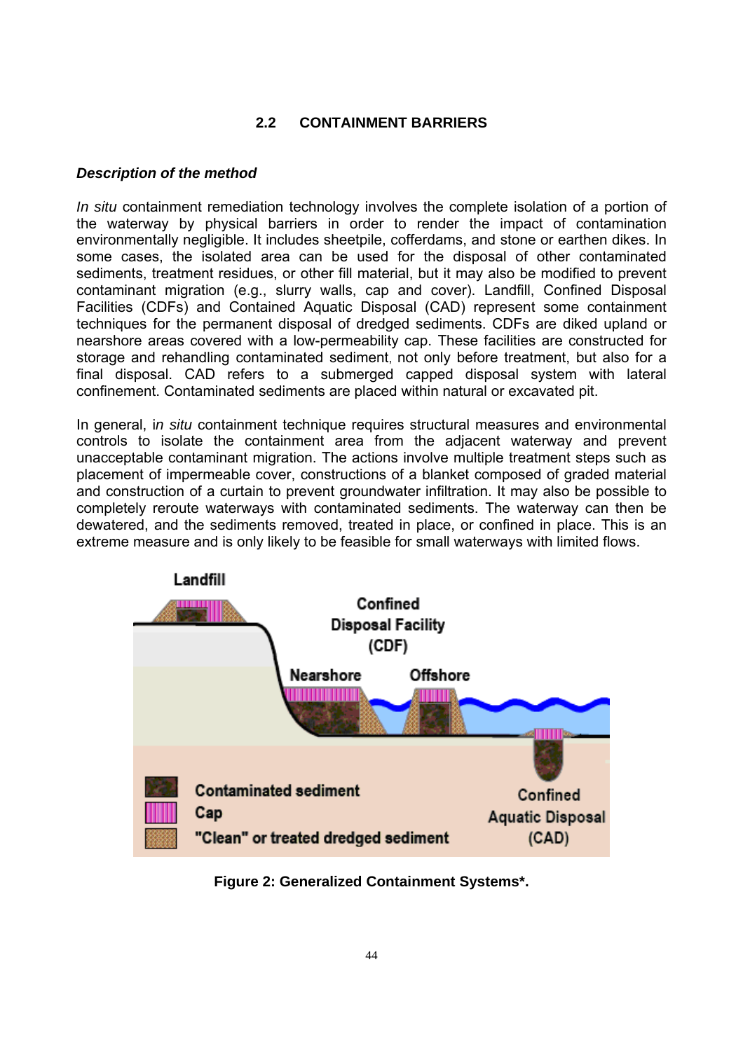## 2.2 CONTAINMENT BARRIERS

***Description of the method***

*In situ* containment remediation technology involves the complete isolation of a portion of the waterway by physical barriers in order to render the impact of contamination environmentally negligible. It includes sheetpile, cofferdams, and stone or earthen dikes. In some cases, the isolated area can be used for the disposal of other contaminated sediments, treatment residues, or other fill material, but it may also be modified to prevent contaminant migration (e.g., slurry walls, cap and cover). Landfill, Confined Disposal Facilities (CDFs) and Contained Aquatic Disposal (CAD) represent some containment techniques for the permanent disposal of dredged sediments. CDFs are diked upland or nearshore areas covered with a low-permeability cap. These facilities are constructed for storage and rehandling contaminated sediment, not only before treatment, but also for a final disposal. CAD refers to a submerged capped disposal system with lateral confinement. Contaminated sediments are placed within natural or excavated pit.

In general, i*n situ* containment technique requires structural measures and environmental controls to isolate the containment area from the adjacent waterway and prevent unacceptable contaminant migration. The actions involve multiple treatment steps such as placement of impermeable cover, constructions of a blanket composed of graded material and construction of a curtain to prevent groundwater infiltration. It may also be possible to completely reroute waterways with contaminated sediments. The waterway can then be dewatered, and the sediments removed, treated in place, or confined in place. This is an extreme measure and is only likely to be feasible for small waterways with limited flows.

**Figure 2: Generalized Containment Systems*.**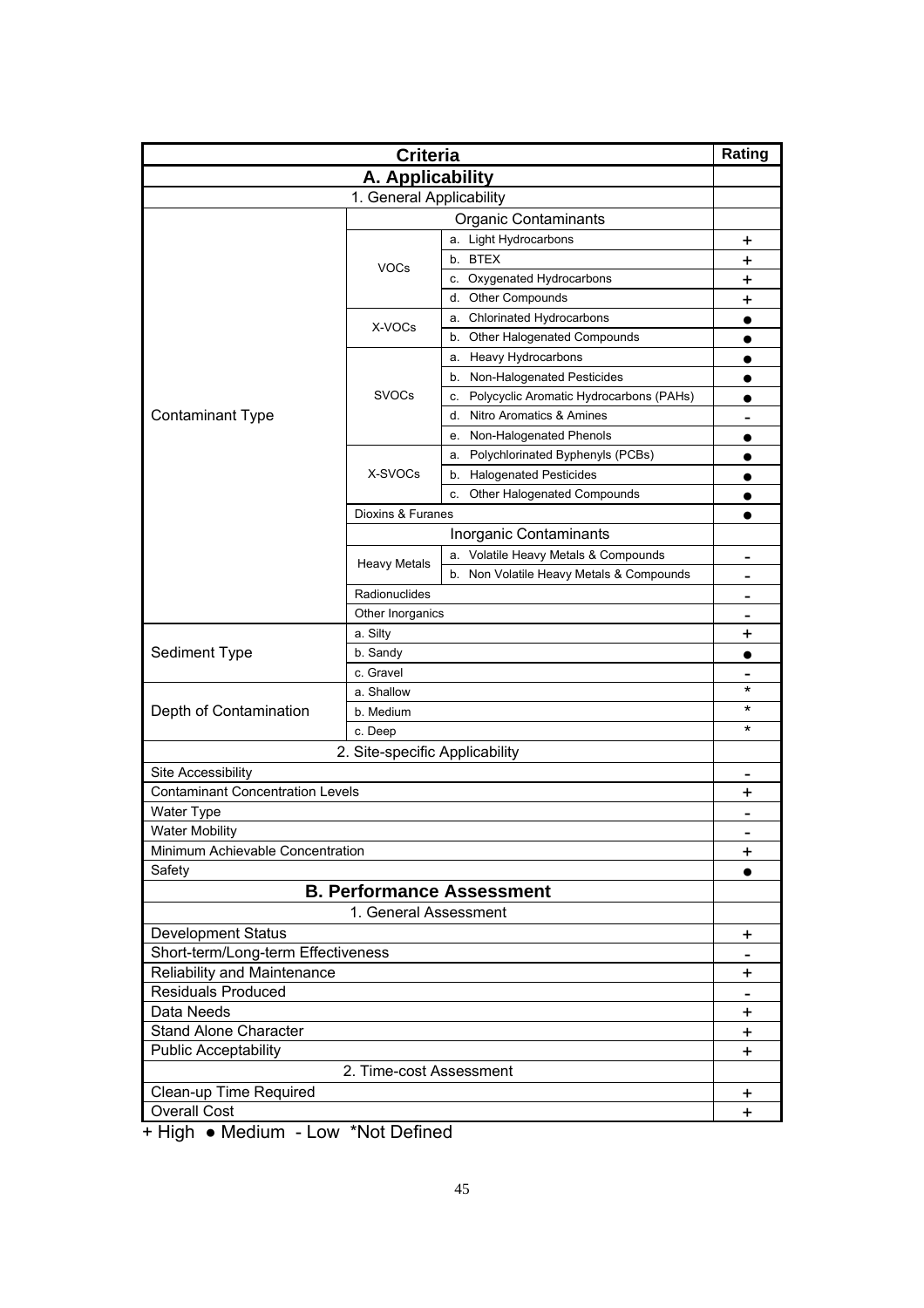| Criteria | | | Rating |
|---|---|---|---|
| **A. Applicability** | | | |
| 1. General Applicability | | | |
| | Organic Contaminants | | |
| Contaminant Type | VOCs | a. Light Hydrocarbons | + |
| | | b. BTEX | + |
| | | c. Oxygenated Hydrocarbons | + |
| | | d. Other Compounds | + |
| | X-VOCs | a. Chlorinated Hydrocarbons | ● |
| | | b. Other Halogenated Compounds | ● |
| | SVOCs | a. Heavy Hydrocarbons | ● |
| | | b. Non-Halogenated Pesticides | ● |
| | | c. Polycyclic Aromatic Hydrocarbons (PAHs) | ● |
| | | d. Nitro Aromatics & Amines | - |
| | | e. Non-Halogenated Phenols | ● |
| | X-SVOCs | a. Polychlorinated Byphenyls (PCBs) | ● |
| | | b. Halogenated Pesticides | ● |
| | | c. Other Halogenated Compounds | ● |
| | Dioxins & Furanes | | ● |
| | Inorganic Contaminants | | |
| | Heavy Metals | a. Volatile Heavy Metals & Compounds | - |
| | | b. Non Volatile Heavy Metals & Compounds | - |
| | Radionuclides | | - |
| | Other Inorganics | | - |
| Sediment Type | a. Silty | | + |
| | b. Sandy | | ● |
| | c. Gravel | | - |
| Depth of Contamination | a. Shallow | | * |
| | b. Medium | | * |
| | c. Deep | | * |
| 2. Site-specific Applicability | | | |
| Site Accessibility | | | - |
| Contaminant Concentration Levels | | | + |
| Water Type | | | - |
| Water Mobility | | | - |
| Minimum Achievable Concentration | | | + |
| Safety | | | ● |
| **B. Performance Assessment** | | | |
| 1. General Assessment | | | |
| Development Status | | | + |
| Short-term/Long-term Effectiveness | | | - |
| Reliability and Maintenance | | | + |
| Residuals Produced | | | - |
| Data Needs | | | + |
| Stand Alone Character | | | + |
| Public Acceptability | | | + |
| 2. Time-cost Assessment | | | |
| Clean-up Time Required | | | + |
| Overall Cost | | | + |

+ High ● Medium - Low *Not Defined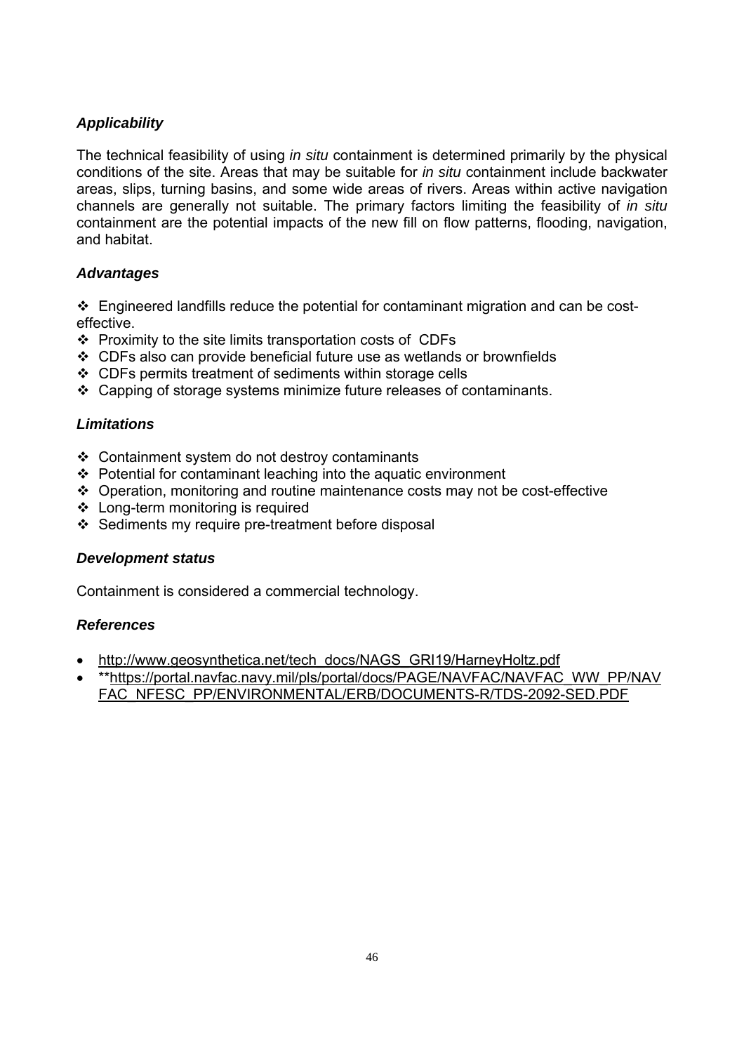### *Applicability*

The technical feasibility of using *in situ* containment is determined primarily by the physical conditions of the site. Areas that may be suitable for *in situ* containment include backwater areas, slips, turning basins, and some wide areas of rivers. Areas within active navigation channels are generally not suitable. The primary factors limiting the feasibility of *in situ* containment are the potential impacts of the new fill on flow patterns, flooding, navigation, and habitat.

### *Advantages*

- Engineered landfills reduce the potential for contaminant migration and can be cost-effective.
- Proximity to the site limits transportation costs of CDFs
- CDFs also can provide beneficial future use as wetlands or brownfields
- CDFs permits treatment of sediments within storage cells
- Capping of storage systems minimize future releases of contaminants.

### *Limitations*

- Containment system do not destroy contaminants
- Potential for contaminant leaching into the aquatic environment
- Operation, monitoring and routine maintenance costs may not be cost-effective
- Long-term monitoring is required
- Sediments my require pre-treatment before disposal

### *Development status*

Containment is considered a commercial technology.

### *References*

- http://www.geosynthetica.net/tech_docs/NAGS_GRI19/HarneyHoltz.pdf
- **https://portal.navfac.navy.mil/pls/portal/docs/PAGE/NAVFAC/NAVFAC_WW_PP/NAVFAC_NFESC_PP/ENVIRONMENTAL/ERB/DOCUMENTS-R/TDS-2092-SED.PDF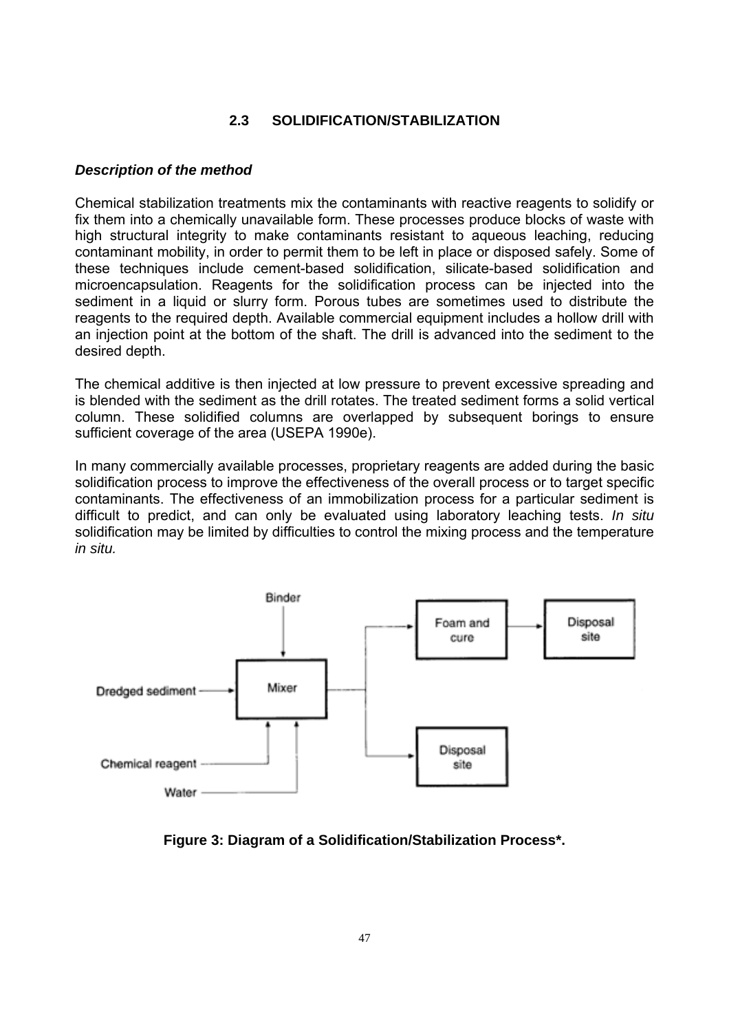## 2.3 SOLIDIFICATION/STABILIZATION

***Description of the method***

Chemical stabilization treatments mix the contaminants with reactive reagents to solidify or fix them into a chemically unavailable form. These processes produce blocks of waste with high structural integrity to make contaminants resistant to aqueous leaching, reducing contaminant mobility, in order to permit them to be left in place or disposed safely. Some of these techniques include cement-based solidification, silicate-based solidification and microencapsulation. Reagents for the solidification process can be injected into the sediment in a liquid or slurry form. Porous tubes are sometimes used to distribute the reagents to the required depth. Available commercial equipment includes a hollow drill with an injection point at the bottom of the shaft. The drill is advanced into the sediment to the desired depth.

The chemical additive is then injected at low pressure to prevent excessive spreading and is blended with the sediment as the drill rotates. The treated sediment forms a solid vertical column. These solidified columns are overlapped by subsequent borings to ensure sufficient coverage of the area (USEPA 1990e).

In many commercially available processes, proprietary reagents are added during the basic solidification process to improve the effectiveness of the overall process or to target specific contaminants. The effectiveness of an immobilization process for a particular sediment is difficult to predict, and can only be evaluated using laboratory leaching tests. *In situ* solidification may be limited by difficulties to control the mixing process and the temperature *in situ.*

**Figure 3: Diagram of a Solidification/Stabilization Process\*.**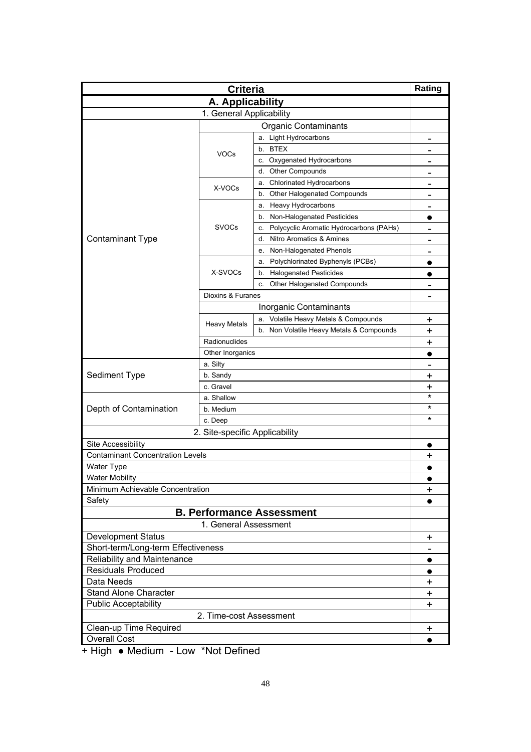| Criteria | | | Rating |
|---|---|---|---|
| **A. Applicability** | | | |
| 1. General Applicability | | | |
| | Organic Contaminants | | |
| Contaminant Type | VOCs | a. Light Hydrocarbons | - |
| | | b. BTEX | - |
| | | c. Oxygenated Hydrocarbons | - |
| | | d. Other Compounds | - |
| | X-VOCs | a. Chlorinated Hydrocarbons | - |
| | | b. Other Halogenated Compounds | - |
| | SVOCs | a. Heavy Hydrocarbons | - |
| | | b. Non-Halogenated Pesticides | ● |
| | | c. Polycyclic Aromatic Hydrocarbons (PAHs) | - |
| | | d. Nitro Aromatics & Amines | - |
| | | e. Non-Halogenated Phenols | - |
| | X-SVOCs | a. Polychlorinated Byphenyls (PCBs) | ● |
| | | b. Halogenated Pesticides | ● |
| | | c. Other Halogenated Compounds | - |
| | Dioxins & Furanes | | - |
| | Inorganic Contaminants | | |
| | Heavy Metals | a. Volatile Heavy Metals & Compounds | + |
| | | b. Non Volatile Heavy Metals & Compounds | + |
| | Radionuclides | | + |
| | Other Inorganics | | ● |
| Sediment Type | a. Silty | | - |
| | b. Sandy | | + |
| | c. Gravel | | + |
| Depth of Contamination | a. Shallow | | * |
| | b. Medium | | * |
| | c. Deep | | * |
| 2. Site-specific Applicability | | | |
| Site Accessibility | | | ● |
| Contaminant Concentration Levels | | | + |
| Water Type | | | ● |
| Water Mobility | | | ● |
| Minimum Achievable Concentration | | | + |
| Safety | | | ● |
| **B. Performance Assessment** | | | |
| 1. General Assessment | | | |
| Development Status | | | + |
| Short-term/Long-term Effectiveness | | | - |
| Reliability and Maintenance | | | ● |
| Residuals Produced | | | ● |
| Data Needs | | | + |
| Stand Alone Character | | | + |
| Public Acceptability | | | + |
| 2. Time-cost Assessment | | | |
| Clean-up Time Required | | | + |
| Overall Cost | | | ● |

+ High ● Medium - Low *Not Defined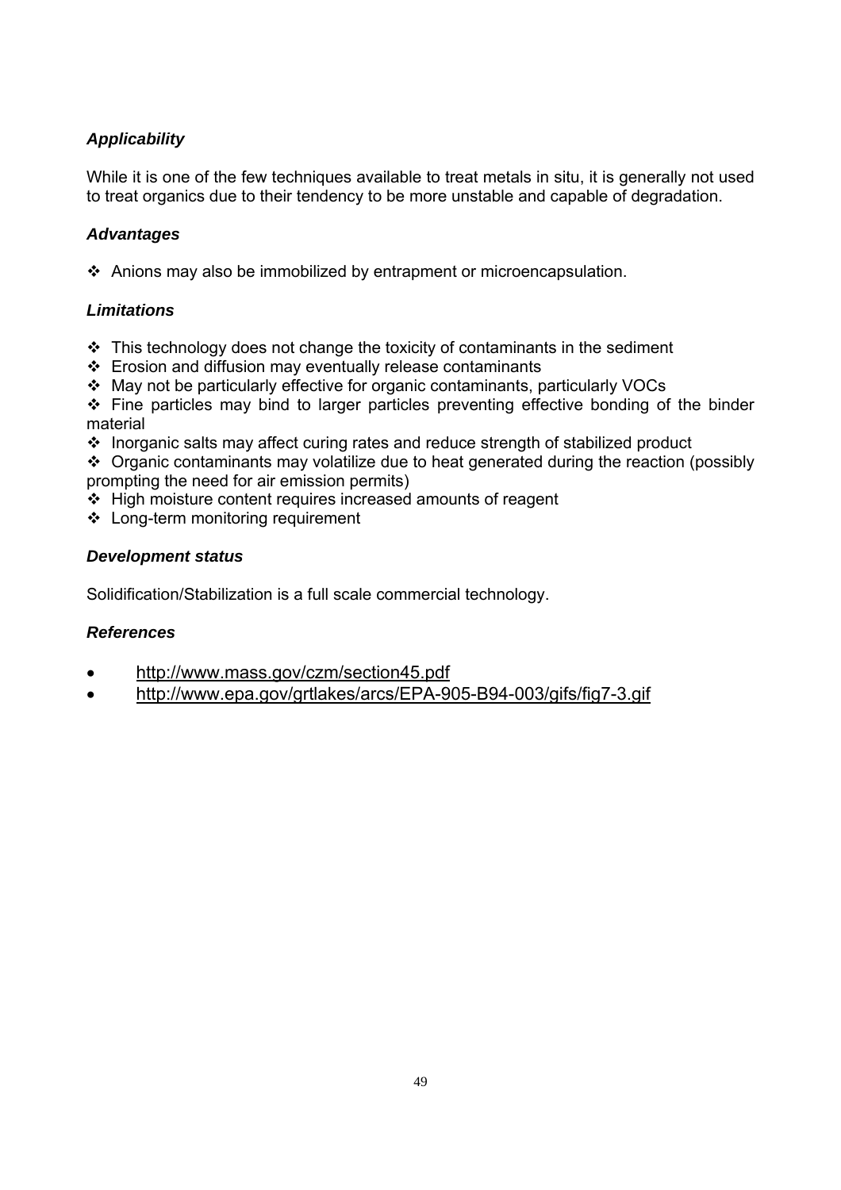### *Applicability*

While it is one of the few techniques available to treat metals in situ, it is generally not used to treat organics due to their tendency to be more unstable and capable of degradation.

### *Advantages*

- Anions may also be immobilized by entrapment or microencapsulation.

### *Limitations*

- This technology does not change the toxicity of contaminants in the sediment
- Erosion and diffusion may eventually release contaminants
- May not be particularly effective for organic contaminants, particularly VOCs
- Fine particles may bind to larger particles preventing effective bonding of the binder material
- Inorganic salts may affect curing rates and reduce strength of stabilized product
- Organic contaminants may volatilize due to heat generated during the reaction (possibly prompting the need for air emission permits)
- High moisture content requires increased amounts of reagent
- Long-term monitoring requirement

### *Development status*

Solidification/Stabilization is a full scale commercial technology.

### *References*

- http://www.mass.gov/czm/section45.pdf
- http://www.epa.gov/grtlakes/arcs/EPA-905-B94-003/gifs/fig7-3.gif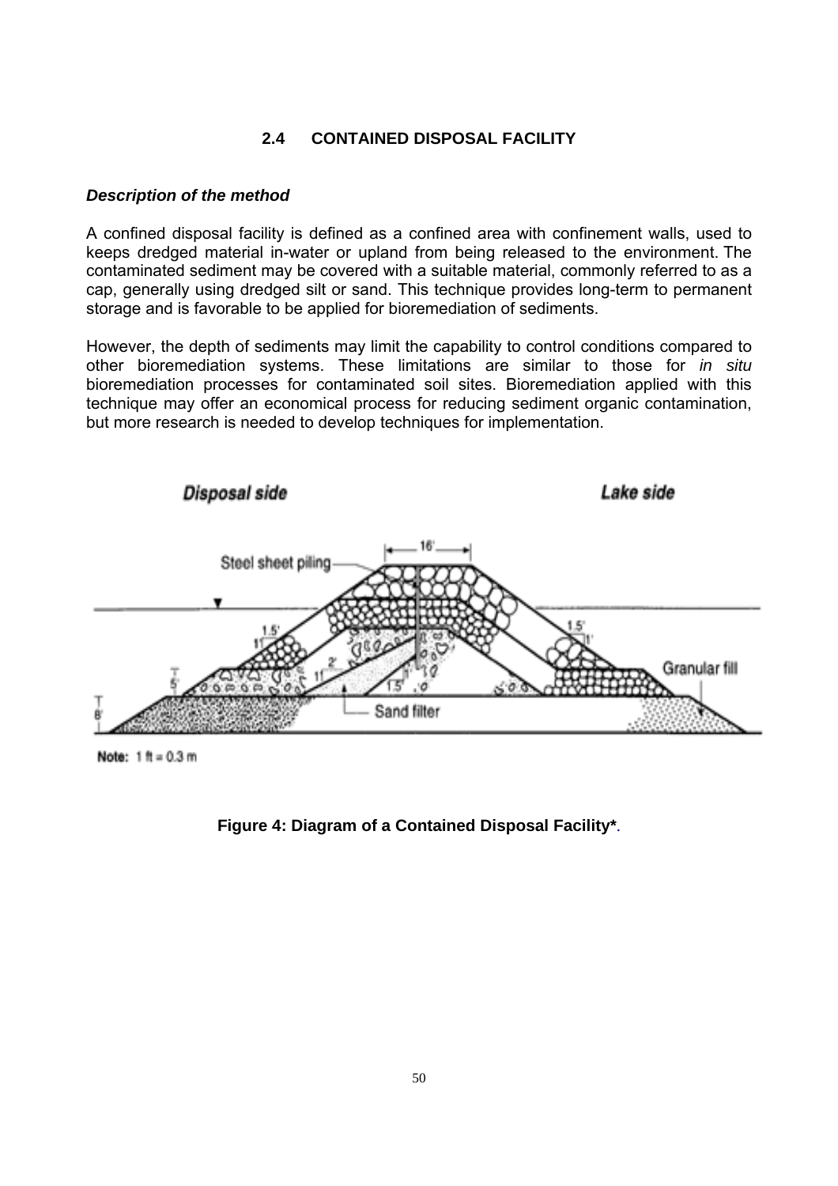## 2.4 CONTAINED DISPOSAL FACILITY

***Description of the method***

A confined disposal facility is defined as a confined area with confinement walls, used to keeps dredged material in-water or upland from being released to the environment. The contaminated sediment may be covered with a suitable material, commonly referred to as a cap, generally using dredged silt or sand. This technique provides long-term to permanent storage and is favorable to be applied for bioremediation of sediments.

However, the depth of sediments may limit the capability to control conditions compared to other bioremediation systems. These limitations are similar to those for *in situ* bioremediation processes for contaminated soil sites. Bioremediation applied with this technique may offer an economical process for reducing sediment organic contamination, but more research is needed to develop techniques for implementation.

**Figure 4: Diagram of a Contained Disposal Facility\***.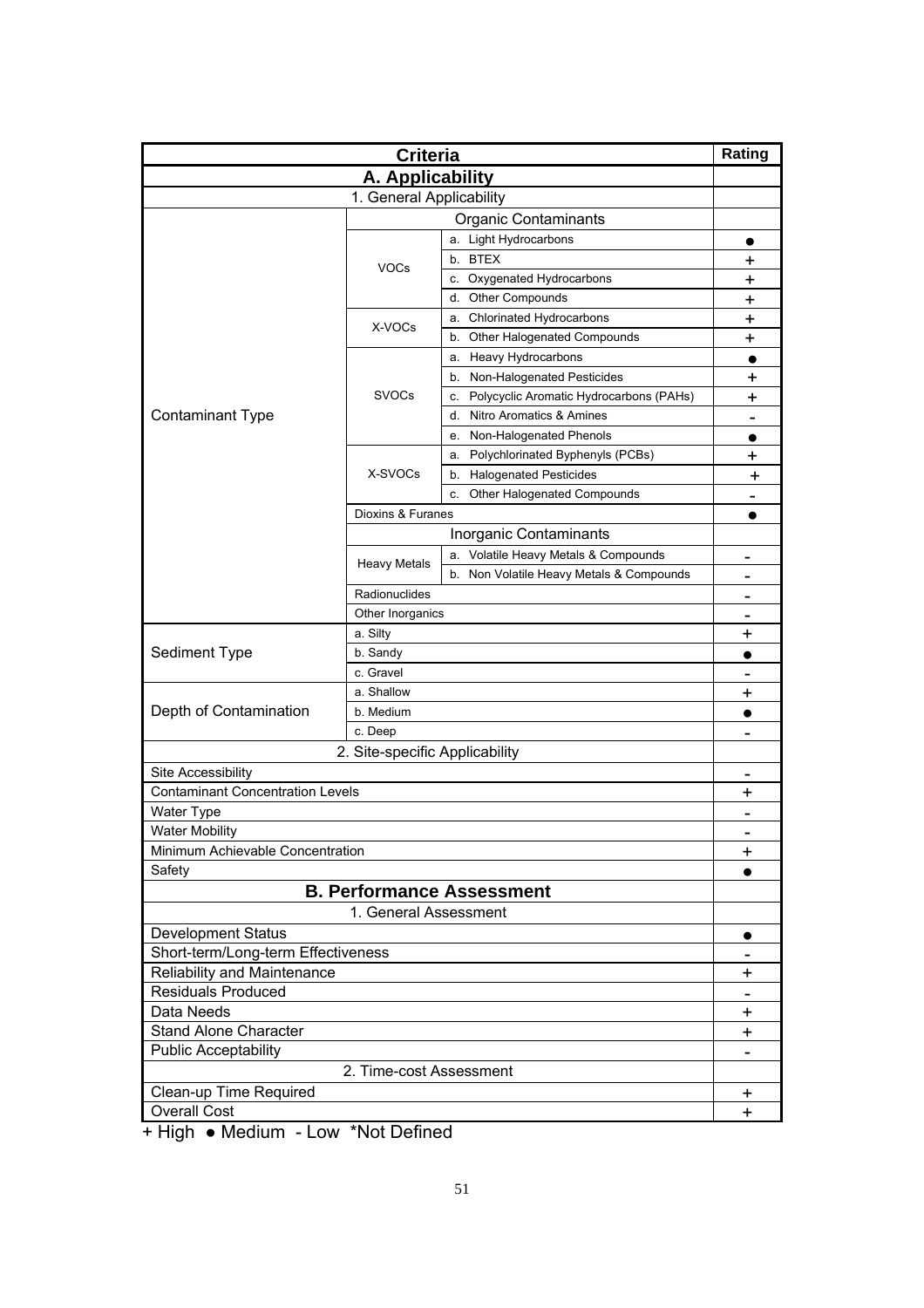| Criteria | | | Rating |
|---|---|---|---|
| **A. Applicability** | | | |
| 1. General Applicability | | | |
| Contaminant Type | Organic Contaminants | | |
| | VOCs | a. Light Hydrocarbons | ● |
| | | b. BTEX | + |
| | | c. Oxygenated Hydrocarbons | + |
| | | d. Other Compounds | + |
| | X-VOCs | a. Chlorinated Hydrocarbons | + |
| | | b. Other Halogenated Compounds | + |
| | SVOCs | a. Heavy Hydrocarbons | ● |
| | | b. Non-Halogenated Pesticides | + |
| | | c. Polycyclic Aromatic Hydrocarbons (PAHs) | + |
| | | d. Nitro Aromatics & Amines | - |
| | | e. Non-Halogenated Phenols | ● |
| | X-SVOCs | a. Polychlorinated Byphenyls (PCBs) | + |
| | | b. Halogenated Pesticides | + |
| | | c. Other Halogenated Compounds | - |
| | Dioxins & Furanes | | ● |
| | Inorganic Contaminants | | |
| | Heavy Metals | a. Volatile Heavy Metals & Compounds | - |
| | | b. Non Volatile Heavy Metals & Compounds | - |
| | Radionuclides | | - |
| | Other Inorganics | | - |
| Sediment Type | a. Silty | | + |
| | b. Sandy | | ● |
| | c. Gravel | | - |
| Depth of Contamination | a. Shallow | | + |
| | b. Medium | | ● |
| | c. Deep | | - |
| 2. Site-specific Applicability | | | |
| Site Accessibility | | | - |
| Contaminant Concentration Levels | | | + |
| Water Type | | | - |
| Water Mobility | | | - |
| Minimum Achievable Concentration | | | + |
| Safety | | | ● |
| **B. Performance Assessment** | | | |
| 1. General Assessment | | | |
| Development Status | | | ● |
| Short-term/Long-term Effectiveness | | | - |
| Reliability and Maintenance | | | + |
| Residuals Produced | | | - |
| Data Needs | | | + |
| Stand Alone Character | | | + |
| Public Acceptability | | | - |
| 2. Time-cost Assessment | | | |
| Clean-up Time Required | | | + |
| Overall Cost | | | + |

+ High ● Medium - Low *Not Defined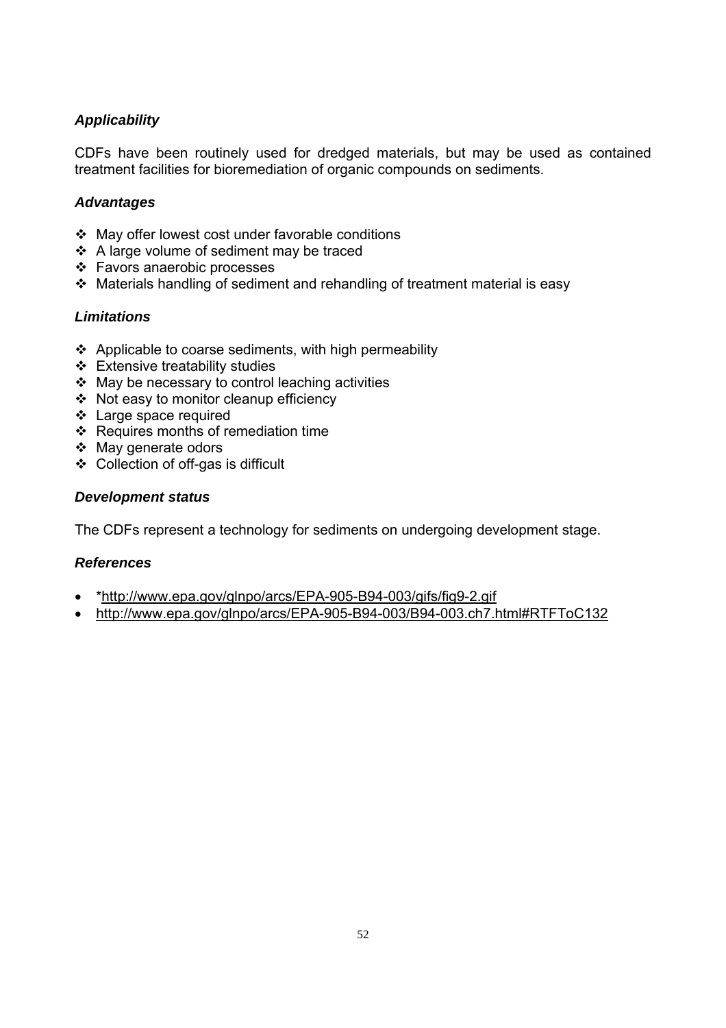### *Applicability*

CDFs have been routinely used for dredged materials, but may be used as contained treatment facilities for bioremediation of organic compounds on sediments.

### *Advantages*

- May offer lowest cost under favorable conditions
- A large volume of sediment may be traced
- Favors anaerobic processes
- Materials handling of sediment and rehandling of treatment material is easy

### *Limitations*

- Applicable to coarse sediments, with high permeability
- Extensive treatability studies
- May be necessary to control leaching activities
- Not easy to monitor cleanup efficiency
- Large space required
- Requires months of remediation time
- May generate odors
- Collection of off-gas is difficult

### *Development status*

The CDFs represent a technology for sediments on undergoing development stage.

### *References*

- *http://www.epa.gov/glnpo/arcs/EPA-905-B94-003/gifs/fig9-2.gif
- http://www.epa.gov/glnpo/arcs/EPA-905-B94-003/B94-003.ch7.html#RTFToC132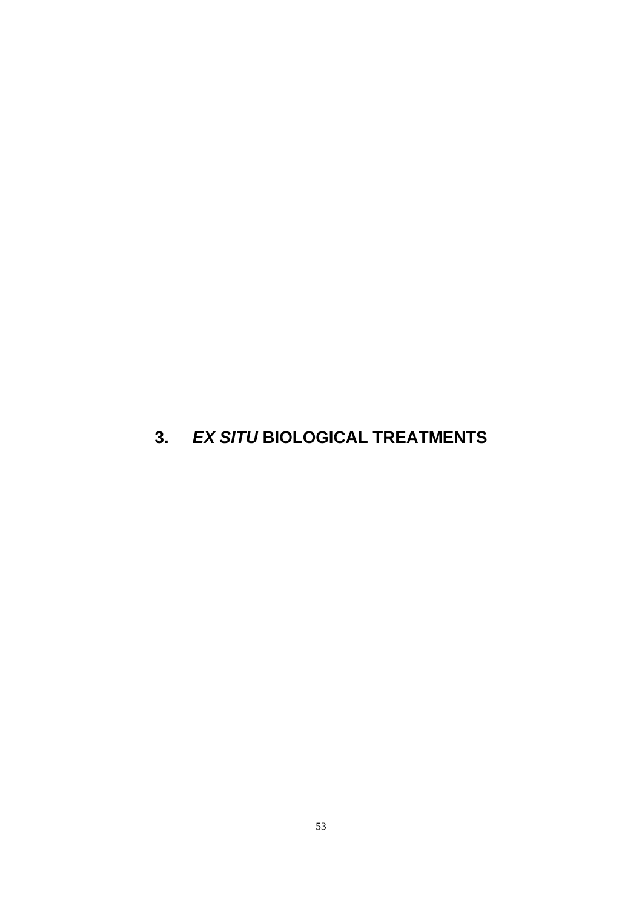# 3. *EX SITU* BIOLOGICAL TREATMENTS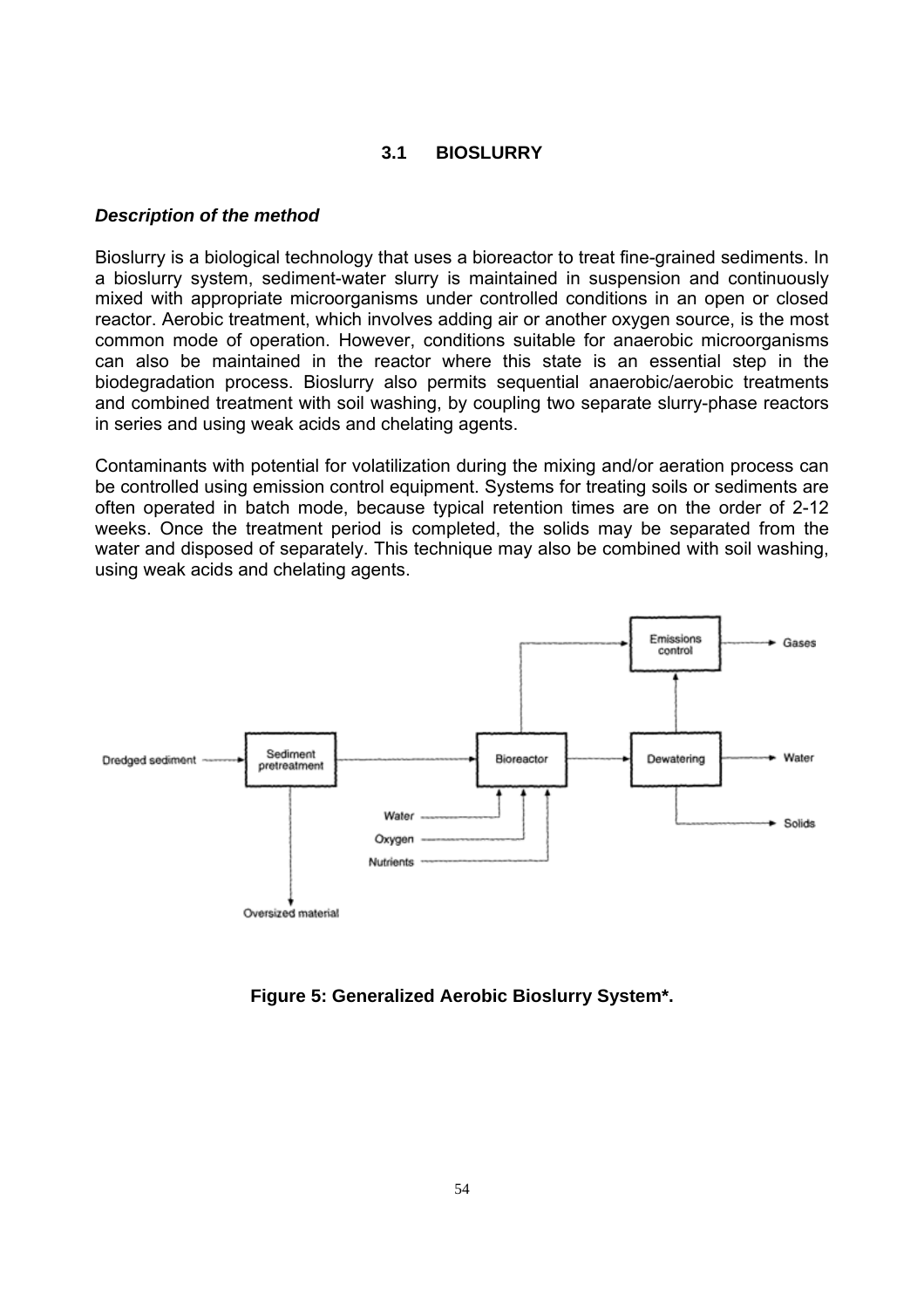### 3.1 BIOSLURRY

***Description of the method***

Bioslurry is a biological technology that uses a bioreactor to treat fine-grained sediments. In a bioslurry system, sediment-water slurry is maintained in suspension and continuously mixed with appropriate microorganisms under controlled conditions in an open or closed reactor. Aerobic treatment, which involves adding air or another oxygen source, is the most common mode of operation. However, conditions suitable for anaerobic microorganisms can also be maintained in the reactor where this state is an essential step in the biodegradation process. Bioslurry also permits sequential anaerobic/aerobic treatments and combined treatment with soil washing, by coupling two separate slurry-phase reactors in series and using weak acids and chelating agents.

Contaminants with potential for volatilization during the mixing and/or aeration process can be controlled using emission control equipment. Systems for treating soils or sediments are often operated in batch mode, because typical retention times are on the order of 2-12 weeks. Once the treatment period is completed, the solids may be separated from the water and disposed of separately. This technique may also be combined with soil washing, using weak acids and chelating agents.

Dredged sediment → Sediment pretreatment → Bioreactor → Dewatering → Water

Sediment pretreatment → Oversized material

Water, Oxygen, Nutrients → Bioreactor

Bioreactor → Emissions control → Gases

Dewatering → Emissions control

Dewatering → Solids

**Figure 5: Generalized Aerobic Bioslurry System*.**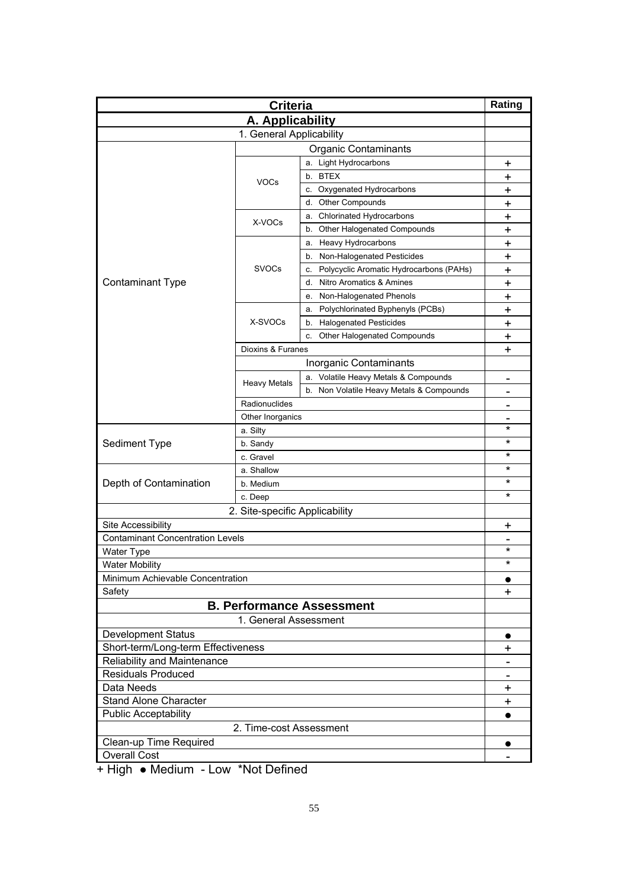| Criteria | | | Rating |
|---|---|---|---|
| **A. Applicability** | | | |
| 1. General Applicability | | | |
| Contaminant Type | Organic Contaminants | | |
| | VOCs | a. Light Hydrocarbons | + |
| | | b. BTEX | + |
| | | c. Oxygenated Hydrocarbons | + |
| | | d. Other Compounds | + |
| | X-VOCs | a. Chlorinated Hydrocarbons | + |
| | | b. Other Halogenated Compounds | + |
| | SVOCs | a. Heavy Hydrocarbons | + |
| | | b. Non-Halogenated Pesticides | + |
| | | c. Polycyclic Aromatic Hydrocarbons (PAHs) | + |
| | | d. Nitro Aromatics & Amines | + |
| | | e. Non-Halogenated Phenols | + |
| | X-SVOCs | a. Polychlorinated Byphenyls (PCBs) | + |
| | | b. Halogenated Pesticides | + |
| | | c. Other Halogenated Compounds | + |
| | Dioxins & Furanes | | + |
| | Inorganic Contaminants | | |
| | Heavy Metals | a. Volatile Heavy Metals & Compounds | - |
| | | b. Non Volatile Heavy Metals & Compounds | - |
| | Radionuclides | | - |
| | Other Inorganics | | - |
| Sediment Type | a. Silty | | * |
| | b. Sandy | | * |
| | c. Gravel | | * |
| Depth of Contamination | a. Shallow | | * |
| | b. Medium | | * |
| | c. Deep | | * |
| 2. Site-specific Applicability | | | |
| Site Accessibility | | | + |
| Contaminant Concentration Levels | | | - |
| Water Type | | | * |
| Water Mobility | | | * |
| Minimum Achievable Concentration | | | ● |
| Safety | | | + |
| **B. Performance Assessment** | | | |
| 1. General Assessment | | | |
| Development Status | | | ● |
| Short-term/Long-term Effectiveness | | | + |
| Reliability and Maintenance | | | - |
| Residuals Produced | | | - |
| Data Needs | | | + |
| Stand Alone Character | | | + |
| Public Acceptability | | | ● |
| 2. Time-cost Assessment | | | |
| Clean-up Time Required | | | ● |
| Overall Cost | | | - |

+ High ● Medium - Low *Not Defined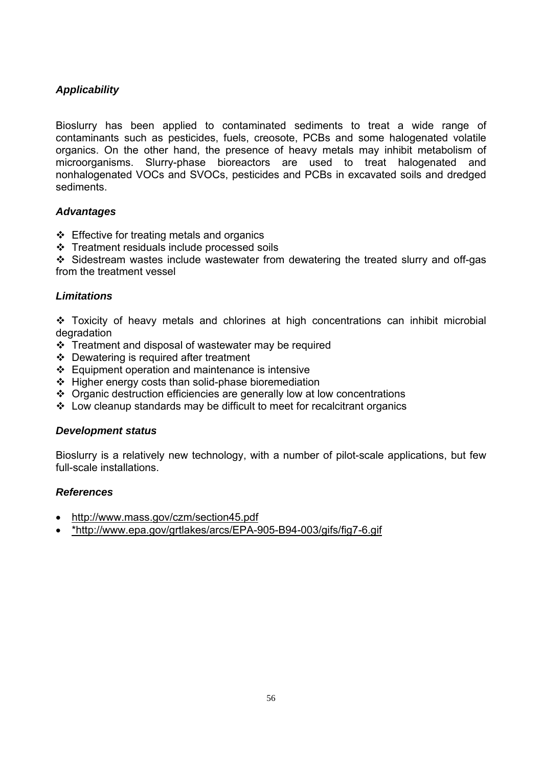### *Applicability*

Bioslurry has been applied to contaminated sediments to treat a wide range of contaminants such as pesticides, fuels, creosote, PCBs and some halogenated volatile organics. On the other hand, the presence of heavy metals may inhibit metabolism of microorganisms. Slurry-phase bioreactors are used to treat halogenated and nonhalogenated VOCs and SVOCs, pesticides and PCBs in excavated soils and dredged sediments.

### *Advantages*

- ❖ Effective for treating metals and organics
- ❖ Treatment residuals include processed soils
- ❖ Sidestream wastes include wastewater from dewatering the treated slurry and off-gas from the treatment vessel

### *Limitations*

- ❖ Toxicity of heavy metals and chlorines at high concentrations can inhibit microbial degradation
- ❖ Treatment and disposal of wastewater may be required
- ❖ Dewatering is required after treatment
- ❖ Equipment operation and maintenance is intensive
- ❖ Higher energy costs than solid-phase bioremediation
- ❖ Organic destruction efficiencies are generally low at low concentrations
- ❖ Low cleanup standards may be difficult to meet for recalcitrant organics

### *Development status*

Bioslurry is a relatively new technology, with a number of pilot-scale applications, but few full-scale installations.

### *References*

- http://www.mass.gov/czm/section45.pdf
- *http://www.epa.gov/grtlakes/arcs/EPA-905-B94-003/gifs/fig7-6.gif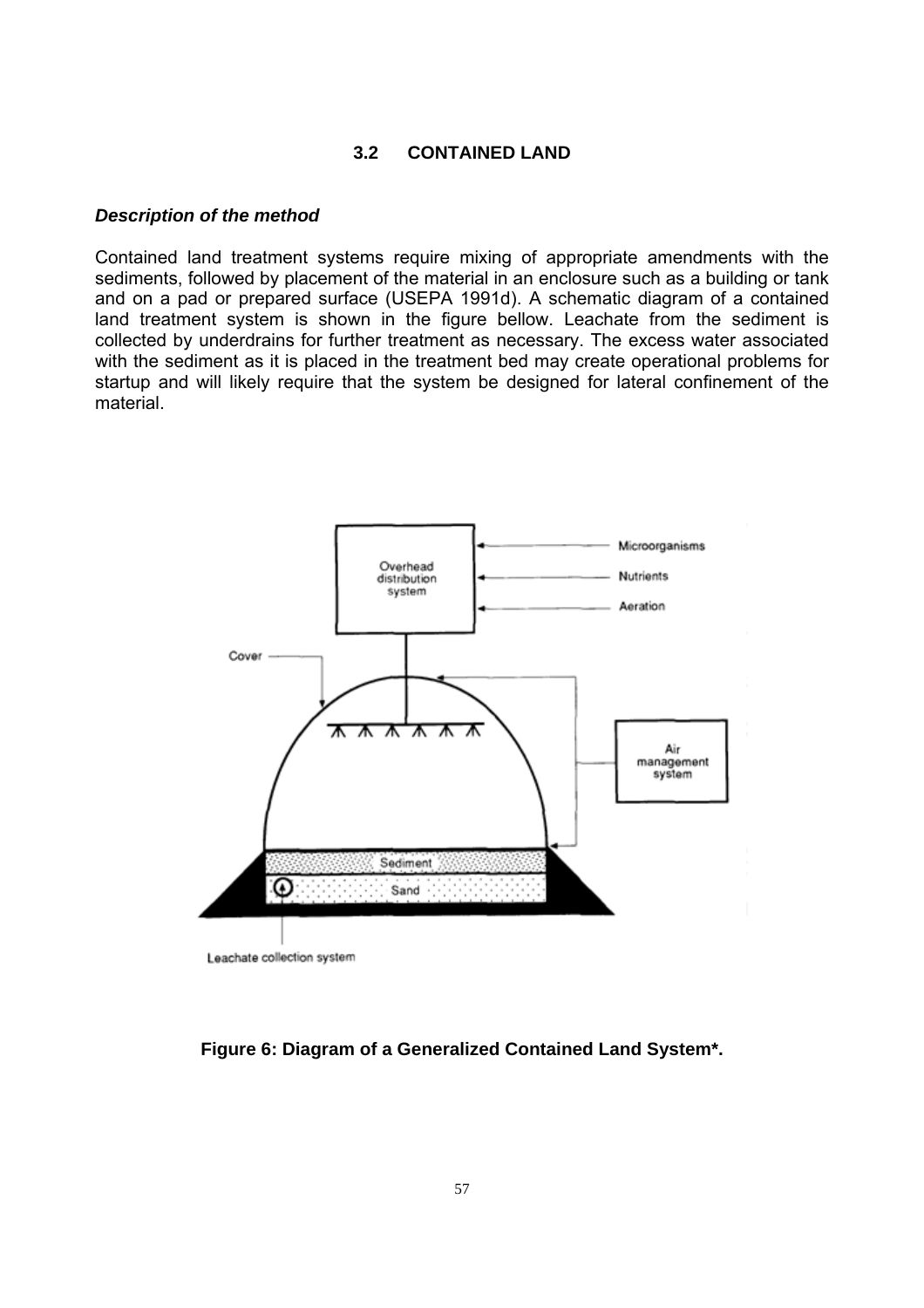## 3.2 CONTAINED LAND

***Description of the method***

Contained land treatment systems require mixing of appropriate amendments with the sediments, followed by placement of the material in an enclosure such as a building or tank and on a pad or prepared surface (USEPA 1991d). A schematic diagram of a contained land treatment system is shown in the figure bellow. Leachate from the sediment is collected by underdrains for further treatment as necessary. The excess water associated with the sediment as it is placed in the treatment bed may create operational problems for startup and will likely require that the system be designed for lateral confinement of the material.

**Figure 6: Diagram of a Generalized Contained Land System*.**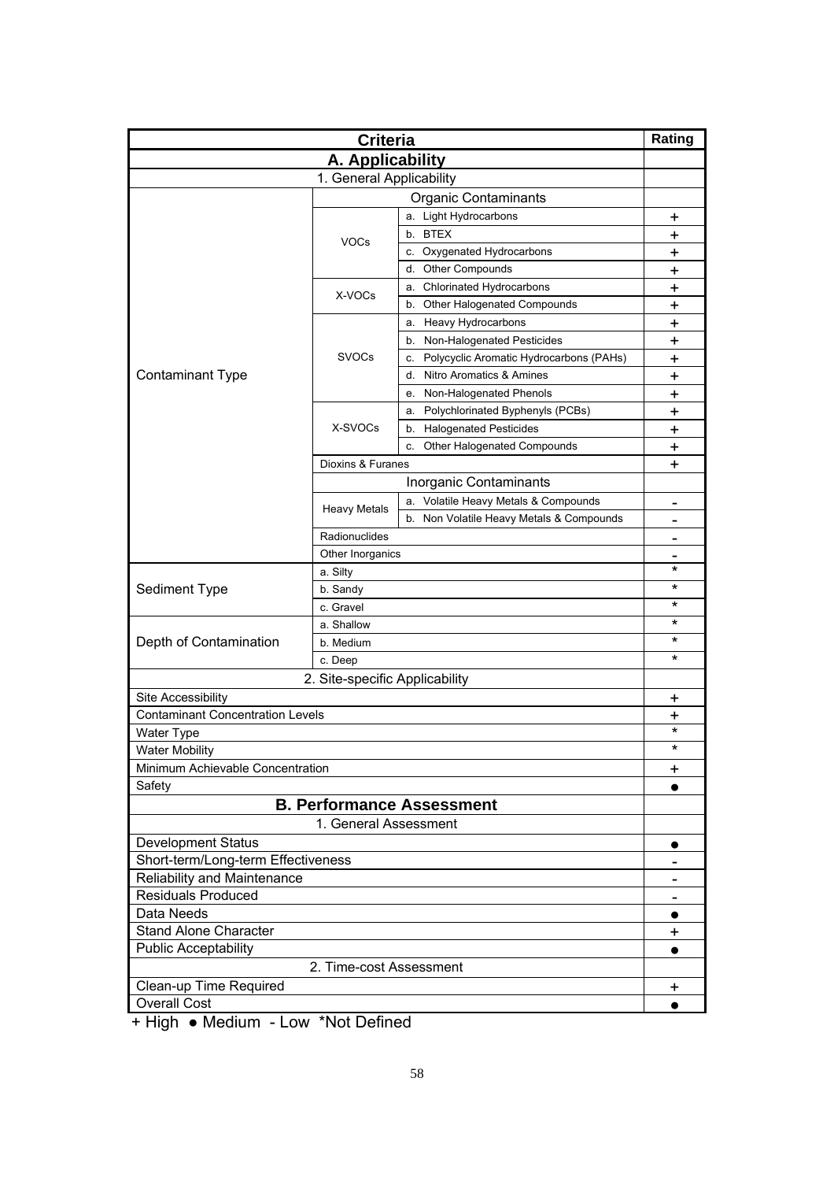| Criteria | | | Rating |
|---|---|---|---|
| **A. Applicability** | | | |
| 1. General Applicability | | | |
| | Organic Contaminants | | |
| Contaminant Type | VOCs | a. Light Hydrocarbons | + |
| | | b. BTEX | + |
| | | c. Oxygenated Hydrocarbons | + |
| | | d. Other Compounds | + |
| | X-VOCs | a. Chlorinated Hydrocarbons | + |
| | | b. Other Halogenated Compounds | + |
| | SVOCs | a. Heavy Hydrocarbons | + |
| | | b. Non-Halogenated Pesticides | + |
| | | c. Polycyclic Aromatic Hydrocarbons (PAHs) | + |
| | | d. Nitro Aromatics & Amines | + |
| | | e. Non-Halogenated Phenols | + |
| | X-SVOCs | a. Polychlorinated Byphenyls (PCBs) | + |
| | | b. Halogenated Pesticides | + |
| | | c. Other Halogenated Compounds | + |
| | Dioxins & Furanes | | + |
| | Inorganic Contaminants | | |
| | Heavy Metals | a. Volatile Heavy Metals & Compounds | - |
| | | b. Non Volatile Heavy Metals & Compounds | - |
| | Radionuclides | | - |
| | Other Inorganics | | - |
| Sediment Type | a. Silty | | * |
| | b. Sandy | | * |
| | c. Gravel | | * |
| Depth of Contamination | a. Shallow | | * |
| | b. Medium | | * |
| | c. Deep | | * |
| 2. Site-specific Applicability | | | |
| Site Accessibility | | | + |
| Contaminant Concentration Levels | | | + |
| Water Type | | | * |
| Water Mobility | | | * |
| Minimum Achievable Concentration | | | + |
| Safety | | | ● |
| **B. Performance Assessment** | | | |
| 1. General Assessment | | | |
| Development Status | | | ● |
| Short-term/Long-term Effectiveness | | | - |
| Reliability and Maintenance | | | - |
| Residuals Produced | | | - |
| Data Needs | | | ● |
| Stand Alone Character | | | + |
| Public Acceptability | | | ● |
| 2. Time-cost Assessment | | | |
| Clean-up Time Required | | | + |
| Overall Cost | | | ● |

+ High ● Medium - Low *Not Defined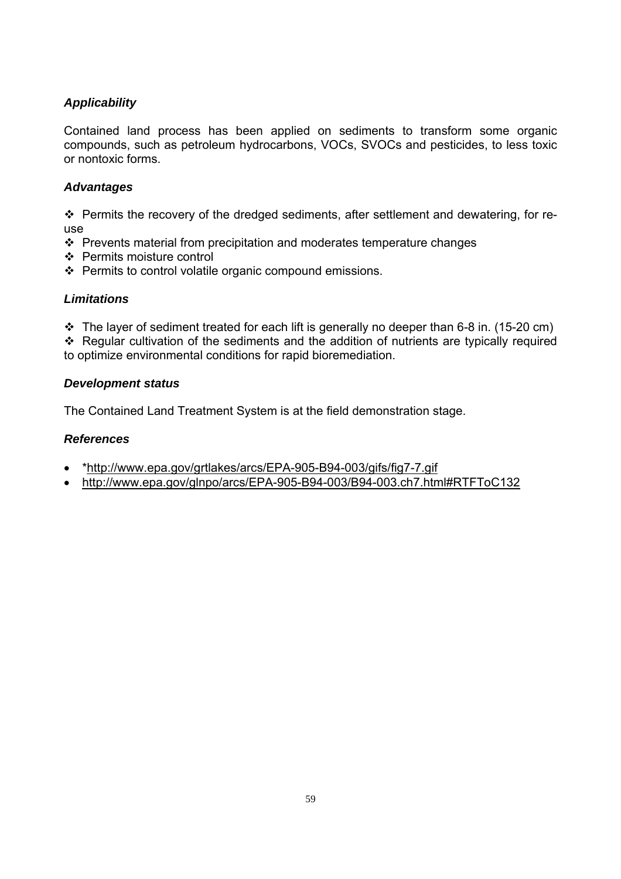### *Applicability*

Contained land process has been applied on sediments to transform some organic compounds, such as petroleum hydrocarbons, VOCs, SVOCs and pesticides, to less toxic or nontoxic forms.

### *Advantages*

- Permits the recovery of the dredged sediments, after settlement and dewatering, for re-use
- Prevents material from precipitation and moderates temperature changes
- Permits moisture control
- Permits to control volatile organic compound emissions.

### *Limitations*

- The layer of sediment treated for each lift is generally no deeper than 6-8 in. (15-20 cm)
- Regular cultivation of the sediments and the addition of nutrients are typically required to optimize environmental conditions for rapid bioremediation.

### *Development status*

The Contained Land Treatment System is at the field demonstration stage.

### *References*

- *http://www.epa.gov/grtlakes/arcs/EPA-905-B94-003/gifs/fig7-7.gif
- http://www.epa.gov/glnpo/arcs/EPA-905-B94-003/B94-003.ch7.html#RTFToC132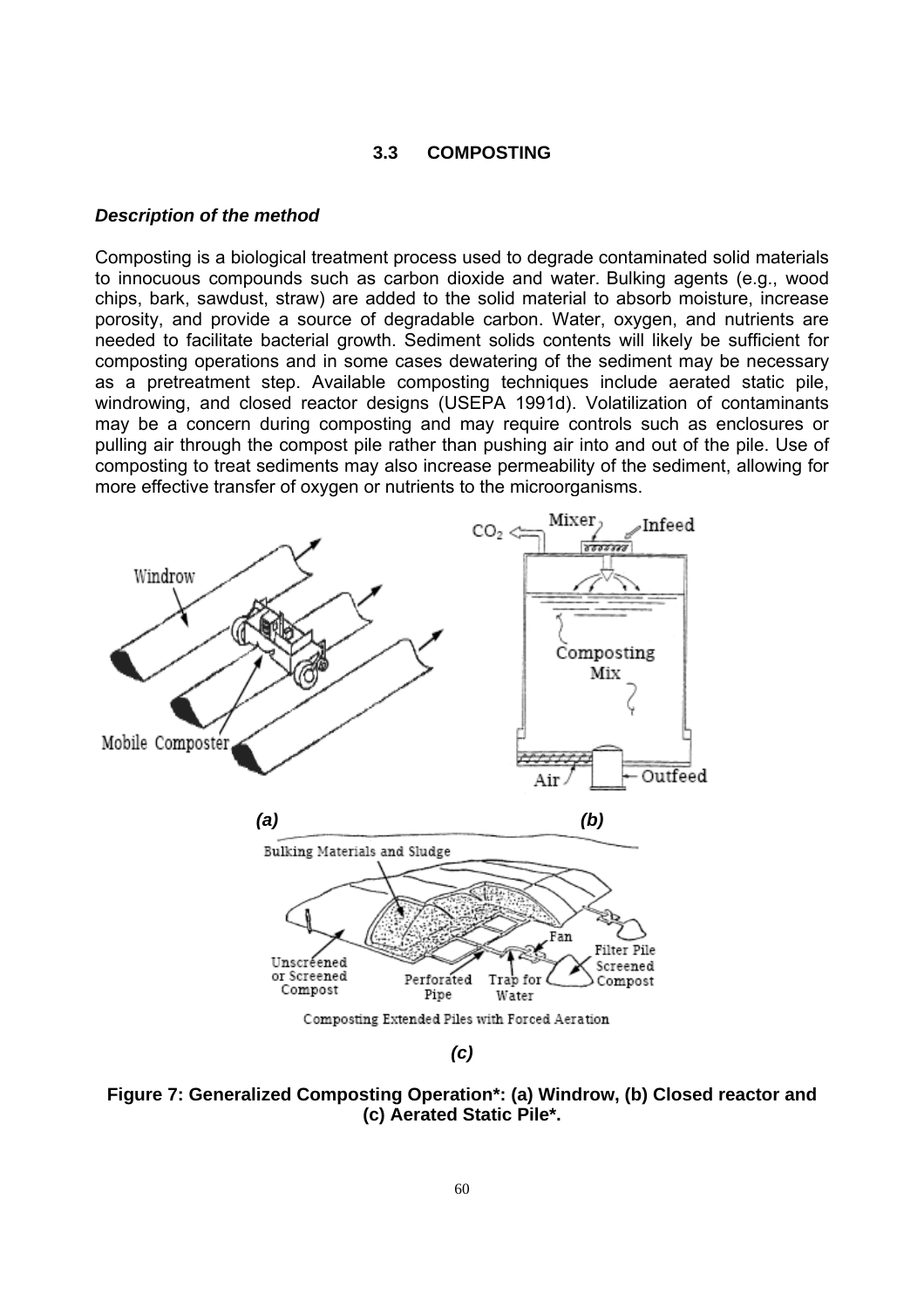### 3.3 COMPOSTING

***Description of the method***

Composting is a biological treatment process used to degrade contaminated solid materials to innocuous compounds such as carbon dioxide and water. Bulking agents (e.g., wood chips, bark, sawdust, straw) are added to the solid material to absorb moisture, increase porosity, and provide a source of degradable carbon. Water, oxygen, and nutrients are needed to facilitate bacterial growth. Sediment solids contents will likely be sufficient for composting operations and in some cases dewatering of the sediment may be necessary as a pretreatment step. Available composting techniques include aerated static pile, windrowing, and closed reactor designs (USEPA 1991d). Volatilization of contaminants may be a concern during composting and may require controls such as enclosures or pulling air through the compost pile rather than pushing air into and out of the pile. Use of composting to treat sediments may also increase permeability of the sediment, allowing for more effective transfer of oxygen or nutrients to the microorganisms.

**Figure 7: Generalized Composting Operation\*: (a) Windrow, (b) Closed reactor and (c) Aerated Static Pile\*.**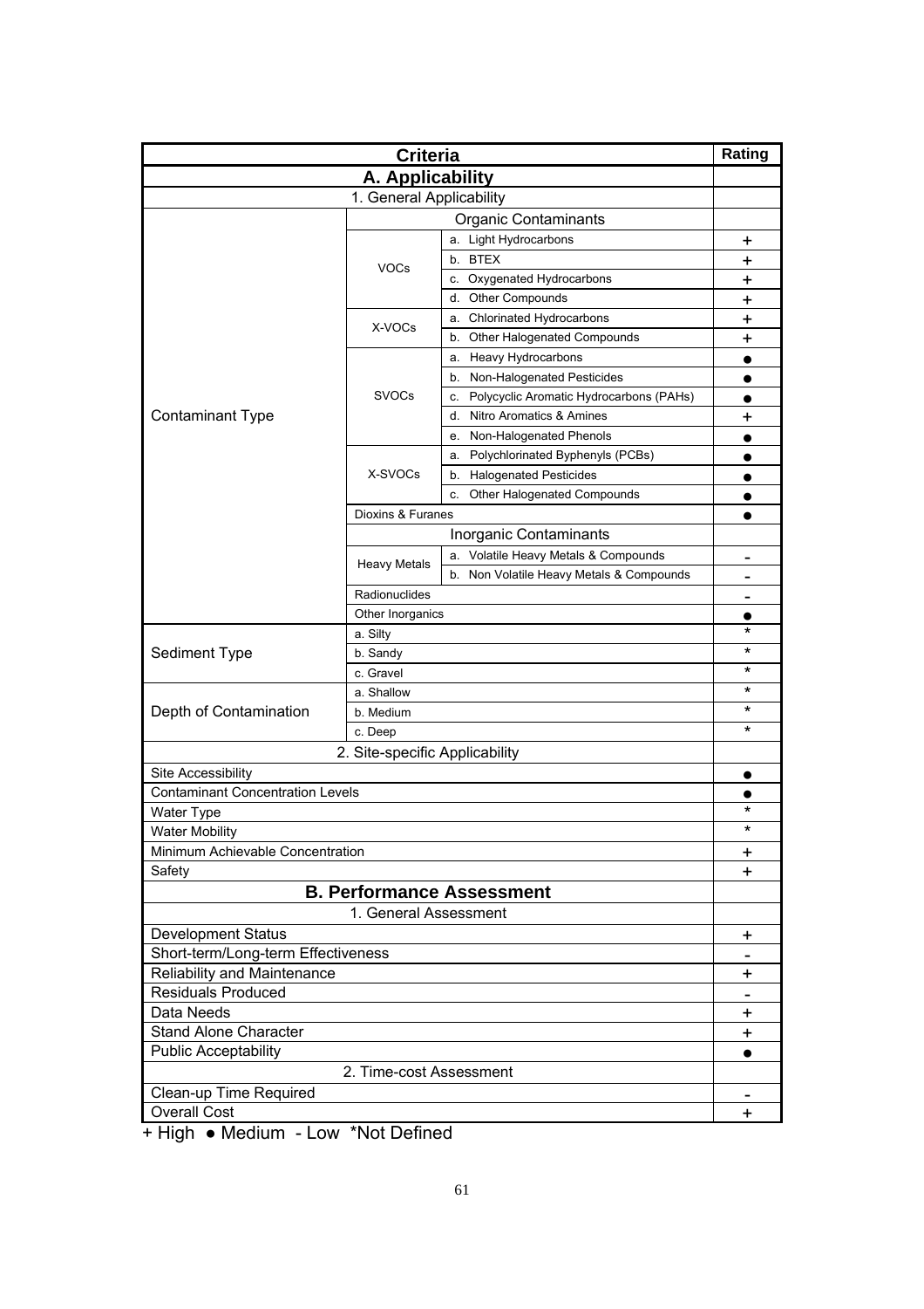| Criteria | | | Rating |
|---|---|---|---|
| **A. Applicability** | | | |
| 1. General Applicability | | | |
| | Organic Contaminants | | |
| Contaminant Type | VOCs | a. Light Hydrocarbons | + |
| | | b. BTEX | + |
| | | c. Oxygenated Hydrocarbons | + |
| | | d. Other Compounds | + |
| | X-VOCs | a. Chlorinated Hydrocarbons | + |
| | | b. Other Halogenated Compounds | + |
| | SVOCs | a. Heavy Hydrocarbons | ● |
| | | b. Non-Halogenated Pesticides | ● |
| | | c. Polycyclic Aromatic Hydrocarbons (PAHs) | ● |
| | | d. Nitro Aromatics & Amines | + |
| | | e. Non-Halogenated Phenols | ● |
| | X-SVOCs | a. Polychlorinated Byphenyls (PCBs) | ● |
| | | b. Halogenated Pesticides | ● |
| | | c. Other Halogenated Compounds | ● |
| | Dioxins & Furanes | | ● |
| | Inorganic Contaminants | | |
| | Heavy Metals | a. Volatile Heavy Metals & Compounds | - |
| | | b. Non Volatile Heavy Metals & Compounds | - |
| | Radionuclides | | - |
| | Other Inorganics | | ● |
| Sediment Type | a. Silty | | * |
| | b. Sandy | | * |
| | c. Gravel | | * |
| Depth of Contamination | a. Shallow | | * |
| | b. Medium | | * |
| | c. Deep | | * |
| 2. Site-specific Applicability | | | |
| Site Accessibility | | | ● |
| Contaminant Concentration Levels | | | ● |
| Water Type | | | * |
| Water Mobility | | | * |
| Minimum Achievable Concentration | | | + |
| Safety | | | + |
| **B. Performance Assessment** | | | |
| 1. General Assessment | | | |
| Development Status | | | + |
| Short-term/Long-term Effectiveness | | | - |
| Reliability and Maintenance | | | + |
| Residuals Produced | | | - |
| Data Needs | | | + |
| Stand Alone Character | | | + |
| Public Acceptability | | | ● |
| 2. Time-cost Assessment | | | |
| Clean-up Time Required | | | - |
| Overall Cost | | | + |

+ High ● Medium - Low *Not Defined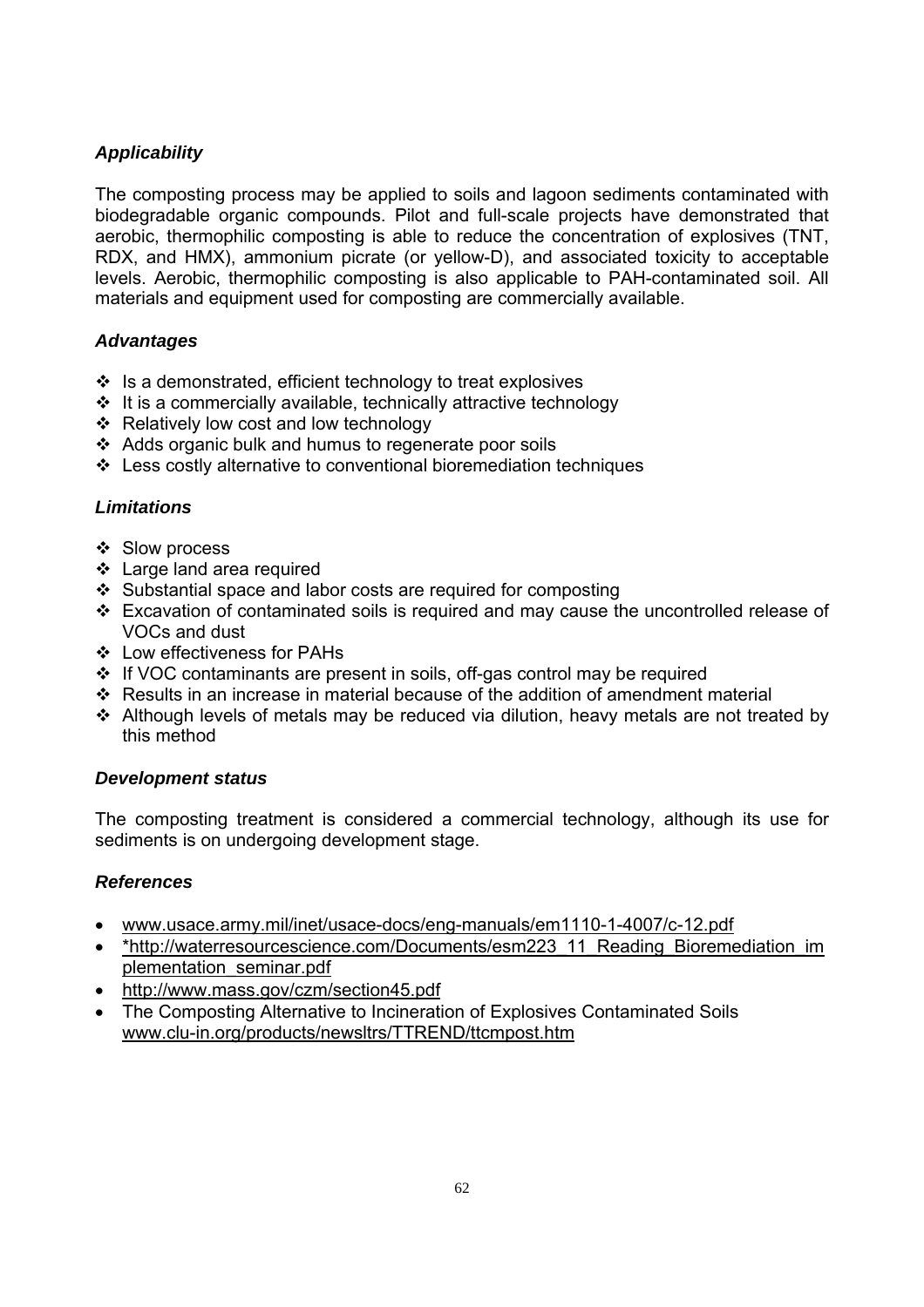### *Applicability*

The composting process may be applied to soils and lagoon sediments contaminated with biodegradable organic compounds. Pilot and full-scale projects have demonstrated that aerobic, thermophilic composting is able to reduce the concentration of explosives (TNT, RDX, and HMX), ammonium picrate (or yellow-D), and associated toxicity to acceptable levels. Aerobic, thermophilic composting is also applicable to PAH-contaminated soil. All materials and equipment used for composting are commercially available.

### *Advantages*

- Is a demonstrated, efficient technology to treat explosives
- It is a commercially available, technically attractive technology
- Relatively low cost and low technology
- Adds organic bulk and humus to regenerate poor soils
- Less costly alternative to conventional bioremediation techniques

### *Limitations*

- Slow process
- Large land area required
- Substantial space and labor costs are required for composting
- Excavation of contaminated soils is required and may cause the uncontrolled release of VOCs and dust
- Low effectiveness for PAHs
- If VOC contaminants are present in soils, off-gas control may be required
- Results in an increase in material because of the addition of amendment material
- Although levels of metals may be reduced via dilution, heavy metals are not treated by this method

### *Development status*

The composting treatment is considered a commercial technology, although its use for sediments is on undergoing development stage.

### *References*

- www.usace.army.mil/inet/usace-docs/eng-manuals/em1110-1-4007/c-12.pdf
- *http://waterresourcescience.com/Documents/esm223_11_Reading_Bioremediation_implementation_seminar.pdf
- http://www.mass.gov/czm/section45.pdf
- The Composting Alternative to Incineration of Explosives Contaminated Soils www.clu-in.org/products/newsltrs/TTREND/ttcmpost.htm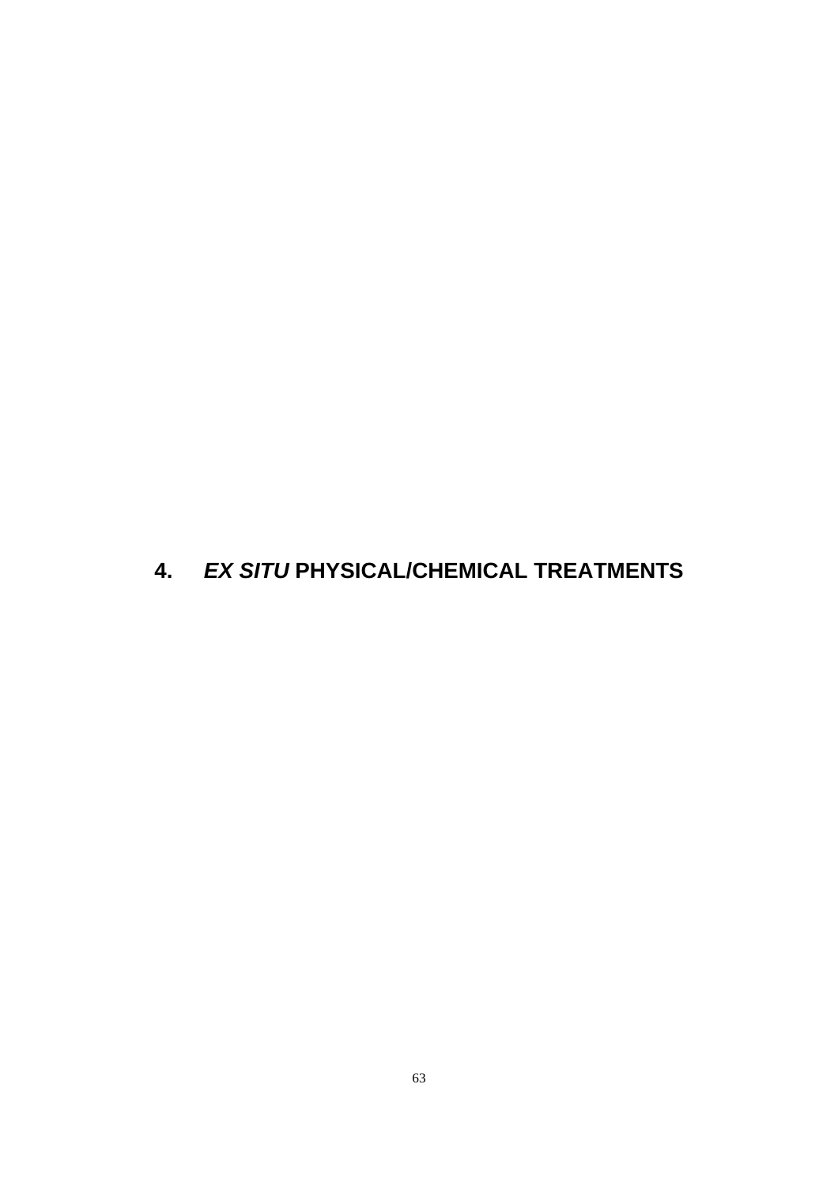# 4. *EX SITU* PHYSICAL/CHEMICAL TREATMENTS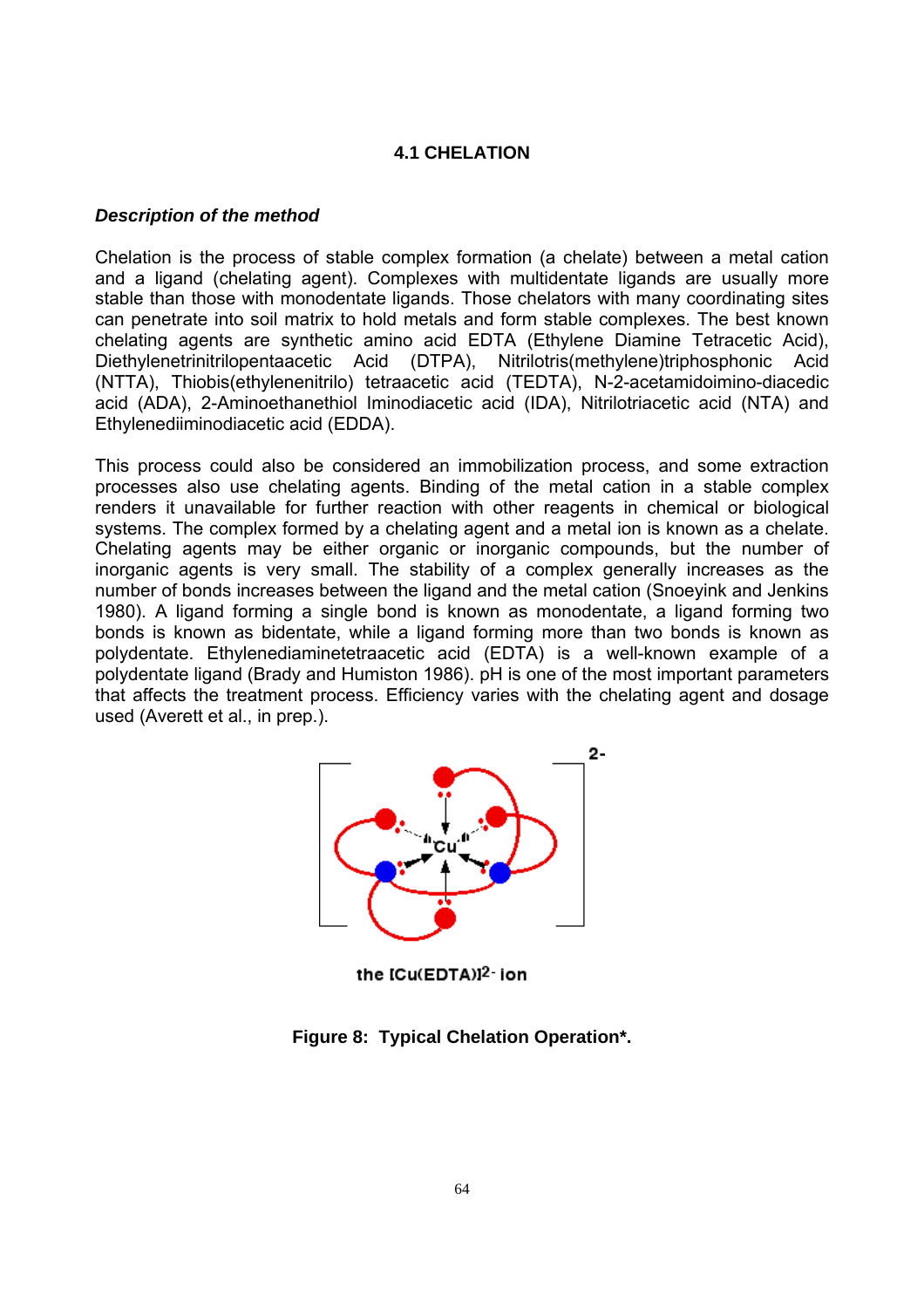### 4.1 CHELATION

***Description of the method***

Chelation is the process of stable complex formation (a chelate) between a metal cation and a ligand (chelating agent). Complexes with multidentate ligands are usually more stable than those with monodentate ligands. Those chelators with many coordinating sites can penetrate into soil matrix to hold metals and form stable complexes. The best known chelating agents are synthetic amino acid EDTA (Ethylene Diamine Tetracetic Acid), Diethylenetrinitrilopentaacetic Acid (DTPA), Nitrilotris(methylene)triphosphonic Acid (NTTA), Thiobis(ethylenenitrilo) tetraacetic acid (TEDTA), N-2-acetamidoimino-diacedic acid (ADA), 2-Aminoethanethiol Iminodiacetic acid (IDA), Nitrilotriacetic acid (NTA) and Ethylenediiminodiacetic acid (EDDA).

This process could also be considered an immobilization process, and some extraction processes also use chelating agents. Binding of the metal cation in a stable complex renders it unavailable for further reaction with other reagents in chemical or biological systems. The complex formed by a chelating agent and a metal ion is known as a chelate. Chelating agents may be either organic or inorganic compounds, but the number of inorganic agents is very small. The stability of a complex generally increases as the number of bonds increases between the ligand and the metal cation (Snoeyink and Jenkins 1980). A ligand forming a single bond is known as monodentate, a ligand forming two bonds is known as bidentate, while a ligand forming more than two bonds is known as polydentate. Ethylenediaminetetraacetic acid (EDTA) is a well-known example of a polydentate ligand (Brady and Humiston 1986). pH is one of the most important parameters that affects the treatment process. Efficiency varies with the chelating agent and dosage used (Averett et al., in prep.).

the $[Cu(EDTA)]^{2-}$ ion

**Figure 8: Typical Chelation Operation*.**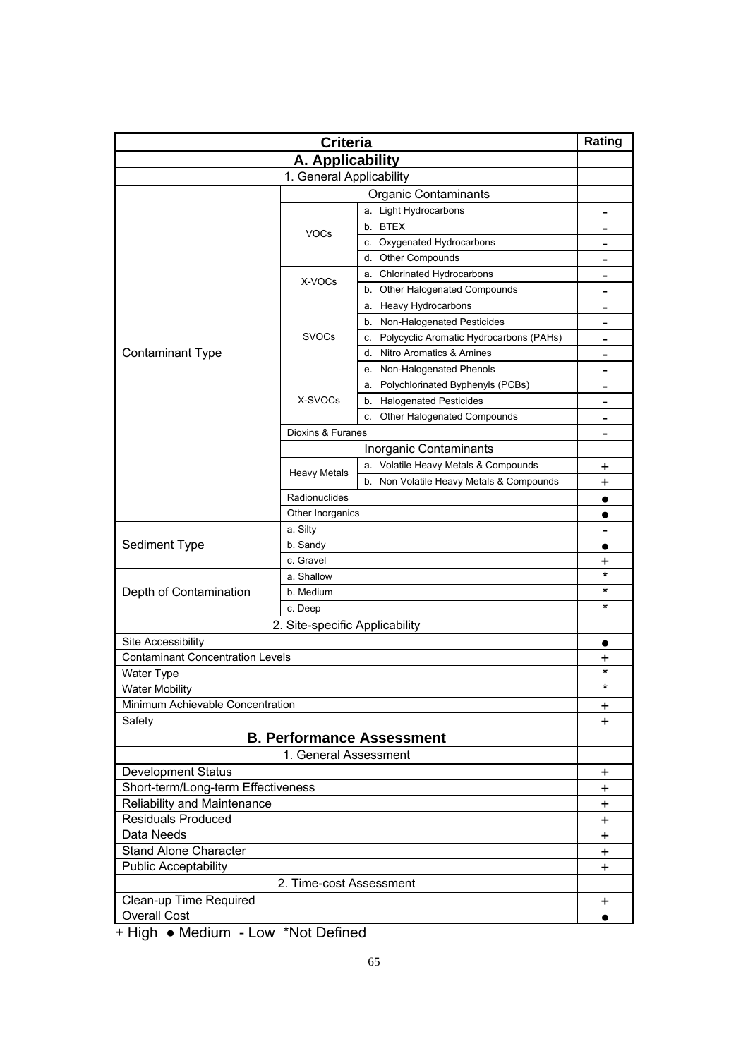| Criteria | | | Rating |
|---|---|---|---|
| **A. Applicability** | | | |
| 1. General Applicability | | | |
| Contaminant Type | Organic Contaminants | | |
| | VOCs | a. Light Hydrocarbons | - |
| | | b. BTEX | - |
| | | c. Oxygenated Hydrocarbons | - |
| | | d. Other Compounds | - |
| | X-VOCs | a. Chlorinated Hydrocarbons | - |
| | | b. Other Halogenated Compounds | - |
| | SVOCs | a. Heavy Hydrocarbons | - |
| | | b. Non-Halogenated Pesticides | - |
| | | c. Polycyclic Aromatic Hydrocarbons (PAHs) | - |
| | | d. Nitro Aromatics & Amines | - |
| | | e. Non-Halogenated Phenols | - |
| | X-SVOCs | a. Polychlorinated Byphenyls (PCBs) | - |
| | | b. Halogenated Pesticides | - |
| | | c. Other Halogenated Compounds | - |
| | Dioxins & Furanes | | - |
| | Inorganic Contaminants | | |
| | Heavy Metals | a. Volatile Heavy Metals & Compounds | + |
| | | b. Non Volatile Heavy Metals & Compounds | + |
| | Radionuclides | | ● |
| | Other Inorganics | | ● |
| Sediment Type | a. Silty | | - |
| | b. Sandy | | ● |
| | c. Gravel | | + |
| Depth of Contamination | a. Shallow | | * |
| | b. Medium | | * |
| | c. Deep | | * |
| 2. Site-specific Applicability | | | |
| Site Accessibility | | | ● |
| Contaminant Concentration Levels | | | + |
| Water Type | | | * |
| Water Mobility | | | * |
| Minimum Achievable Concentration | | | + |
| Safety | | | + |
| **B. Performance Assessment** | | | |
| 1. General Assessment | | | |
| Development Status | | | + |
| Short-term/Long-term Effectiveness | | | + |
| Reliability and Maintenance | | | + |
| Residuals Produced | | | + |
| Data Needs | | | + |
| Stand Alone Character | | | + |
| Public Acceptability | | | + |
| 2. Time-cost Assessment | | | |
| Clean-up Time Required | | | + |
| Overall Cost | | | ● |

+ High ● Medium - Low *Not Defined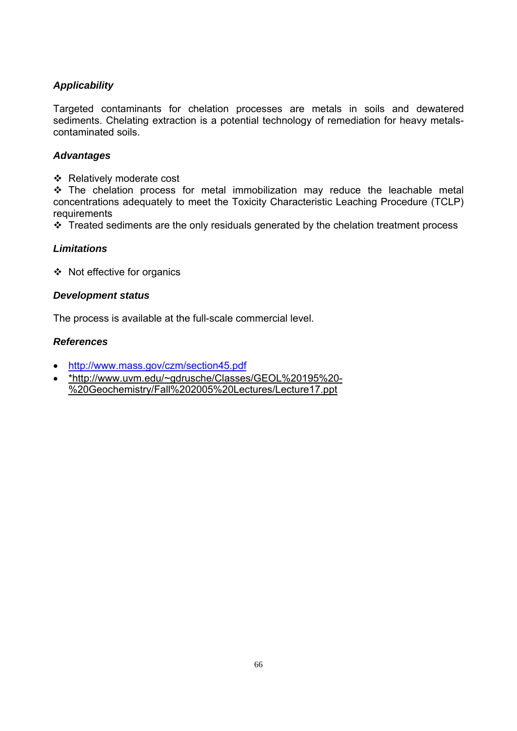### *Applicability*

Targeted contaminants for chelation processes are metals in soils and dewatered sediments. Chelating extraction is a potential technology of remediation for heavy metals-contaminated soils.

### *Advantages*

- ❖ Relatively moderate cost
- ❖ The chelation process for metal immobilization may reduce the leachable metal concentrations adequately to meet the Toxicity Characteristic Leaching Procedure (TCLP) requirements
- ❖ Treated sediments are the only residuals generated by the chelation treatment process

### *Limitations*

- ❖ Not effective for organics

### *Development status*

The process is available at the full-scale commercial level.

### *References*

- http://www.mass.gov/czm/section45.pdf
- *http://www.uvm.edu/~gdrusche/Classes/GEOL%20195%20-%20Geochemistry/Fall%202005%20Lectures/Lecture17.ppt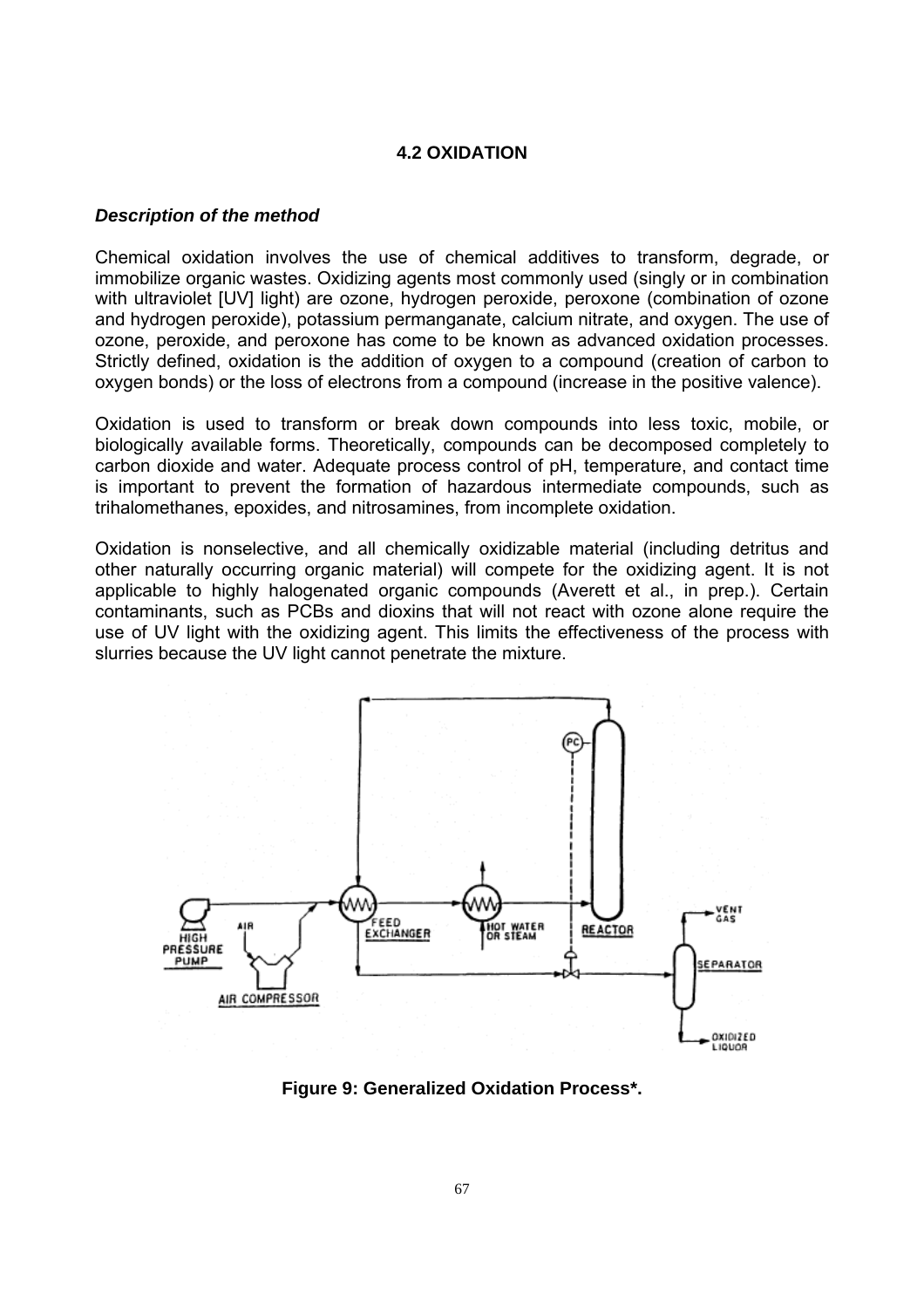## 4.2 OXIDATION

### *Description of the method*

Chemical oxidation involves the use of chemical additives to transform, degrade, or immobilize organic wastes. Oxidizing agents most commonly used (singly or in combination with ultraviolet [UV] light) are ozone, hydrogen peroxide, peroxone (combination of ozone and hydrogen peroxide), potassium permanganate, calcium nitrate, and oxygen. The use of ozone, peroxide, and peroxone has come to be known as advanced oxidation processes. Strictly defined, oxidation is the addition of oxygen to a compound (creation of carbon to oxygen bonds) or the loss of electrons from a compound (increase in the positive valence).

Oxidation is used to transform or break down compounds into less toxic, mobile, or biologically available forms. Theoretically, compounds can be decomposed completely to carbon dioxide and water. Adequate process control of pH, temperature, and contact time is important to prevent the formation of hazardous intermediate compounds, such as trihalomethanes, epoxides, and nitrosamines, from incomplete oxidation.

Oxidation is nonselective, and all chemically oxidizable material (including detritus and other naturally occurring organic material) will compete for the oxidizing agent. It is not applicable to highly halogenated organic compounds (Averett et al., in prep.). Certain contaminants, such as PCBs and dioxins that will not react with ozone alone require the use of UV light with the oxidizing agent. This limits the effectiveness of the process with slurries because the UV light cannot penetrate the mixture.

**Figure 9: Generalized Oxidation Process\*.**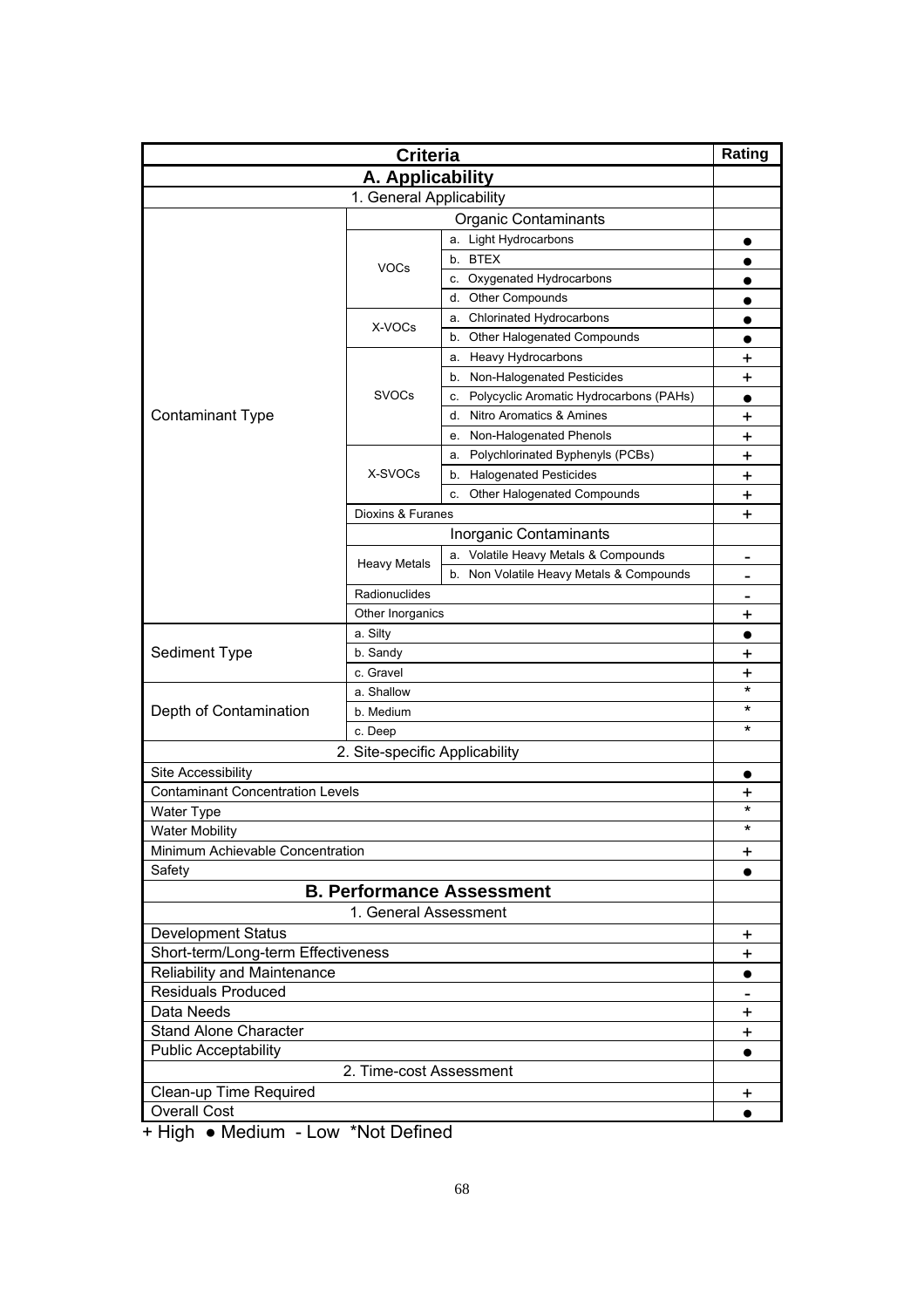| Criteria | | | Rating |
|---|---|---|---|
| **A. Applicability** | | | |
| 1. General Applicability | | | |
| Contaminant Type | Organic Contaminants | | |
| | VOCs | a. Light Hydrocarbons | ● |
| | | b. BTEX | ● |
| | | c. Oxygenated Hydrocarbons | ● |
| | | d. Other Compounds | ● |
| | X-VOCs | a. Chlorinated Hydrocarbons | ● |
| | | b. Other Halogenated Compounds | ● |
| | SVOCs | a. Heavy Hydrocarbons | + |
| | | b. Non-Halogenated Pesticides | + |
| | | c. Polycyclic Aromatic Hydrocarbons (PAHs) | ● |
| | | d. Nitro Aromatics & Amines | + |
| | | e. Non-Halogenated Phenols | + |
| | X-SVOCs | a. Polychlorinated Byphenyls (PCBs) | + |
| | | b. Halogenated Pesticides | + |
| | | c. Other Halogenated Compounds | + |
| | Dioxins & Furanes | | + |
| | Inorganic Contaminants | | |
| | Heavy Metals | a. Volatile Heavy Metals & Compounds | - |
| | | b. Non Volatile Heavy Metals & Compounds | - |
| | Radionuclides | | - |
| | Other Inorganics | | + |
| Sediment Type | a. Silty | | ● |
| | b. Sandy | | + |
| | c. Gravel | | + |
| Depth of Contamination | a. Shallow | | * |
| | b. Medium | | * |
| | c. Deep | | * |
| 2. Site-specific Applicability | | | |
| Site Accessibility | | | ● |
| Contaminant Concentration Levels | | | + |
| Water Type | | | * |
| Water Mobility | | | * |
| Minimum Achievable Concentration | | | + |
| Safety | | | ● |
| **B. Performance Assessment** | | | |
| 1. General Assessment | | | |
| Development Status | | | + |
| Short-term/Long-term Effectiveness | | | + |
| Reliability and Maintenance | | | ● |
| Residuals Produced | | | - |
| Data Needs | | | + |
| Stand Alone Character | | | + |
| Public Acceptability | | | ● |
| 2. Time-cost Assessment | | | |
| Clean-up Time Required | | | + |
| Overall Cost | | | ● |

+ High ● Medium - Low *Not Defined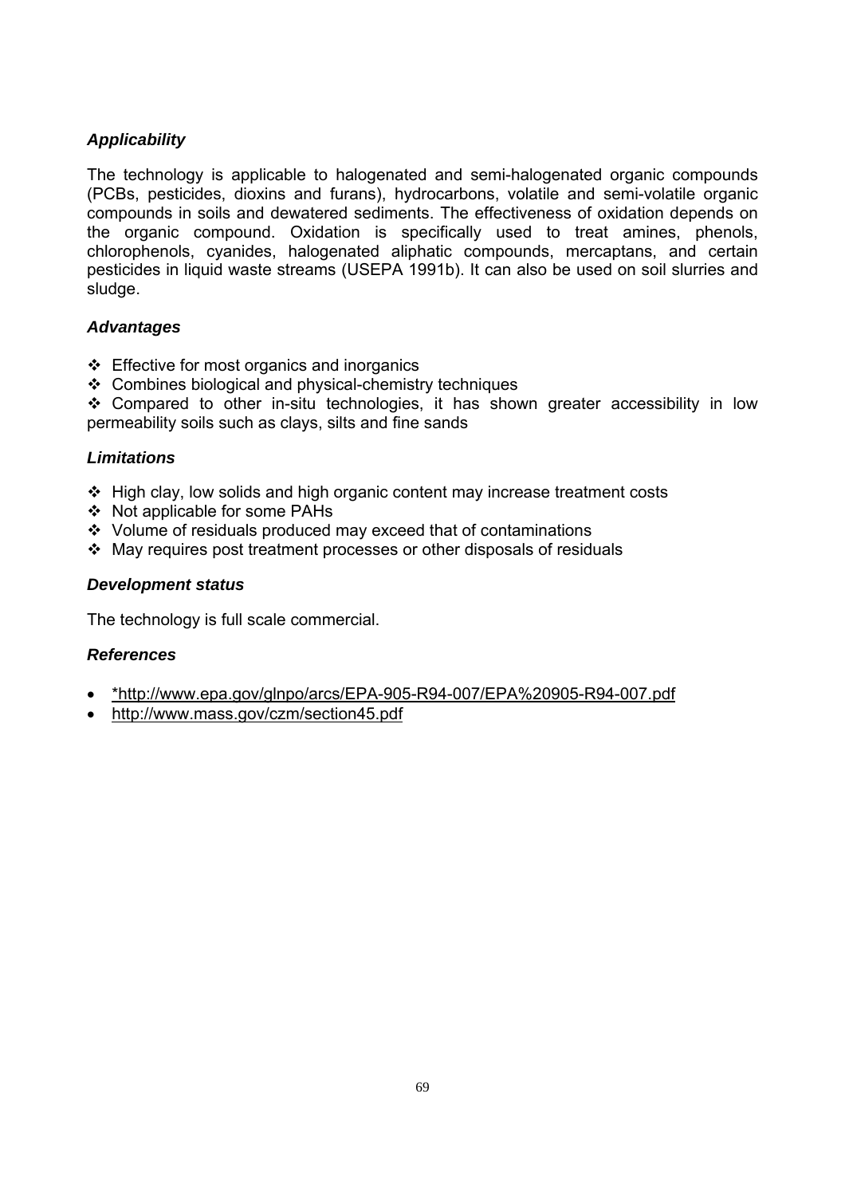### *Applicability*

The technology is applicable to halogenated and semi-halogenated organic compounds (PCBs, pesticides, dioxins and furans), hydrocarbons, volatile and semi-volatile organic compounds in soils and dewatered sediments. The effectiveness of oxidation depends on the organic compound. Oxidation is specifically used to treat amines, phenols, chlorophenols, cyanides, halogenated aliphatic compounds, mercaptans, and certain pesticides in liquid waste streams (USEPA 1991b). It can also be used on soil slurries and sludge.

### *Advantages*

- ❖ Effective for most organics and inorganics
- ❖ Combines biological and physical-chemistry techniques
- ❖ Compared to other in-situ technologies, it has shown greater accessibility in low permeability soils such as clays, silts and fine sands

### *Limitations*

- ❖ High clay, low solids and high organic content may increase treatment costs
- ❖ Not applicable for some PAHs
- ❖ Volume of residuals produced may exceed that of contaminations
- ❖ May requires post treatment processes or other disposals of residuals

### *Development status*

The technology is full scale commercial.

### *References*

- *http://www.epa.gov/glnpo/arcs/EPA-905-R94-007/EPA%20905-R94-007.pdf
- http://www.mass.gov/czm/section45.pdf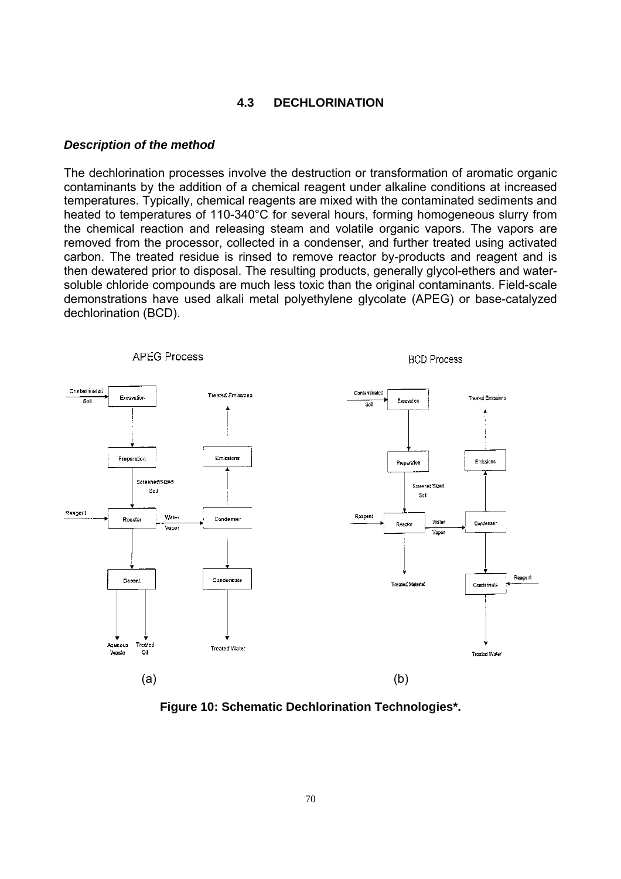### 4.3 DECHLORINATION

***Description of the method***

The dechlorination processes involve the destruction or transformation of aromatic organic contaminants by the addition of a chemical reagent under alkaline conditions at increased temperatures. Typically, chemical reagents are mixed with the contaminated sediments and heated to temperatures of 110-340°C for several hours, forming homogeneous slurry from the chemical reaction and releasing steam and volatile organic vapors. The vapors are removed from the processor, collected in a condenser, and further treated using activated carbon. The treated residue is rinsed to remove reactor by-products and reagent and is then dewatered prior to disposal. The resulting products, generally glycol-ethers and water-soluble chloride compounds are much less toxic than the original contaminants. Field-scale demonstrations have used alkali metal polyethylene glycolate (APEG) or base-catalyzed dechlorination (BCD).

APEG Process

Contaminated Soil → Excavation → Preparation → Screened/Sized Soil → Reactor (Reagent) → Decant → Aqueous Waste, Treated Oil

Reactor → Water Vapor → Condenser → Emissions → Treated Emissions

Condenser → Condensate → Treated Water

(a)

BCD Process

Contaminated Soil → Excavation → Preparation → Screened/Sized Soil → Reactor (Reagent) → Treated Material

Reactor → Water Vapor → Condenser → Emissions → Treated Emissions

Condenser → Condensate (Reagent) → Treated Water

(b)

**Figure 10: Schematic Dechlorination Technologies\*.**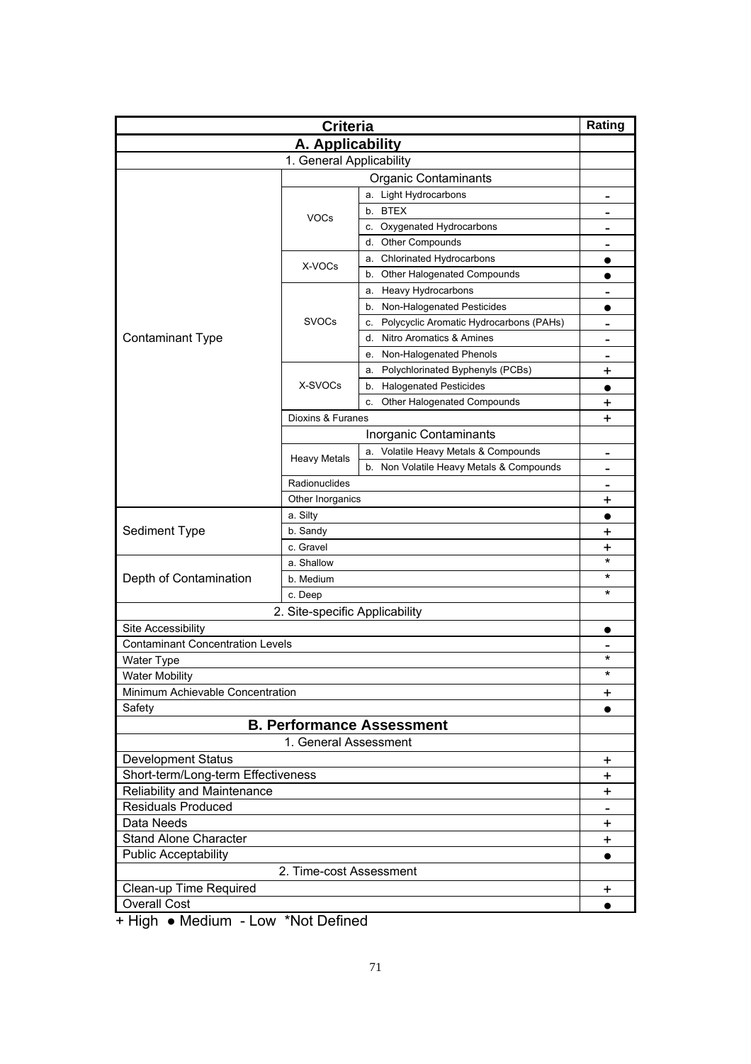| Criteria | | | Rating |
|---|---|---|---|
| **A. Applicability** | | | |
| 1. General Applicability | | | |
| | Organic Contaminants | | |
| Contaminant Type | VOCs | a. Light Hydrocarbons | - |
| | | b. BTEX | - |
| | | c. Oxygenated Hydrocarbons | - |
| | | d. Other Compounds | - |
| | X-VOCs | a. Chlorinated Hydrocarbons | ● |
| | | b. Other Halogenated Compounds | ● |
| | SVOCs | a. Heavy Hydrocarbons | - |
| | | b. Non-Halogenated Pesticides | ● |
| | | c. Polycyclic Aromatic Hydrocarbons (PAHs) | - |
| | | d. Nitro Aromatics & Amines | - |
| | | e. Non-Halogenated Phenols | - |
| | X-SVOCs | a. Polychlorinated Byphenyls (PCBs) | + |
| | | b. Halogenated Pesticides | ● |
| | | c. Other Halogenated Compounds | + |
| | Dioxins & Furanes | | + |
| | Inorganic Contaminants | | |
| | Heavy Metals | a. Volatile Heavy Metals & Compounds | - |
| | | b. Non Volatile Heavy Metals & Compounds | - |
| | Radionuclides | | - |
| | Other Inorganics | | + |
| Sediment Type | a. Silty | | ● |
| | b. Sandy | | + |
| | c. Gravel | | + |
| Depth of Contamination | a. Shallow | | * |
| | b. Medium | | * |
| | c. Deep | | * |
| 2. Site-specific Applicability | | | |
| Site Accessibility | | | ● |
| Contaminant Concentration Levels | | | - |
| Water Type | | | * |
| Water Mobility | | | * |
| Minimum Achievable Concentration | | | + |
| Safety | | | ● |
| **B. Performance Assessment** | | | |
| 1. General Assessment | | | |
| Development Status | | | + |
| Short-term/Long-term Effectiveness | | | + |
| Reliability and Maintenance | | | + |
| Residuals Produced | | | - |
| Data Needs | | | + |
| Stand Alone Character | | | + |
| Public Acceptability | | | ● |
| 2. Time-cost Assessment | | | |
| Clean-up Time Required | | | + |
| Overall Cost | | | ● |

+ High ● Medium - Low *Not Defined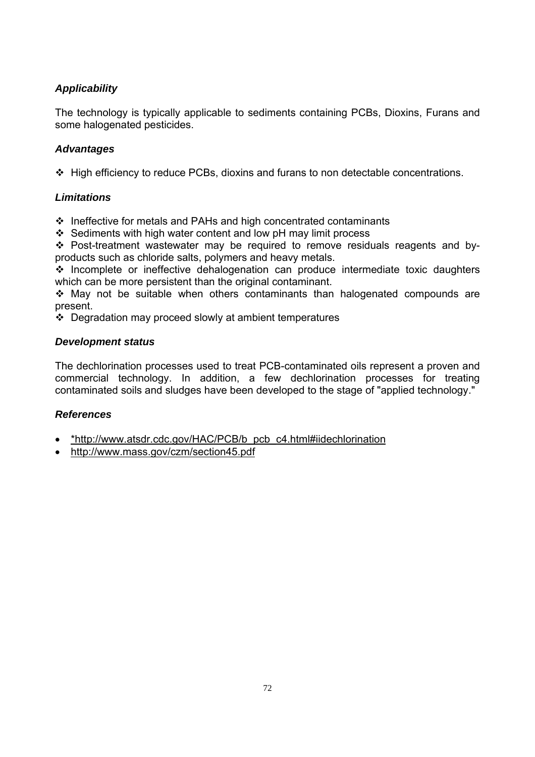### *Applicability*

The technology is typically applicable to sediments containing PCBs, Dioxins, Furans and some halogenated pesticides.

### *Advantages*

- High efficiency to reduce PCBs, dioxins and furans to non detectable concentrations.

### *Limitations*

- Ineffective for metals and PAHs and high concentrated contaminants
- Sediments with high water content and low pH may limit process
- Post-treatment wastewater may be required to remove residuals reagents and by-products such as chloride salts, polymers and heavy metals.
- Incomplete or ineffective dehalogenation can produce intermediate toxic daughters which can be more persistent than the original contaminant.
- May not be suitable when others contaminants than halogenated compounds are present.
- Degradation may proceed slowly at ambient temperatures

### *Development status*

The dechlorination processes used to treat PCB-contaminated oils represent a proven and commercial technology. In addition, a few dechlorination processes for treating contaminated soils and sludges have been developed to the stage of "applied technology."

### *References*

- *http://www.atsdr.cdc.gov/HAC/PCB/b_pcb_c4.html#iidechlorination
- http://www.mass.gov/czm/section45.pdf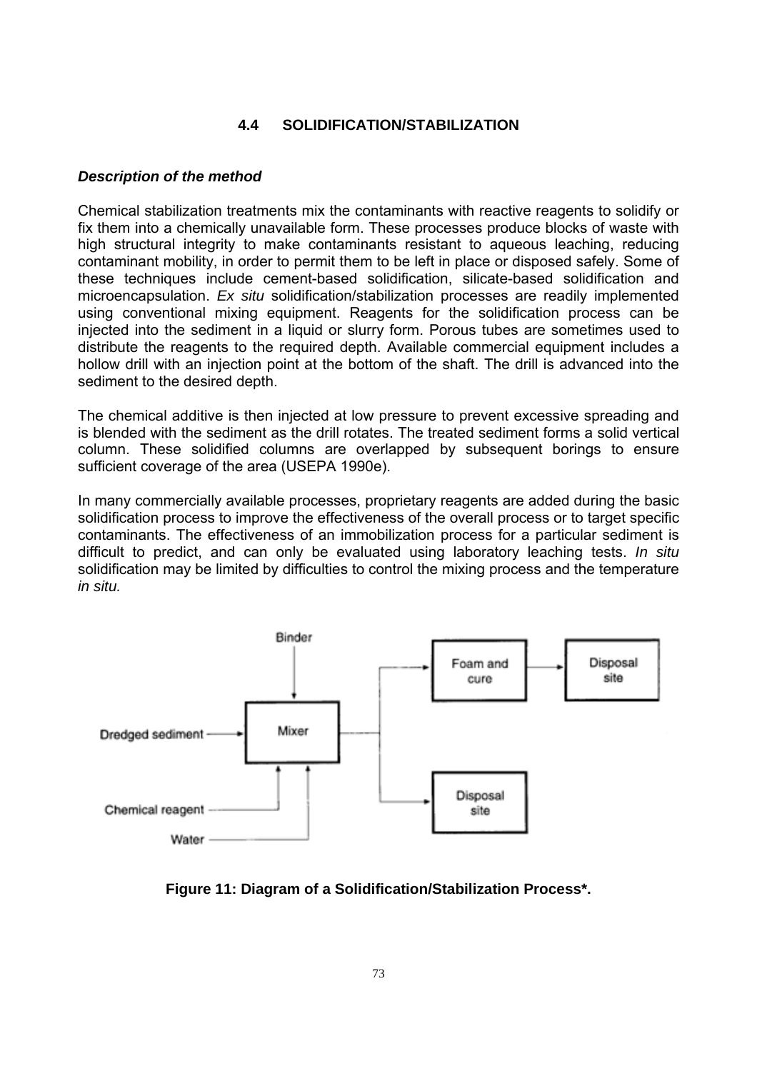## 4.4 SOLIDIFICATION/STABILIZATION

***Description of the method***

Chemical stabilization treatments mix the contaminants with reactive reagents to solidify or fix them into a chemically unavailable form. These processes produce blocks of waste with high structural integrity to make contaminants resistant to aqueous leaching, reducing contaminant mobility, in order to permit them to be left in place or disposed safely. Some of these techniques include cement-based solidification, silicate-based solidification and microencapsulation. *Ex situ* solidification/stabilization processes are readily implemented using conventional mixing equipment. Reagents for the solidification process can be injected into the sediment in a liquid or slurry form. Porous tubes are sometimes used to distribute the reagents to the required depth. Available commercial equipment includes a hollow drill with an injection point at the bottom of the shaft. The drill is advanced into the sediment to the desired depth.

The chemical additive is then injected at low pressure to prevent excessive spreading and is blended with the sediment as the drill rotates. The treated sediment forms a solid vertical column. These solidified columns are overlapped by subsequent borings to ensure sufficient coverage of the area (USEPA 1990e).

In many commercially available processes, proprietary reagents are added during the basic solidification process to improve the effectiveness of the overall process or to target specific contaminants. The effectiveness of an immobilization process for a particular sediment is difficult to predict, and can only be evaluated using laboratory leaching tests. *In situ* solidification may be limited by difficulties to control the mixing process and the temperature *in situ.*

Binder

Dredged sediment → Mixer → Foam and cure → Disposal site

Mixer → Disposal site

Chemical reagent

Water

**Figure 11: Diagram of a Solidification/Stabilization Process\*.**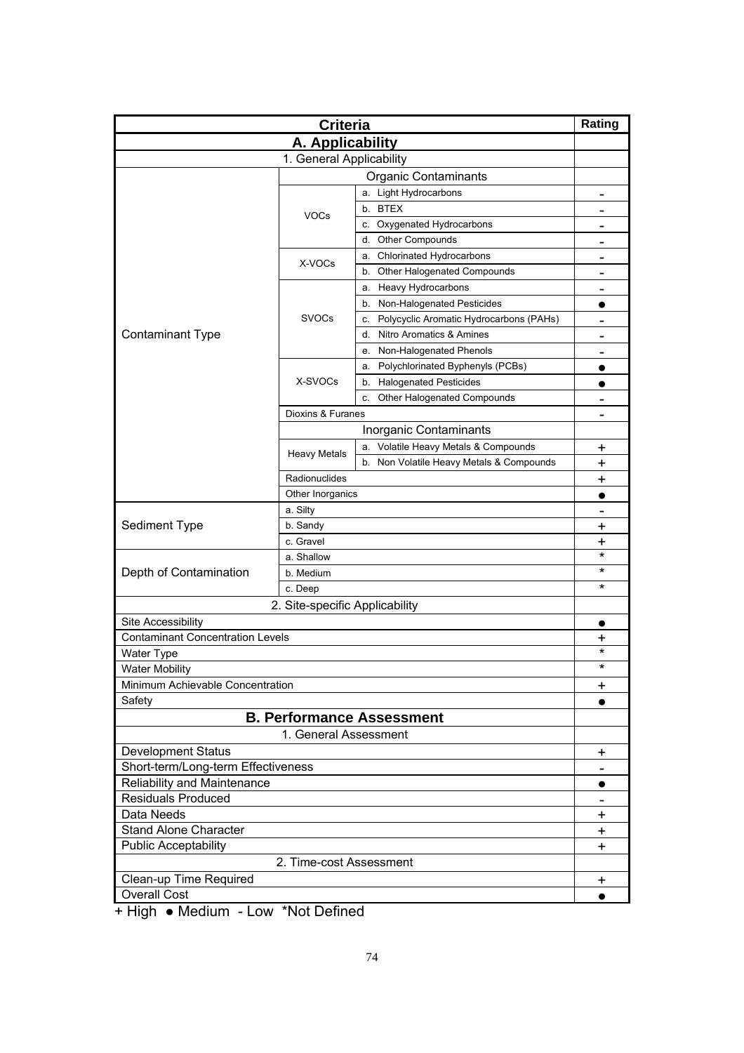| Criteria | | | Rating |
|---|---|---|---|
| **A. Applicability** | | | |
| 1. General Applicability | | | |
| | Organic Contaminants | | |
| Contaminant Type | VOCs | a. Light Hydrocarbons | - |
| | | b. BTEX | - |
| | | c. Oxygenated Hydrocarbons | - |
| | | d. Other Compounds | - |
| | X-VOCs | a. Chlorinated Hydrocarbons | - |
| | | b. Other Halogenated Compounds | - |
| | SVOCs | a. Heavy Hydrocarbons | - |
| | | b. Non-Halogenated Pesticides | ● |
| | | c. Polycyclic Aromatic Hydrocarbons (PAHs) | - |
| | | d. Nitro Aromatics & Amines | - |
| | | e. Non-Halogenated Phenols | - |
| | X-SVOCs | a. Polychlorinated Byphenyls (PCBs) | ● |
| | | b. Halogenated Pesticides | ● |
| | | c. Other Halogenated Compounds | - |
| | Dioxins & Furanes | | - |
| | Inorganic Contaminants | | |
| | Heavy Metals | a. Volatile Heavy Metals & Compounds | + |
| | | b. Non Volatile Heavy Metals & Compounds | + |
| | Radionuclides | | + |
| | Other Inorganics | | ● |
| Sediment Type | a. Silty | | - |
| | b. Sandy | | + |
| | c. Gravel | | + |
| Depth of Contamination | a. Shallow | | * |
| | b. Medium | | * |
| | c. Deep | | * |
| 2. Site-specific Applicability | | | |
| Site Accessibility | | | ● |
| Contaminant Concentration Levels | | | + |
| Water Type | | | * |
| Water Mobility | | | * |
| Minimum Achievable Concentration | | | + |
| Safety | | | ● |
| **B. Performance Assessment** | | | |
| 1. General Assessment | | | |
| Development Status | | | + |
| Short-term/Long-term Effectiveness | | | - |
| Reliability and Maintenance | | | ● |
| Residuals Produced | | | - |
| Data Needs | | | + |
| Stand Alone Character | | | + |
| Public Acceptability | | | + |
| 2. Time-cost Assessment | | | |
| Clean-up Time Required | | | + |
| Overall Cost | | | ● |

+ High ● Medium - Low *Not Defined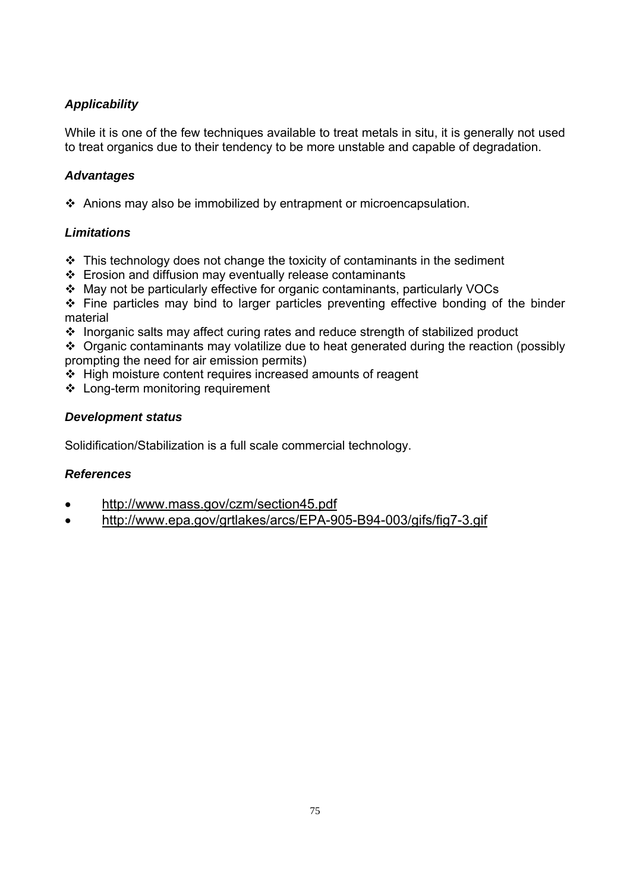### *Applicability*

While it is one of the few techniques available to treat metals in situ, it is generally not used to treat organics due to their tendency to be more unstable and capable of degradation.

### *Advantages*

- Anions may also be immobilized by entrapment or microencapsulation.

### *Limitations*

- This technology does not change the toxicity of contaminants in the sediment
- Erosion and diffusion may eventually release contaminants
- May not be particularly effective for organic contaminants, particularly VOCs
- Fine particles may bind to larger particles preventing effective bonding of the binder material
- Inorganic salts may affect curing rates and reduce strength of stabilized product
- Organic contaminants may volatilize due to heat generated during the reaction (possibly prompting the need for air emission permits)
- High moisture content requires increased amounts of reagent
- Long-term monitoring requirement

### *Development status*

Solidification/Stabilization is a full scale commercial technology.

### *References*

- http://www.mass.gov/czm/section45.pdf
- http://www.epa.gov/grtlakes/arcs/EPA-905-B94-003/gifs/fig7-3.gif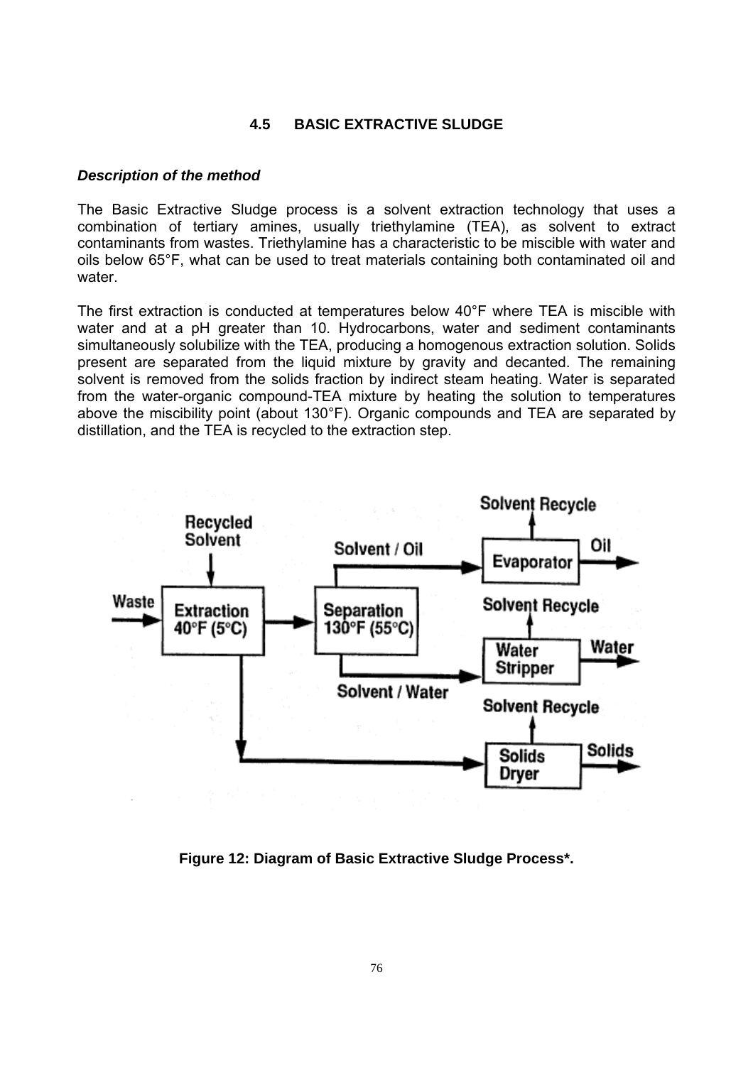### 4.5 BASIC EXTRACTIVE SLUDGE

***Description of the method***

The Basic Extractive Sludge process is a solvent extraction technology that uses a combination of tertiary amines, usually triethylamine (TEA), as solvent to extract contaminants from wastes. Triethylamine has a characteristic to be miscible with water and oils below 65°F, what can be used to treat materials containing both contaminated oil and water.

The first extraction is conducted at temperatures below 40°F where TEA is miscible with water and at a pH greater than 10. Hydrocarbons, water and sediment contaminants simultaneously solubilize with the TEA, producing a homogenous extraction solution. Solids present are separated from the liquid mixture by gravity and decanted. The remaining solvent is removed from the solids fraction by indirect steam heating. Water is separated from the water-organic compound-TEA mixture by heating the solution to temperatures above the miscibility point (about 130°F). Organic compounds and TEA are separated by distillation, and the TEA is recycled to the extraction step.

**Figure 12: Diagram of Basic Extractive Sludge Process*.**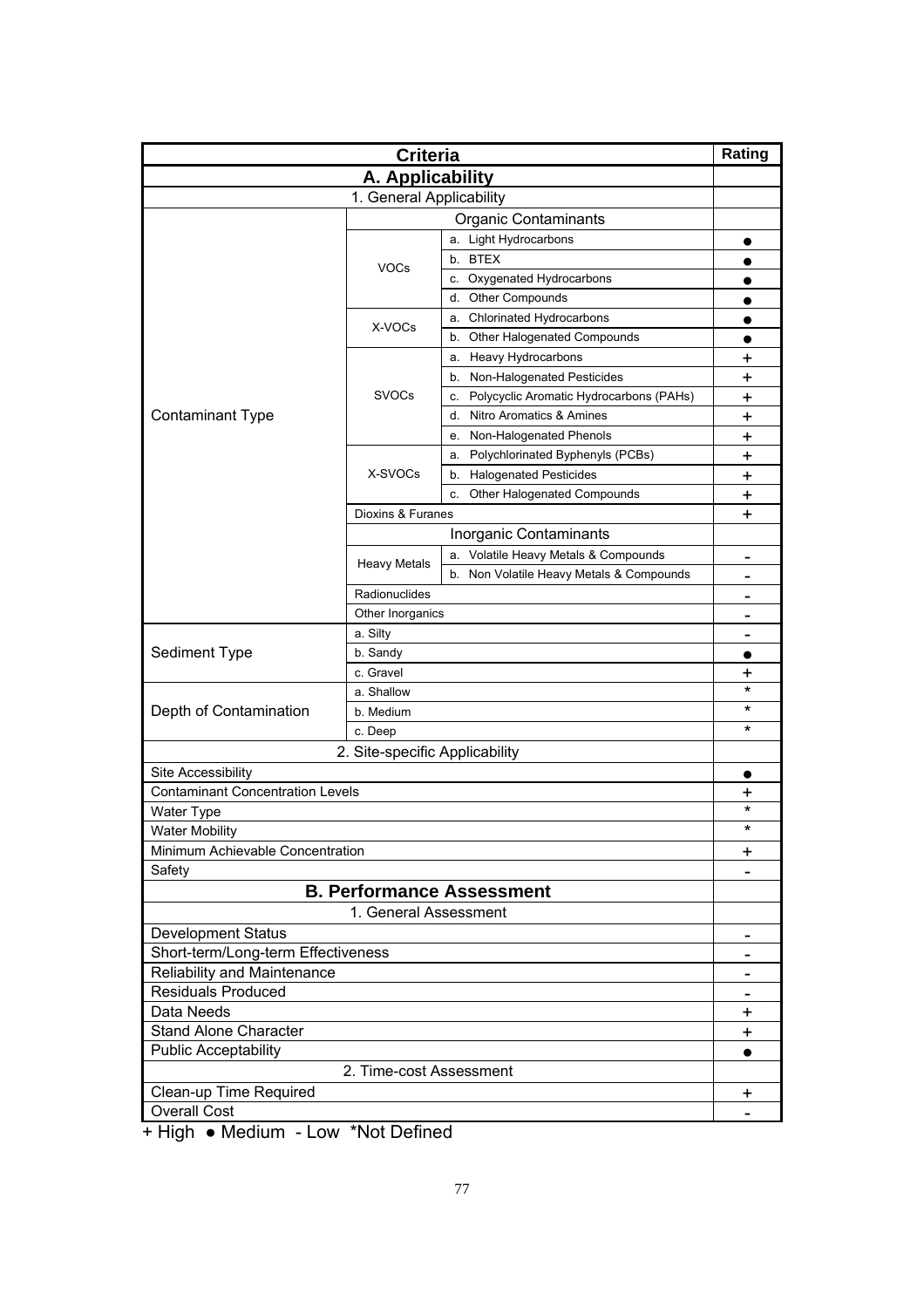| Criteria | | | Rating |
|---|---|---|---|
| **A. Applicability** | | | |
| 1. General Applicability | | | |
| | Organic Contaminants | | |
| Contaminant Type | VOCs | a. Light Hydrocarbons | ● |
| | | b. BTEX | ● |
| | | c. Oxygenated Hydrocarbons | ● |
| | | d. Other Compounds | ● |
| | X-VOCs | a. Chlorinated Hydrocarbons | ● |
| | | b. Other Halogenated Compounds | ● |
| | SVOCs | a. Heavy Hydrocarbons | + |
| | | b. Non-Halogenated Pesticides | + |
| | | c. Polycyclic Aromatic Hydrocarbons (PAHs) | + |
| | | d. Nitro Aromatics & Amines | + |
| | | e. Non-Halogenated Phenols | + |
| | X-SVOCs | a. Polychlorinated Byphenyls (PCBs) | + |
| | | b. Halogenated Pesticides | + |
| | | c. Other Halogenated Compounds | + |
| | Dioxins & Furanes | | + |
| | Inorganic Contaminants | | |
| | Heavy Metals | a. Volatile Heavy Metals & Compounds | - |
| | | b. Non Volatile Heavy Metals & Compounds | - |
| | Radionuclides | | - |
| | Other Inorganics | | - |
| Sediment Type | a. Silty | | - |
| | b. Sandy | | ● |
| | c. Gravel | | + |
| Depth of Contamination | a. Shallow | | * |
| | b. Medium | | * |
| | c. Deep | | * |
| 2. Site-specific Applicability | | | |
| Site Accessibility | | | ● |
| Contaminant Concentration Levels | | | + |
| Water Type | | | * |
| Water Mobility | | | * |
| Minimum Achievable Concentration | | | + |
| Safety | | | - |
| **B. Performance Assessment** | | | |
| 1. General Assessment | | | |
| Development Status | | | - |
| Short-term/Long-term Effectiveness | | | - |
| Reliability and Maintenance | | | - |
| Residuals Produced | | | - |
| Data Needs | | | + |
| Stand Alone Character | | | + |
| Public Acceptability | | | ● |
| 2. Time-cost Assessment | | | |
| Clean-up Time Required | | | + |
| Overall Cost | | | - |

+ High ● Medium - Low *Not Defined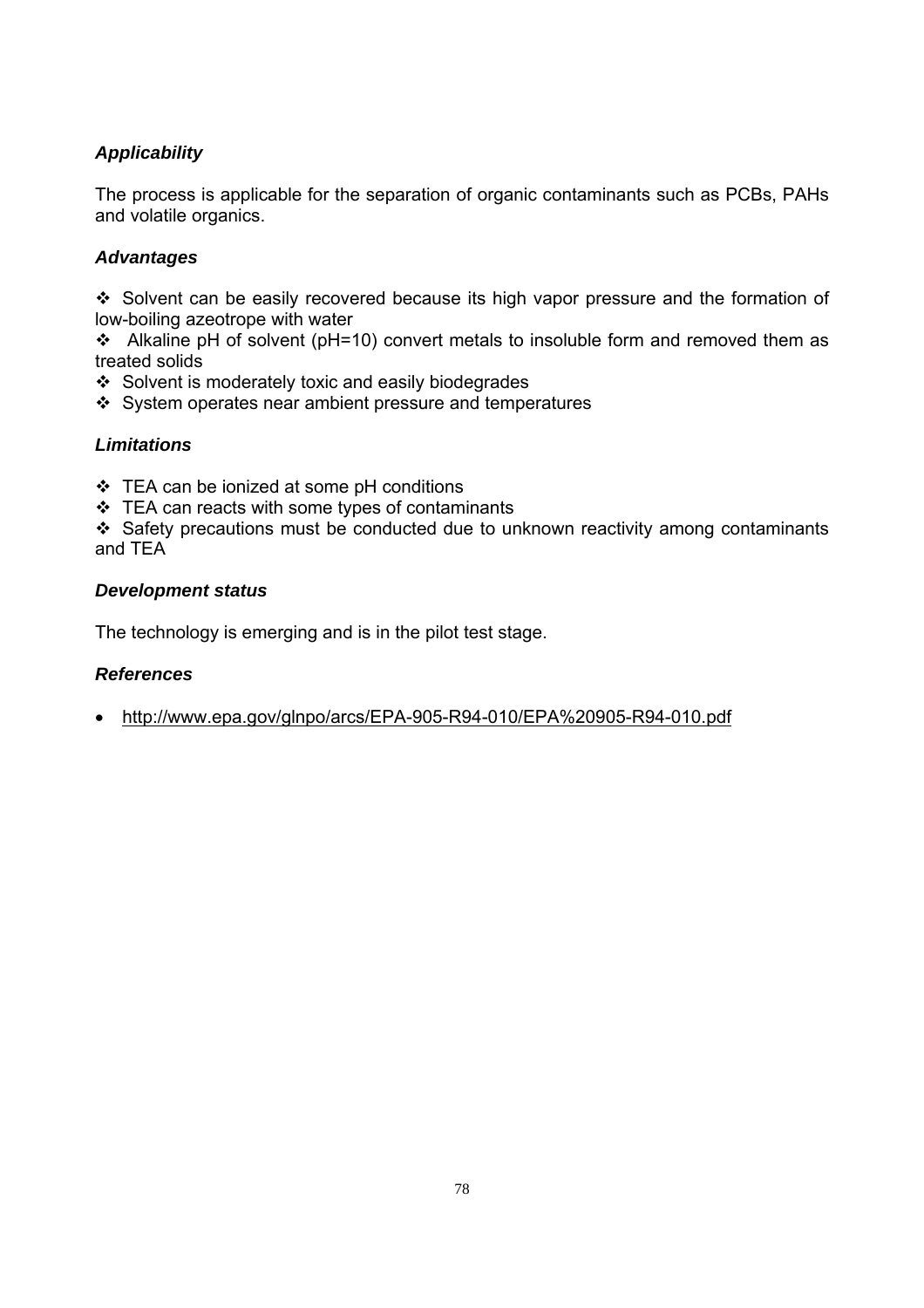### *Applicability*

The process is applicable for the separation of organic contaminants such as PCBs, PAHs and volatile organics.

### *Advantages*

- Solvent can be easily recovered because its high vapor pressure and the formation of low-boiling azeotrope with water
- Alkaline pH of solvent (pH=10) convert metals to insoluble form and removed them as treated solids
- Solvent is moderately toxic and easily biodegrades
- System operates near ambient pressure and temperatures

### *Limitations*

- TEA can be ionized at some pH conditions
- TEA can reacts with some types of contaminants
- Safety precautions must be conducted due to unknown reactivity among contaminants and TEA

### *Development status*

The technology is emerging and is in the pilot test stage.

### *References*

- http://www.epa.gov/glnpo/arcs/EPA-905-R94-010/EPA%20905-R94-010.pdf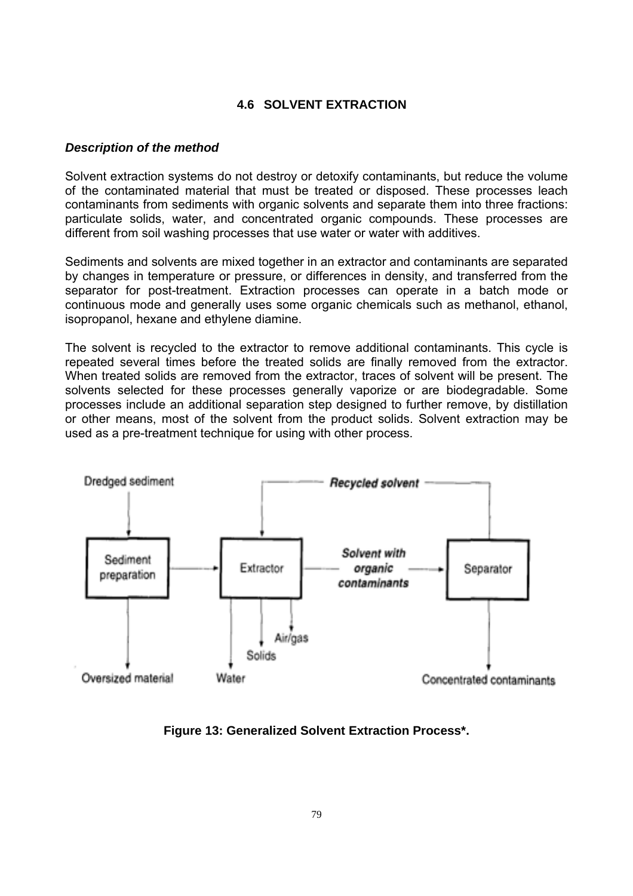### 4.6 SOLVENT EXTRACTION

***Description of the method***

Solvent extraction systems do not destroy or detoxify contaminants, but reduce the volume of the contaminated material that must be treated or disposed. These processes leach contaminants from sediments with organic solvents and separate them into three fractions: particulate solids, water, and concentrated organic compounds. These processes are different from soil washing processes that use water or water with additives.

Sediments and solvents are mixed together in an extractor and contaminants are separated by changes in temperature or pressure, or differences in density, and transferred from the separator for post-treatment. Extraction processes can operate in a batch mode or continuous mode and generally uses some organic chemicals such as methanol, ethanol, isopropanol, hexane and ethylene diamine.

The solvent is recycled to the extractor to remove additional contaminants. This cycle is repeated several times before the treated solids are finally removed from the extractor. When treated solids are removed from the extractor, traces of solvent will be present. The solvents selected for these processes generally vaporize or are biodegradable. Some processes include an additional separation step designed to further remove, by distillation or other means, most of the solvent from the product solids. Solvent extraction may be used as a pre-treatment technique for using with other process.

Dredged sediment → Sediment preparation → Extractor → *Solvent with organic contaminants* → Separator

*Recycled solvent* (Separator → Extractor)

Sediment preparation → Oversized material

Extractor → Water, Solids, Air/gas

Separator → Concentrated contaminants

**Figure 13: Generalized Solvent Extraction Process*.**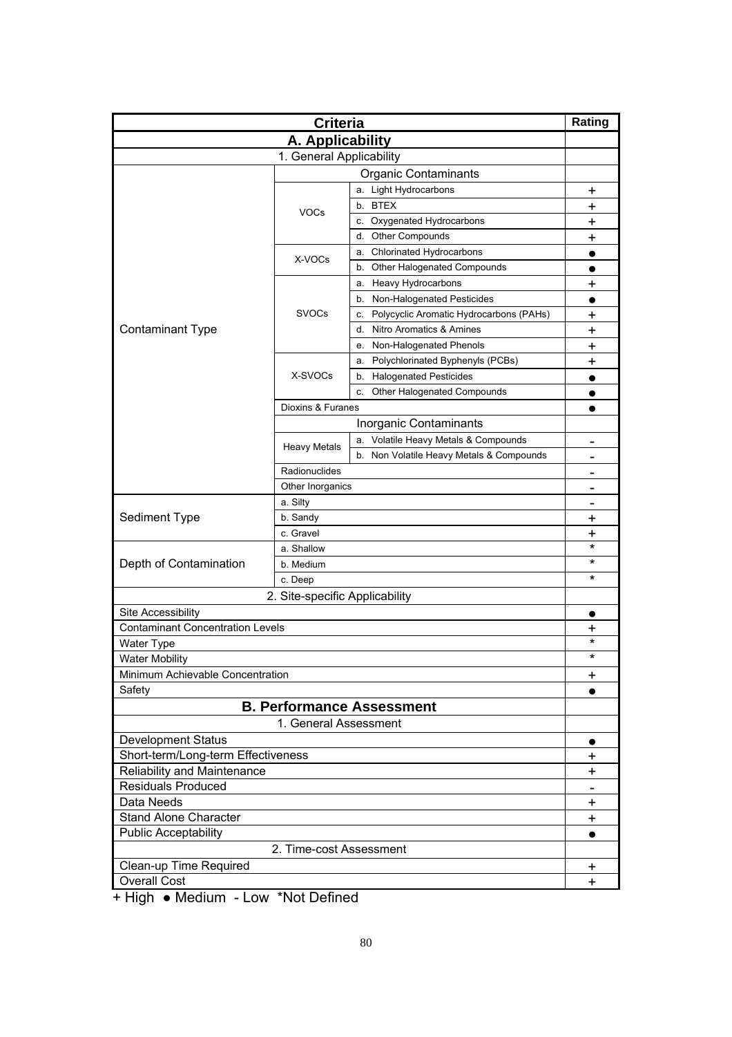| Criteria | | | Rating |
|---|---|---|---|
| **A. Applicability** | | | |
| 1. General Applicability | | | |
| | Organic Contaminants | | |
| Contaminant Type | VOCs | a. Light Hydrocarbons | + |
| | | b. BTEX | + |
| | | c. Oxygenated Hydrocarbons | + |
| | | d. Other Compounds | + |
| | X-VOCs | a. Chlorinated Hydrocarbons | ● |
| | | b. Other Halogenated Compounds | ● |
| | SVOCs | a. Heavy Hydrocarbons | + |
| | | b. Non-Halogenated Pesticides | ● |
| | | c. Polycyclic Aromatic Hydrocarbons (PAHs) | + |
| | | d. Nitro Aromatics & Amines | + |
| | | e. Non-Halogenated Phenols | + |
| | X-SVOCs | a. Polychlorinated Byphenyls (PCBs) | + |
| | | b. Halogenated Pesticides | ● |
| | | c. Other Halogenated Compounds | ● |
| | Dioxins & Furanes | | ● |
| | Inorganic Contaminants | | |
| | Heavy Metals | a. Volatile Heavy Metals & Compounds | - |
| | | b. Non Volatile Heavy Metals & Compounds | - |
| | Radionuclides | | - |
| | Other Inorganics | | - |
| Sediment Type | a. Silty | | - |
| | b. Sandy | | + |
| | c. Gravel | | + |
| Depth of Contamination | a. Shallow | | * |
| | b. Medium | | * |
| | c. Deep | | * |
| 2. Site-specific Applicability | | | |
| Site Accessibility | | | ● |
| Contaminant Concentration Levels | | | + |
| Water Type | | | * |
| Water Mobility | | | * |
| Minimum Achievable Concentration | | | + |
| Safety | | | ● |
| **B. Performance Assessment** | | | |
| 1. General Assessment | | | |
| Development Status | | | ● |
| Short-term/Long-term Effectiveness | | | + |
| Reliability and Maintenance | | | + |
| Residuals Produced | | | - |
| Data Needs | | | + |
| Stand Alone Character | | | + |
| Public Acceptability | | | ● |
| 2. Time-cost Assessment | | | |
| Clean-up Time Required | | | + |
| Overall Cost | | | + |

+ High ● Medium - Low *Not Defined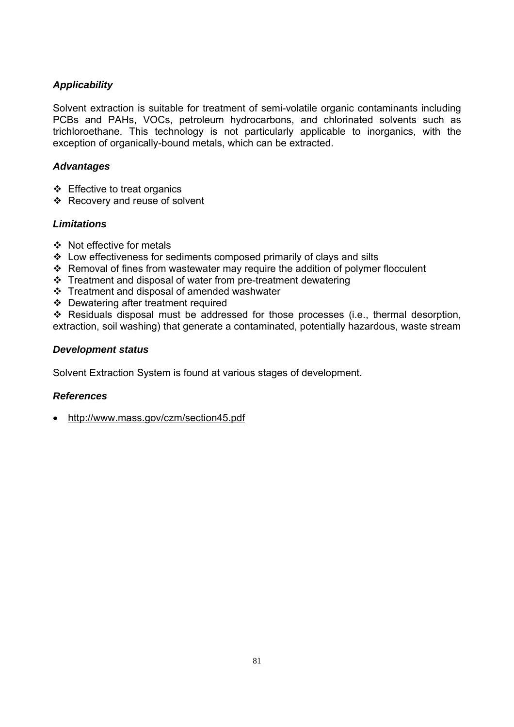### *Applicability*

Solvent extraction is suitable for treatment of semi-volatile organic contaminants including PCBs and PAHs, VOCs, petroleum hydrocarbons, and chlorinated solvents such as trichloroethane. This technology is not particularly applicable to inorganics, with the exception of organically-bound metals, which can be extracted.

### *Advantages*

- Effective to treat organics
- Recovery and reuse of solvent

### *Limitations*

- Not effective for metals
- Low effectiveness for sediments composed primarily of clays and silts
- Removal of fines from wastewater may require the addition of polymer flocculent
- Treatment and disposal of water from pre-treatment dewatering
- Treatment and disposal of amended washwater
- Dewatering after treatment required
- Residuals disposal must be addressed for those processes (i.e., thermal desorption, extraction, soil washing) that generate a contaminated, potentially hazardous, waste stream

### *Development status*

Solvent Extraction System is found at various stages of development.

### *References*

- http://www.mass.gov/czm/section45.pdf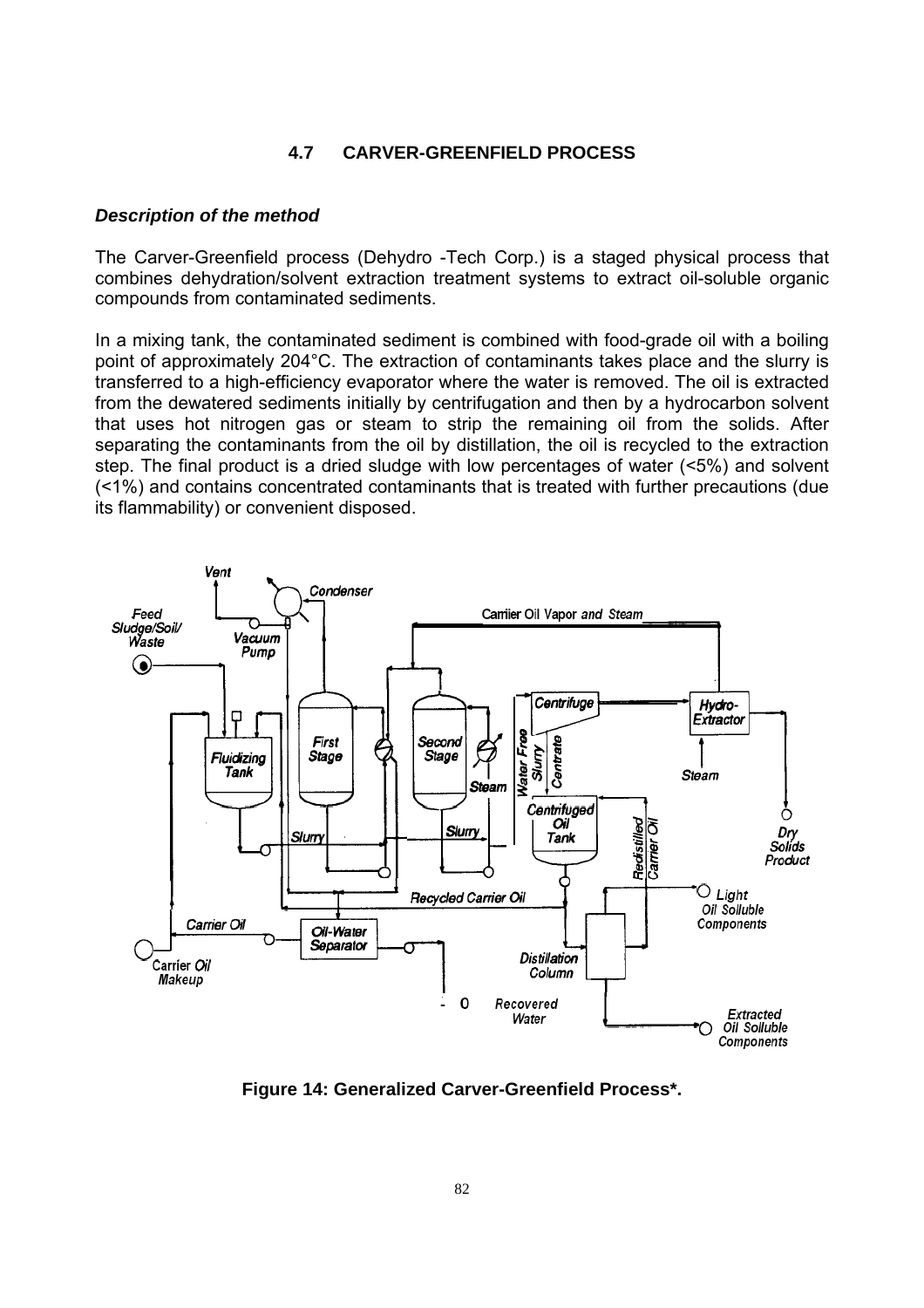## 4.7 CARVER-GREENFIELD PROCESS

### *Description of the method*

The Carver-Greenfield process (Dehydro -Tech Corp.) is a staged physical process that combines dehydration/solvent extraction treatment systems to extract oil-soluble organic compounds from contaminated sediments.

In a mixing tank, the contaminated sediment is combined with food-grade oil with a boiling point of approximately 204°C. The extraction of contaminants takes place and the slurry is transferred to a high-efficiency evaporator where the water is removed. The oil is extracted from the dewatered sediments initially by centrifugation and then by a hydrocarbon solvent that uses hot nitrogen gas or steam to strip the remaining oil from the solids. After separating the contaminants from the oil by distillation, the oil is recycled to the extraction step. The final product is a dried sludge with low percentages of water (<5%) and solvent (<1%) and contains concentrated contaminants that is treated with further precautions (due its flammability) or convenient disposed.

**Figure 14: Generalized Carver-Greenfield Process\*.**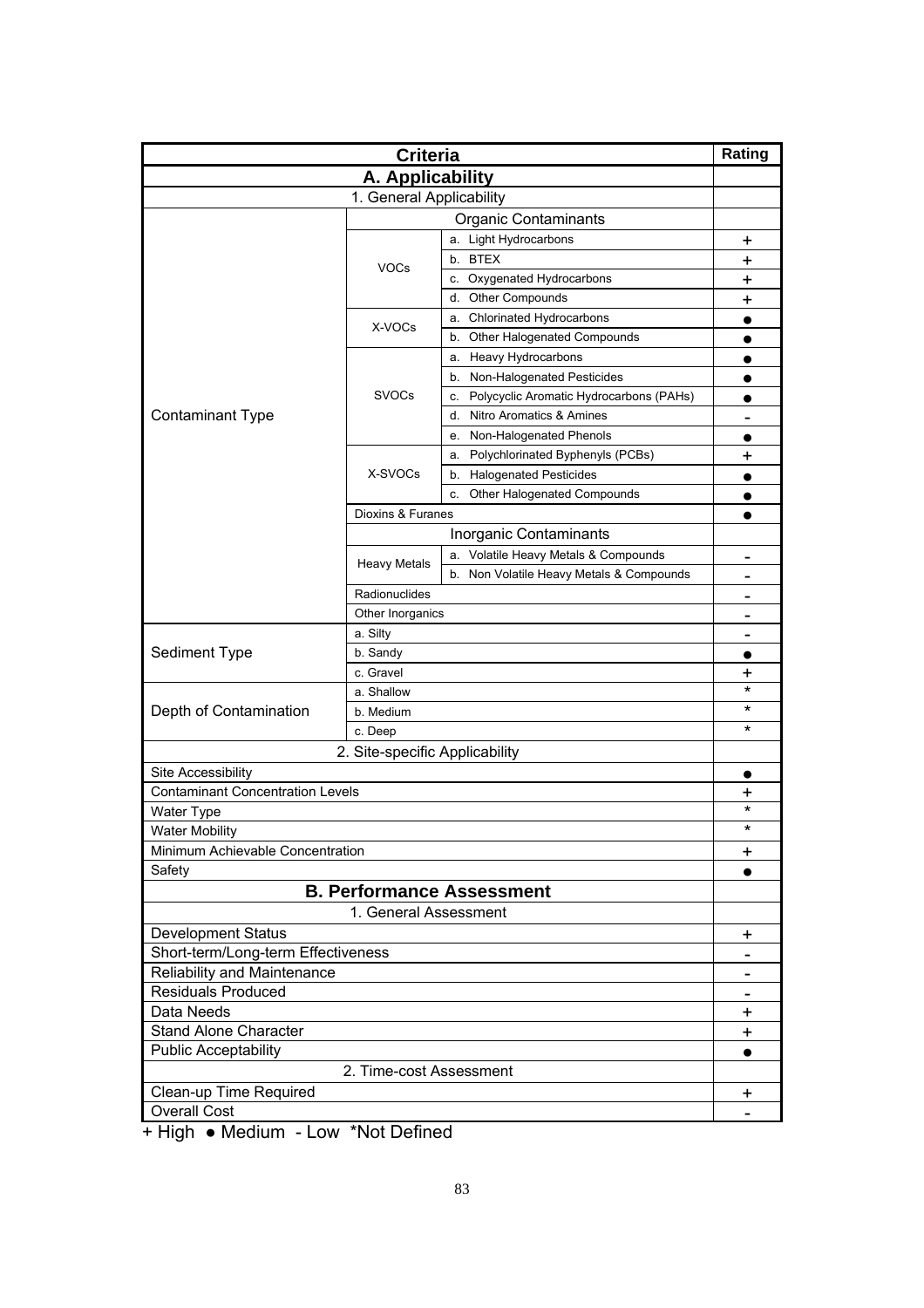| Criteria | | | Rating |
|---|---|---|---|
| **A. Applicability** | | | |
| 1. General Applicability | | | |
| | Organic Contaminants | | |
| Contaminant Type | VOCs | a. Light Hydrocarbons | + |
| | | b. BTEX | + |
| | | c. Oxygenated Hydrocarbons | + |
| | | d. Other Compounds | + |
| | X-VOCs | a. Chlorinated Hydrocarbons | ● |
| | | b. Other Halogenated Compounds | ● |
| | SVOCs | a. Heavy Hydrocarbons | ● |
| | | b. Non-Halogenated Pesticides | ● |
| | | c. Polycyclic Aromatic Hydrocarbons (PAHs) | ● |
| | | d. Nitro Aromatics & Amines | - |
| | | e. Non-Halogenated Phenols | ● |
| | X-SVOCs | a. Polychlorinated Byphenyls (PCBs) | + |
| | | b. Halogenated Pesticides | ● |
| | | c. Other Halogenated Compounds | ● |
| | Dioxins & Furanes | | ● |
| | Inorganic Contaminants | | |
| | Heavy Metals | a. Volatile Heavy Metals & Compounds | - |
| | | b. Non Volatile Heavy Metals & Compounds | - |
| | Radionuclides | | - |
| | Other Inorganics | | - |
| Sediment Type | a. Silty | | - |
| | b. Sandy | | ● |
| | c. Gravel | | + |
| Depth of Contamination | a. Shallow | | * |
| | b. Medium | | * |
| | c. Deep | | * |
| 2. Site-specific Applicability | | | |
| Site Accessibility | | | ● |
| Contaminant Concentration Levels | | | + |
| Water Type | | | * |
| Water Mobility | | | * |
| Minimum Achievable Concentration | | | + |
| Safety | | | ● |
| **B. Performance Assessment** | | | |
| 1. General Assessment | | | |
| Development Status | | | + |
| Short-term/Long-term Effectiveness | | | - |
| Reliability and Maintenance | | | - |
| Residuals Produced | | | - |
| Data Needs | | | + |
| Stand Alone Character | | | + |
| Public Acceptability | | | ● |
| 2. Time-cost Assessment | | | |
| Clean-up Time Required | | | + |
| Overall Cost | | | - |

+ High ● Medium - Low *Not Defined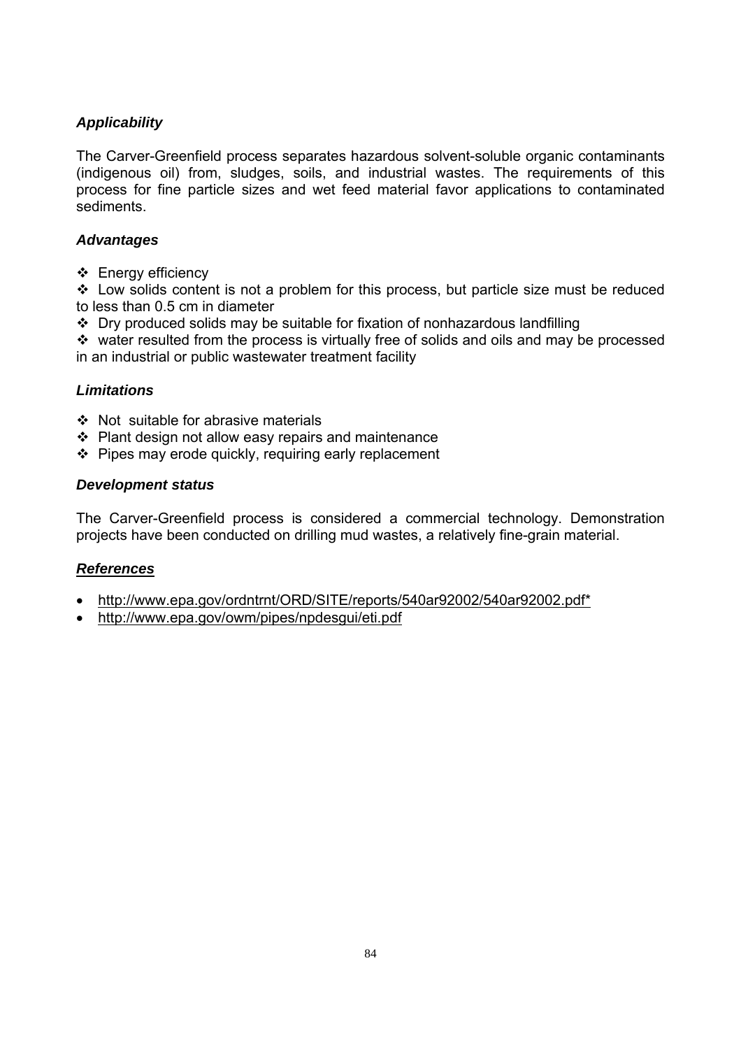### *Applicability*

The Carver-Greenfield process separates hazardous solvent-soluble organic contaminants (indigenous oil) from, sludges, soils, and industrial wastes. The requirements of this process for fine particle sizes and wet feed material favor applications to contaminated sediments.

### *Advantages*

- Energy efficiency
- Low solids content is not a problem for this process, but particle size must be reduced to less than 0.5 cm in diameter
- Dry produced solids may be suitable for fixation of nonhazardous landfilling
- water resulted from the process is virtually free of solids and oils and may be processed in an industrial or public wastewater treatment facility

### *Limitations*

- Not suitable for abrasive materials
- Plant design not allow easy repairs and maintenance
- Pipes may erode quickly, requiring early replacement

### *Development status*

The Carver-Greenfield process is considered a commercial technology. Demonstration projects have been conducted on drilling mud wastes, a relatively fine-grain material.

### ***References***

- http://www.epa.gov/ordntrnt/ORD/SITE/reports/540ar92002/540ar92002.pdf*
- http://www.epa.gov/owm/pipes/npdesgui/eti.pdf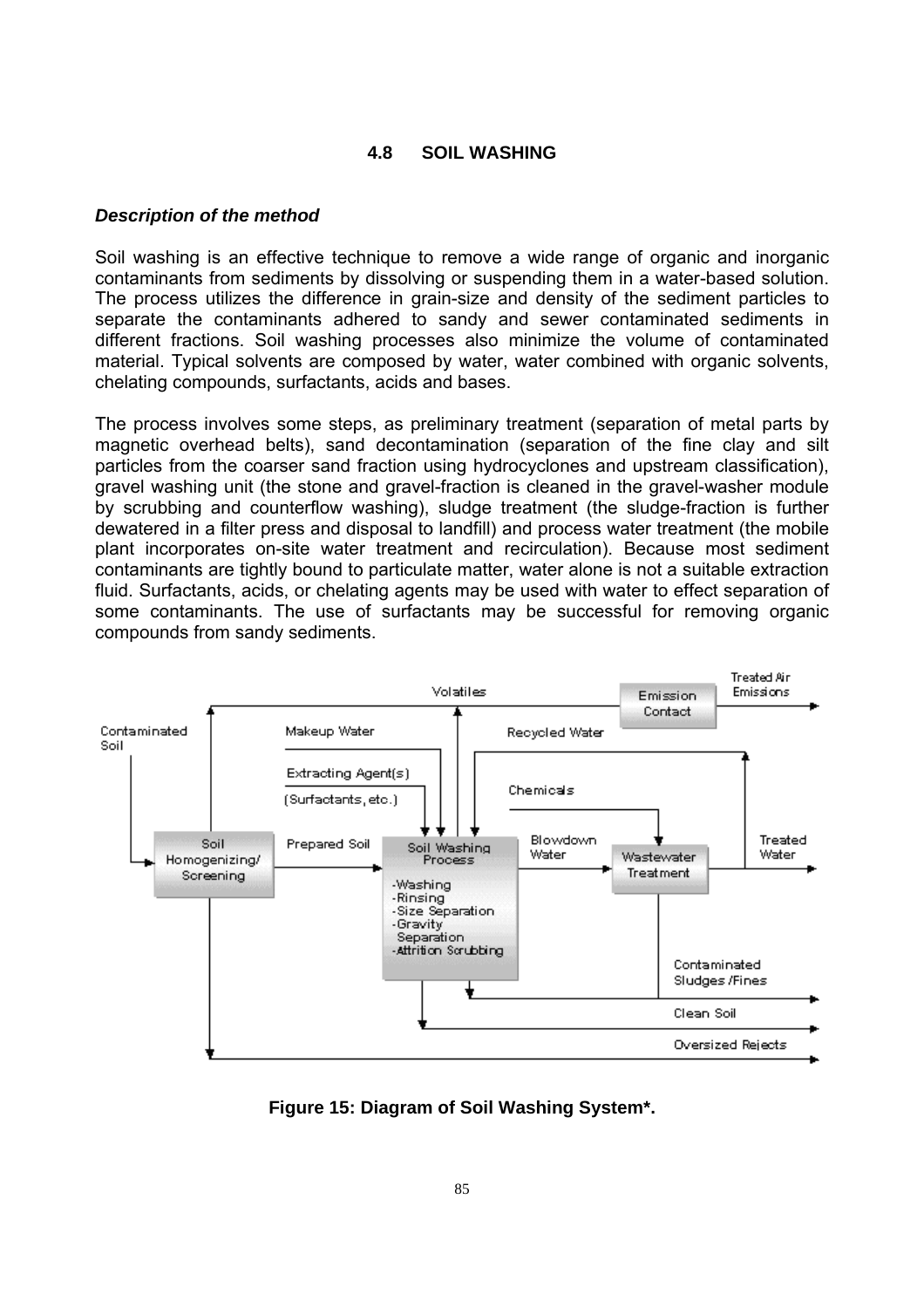### 4.8 SOIL WASHING

***Description of the method***

Soil washing is an effective technique to remove a wide range of organic and inorganic contaminants from sediments by dissolving or suspending them in a water-based solution. The process utilizes the difference in grain-size and density of the sediment particles to separate the contaminants adhered to sandy and sewer contaminated sediments in different fractions. Soil washing processes also minimize the volume of contaminated material. Typical solvents are composed by water, water combined with organic solvents, chelating compounds, surfactants, acids and bases.

The process involves some steps, as preliminary treatment (separation of metal parts by magnetic overhead belts), sand decontamination (separation of the fine clay and silt particles from the coarser sand fraction using hydrocyclones and upstream classification), gravel washing unit (the stone and gravel-fraction is cleaned in the gravel-washer module by scrubbing and counterflow washing), sludge treatment (the sludge-fraction is further dewatered in a filter press and disposal to landfill) and process water treatment (the mobile plant incorporates on-site water treatment and recirculation). Because most sediment contaminants are tightly bound to particulate matter, water alone is not a suitable extraction fluid. Surfactants, acids, or chelating agents may be used with water to effect separation of some contaminants. The use of surfactants may be successful for removing organic compounds from sandy sediments.

**Figure 15: Diagram of Soil Washing System\*.**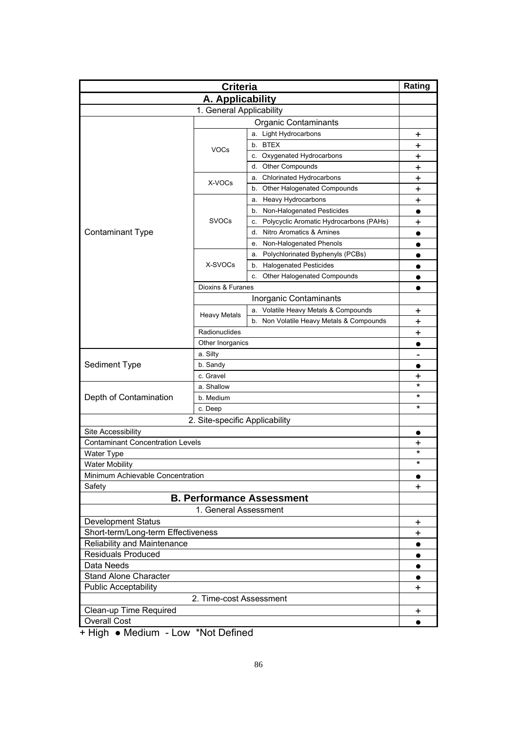| Criteria | | | Rating |
|---|---|---|---|
| **A. Applicability** | | | |
| 1. General Applicability | | | |
| Contaminant Type | Organic Contaminants | | |
| | VOCs | a. Light Hydrocarbons | + |
| | | b. BTEX | + |
| | | c. Oxygenated Hydrocarbons | + |
| | | d. Other Compounds | + |
| | X-VOCs | a. Chlorinated Hydrocarbons | + |
| | | b. Other Halogenated Compounds | + |
| | SVOCs | a. Heavy Hydrocarbons | + |
| | | b. Non-Halogenated Pesticides | ● |
| | | c. Polycyclic Aromatic Hydrocarbons (PAHs) | + |
| | | d. Nitro Aromatics & Amines | ● |
| | | e. Non-Halogenated Phenols | ● |
| | X-SVOCs | a. Polychlorinated Byphenyls (PCBs) | ● |
| | | b. Halogenated Pesticides | ● |
| | | c. Other Halogenated Compounds | ● |
| | Dioxins & Furanes | | ● |
| | Inorganic Contaminants | | |
| | Heavy Metals | a. Volatile Heavy Metals & Compounds | + |
| | | b. Non Volatile Heavy Metals & Compounds | + |
| | Radionuclides | | + |
| | Other Inorganics | | ● |
| Sediment Type | a. Silty | | - |
| | b. Sandy | | ● |
| | c. Gravel | | + |
| Depth of Contamination | a. Shallow | | * |
| | b. Medium | | * |
| | c. Deep | | * |
| 2. Site-specific Applicability | | | |
| Site Accessibility | | | ● |
| Contaminant Concentration Levels | | | + |
| Water Type | | | * |
| Water Mobility | | | * |
| Minimum Achievable Concentration | | | ● |
| Safety | | | + |
| **B. Performance Assessment** | | | |
| 1. General Assessment | | | |
| Development Status | | | + |
| Short-term/Long-term Effectiveness | | | + |
| Reliability and Maintenance | | | ● |
| Residuals Produced | | | ● |
| Data Needs | | | ● |
| Stand Alone Character | | | ● |
| Public Acceptability | | | + |
| 2. Time-cost Assessment | | | |
| Clean-up Time Required | | | + |
| Overall Cost | | | ● |

+ High ● Medium - Low *Not Defined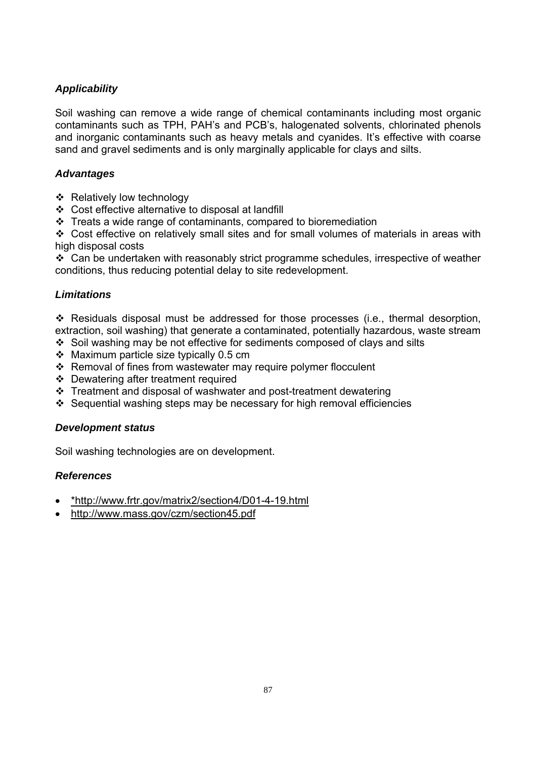### *Applicability*

Soil washing can remove a wide range of chemical contaminants including most organic contaminants such as TPH, PAH's and PCB's, halogenated solvents, chlorinated phenols and inorganic contaminants such as heavy metals and cyanides. It's effective with coarse sand and gravel sediments and is only marginally applicable for clays and silts.

### *Advantages*

- Relatively low technology
- Cost effective alternative to disposal at landfill
- Treats a wide range of contaminants, compared to bioremediation
- Cost effective on relatively small sites and for small volumes of materials in areas with high disposal costs
- Can be undertaken with reasonably strict programme schedules, irrespective of weather conditions, thus reducing potential delay to site redevelopment.

### *Limitations*

- Residuals disposal must be addressed for those processes (i.e., thermal desorption, extraction, soil washing) that generate a contaminated, potentially hazardous, waste stream
- Soil washing may be not effective for sediments composed of clays and silts
- Maximum particle size typically 0.5 cm
- Removal of fines from wastewater may require polymer flocculent
- Dewatering after treatment required
- Treatment and disposal of washwater and post-treatment dewatering
- Sequential washing steps may be necessary for high removal efficiencies

### *Development status*

Soil washing technologies are on development.

### *References*

- *http://www.frtr.gov/matrix2/section4/D01-4-19.html
- http://www.mass.gov/czm/section45.pdf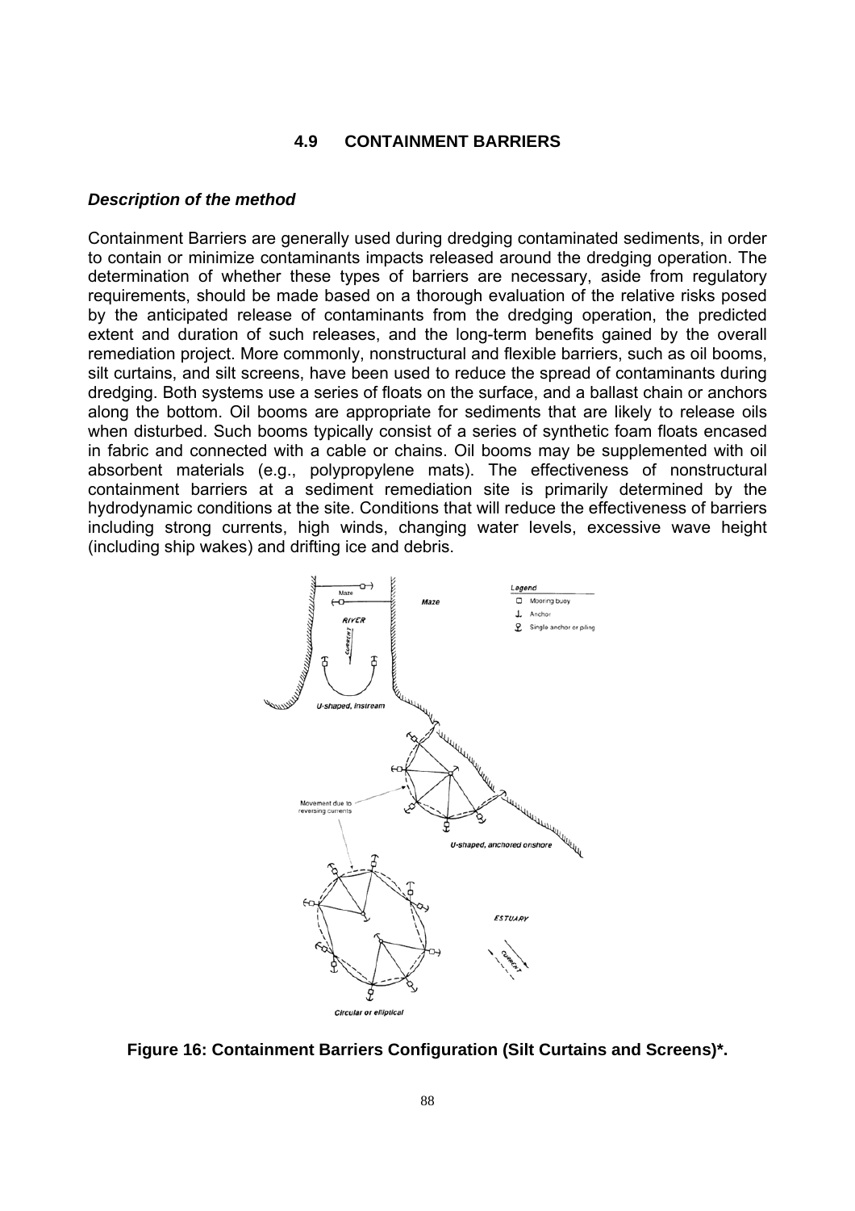## 4.9 CONTAINMENT BARRIERS

### *Description of the method*

Containment Barriers are generally used during dredging contaminated sediments, in order to contain or minimize contaminants impacts released around the dredging operation. The determination of whether these types of barriers are necessary, aside from regulatory requirements, should be made based on a thorough evaluation of the relative risks posed by the anticipated release of contaminants from the dredging operation, the predicted extent and duration of such releases, and the long-term benefits gained by the overall remediation project. More commonly, nonstructural and flexible barriers, such as oil booms, silt curtains, and silt screens, have been used to reduce the spread of contaminants during dredging. Both systems use a series of floats on the surface, and a ballast chain or anchors along the bottom. Oil booms are appropriate for sediments that are likely to release oils when disturbed. Such booms typically consist of a series of synthetic foam floats encased in fabric and connected with a cable or chains. Oil booms may be supplemented with oil absorbent materials (e.g., polypropylene mats). The effectiveness of nonstructural containment barriers at a sediment remediation site is primarily determined by the hydrodynamic conditions at the site. Conditions that will reduce the effectiveness of barriers including strong currents, high winds, changing water levels, excessive wave height (including ship wakes) and drifting ice and debris.

**Figure 16: Containment Barriers Configuration (Silt Curtains and Screens)*.**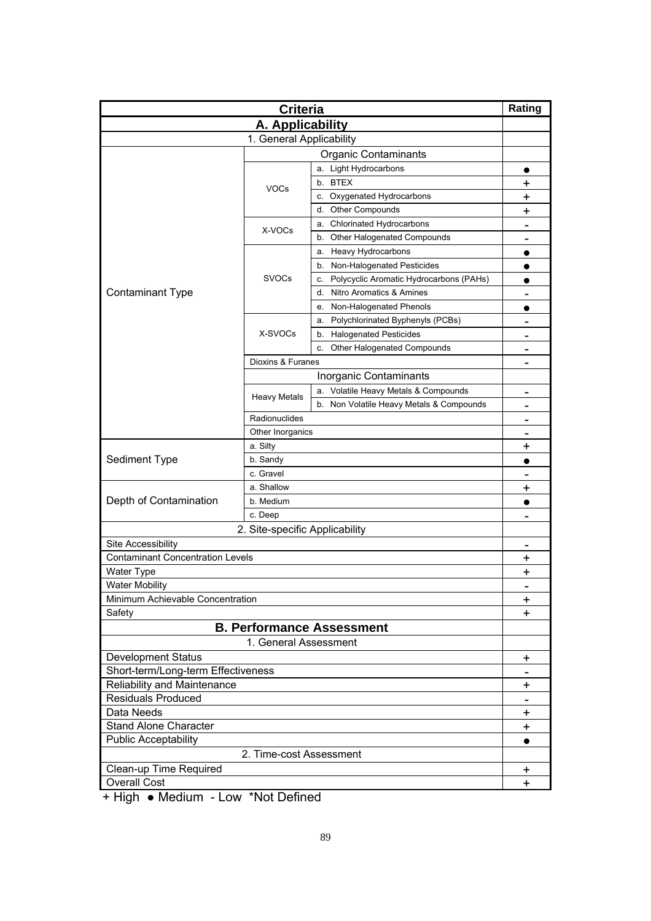| Criteria | | | Rating |
|---|---|---|---|
| **A. Applicability** | | | |
| 1. General Applicability | | | |
| Contaminant Type | Organic Contaminants | | |
| | VOCs | a. Light Hydrocarbons | ● |
| | | b. BTEX | + |
| | | c. Oxygenated Hydrocarbons | + |
| | | d. Other Compounds | + |
| | X-VOCs | a. Chlorinated Hydrocarbons | - |
| | | b. Other Halogenated Compounds | - |
| | SVOCs | a. Heavy Hydrocarbons | ● |
| | | b. Non-Halogenated Pesticides | ● |
| | | c. Polycyclic Aromatic Hydrocarbons (PAHs) | ● |
| | | d. Nitro Aromatics & Amines | - |
| | | e. Non-Halogenated Phenols | ● |
| | X-SVOCs | a. Polychlorinated Byphenyls (PCBs) | - |
| | | b. Halogenated Pesticides | - |
| | | c. Other Halogenated Compounds | - |
| | Dioxins & Furanes | | - |
| | Inorganic Contaminants | | |
| | Heavy Metals | a. Volatile Heavy Metals & Compounds | - |
| | | b. Non Volatile Heavy Metals & Compounds | - |
| | Radionuclides | | - |
| | Other Inorganics | | - |
| Sediment Type | a. Silty | | + |
| | b. Sandy | | ● |
| | c. Gravel | | - |
| Depth of Contamination | a. Shallow | | + |
| | b. Medium | | ● |
| | c. Deep | | - |
| 2. Site-specific Applicability | | | |
| Site Accessibility | | | - |
| Contaminant Concentration Levels | | | + |
| Water Type | | | + |
| Water Mobility | | | - |
| Minimum Achievable Concentration | | | + |
| Safety | | | + |
| **B. Performance Assessment** | | | |
| 1. General Assessment | | | |
| Development Status | | | + |
| Short-term/Long-term Effectiveness | | | - |
| Reliability and Maintenance | | | + |
| Residuals Produced | | | - |
| Data Needs | | | + |
| Stand Alone Character | | | + |
| Public Acceptability | | | ● |
| 2. Time-cost Assessment | | | |
| Clean-up Time Required | | | + |
| Overall Cost | | | + |

+ High ● Medium - Low *Not Defined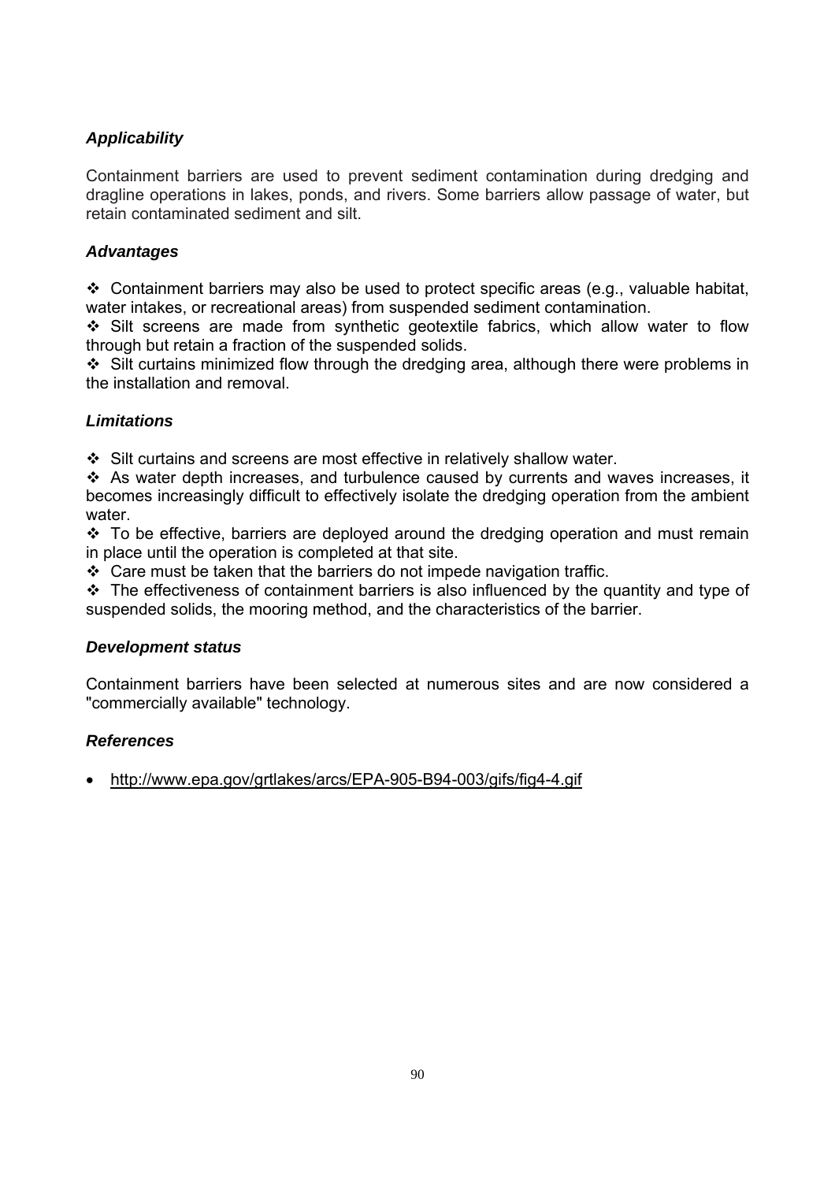### *Applicability*

Containment barriers are used to prevent sediment contamination during dredging and dragline operations in lakes, ponds, and rivers. Some barriers allow passage of water, but retain contaminated sediment and silt.

### *Advantages*

- Containment barriers may also be used to protect specific areas (e.g., valuable habitat, water intakes, or recreational areas) from suspended sediment contamination.
- Silt screens are made from synthetic geotextile fabrics, which allow water to flow through but retain a fraction of the suspended solids.
- Silt curtains minimized flow through the dredging area, although there were problems in the installation and removal.

### *Limitations*

- Silt curtains and screens are most effective in relatively shallow water.
- As water depth increases, and turbulence caused by currents and waves increases, it becomes increasingly difficult to effectively isolate the dredging operation from the ambient water.
- To be effective, barriers are deployed around the dredging operation and must remain in place until the operation is completed at that site.
- Care must be taken that the barriers do not impede navigation traffic.
- The effectiveness of containment barriers is also influenced by the quantity and type of suspended solids, the mooring method, and the characteristics of the barrier.

### *Development status*

Containment barriers have been selected at numerous sites and are now considered a "commercially available" technology.

### *References*

- http://www.epa.gov/grtlakes/arcs/EPA-905-B94-003/gifs/fig4-4.gif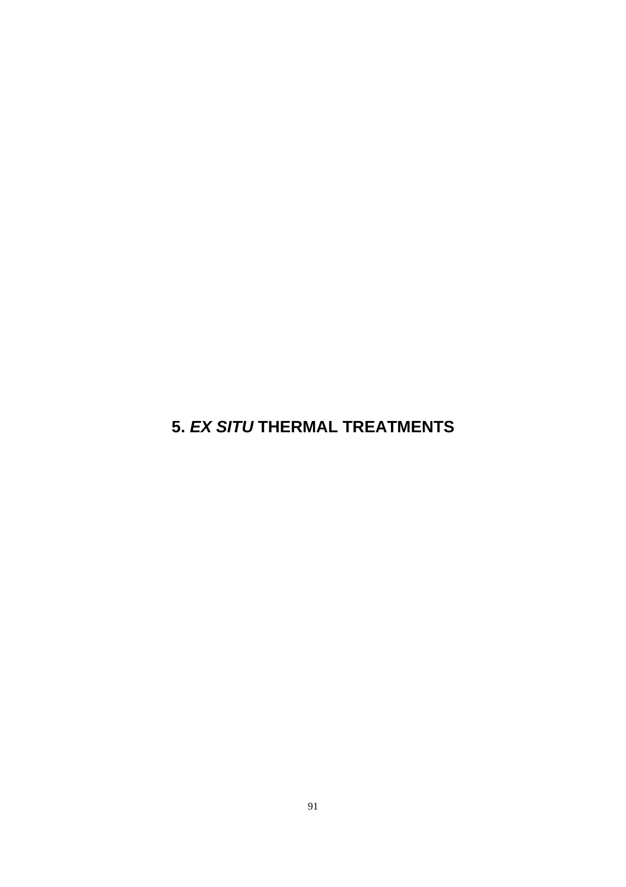# 5. *EX SITU* THERMAL TREATMENTS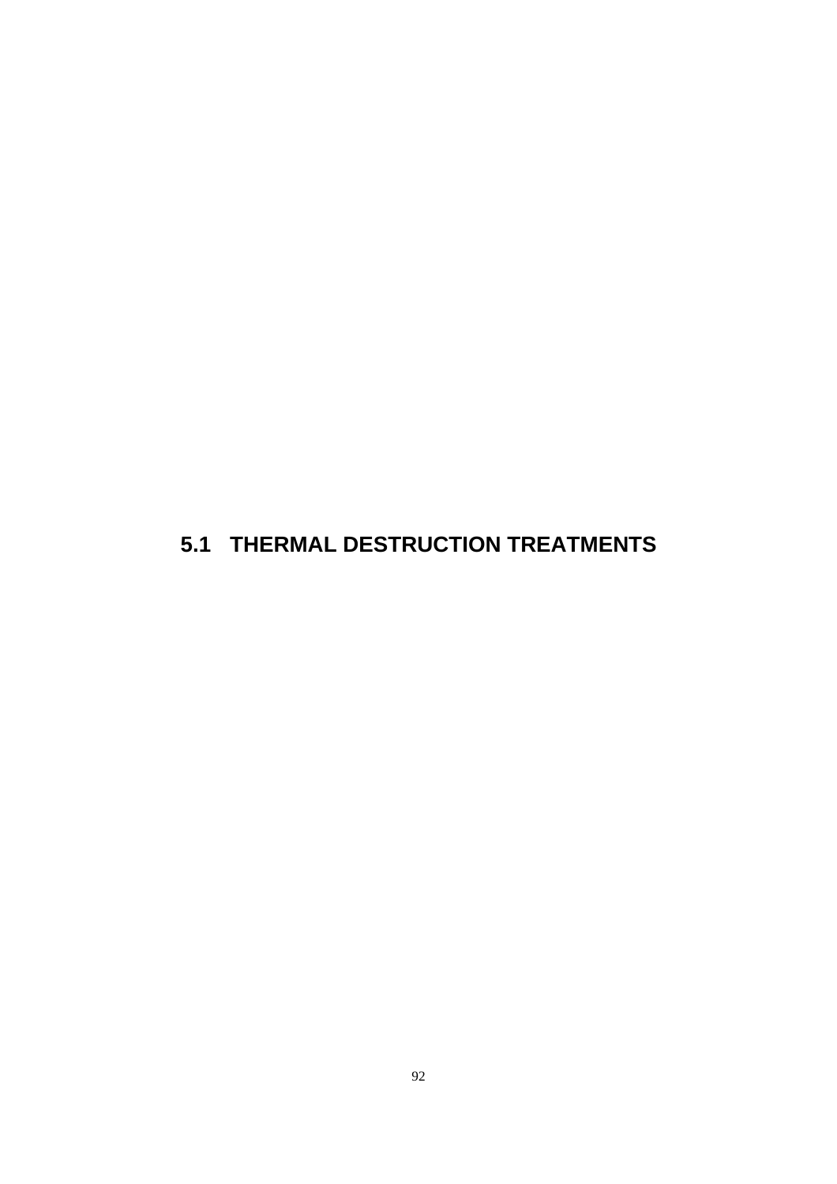## 5.1 THERMAL DESTRUCTION TREATMENTS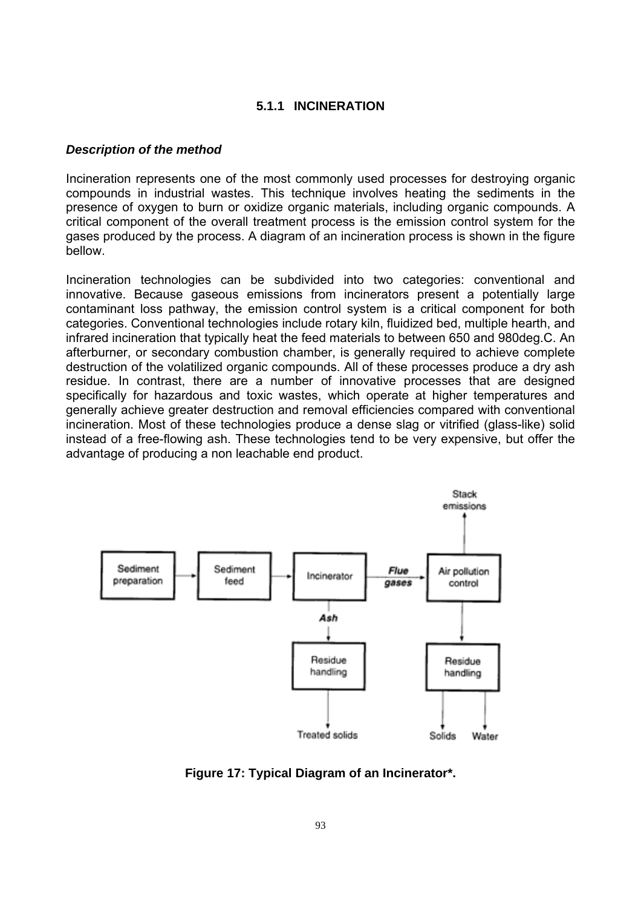### 5.1.1 INCINERATION

***Description of the method***

Incineration represents one of the most commonly used processes for destroying organic compounds in industrial wastes. This technique involves heating the sediments in the presence of oxygen to burn or oxidize organic materials, including organic compounds. A critical component of the overall treatment process is the emission control system for the gases produced by the process. A diagram of an incineration process is shown in the figure bellow.

Incineration technologies can be subdivided into two categories: conventional and innovative. Because gaseous emissions from incinerators present a potentially large contaminant loss pathway, the emission control system is a critical component for both categories. Conventional technologies include rotary kiln, fluidized bed, multiple hearth, and infrared incineration that typically heat the feed materials to between 650 and 980deg.C. An afterburner, or secondary combustion chamber, is generally required to achieve complete destruction of the volatilized organic compounds. All of these processes produce a dry ash residue. In contrast, there are a number of innovative processes that are designed specifically for hazardous and toxic wastes, which operate at higher temperatures and generally achieve greater destruction and removal efficiencies compared with conventional incineration. Most of these technologies produce a dense slag or vitrified (glass-like) solid instead of a free-flowing ash. These technologies tend to be very expensive, but offer the advantage of producing a non leachable end product.

Stack emissions

Sediment preparation → Sediment feed → Incinerator → *Flue gases* → Air pollution control

Incinerator → *Ash* → Residue handling → Treated solids

Air pollution control → Residue handling → Solids, Water

**Figure 17: Typical Diagram of an Incinerator\*.**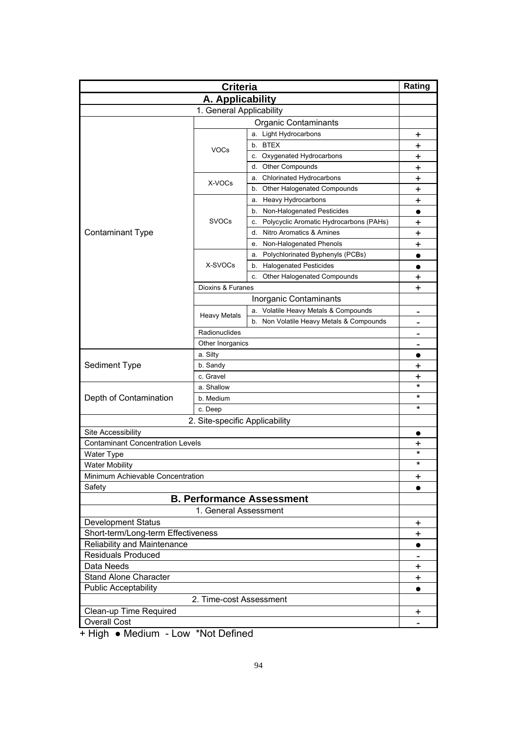| Criteria | | | Rating |
|---|---|---|---|
| **A. Applicability** | | | |
| 1. General Applicability | | | |
| Contaminant Type | Organic Contaminants | | |
| | VOCs | a. Light Hydrocarbons | + |
| | | b. BTEX | + |
| | | c. Oxygenated Hydrocarbons | + |
| | | d. Other Compounds | + |
| | X-VOCs | a. Chlorinated Hydrocarbons | + |
| | | b. Other Halogenated Compounds | + |
| | SVOCs | a. Heavy Hydrocarbons | + |
| | | b. Non-Halogenated Pesticides | ● |
| | | c. Polycyclic Aromatic Hydrocarbons (PAHs) | + |
| | | d. Nitro Aromatics & Amines | + |
| | | e. Non-Halogenated Phenols | + |
| | X-SVOCs | a. Polychlorinated Byphenyls (PCBs) | ● |
| | | b. Halogenated Pesticides | ● |
| | | c. Other Halogenated Compounds | + |
| | Dioxins & Furanes | | + |
| | Inorganic Contaminants | | |
| | Heavy Metals | a. Volatile Heavy Metals & Compounds | - |
| | | b. Non Volatile Heavy Metals & Compounds | - |
| | Radionuclides | | - |
| | Other Inorganics | | - |
| Sediment Type | a. Silty | | ● |
| | b. Sandy | | + |
| | c. Gravel | | + |
| Depth of Contamination | a. Shallow | | * |
| | b. Medium | | * |
| | c. Deep | | * |
| 2. Site-specific Applicability | | | |
| Site Accessibility | | | ● |
| Contaminant Concentration Levels | | | + |
| Water Type | | | * |
| Water Mobility | | | * |
| Minimum Achievable Concentration | | | + |
| Safety | | | ● |
| **B. Performance Assessment** | | | |
| 1. General Assessment | | | |
| Development Status | | | + |
| Short-term/Long-term Effectiveness | | | + |
| Reliability and Maintenance | | | ● |
| Residuals Produced | | | - |
| Data Needs | | | + |
| Stand Alone Character | | | + |
| Public Acceptability | | | ● |
| 2. Time-cost Assessment | | | |
| Clean-up Time Required | | | + |
| Overall Cost | | | - |

+ High ● Medium - Low *Not Defined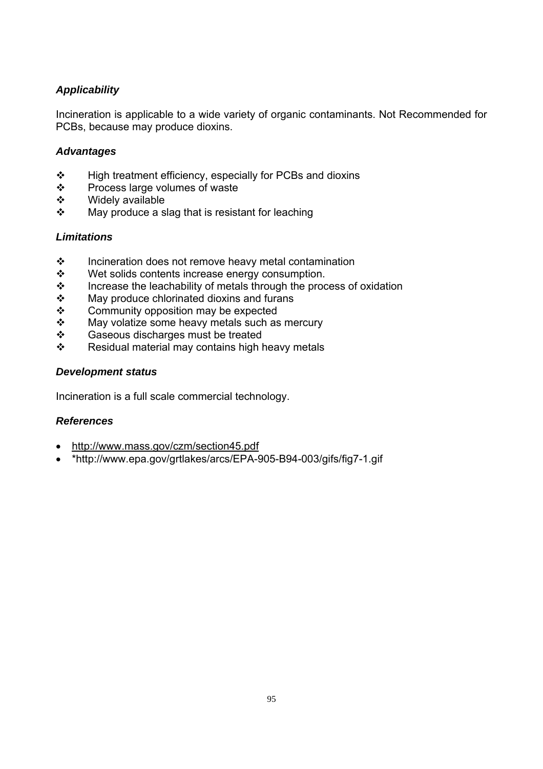### *Applicability*

Incineration is applicable to a wide variety of organic contaminants. Not Recommended for PCBs, because may produce dioxins.

### *Advantages*

- High treatment efficiency, especially for PCBs and dioxins
- Process large volumes of waste
- Widely available
- May produce a slag that is resistant for leaching

### *Limitations*

- Incineration does not remove heavy metal contamination
- Wet solids contents increase energy consumption.
- Increase the leachability of metals through the process of oxidation
- May produce chlorinated dioxins and furans
- Community opposition may be expected
- May volatize some heavy metals such as mercury
- Gaseous discharges must be treated
- Residual material may contains high heavy metals

### *Development status*

Incineration is a full scale commercial technology.

### *References*

- http://www.mass.gov/czm/section45.pdf
- *http://www.epa.gov/grtlakes/arcs/EPA-905-B94-003/gifs/fig7-1.gif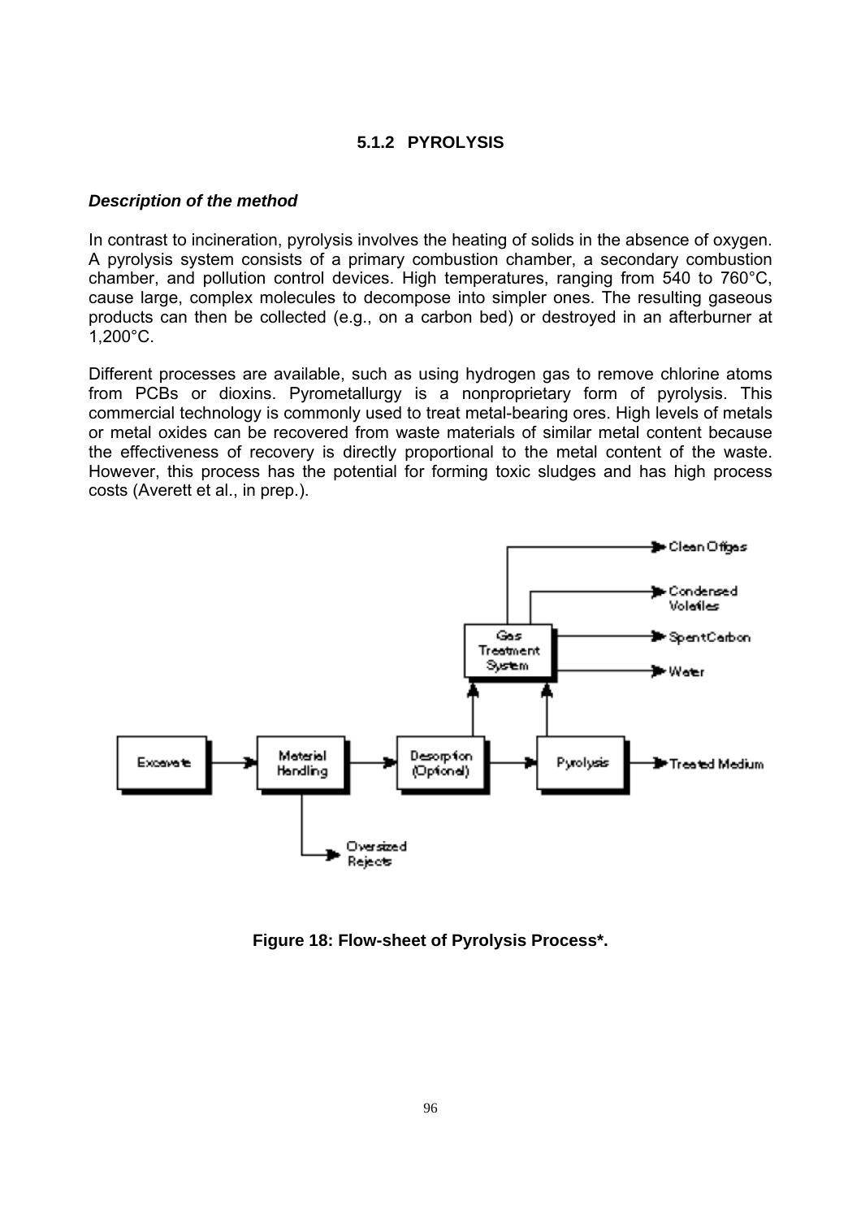### 5.1.2 PYROLYSIS

***Description of the method***

In contrast to incineration, pyrolysis involves the heating of solids in the absence of oxygen. A pyrolysis system consists of a primary combustion chamber, a secondary combustion chamber, and pollution control devices. High temperatures, ranging from 540 to 760°C, cause large, complex molecules to decompose into simpler ones. The resulting gaseous products can then be collected (e.g., on a carbon bed) or destroyed in an afterburner at 1,200°C.

Different processes are available, such as using hydrogen gas to remove chlorine atoms from PCBs or dioxins. Pyrometallurgy is a nonproprietary form of pyrolysis. This commercial technology is commonly used to treat metal-bearing ores. High levels of metals or metal oxides can be recovered from waste materials of similar metal content because the effectiveness of recovery is directly proportional to the metal content of the waste. However, this process has the potential for forming toxic sludges and has high process costs (Averett et al., in prep.).

**Figure 18: Flow-sheet of Pyrolysis Process*.**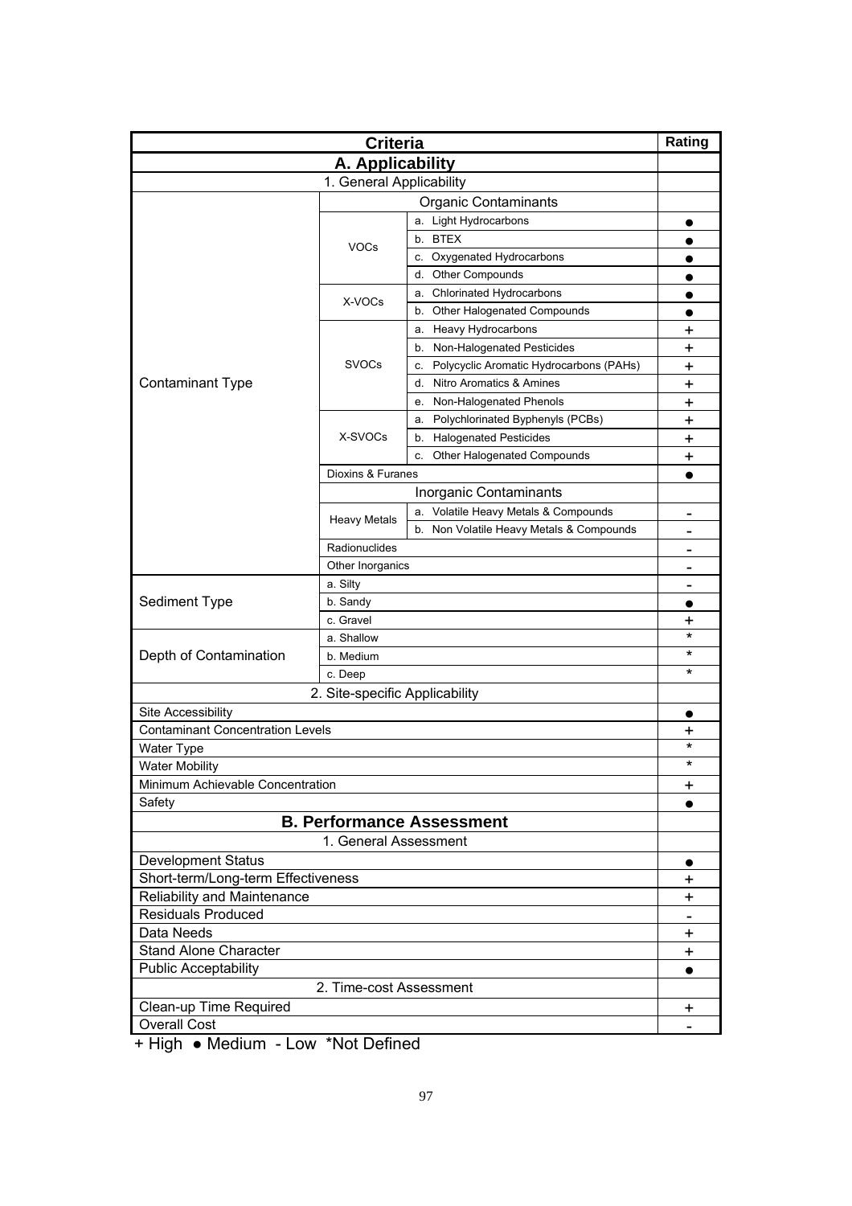| Criteria | | | Rating |
|---|---|---|---|
| **A. Applicability** | | | |
| 1. General Applicability | | | |
| | Organic Contaminants | | |
| Contaminant Type | VOCs | a. Light Hydrocarbons | ● |
| | | b. BTEX | ● |
| | | c. Oxygenated Hydrocarbons | ● |
| | | d. Other Compounds | ● |
| | X-VOCs | a. Chlorinated Hydrocarbons | ● |
| | | b. Other Halogenated Compounds | ● |
| | SVOCs | a. Heavy Hydrocarbons | + |
| | | b. Non-Halogenated Pesticides | + |
| | | c. Polycyclic Aromatic Hydrocarbons (PAHs) | + |
| | | d. Nitro Aromatics & Amines | + |
| | | e. Non-Halogenated Phenols | + |
| | X-SVOCs | a. Polychlorinated Byphenyls (PCBs) | + |
| | | b. Halogenated Pesticides | + |
| | | c. Other Halogenated Compounds | + |
| | Dioxins & Furanes | | ● |
| | Inorganic Contaminants | | |
| | Heavy Metals | a. Volatile Heavy Metals & Compounds | - |
| | | b. Non Volatile Heavy Metals & Compounds | - |
| | Radionuclides | | - |
| | Other Inorganics | | - |
| Sediment Type | a. Silty | | - |
| | b. Sandy | | ● |
| | c. Gravel | | + |
| Depth of Contamination | a. Shallow | | * |
| | b. Medium | | * |
| | c. Deep | | * |
| 2. Site-specific Applicability | | | |
| Site Accessibility | | | ● |
| Contaminant Concentration Levels | | | + |
| Water Type | | | * |
| Water Mobility | | | * |
| Minimum Achievable Concentration | | | + |
| Safety | | | ● |
| **B. Performance Assessment** | | | |
| 1. General Assessment | | | |
| Development Status | | | ● |
| Short-term/Long-term Effectiveness | | | + |
| Reliability and Maintenance | | | + |
| Residuals Produced | | | - |
| Data Needs | | | + |
| Stand Alone Character | | | + |
| Public Acceptability | | | ● |
| 2. Time-cost Assessment | | | |
| Clean-up Time Required | | | + |
| Overall Cost | | | - |

+ High ● Medium - Low *Not Defined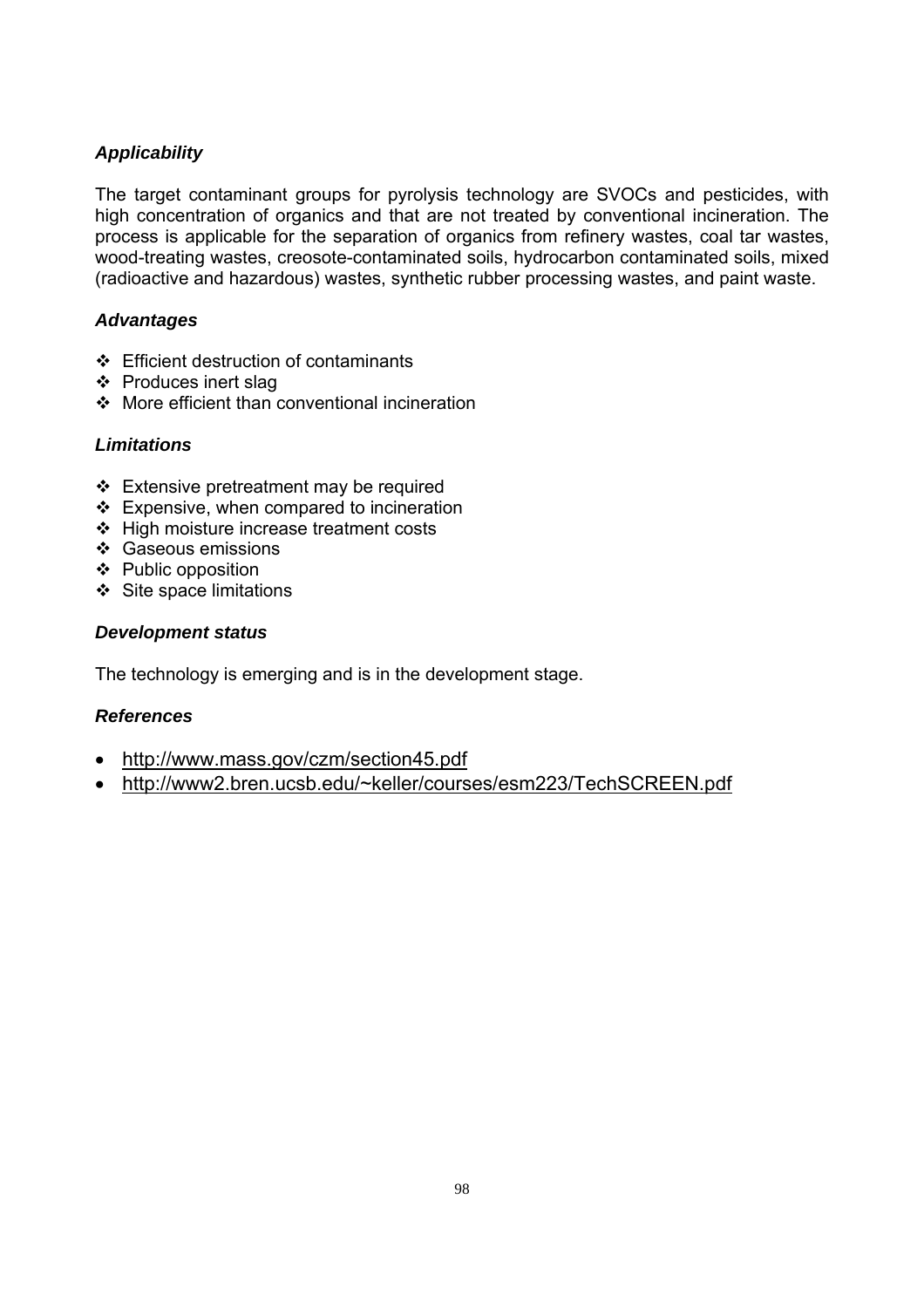### *Applicability*

The target contaminant groups for pyrolysis technology are SVOCs and pesticides, with high concentration of organics and that are not treated by conventional incineration. The process is applicable for the separation of organics from refinery wastes, coal tar wastes, wood-treating wastes, creosote-contaminated soils, hydrocarbon contaminated soils, mixed (radioactive and hazardous) wastes, synthetic rubber processing wastes, and paint waste.

### *Advantages*

- Efficient destruction of contaminants
- Produces inert slag
- More efficient than conventional incineration

### *Limitations*

- Extensive pretreatment may be required
- Expensive, when compared to incineration
- High moisture increase treatment costs
- Gaseous emissions
- Public opposition
- Site space limitations

### *Development status*

The technology is emerging and is in the development stage.

### *References*

- http://www.mass.gov/czm/section45.pdf
- http://www2.bren.ucsb.edu/~keller/courses/esm223/TechSCREEN.pdf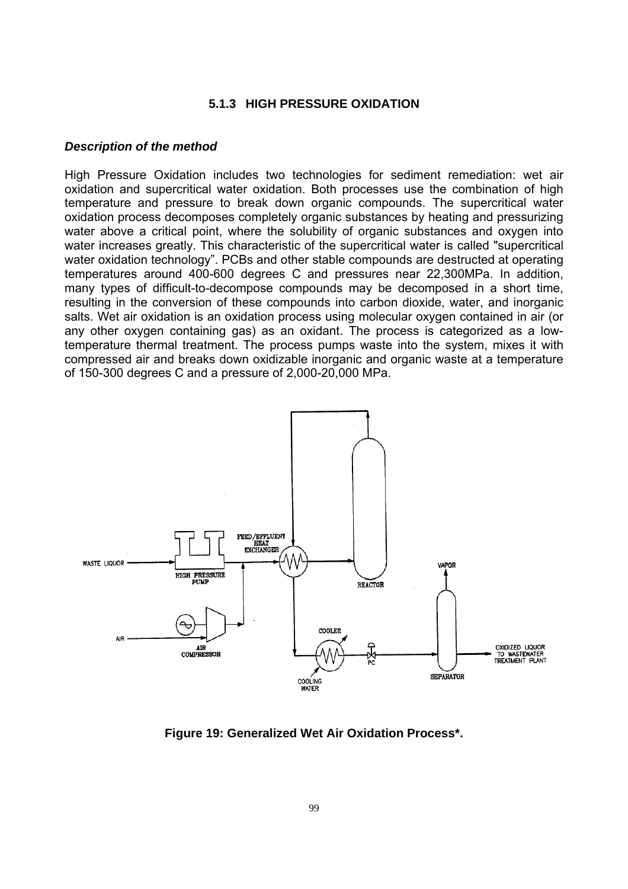### 5.1.3 HIGH PRESSURE OXIDATION

***Description of the method***

High Pressure Oxidation includes two technologies for sediment remediation: wet air oxidation and supercritical water oxidation. Both processes use the combination of high temperature and pressure to break down organic compounds. The supercritical water oxidation process decomposes completely organic substances by heating and pressurizing water above a critical point, where the solubility of organic substances and oxygen into water increases greatly. This characteristic of the supercritical water is called "supercritical water oxidation technology". PCBs and other stable compounds are destructed at operating temperatures around 400-600 degrees C and pressures near 22,300MPa. In addition, many types of difficult-to-decompose compounds may be decomposed in a short time, resulting in the conversion of these compounds into carbon dioxide, water, and inorganic salts. Wet air oxidation is an oxidation process using molecular oxygen contained in air (or any other oxygen containing gas) as an oxidant. The process is categorized as a low-temperature thermal treatment. The process pumps waste into the system, mixes it with compressed air and breaks down oxidizable inorganic and organic waste at a temperature of 150-300 degrees C and a pressure of 2,000-20,000 MPa.

**Figure 19: Generalized Wet Air Oxidation Process\*.**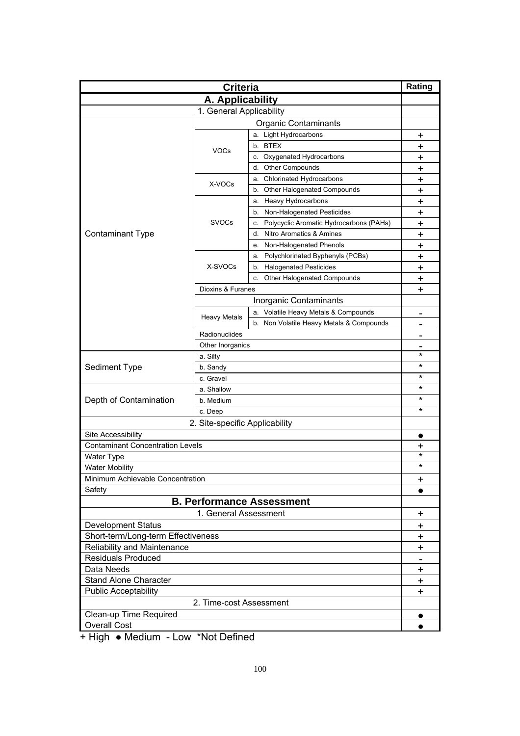| Criteria | | | Rating |
|---|---|---|---|
| **A. Applicability** | | | |
| 1. General Applicability | | | |
| | Organic Contaminants | | |
| Contaminant Type | VOCs | a. Light Hydrocarbons | + |
| | | b. BTEX | + |
| | | c. Oxygenated Hydrocarbons | + |
| | | d. Other Compounds | + |
| | X-VOCs | a. Chlorinated Hydrocarbons | + |
| | | b. Other Halogenated Compounds | + |
| | SVOCs | a. Heavy Hydrocarbons | + |
| | | b. Non-Halogenated Pesticides | + |
| | | c. Polycyclic Aromatic Hydrocarbons (PAHs) | + |
| | | d. Nitro Aromatics & Amines | + |
| | | e. Non-Halogenated Phenols | + |
| | X-SVOCs | a. Polychlorinated Byphenyls (PCBs) | + |
| | | b. Halogenated Pesticides | + |
| | | c. Other Halogenated Compounds | + |
| | Dioxins & Furanes | | + |
| | Inorganic Contaminants | | |
| | Heavy Metals | a. Volatile Heavy Metals & Compounds | - |
| | | b. Non Volatile Heavy Metals & Compounds | - |
| | Radionuclides | | - |
| | Other Inorganics | | - |
| Sediment Type | a. Silty | | * |
| | b. Sandy | | * |
| | c. Gravel | | * |
| Depth of Contamination | a. Shallow | | * |
| | b. Medium | | * |
| | c. Deep | | * |
| 2. Site-specific Applicability | | | |
| Site Accessibility | | | ● |
| Contaminant Concentration Levels | | | + |
| Water Type | | | * |
| Water Mobility | | | * |
| Minimum Achievable Concentration | | | + |
| Safety | | | ● |
| **B. Performance Assessment** | | | |
| 1. General Assessment | | | + |
| Development Status | | | + |
| Short-term/Long-term Effectiveness | | | + |
| Reliability and Maintenance | | | + |
| Residuals Produced | | | - |
| Data Needs | | | + |
| Stand Alone Character | | | + |
| Public Acceptability | | | + |
| 2. Time-cost Assessment | | | |
| Clean-up Time Required | | | ● |
| Overall Cost | | | ● |

+ High ● Medium - Low *Not Defined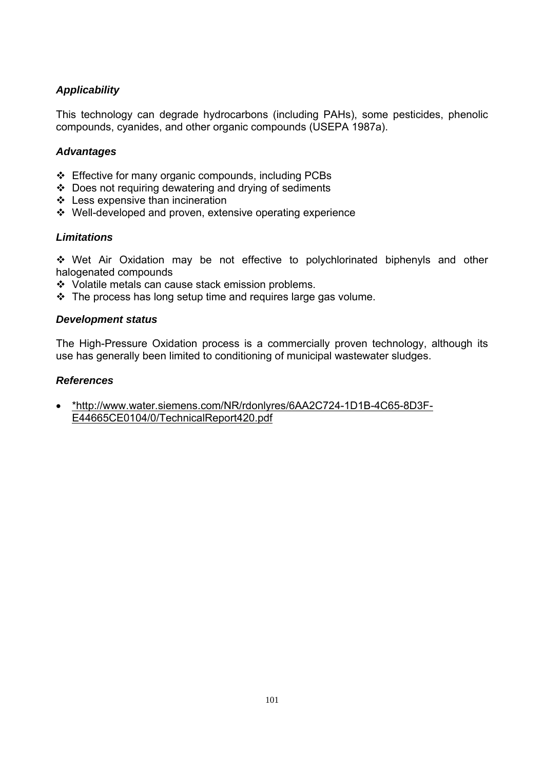### *Applicability*

This technology can degrade hydrocarbons (including PAHs), some pesticides, phenolic compounds, cyanides, and other organic compounds (USEPA 1987a).

### *Advantages*

- Effective for many organic compounds, including PCBs
- Does not requiring dewatering and drying of sediments
- Less expensive than incineration
- Well-developed and proven, extensive operating experience

### *Limitations*

- Wet Air Oxidation may be not effective to polychlorinated biphenyls and other halogenated compounds
- Volatile metals can cause stack emission problems.
- The process has long setup time and requires large gas volume.

### *Development status*

The High-Pressure Oxidation process is a commercially proven technology, although its use has generally been limited to conditioning of municipal wastewater sludges.

### *References*

- *http://www.water.siemens.com/NR/rdonlyres/6AA2C724-1D1B-4C65-8D3F-E44665CE0104/0/TechnicalReport420.pdf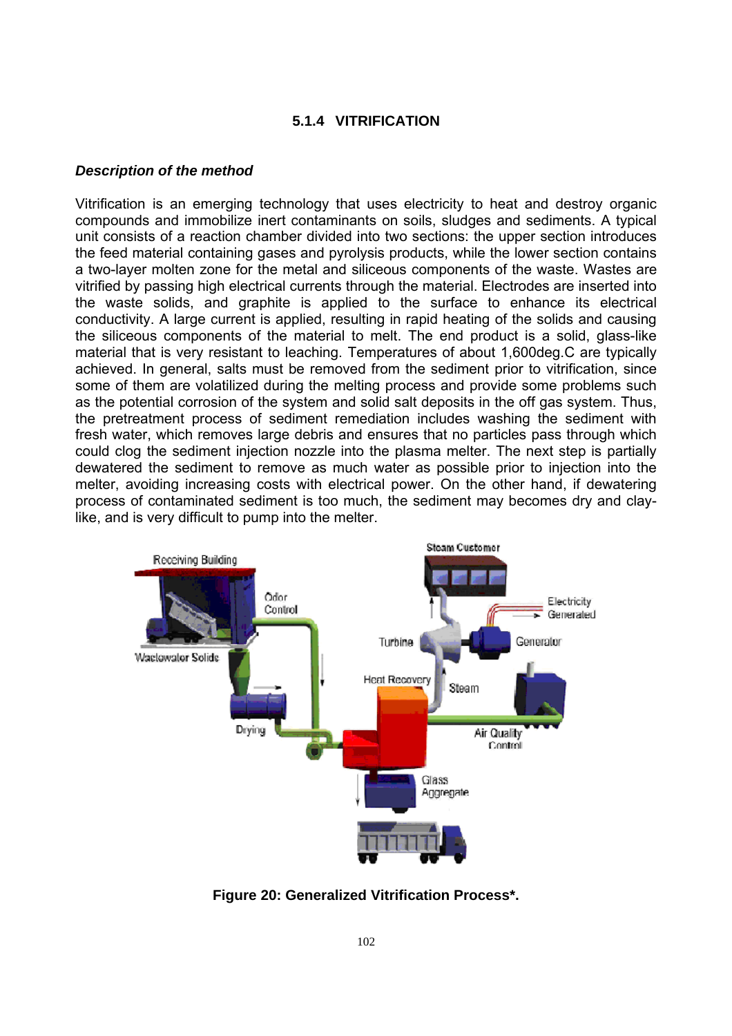### 5.1.4 VITRIFICATION

***Description of the method***

Vitrification is an emerging technology that uses electricity to heat and destroy organic compounds and immobilize inert contaminants on soils, sludges and sediments. A typical unit consists of a reaction chamber divided into two sections: the upper section introduces the feed material containing gases and pyrolysis products, while the lower section contains a two-layer molten zone for the metal and siliceous components of the waste. Wastes are vitrified by passing high electrical currents through the material. Electrodes are inserted into the waste solids, and graphite is applied to the surface to enhance its electrical conductivity. A large current is applied, resulting in rapid heating of the solids and causing the siliceous components of the material to melt. The end product is a solid, glass-like material that is very resistant to leaching. Temperatures of about 1,600deg.C are typically achieved. In general, salts must be removed from the sediment prior to vitrification, since some of them are volatilized during the melting process and provide some problems such as the potential corrosion of the system and solid salt deposits in the off gas system. Thus, the pretreatment process of sediment remediation includes washing the sediment with fresh water, which removes large debris and ensures that no particles pass through which could clog the sediment injection nozzle into the plasma melter. The next step is partially dewatered the sediment to remove as much water as possible prior to injection into the melter, avoiding increasing costs with electrical power. On the other hand, if dewatering process of contaminated sediment is too much, the sediment may becomes dry and clay-like, and is very difficult to pump into the melter.

**Figure 20: Generalized Vitrification Process*.**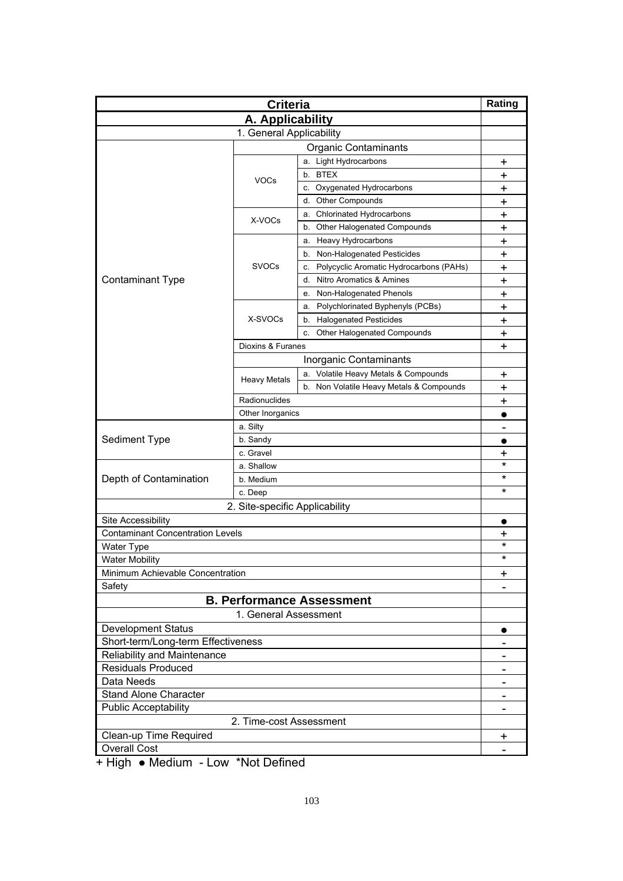| Criteria | | | Rating |
|---|---|---|---|
| **A. Applicability** | | | |
| 1. General Applicability | | | |
| Contaminant Type | Organic Contaminants | | |
| | VOCs | a. Light Hydrocarbons | + |
| | | b. BTEX | + |
| | | c. Oxygenated Hydrocarbons | + |
| | | d. Other Compounds | + |
| | X-VOCs | a. Chlorinated Hydrocarbons | + |
| | | b. Other Halogenated Compounds | + |
| | SVOCs | a. Heavy Hydrocarbons | + |
| | | b. Non-Halogenated Pesticides | + |
| | | c. Polycyclic Aromatic Hydrocarbons (PAHs) | + |
| | | d. Nitro Aromatics & Amines | + |
| | | e. Non-Halogenated Phenols | + |
| | X-SVOCs | a. Polychlorinated Byphenyls (PCBs) | + |
| | | b. Halogenated Pesticides | + |
| | | c. Other Halogenated Compounds | + |
| | Dioxins & Furanes | | + |
| | Inorganic Contaminants | | |
| | Heavy Metals | a. Volatile Heavy Metals & Compounds | + |
| | | b. Non Volatile Heavy Metals & Compounds | + |
| | Radionuclides | | + |
| | Other Inorganics | | ● |
| Sediment Type | a. Silty | | - |
| | b. Sandy | | ● |
| | c. Gravel | | + |
| Depth of Contamination | a. Shallow | | * |
| | b. Medium | | * |
| | c. Deep | | * |
| 2. Site-specific Applicability | | | |
| Site Accessibility | | | ● |
| Contaminant Concentration Levels | | | + |
| Water Type | | | * |
| Water Mobility | | | * |
| Minimum Achievable Concentration | | | + |
| Safety | | | - |
| **B. Performance Assessment** | | | |
| 1. General Assessment | | | |
| Development Status | | | ● |
| Short-term/Long-term Effectiveness | | | - |
| Reliability and Maintenance | | | - |
| Residuals Produced | | | - |
| Data Needs | | | - |
| Stand Alone Character | | | - |
| Public Acceptability | | | - |
| 2. Time-cost Assessment | | | |
| Clean-up Time Required | | | + |
| Overall Cost | | | - |

+ High ● Medium - Low *Not Defined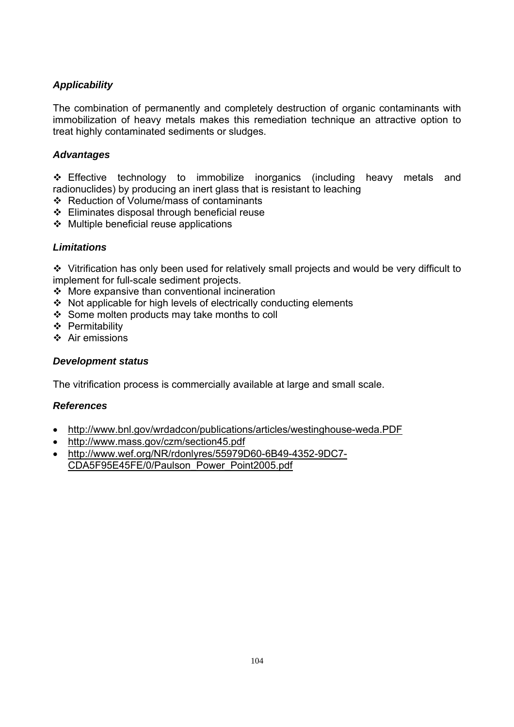### *Applicability*

The combination of permanently and completely destruction of organic contaminants with immobilization of heavy metals makes this remediation technique an attractive option to treat highly contaminated sediments or sludges.

### *Advantages*

- Effective technology to immobilize inorganics (including heavy metals and radionuclides) by producing an inert glass that is resistant to leaching
- Reduction of Volume/mass of contaminants
- Eliminates disposal through beneficial reuse
- Multiple beneficial reuse applications

### *Limitations*

- Vitrification has only been used for relatively small projects and would be very difficult to implement for full-scale sediment projects.
- More expansive than conventional incineration
- Not applicable for high levels of electrically conducting elements
- Some molten products may take months to coll
- Permitability
- Air emissions

### *Development status*

The vitrification process is commercially available at large and small scale.

### *References*

- http://www.bnl.gov/wrdadcon/publications/articles/westinghouse-weda.PDF
- http://www.mass.gov/czm/section45.pdf
- http://www.wef.org/NR/rdonlyres/55979D60-6B49-4352-9DC7-CDA5F95E45FE/0/Paulson_Power_Point2005.pdf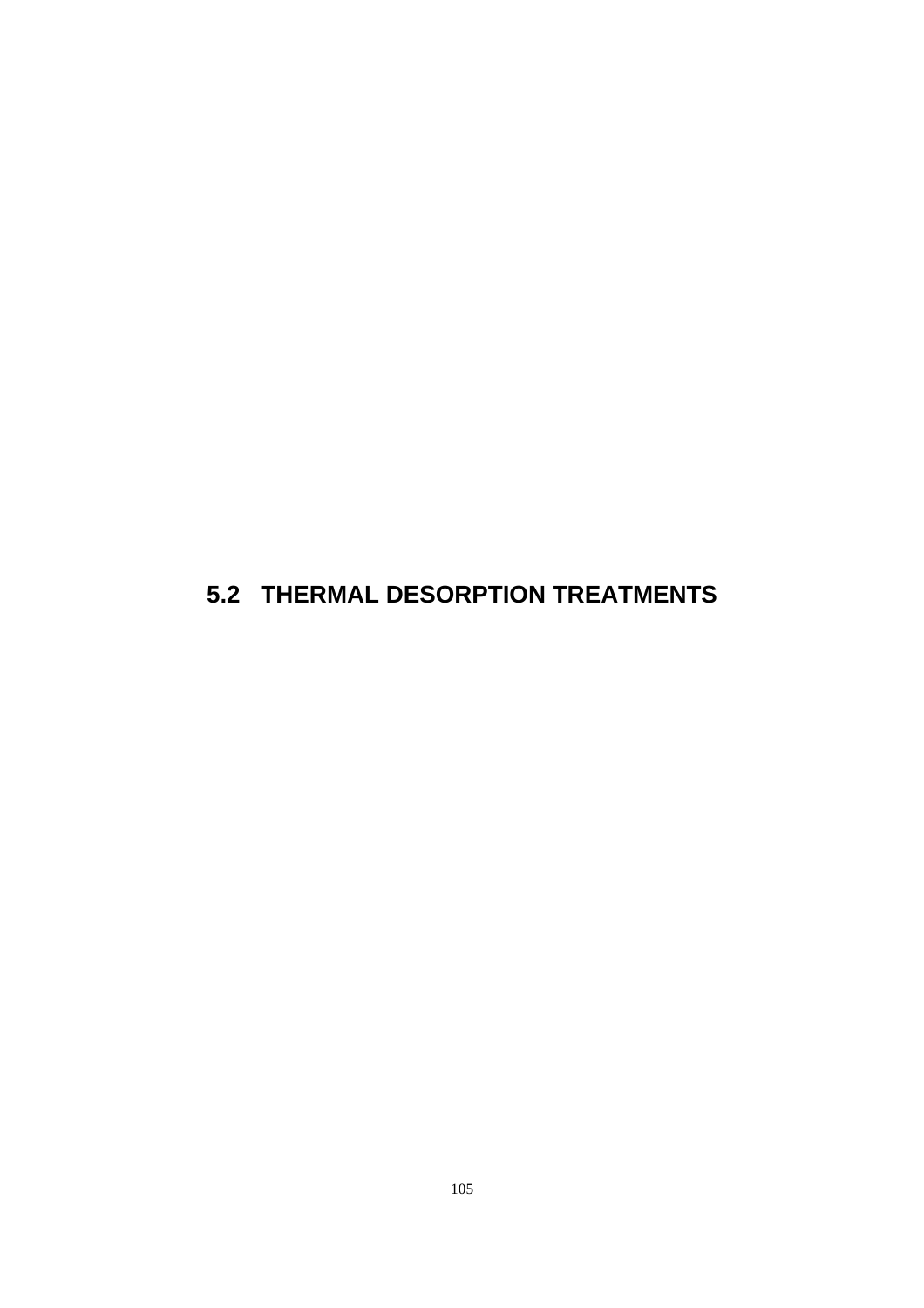## 5.2 THERMAL DESORPTION TREATMENTS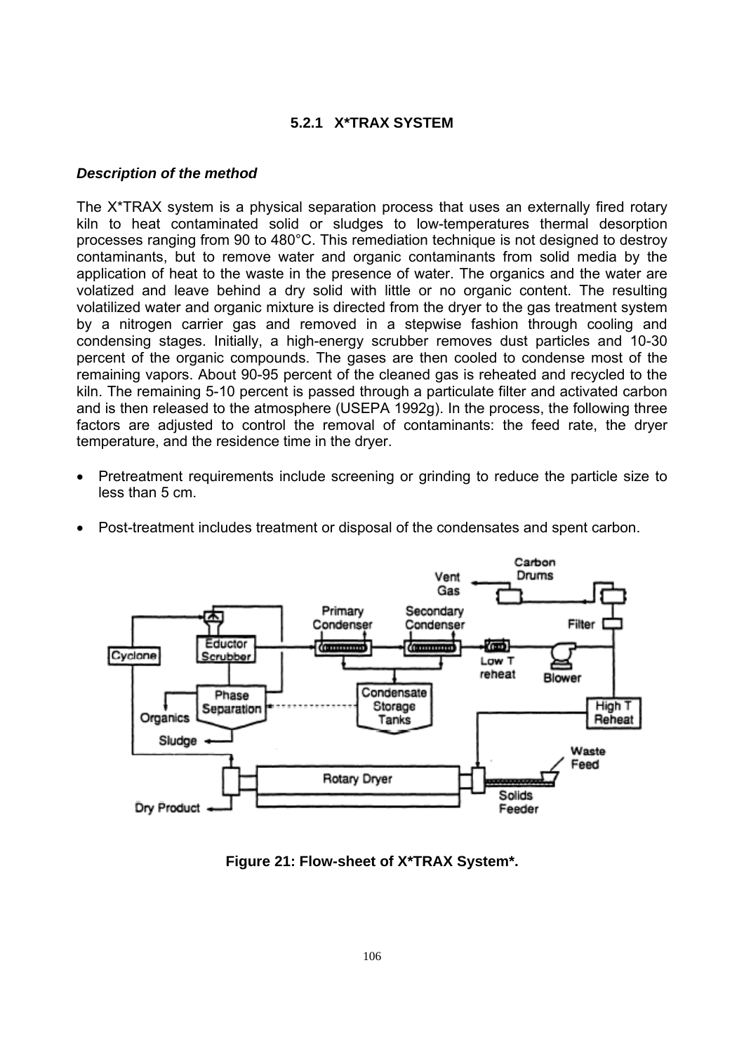### 5.2.1 X*TRAX SYSTEM

***Description of the method***

The X*TRAX system is a physical separation process that uses an externally fired rotary kiln to heat contaminated solid or sludges to low-temperatures thermal desorption processes ranging from 90 to 480°C. This remediation technique is not designed to destroy contaminants, but to remove water and organic contaminants from solid media by the application of heat to the waste in the presence of water. The organics and the water are volatized and leave behind a dry solid with little or no organic content. The resulting volatilized water and organic mixture is directed from the dryer to the gas treatment system by a nitrogen carrier gas and removed in a stepwise fashion through cooling and condensing stages. Initially, a high-energy scrubber removes dust particles and 10-30 percent of the organic compounds. The gases are then cooled to condense most of the remaining vapors. About 90-95 percent of the cleaned gas is reheated and recycled to the kiln. The remaining 5-10 percent is passed through a particulate filter and activated carbon and is then released to the atmosphere (USEPA 1992g). In the process, the following three factors are adjusted to control the removal of contaminants: the feed rate, the dryer temperature, and the residence time in the dryer.

- Pretreatment requirements include screening or grinding to reduce the particle size to less than 5 cm.
- Post-treatment includes treatment or disposal of the condensates and spent carbon.

**Figure 21: Flow-sheet of X*TRAX System*.**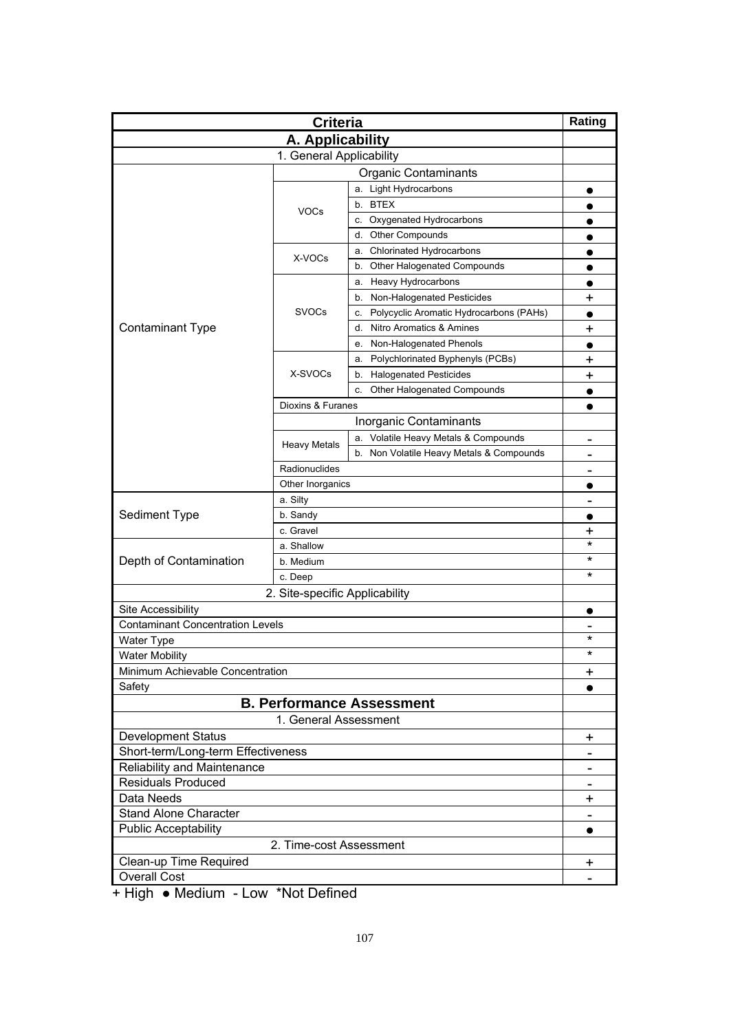| Criteria | | | Rating |
|---|---|---|---|
| **A. Applicability** | | | |
| 1. General Applicability | | | |
| Contaminant Type | Organic Contaminants | | |
| | VOCs | a. Light Hydrocarbons | ● |
| | | b. BTEX | ● |
| | | c. Oxygenated Hydrocarbons | ● |
| | | d. Other Compounds | ● |
| | X-VOCs | a. Chlorinated Hydrocarbons | ● |
| | | b. Other Halogenated Compounds | ● |
| | SVOCs | a. Heavy Hydrocarbons | ● |
| | | b. Non-Halogenated Pesticides | + |
| | | c. Polycyclic Aromatic Hydrocarbons (PAHs) | ● |
| | | d. Nitro Aromatics & Amines | + |
| | | e. Non-Halogenated Phenols | ● |
| | X-SVOCs | a. Polychlorinated Byphenyls (PCBs) | + |
| | | b. Halogenated Pesticides | + |
| | | c. Other Halogenated Compounds | ● |
| | Dioxins & Furanes | | ● |
| | Inorganic Contaminants | | |
| | Heavy Metals | a. Volatile Heavy Metals & Compounds | - |
| | | b. Non Volatile Heavy Metals & Compounds | - |
| | Radionuclides | | - |
| | Other Inorganics | | ● |
| Sediment Type | a. Silty | | - |
| | b. Sandy | | ● |
| | c. Gravel | | + |
| Depth of Contamination | a. Shallow | | * |
| | b. Medium | | * |
| | c. Deep | | * |
| 2. Site-specific Applicability | | | |
| Site Accessibility | | | ● |
| Contaminant Concentration Levels | | | - |
| Water Type | | | * |
| Water Mobility | | | * |
| Minimum Achievable Concentration | | | + |
| Safety | | | ● |
| **B. Performance Assessment** | | | |
| 1. General Assessment | | | |
| Development Status | | | + |
| Short-term/Long-term Effectiveness | | | - |
| Reliability and Maintenance | | | - |
| Residuals Produced | | | - |
| Data Needs | | | + |
| Stand Alone Character | | | - |
| Public Acceptability | | | ● |
| 2. Time-cost Assessment | | | |
| Clean-up Time Required | | | + |
| Overall Cost | | | - |

+ High ● Medium - Low *Not Defined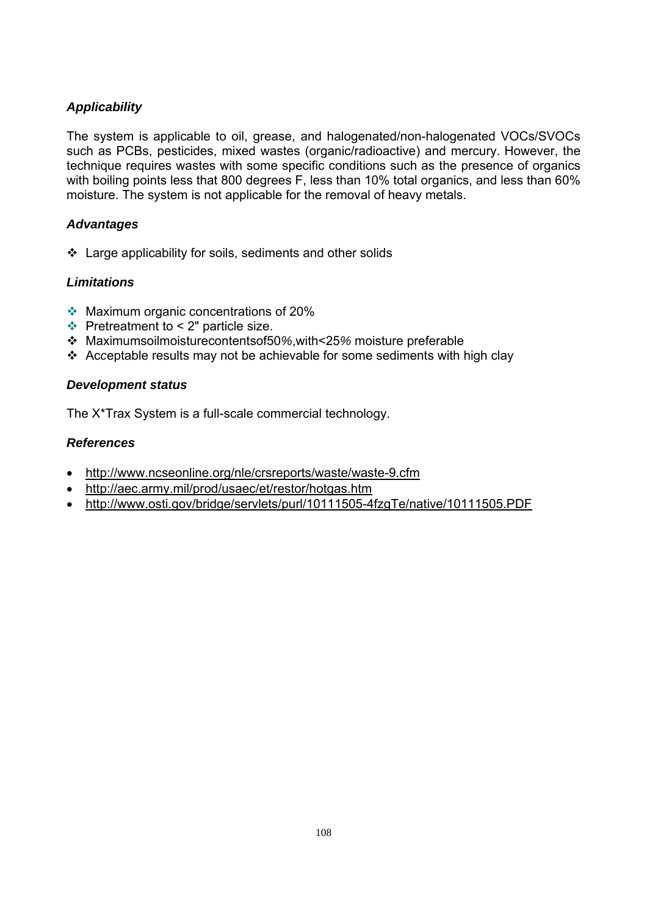### *Applicability*

The system is applicable to oil, grease, and halogenated/non-halogenated VOCs/SVOCs such as PCBs, pesticides, mixed wastes (organic/radioactive) and mercury. However, the technique requires wastes with some specific conditions such as the presence of organics with boiling points less that 800 degrees F, less than 10% total organics, and less than 60% moisture. The system is not applicable for the removal of heavy metals.

### *Advantages*

- Large applicability for soils, sediments and other solids

### *Limitations*

- Maximum organic concentrations of 20%
- Pretreatment to < 2" particle size.
- Maximumsoilmoisturecontentsof50%,with<25% moisture preferable
- Acceptable results may not be achievable for some sediments with high clay

### *Development status*

The X*Trax System is a full-scale commercial technology.

### *References*

- http://www.ncseonline.org/nle/crsreports/waste/waste-9.cfm
- http://aec.army.mil/prod/usaec/et/restor/hotgas.htm
- http://www.osti.gov/bridge/servlets/purl/10111505-4fzgTe/native/10111505.PDF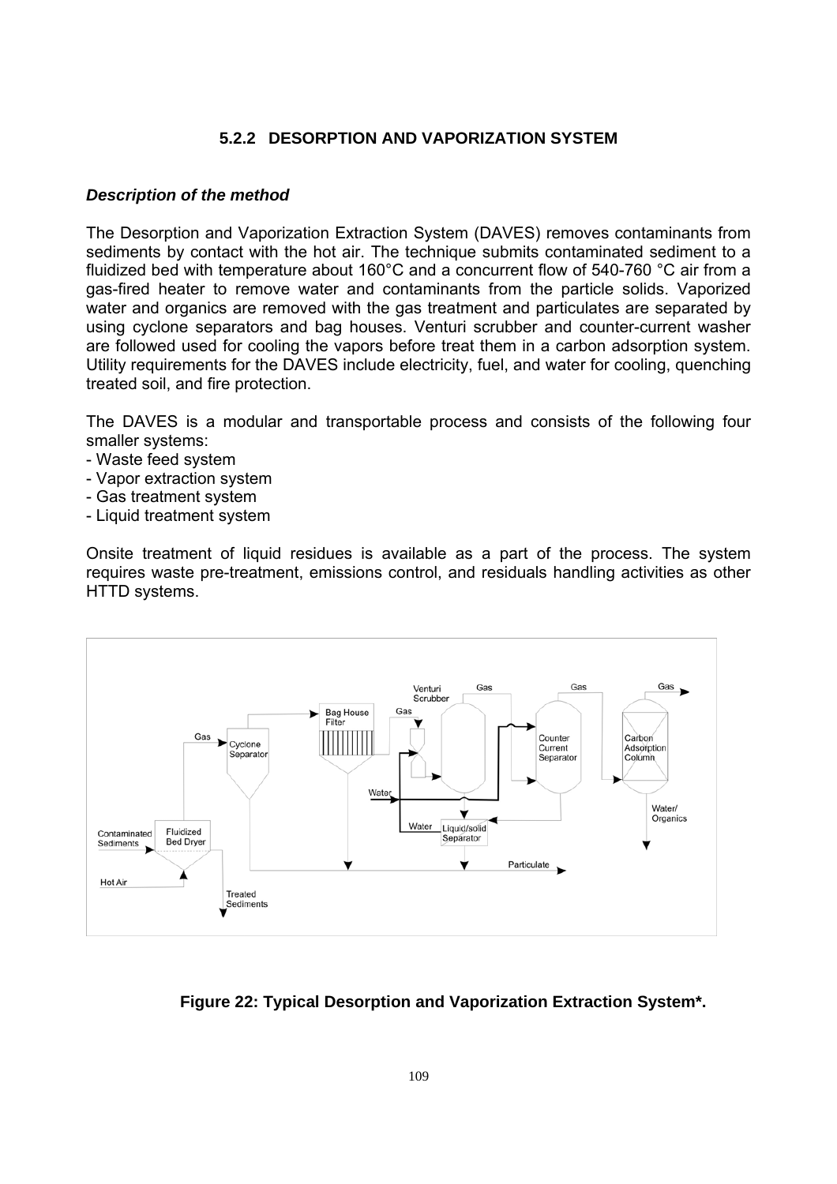### 5.2.2 DESORPTION AND VAPORIZATION SYSTEM

***Description of the method***

The Desorption and Vaporization Extraction System (DAVES) removes contaminants from sediments by contact with the hot air. The technique submits contaminated sediment to a fluidized bed with temperature about 160°C and a concurrent flow of 540-760 °C air from a gas-fired heater to remove water and contaminants from the particle solids. Vaporized water and organics are removed with the gas treatment and particulates are separated by using cyclone separators and bag houses. Venturi scrubber and counter-current washer are followed used for cooling the vapors before treat them in a carbon adsorption system. Utility requirements for the DAVES include electricity, fuel, and water for cooling, quenching treated soil, and fire protection.

The DAVES is a modular and transportable process and consists of the following four smaller systems:
- Waste feed system
- Vapor extraction system
- Gas treatment system
- Liquid treatment system

Onsite treatment of liquid residues is available as a part of the process. The system requires waste pre-treatment, emissions control, and residuals handling activities as other HTTD systems.

**Figure 22: Typical Desorption and Vaporization Extraction System\*.**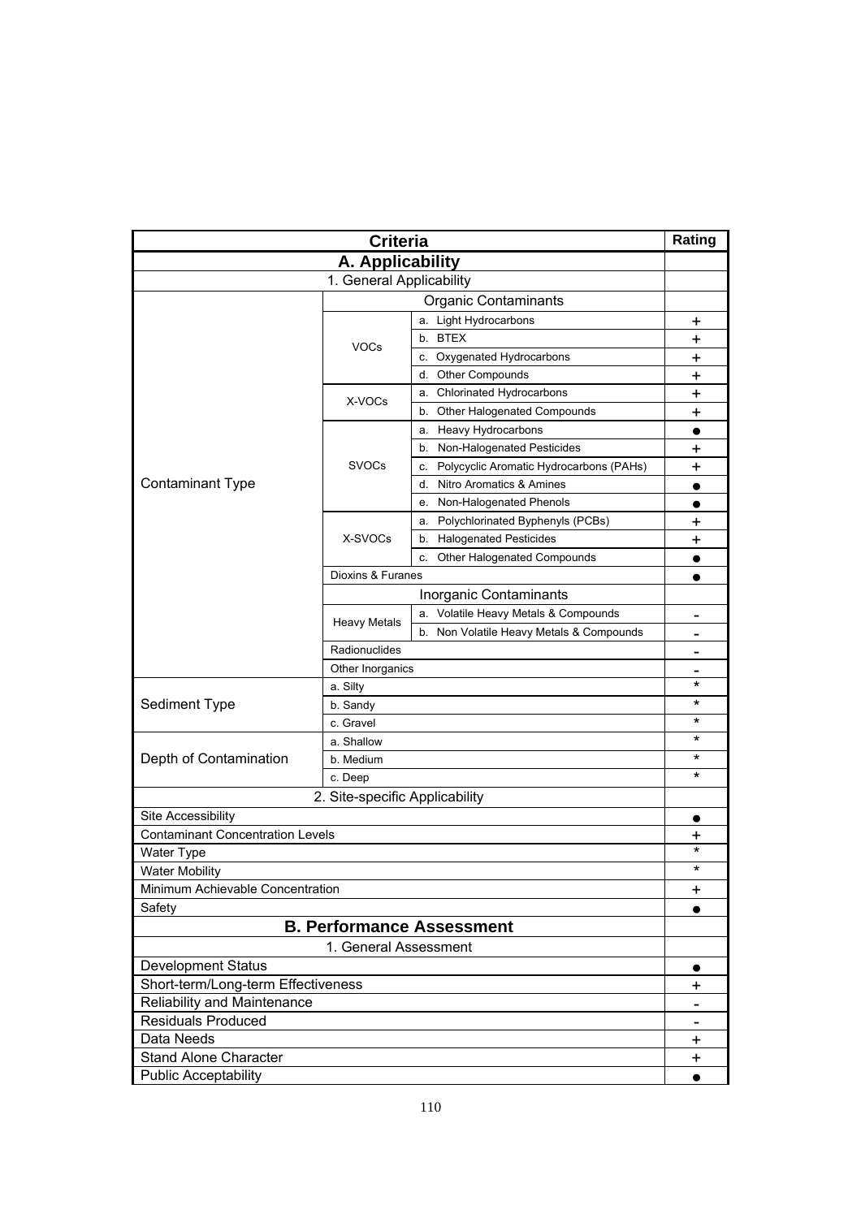| Criteria | | | Rating |
|---|---|---|---|
| **A. Applicability** | | | |
| 1. General Applicability | | | |
| Contaminant Type | Organic Contaminants | | |
| | VOCs | a. Light Hydrocarbons | + |
| | | b. BTEX | + |
| | | c. Oxygenated Hydrocarbons | + |
| | | d. Other Compounds | + |
| | X-VOCs | a. Chlorinated Hydrocarbons | + |
| | | b. Other Halogenated Compounds | + |
| | SVOCs | a. Heavy Hydrocarbons | ● |
| | | b. Non-Halogenated Pesticides | + |
| | | c. Polycyclic Aromatic Hydrocarbons (PAHs) | + |
| | | d. Nitro Aromatics & Amines | ● |
| | | e. Non-Halogenated Phenols | ● |
| | X-SVOCs | a. Polychlorinated Byphenyls (PCBs) | + |
| | | b. Halogenated Pesticides | + |
| | | c. Other Halogenated Compounds | ● |
| | Dioxins & Furanes | | ● |
| | Inorganic Contaminants | | |
| | Heavy Metals | a. Volatile Heavy Metals & Compounds | - |
| | | b. Non Volatile Heavy Metals & Compounds | - |
| | Radionuclides | | - |
| | Other Inorganics | | - |
| Sediment Type | a. Silty | | * |
| | b. Sandy | | * |
| | c. Gravel | | * |
| Depth of Contamination | a. Shallow | | * |
| | b. Medium | | * |
| | c. Deep | | * |
| 2. Site-specific Applicability | | | |
| Site Accessibility | | | ● |
| Contaminant Concentration Levels | | | + |
| Water Type | | | * |
| Water Mobility | | | * |
| Minimum Achievable Concentration | | | + |
| Safety | | | ● |
| **B. Performance Assessment** | | | |
| 1. General Assessment | | | |
| Development Status | | | ● |
| Short-term/Long-term Effectiveness | | | + |
| Reliability and Maintenance | | | - |
| Residuals Produced | | | - |
| Data Needs | | | + |
| Stand Alone Character | | | + |
| Public Acceptability | | | ● |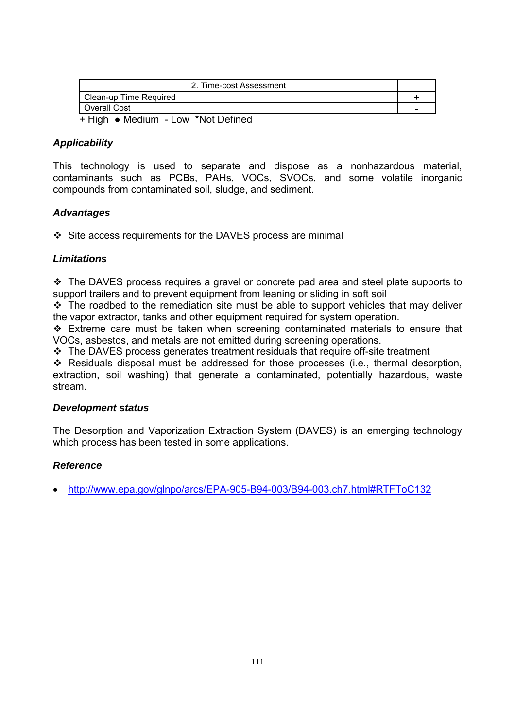| 2. Time-cost Assessment | |
|---|---|
| Clean-up Time Required | + |
| Overall Cost | - |

+ High ● Medium - Low *Not Defined

### *Applicability*

This technology is used to separate and dispose as a nonhazardous material, contaminants such as PCBs, PAHs, VOCs, SVOCs, and some volatile inorganic compounds from contaminated soil, sludge, and sediment.

### *Advantages*

- ❖ Site access requirements for the DAVES process are minimal

### *Limitations*

- ❖ The DAVES process requires a gravel or concrete pad area and steel plate supports to support trailers and to prevent equipment from leaning or sliding in soft soil
- ❖ The roadbed to the remediation site must be able to support vehicles that may deliver the vapor extractor, tanks and other equipment required for system operation.
- ❖ Extreme care must be taken when screening contaminated materials to ensure that VOCs, asbestos, and metals are not emitted during screening operations.
- ❖ The DAVES process generates treatment residuals that require off-site treatment
- ❖ Residuals disposal must be addressed for those processes (i.e., thermal desorption, extraction, soil washing) that generate a contaminated, potentially hazardous, waste stream.

### *Development status*

The Desorption and Vaporization Extraction System (DAVES) is an emerging technology which process has been tested in some applications.

### *Reference*

- http://www.epa.gov/glnpo/arcs/EPA-905-B94-003/B94-003.ch7.html#RTFToC132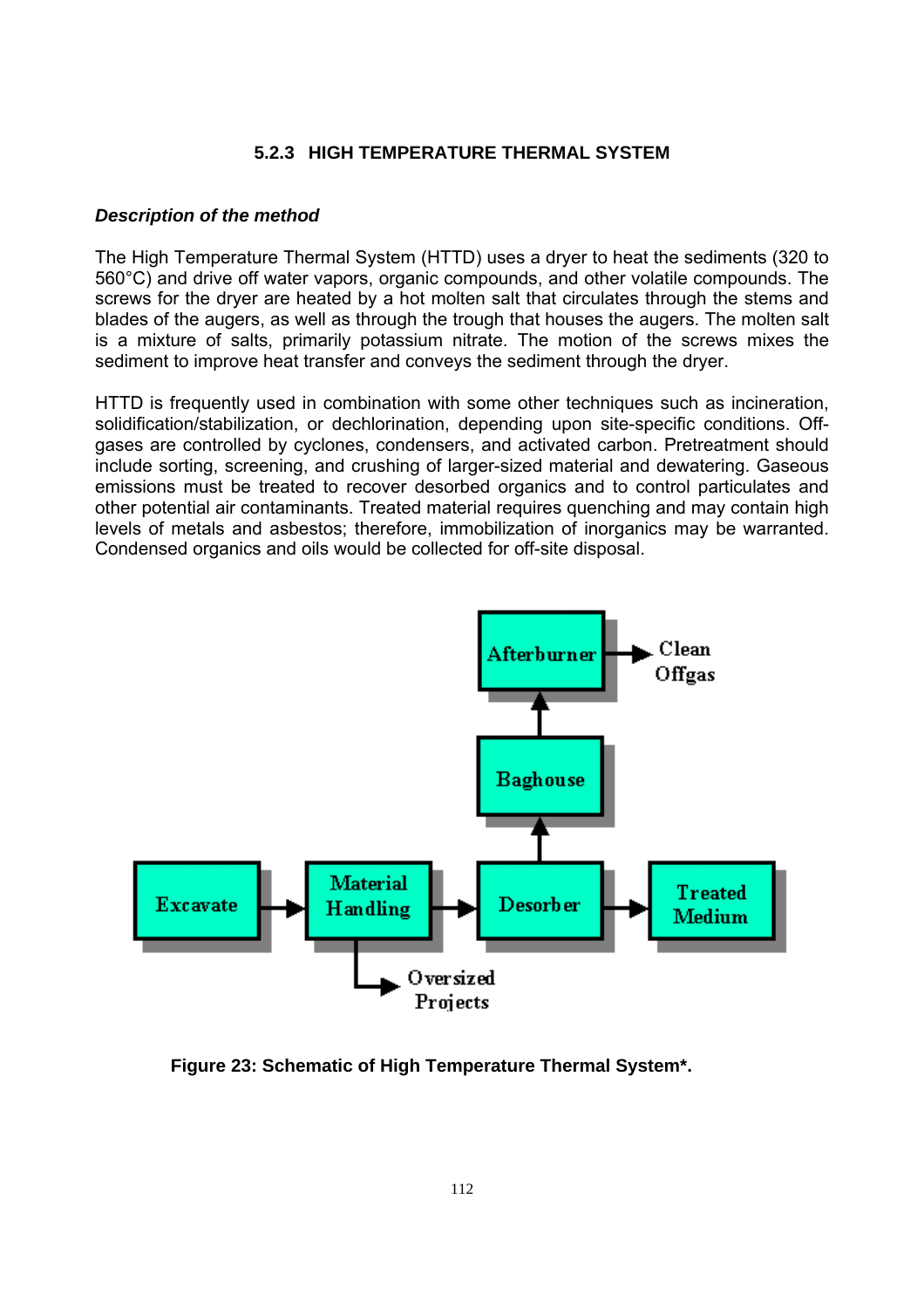### 5.2.3 HIGH TEMPERATURE THERMAL SYSTEM

***Description of the method***

The High Temperature Thermal System (HTTD) uses a dryer to heat the sediments (320 to 560°C) and drive off water vapors, organic compounds, and other volatile compounds. The screws for the dryer are heated by a hot molten salt that circulates through the stems and blades of the augers, as well as through the trough that houses the augers. The molten salt is a mixture of salts, primarily potassium nitrate. The motion of the screws mixes the sediment to improve heat transfer and conveys the sediment through the dryer.

HTTD is frequently used in combination with some other techniques such as incineration, solidification/stabilization, or dechlorination, depending upon site-specific conditions. Off-gases are controlled by cyclones, condensers, and activated carbon. Pretreatment should include sorting, screening, and crushing of larger-sized material and dewatering. Gaseous emissions must be treated to recover desorbed organics and to control particulates and other potential air contaminants. Treated material requires quenching and may contain high levels of metals and asbestos; therefore, immobilization of inorganics may be warranted. Condensed organics and oils would be collected for off-site disposal.

Afterburner → Clean Offgas

Baghouse → Afterburner

Excavate → Material Handling → Desorber → Treated Medium

Material Handling → Oversized Projects

Desorber → Baghouse

**Figure 23: Schematic of High Temperature Thermal System*.**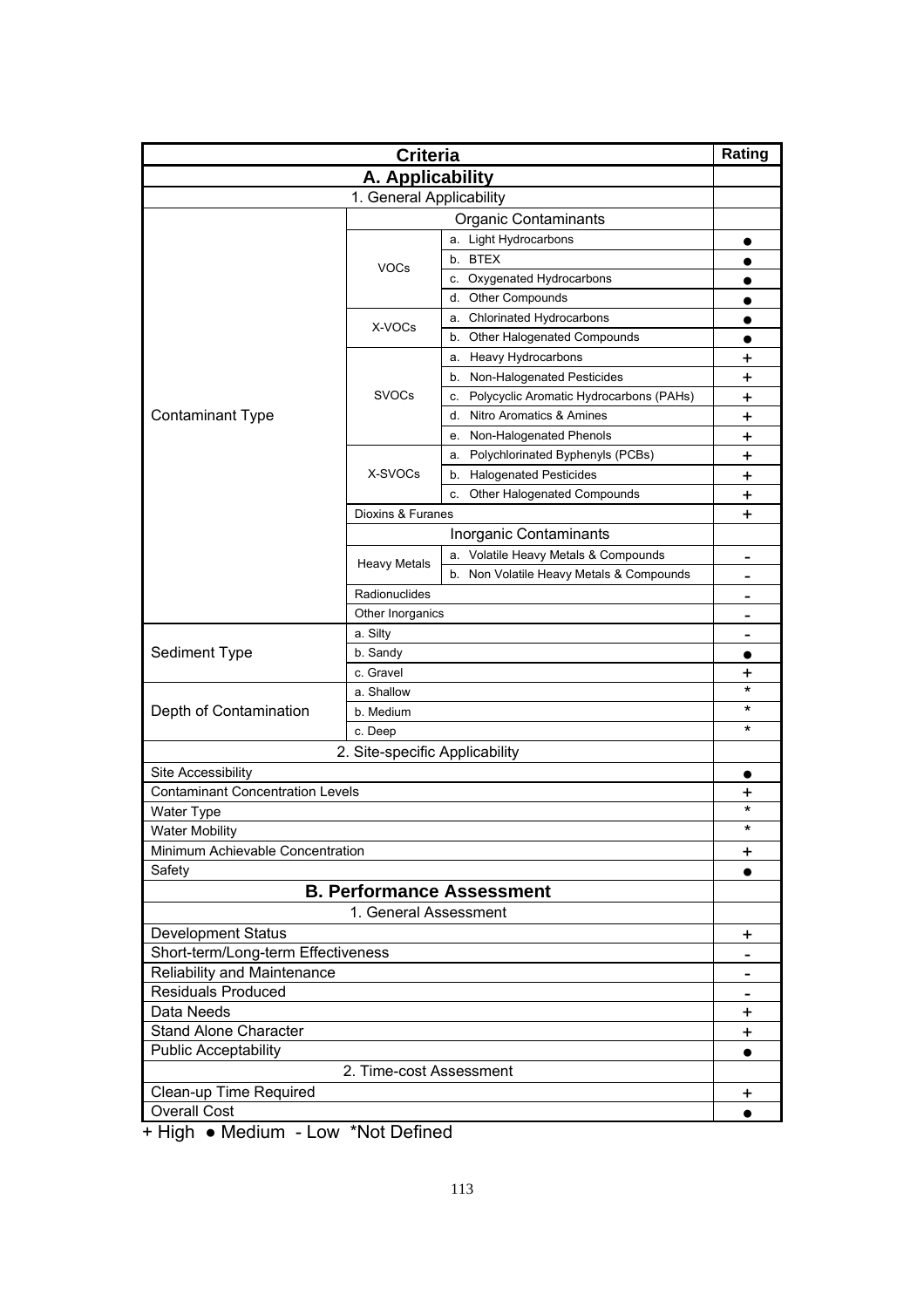| Criteria | | | Rating |
|---|---|---|---|
| **A. Applicability** | | | |
| 1. General Applicability | | | |
| Contaminant Type | Organic Contaminants | | |
| | VOCs | a. Light Hydrocarbons | ● |
| | | b. BTEX | ● |
| | | c. Oxygenated Hydrocarbons | ● |
| | | d. Other Compounds | ● |
| | X-VOCs | a. Chlorinated Hydrocarbons | ● |
| | | b. Other Halogenated Compounds | ● |
| | SVOCs | a. Heavy Hydrocarbons | + |
| | | b. Non-Halogenated Pesticides | + |
| | | c. Polycyclic Aromatic Hydrocarbons (PAHs) | + |
| | | d. Nitro Aromatics & Amines | + |
| | | e. Non-Halogenated Phenols | + |
| | X-SVOCs | a. Polychlorinated Byphenyls (PCBs) | + |
| | | b. Halogenated Pesticides | + |
| | | c. Other Halogenated Compounds | + |
| | Dioxins & Furanes | | + |
| | Inorganic Contaminants | | |
| | Heavy Metals | a. Volatile Heavy Metals & Compounds | - |
| | | b. Non Volatile Heavy Metals & Compounds | - |
| | Radionuclides | | - |
| | Other Inorganics | | - |
| Sediment Type | a. Silty | | - |
| | b. Sandy | | ● |
| | c. Gravel | | + |
| Depth of Contamination | a. Shallow | | * |
| | b. Medium | | * |
| | c. Deep | | * |
| 2. Site-specific Applicability | | | |
| Site Accessibility | | | ● |
| Contaminant Concentration Levels | | | + |
| Water Type | | | * |
| Water Mobility | | | * |
| Minimum Achievable Concentration | | | + |
| Safety | | | ● |
| **B. Performance Assessment** | | | |
| 1. General Assessment | | | |
| Development Status | | | + |
| Short-term/Long-term Effectiveness | | | - |
| Reliability and Maintenance | | | - |
| Residuals Produced | | | - |
| Data Needs | | | + |
| Stand Alone Character | | | + |
| Public Acceptability | | | ● |
| 2. Time-cost Assessment | | | |
| Clean-up Time Required | | | + |
| Overall Cost | | | ● |

+ High ● Medium - Low *Not Defined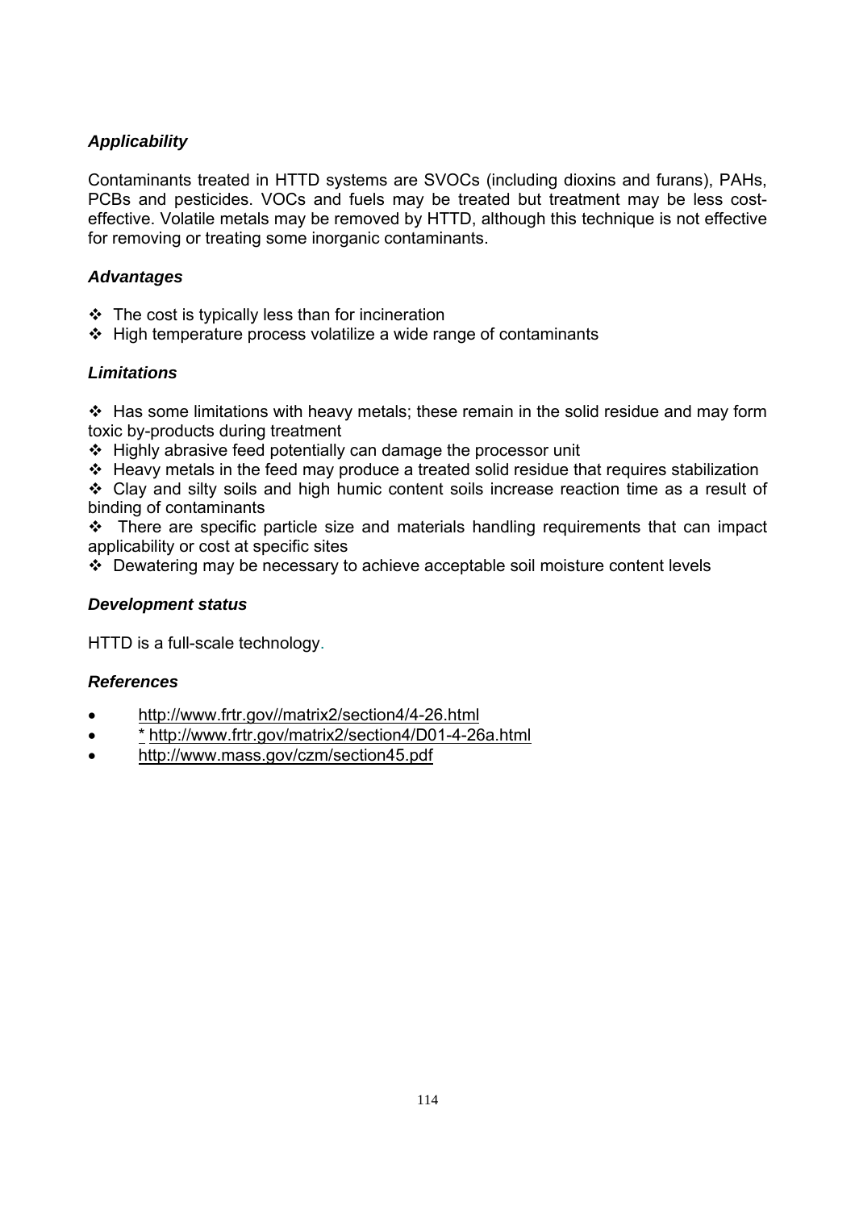### *Applicability*

Contaminants treated in HTTD systems are SVOCs (including dioxins and furans), PAHs, PCBs and pesticides. VOCs and fuels may be treated but treatment may be less cost-effective. Volatile metals may be removed by HTTD, although this technique is not effective for removing or treating some inorganic contaminants.

### *Advantages*

- ❖ The cost is typically less than for incineration
- ❖ High temperature process volatilize a wide range of contaminants

### *Limitations*

- ❖ Has some limitations with heavy metals; these remain in the solid residue and may form toxic by-products during treatment
- ❖ Highly abrasive feed potentially can damage the processor unit
- ❖ Heavy metals in the feed may produce a treated solid residue that requires stabilization
- ❖ Clay and silty soils and high humic content soils increase reaction time as a result of binding of contaminants
- ❖ There are specific particle size and materials handling requirements that can impact applicability or cost at specific sites
- ❖ Dewatering may be necessary to achieve acceptable soil moisture content levels

### *Development status*

HTTD is a full-scale technology.

### *References*

- http://www.frtr.gov//matrix2/section4/4-26.html
- * http://www.frtr.gov/matrix2/section4/D01-4-26a.html
- http://www.mass.gov/czm/section45.pdf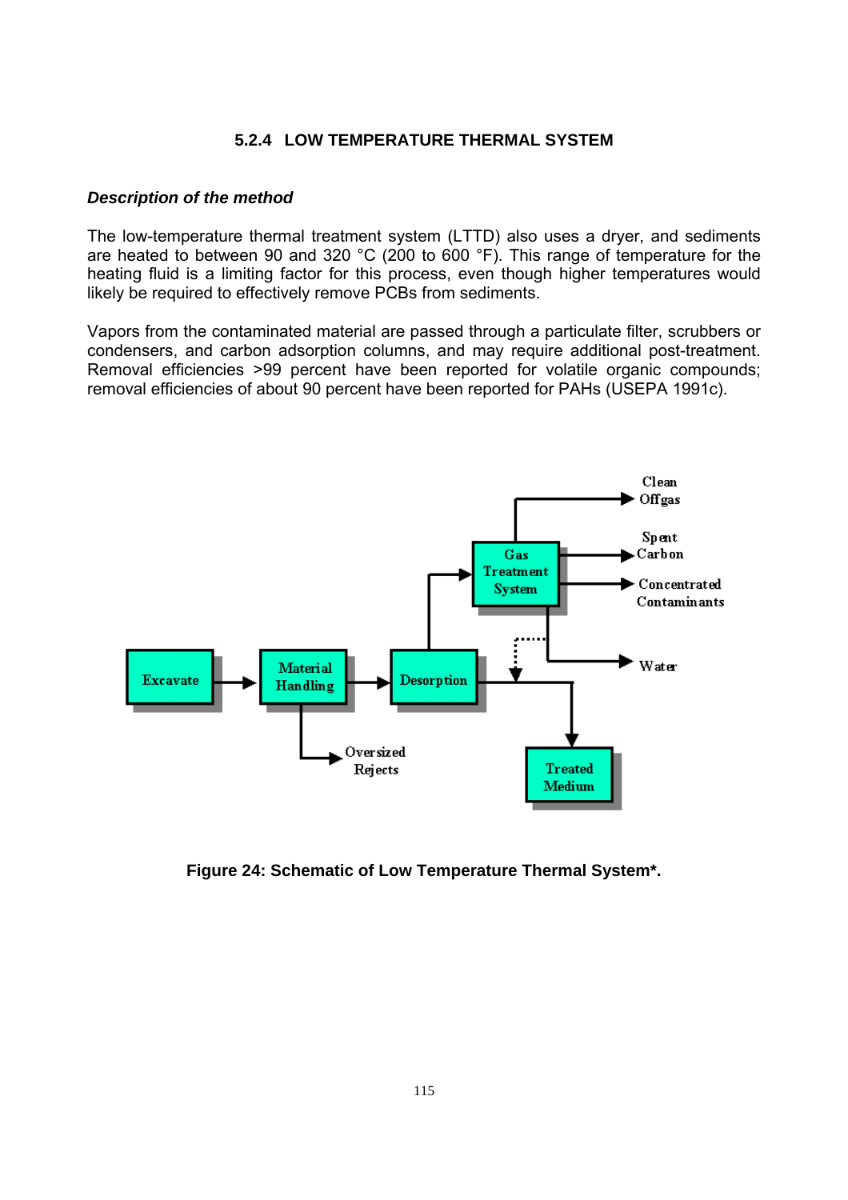### 5.2.4 LOW TEMPERATURE THERMAL SYSTEM

***Description of the method***

The low-temperature thermal treatment system (LTTD) also uses a dryer, and sediments are heated to between 90 and 320 °C (200 to 600 °F). This range of temperature for the heating fluid is a limiting factor for this process, even though higher temperatures would likely be required to effectively remove PCBs from sediments.

Vapors from the contaminated material are passed through a particulate filter, scrubbers or condensers, and carbon adsorption columns, and may require additional post-treatment. Removal efficiencies >99 percent have been reported for volatile organic compounds; removal efficiencies of about 90 percent have been reported for PAHs (USEPA 1991c).

**Figure 24: Schematic of Low Temperature Thermal System*.**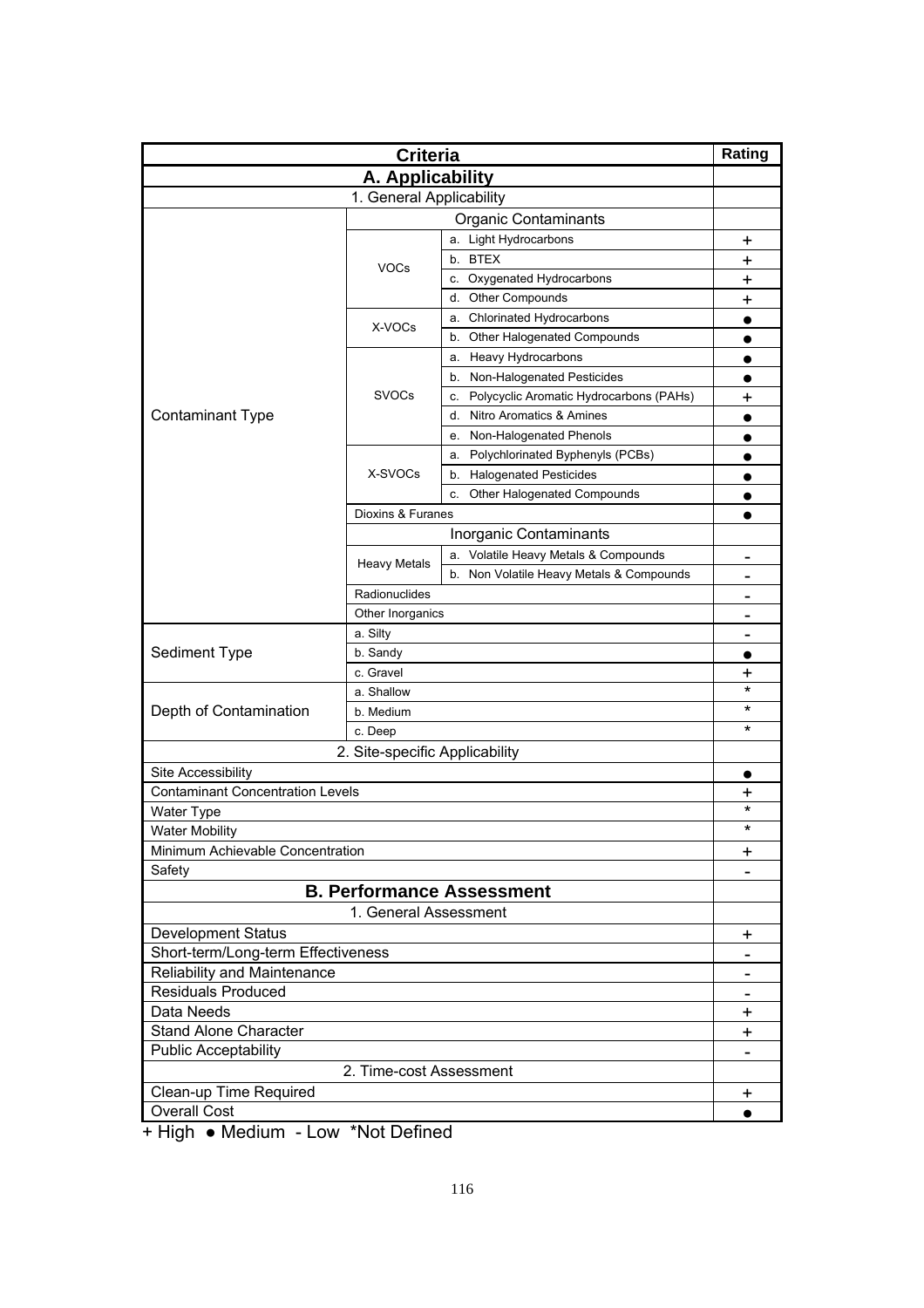| Criteria | | | Rating |
|---|---|---|---|
| **A. Applicability** | | | |
| 1. General Applicability | | | |
| | Organic Contaminants | | |
| Contaminant Type | VOCs | a. Light Hydrocarbons | + |
| | | b. BTEX | + |
| | | c. Oxygenated Hydrocarbons | + |
| | | d. Other Compounds | + |
| | X-VOCs | a. Chlorinated Hydrocarbons | ● |
| | | b. Other Halogenated Compounds | ● |
| | SVOCs | a. Heavy Hydrocarbons | ● |
| | | b. Non-Halogenated Pesticides | ● |
| | | c. Polycyclic Aromatic Hydrocarbons (PAHs) | + |
| | | d. Nitro Aromatics & Amines | ● |
| | | e. Non-Halogenated Phenols | ● |
| | X-SVOCs | a. Polychlorinated Byphenyls (PCBs) | ● |
| | | b. Halogenated Pesticides | ● |
| | | c. Other Halogenated Compounds | ● |
| | Dioxins & Furanes | | ● |
| | Inorganic Contaminants | | |
| | Heavy Metals | a. Volatile Heavy Metals & Compounds | - |
| | | b. Non Volatile Heavy Metals & Compounds | - |
| | Radionuclides | | - |
| | Other Inorganics | | - |
| Sediment Type | a. Silty | | - |
| | b. Sandy | | ● |
| | c. Gravel | | + |
| Depth of Contamination | a. Shallow | | * |
| | b. Medium | | * |
| | c. Deep | | * |
| 2. Site-specific Applicability | | | |
| Site Accessibility | | | ● |
| Contaminant Concentration Levels | | | + |
| Water Type | | | * |
| Water Mobility | | | * |
| Minimum Achievable Concentration | | | + |
| Safety | | | - |
| **B. Performance Assessment** | | | |
| 1. General Assessment | | | |
| Development Status | | | + |
| Short-term/Long-term Effectiveness | | | - |
| Reliability and Maintenance | | | - |
| Residuals Produced | | | - |
| Data Needs | | | + |
| Stand Alone Character | | | + |
| Public Acceptability | | | - |
| 2. Time-cost Assessment | | | |
| Clean-up Time Required | | | + |
| Overall Cost | | | ● |

+ High ● Medium - Low *Not Defined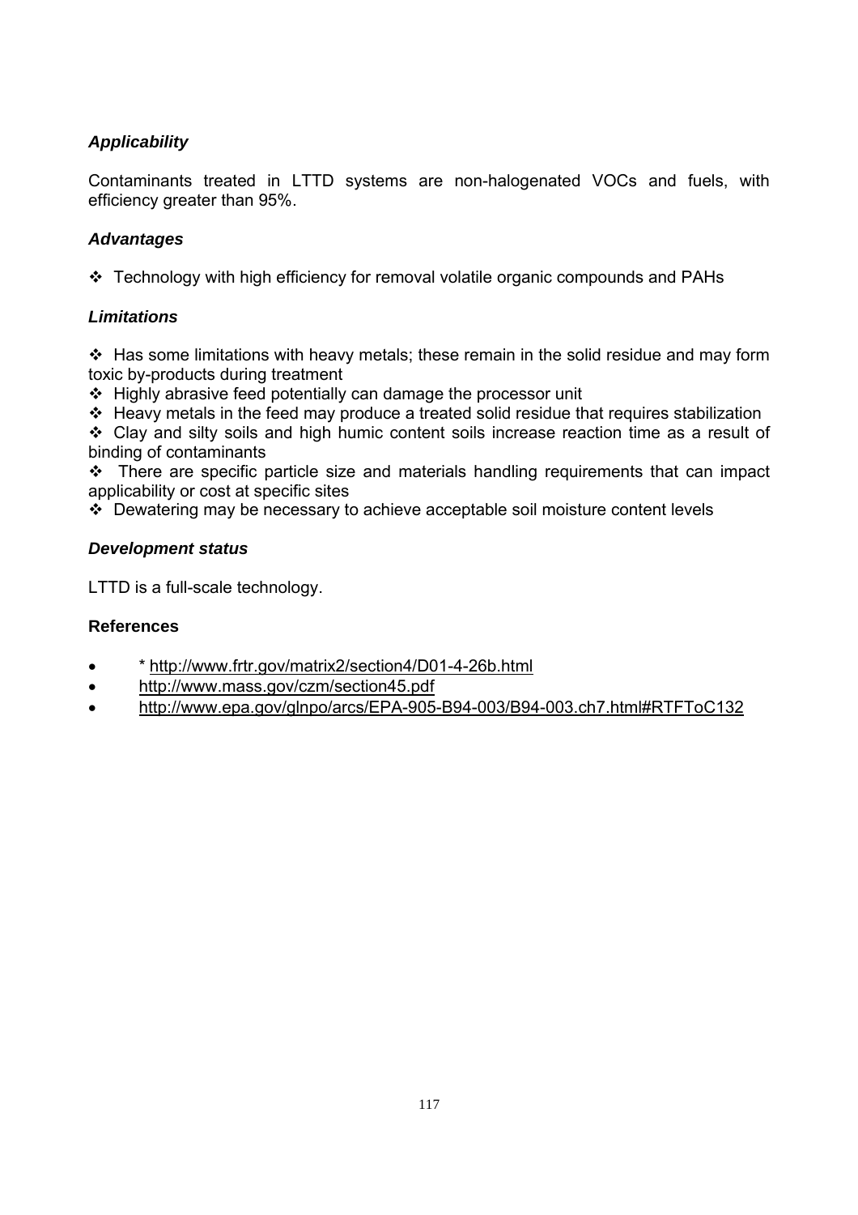### *Applicability*

Contaminants treated in LTTD systems are non-halogenated VOCs and fuels, with efficiency greater than 95%.

### *Advantages*

- Technology with high efficiency for removal volatile organic compounds and PAHs

### *Limitations*

- Has some limitations with heavy metals; these remain in the solid residue and may form toxic by-products during treatment
- Highly abrasive feed potentially can damage the processor unit
- Heavy metals in the feed may produce a treated solid residue that requires stabilization
- Clay and silty soils and high humic content soils increase reaction time as a result of binding of contaminants
- There are specific particle size and materials handling requirements that can impact applicability or cost at specific sites
- Dewatering may be necessary to achieve acceptable soil moisture content levels

### *Development status*

LTTD is a full-scale technology.

### **References**

- * http://www.frtr.gov/matrix2/section4/D01-4-26b.html
- http://www.mass.gov/czm/section45.pdf
- http://www.epa.gov/glnpo/arcs/EPA-905-B94-003/B94-003.ch7.html#RTFToC132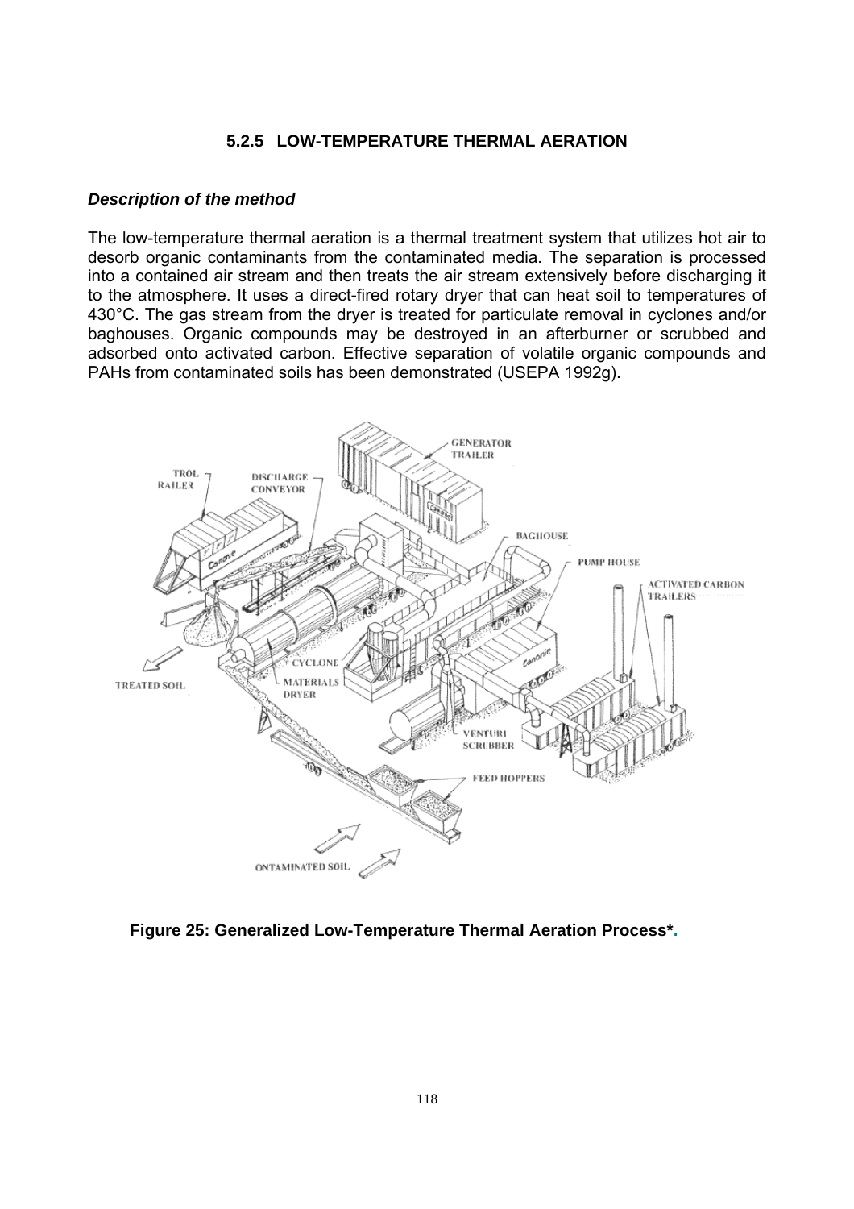### 5.2.5 LOW-TEMPERATURE THERMAL AERATION

***Description of the method***

The low-temperature thermal aeration is a thermal treatment system that utilizes hot air to desorb organic contaminants from the contaminated media. The separation is processed into a contained air stream and then treats the air stream extensively before discharging it to the atmosphere. It uses a direct-fired rotary dryer that can heat soil to temperatures of 430°C. The gas stream from the dryer is treated for particulate removal in cyclones and/or baghouses. Organic compounds may be destroyed in an afterburner or scrubbed and adsorbed onto activated carbon. Effective separation of volatile organic compounds and PAHs from contaminated soils has been demonstrated (USEPA 1992g).

**Figure 25: Generalized Low-Temperature Thermal Aeration Process\*.**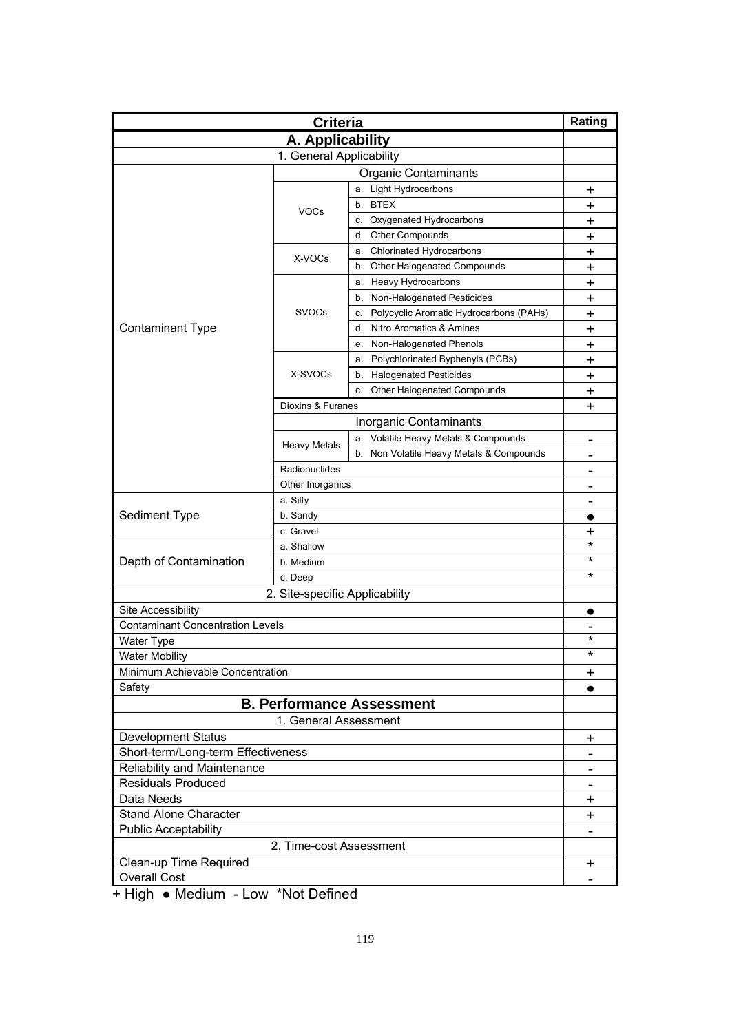| Criteria | | | Rating |
|---|---|---|---|
| **A. Applicability** | | | |
| 1. General Applicability | | | |
| | Organic Contaminants | | |
| Contaminant Type | VOCs | a. Light Hydrocarbons | + |
| | | b. BTEX | + |
| | | c. Oxygenated Hydrocarbons | + |
| | | d. Other Compounds | + |
| | X-VOCs | a. Chlorinated Hydrocarbons | + |
| | | b. Other Halogenated Compounds | + |
| | SVOCs | a. Heavy Hydrocarbons | + |
| | | b. Non-Halogenated Pesticides | + |
| | | c. Polycyclic Aromatic Hydrocarbons (PAHs) | + |
| | | d. Nitro Aromatics & Amines | + |
| | | e. Non-Halogenated Phenols | + |
| | X-SVOCs | a. Polychlorinated Byphenyls (PCBs) | + |
| | | b. Halogenated Pesticides | + |
| | | c. Other Halogenated Compounds | + |
| | Dioxins & Furanes | | + |
| | Inorganic Contaminants | | |
| | Heavy Metals | a. Volatile Heavy Metals & Compounds | - |
| | | b. Non Volatile Heavy Metals & Compounds | - |
| | Radionuclides | | - |
| | Other Inorganics | | - |
| Sediment Type | a. Silty | | - |
| | b. Sandy | | ● |
| | c. Gravel | | + |
| Depth of Contamination | a. Shallow | | * |
| | b. Medium | | * |
| | c. Deep | | * |
| 2. Site-specific Applicability | | | |
| Site Accessibility | | | ● |
| Contaminant Concentration Levels | | | - |
| Water Type | | | * |
| Water Mobility | | | * |
| Minimum Achievable Concentration | | | + |
| Safety | | | ● |
| **B. Performance Assessment** | | | |
| 1. General Assessment | | | |
| Development Status | | | + |
| Short-term/Long-term Effectiveness | | | - |
| Reliability and Maintenance | | | - |
| Residuals Produced | | | - |
| Data Needs | | | + |
| Stand Alone Character | | | + |
| Public Acceptability | | | - |
| 2. Time-cost Assessment | | | |
| Clean-up Time Required | | | + |
| Overall Cost | | | - |

+ High ● Medium - Low *Not Defined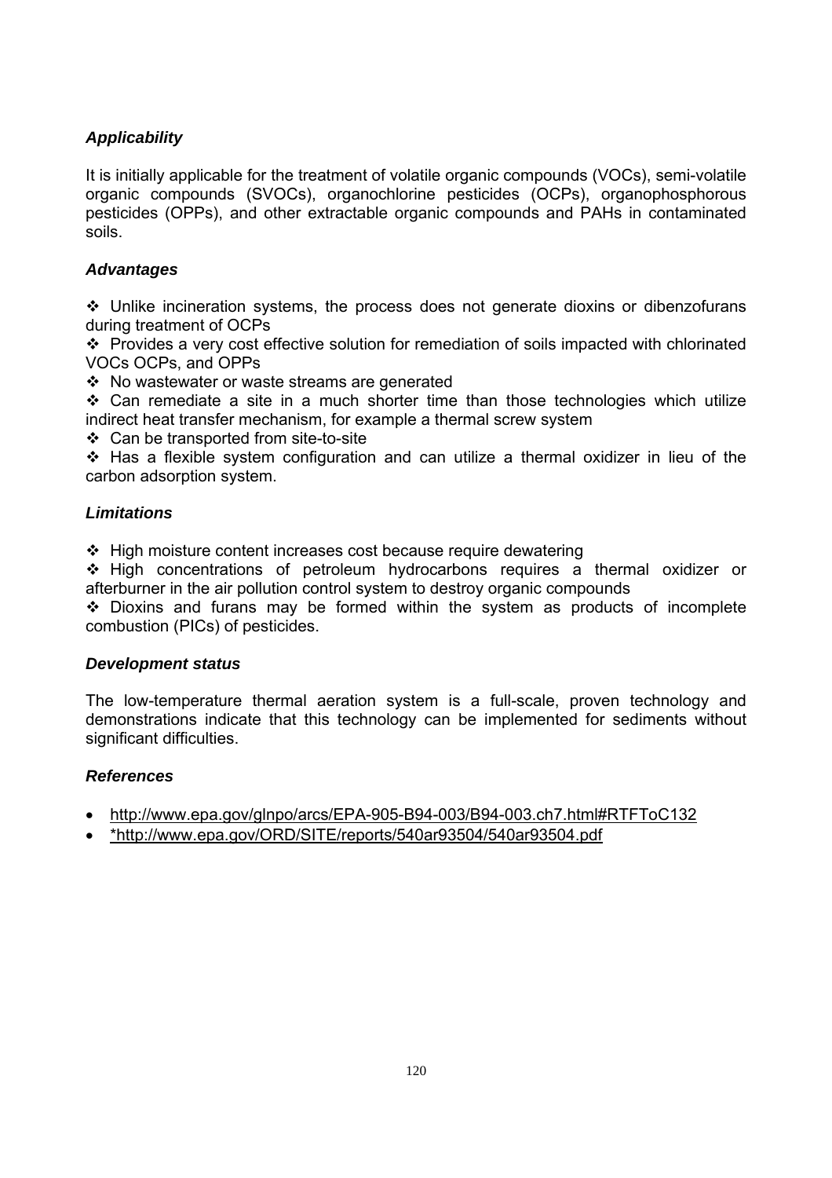### *Applicability*

It is initially applicable for the treatment of volatile organic compounds (VOCs), semi-volatile organic compounds (SVOCs), organochlorine pesticides (OCPs), organophosphorous pesticides (OPPs), and other extractable organic compounds and PAHs in contaminated soils.

### *Advantages*

- ❖ Unlike incineration systems, the process does not generate dioxins or dibenzofurans during treatment of OCPs
- ❖ Provides a very cost effective solution for remediation of soils impacted with chlorinated VOCs OCPs, and OPPs
- ❖ No wastewater or waste streams are generated
- ❖ Can remediate a site in a much shorter time than those technologies which utilize indirect heat transfer mechanism, for example a thermal screw system
- ❖ Can be transported from site-to-site
- ❖ Has a flexible system configuration and can utilize a thermal oxidizer in lieu of the carbon adsorption system.

### *Limitations*

- ❖ High moisture content increases cost because require dewatering
- ❖ High concentrations of petroleum hydrocarbons requires a thermal oxidizer or afterburner in the air pollution control system to destroy organic compounds
- ❖ Dioxins and furans may be formed within the system as products of incomplete combustion (PICs) of pesticides.

### *Development status*

The low-temperature thermal aeration system is a full-scale, proven technology and demonstrations indicate that this technology can be implemented for sediments without significant difficulties.

### *References*

- http://www.epa.gov/glnpo/arcs/EPA-905-B94-003/B94-003.ch7.html#RTFToC132
- *http://www.epa.gov/ORD/SITE/reports/540ar93504/540ar93504.pdf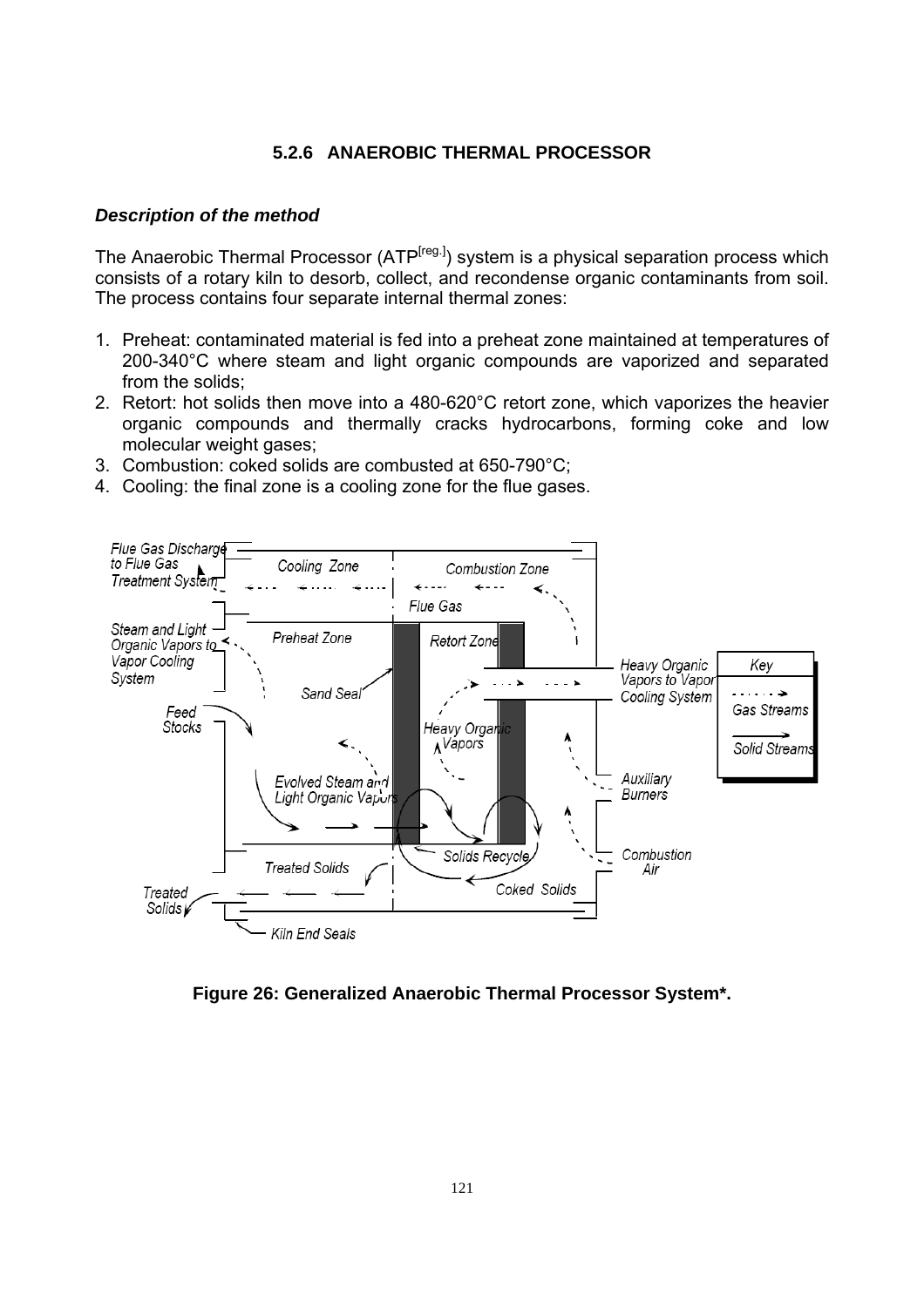### 5.2.6 ANAEROBIC THERMAL PROCESSOR

***Description of the method***

The Anaerobic Thermal Processor (ATP[reg.]) system is a physical separation process which consists of a rotary kiln to desorb, collect, and recondense organic contaminants from soil. The process contains four separate internal thermal zones:

1. Preheat: contaminated material is fed into a preheat zone maintained at temperatures of 200-340°C where steam and light organic compounds are vaporized and separated from the solids;
2. Retort: hot solids then move into a 480-620°C retort zone, which vaporizes the heavier organic compounds and thermally cracks hydrocarbons, forming coke and low molecular weight gases;
3. Combustion: coked solids are combusted at 650-790°C;
4. Cooling: the final zone is a cooling zone for the flue gases.

**Figure 26: Generalized Anaerobic Thermal Processor System\*.**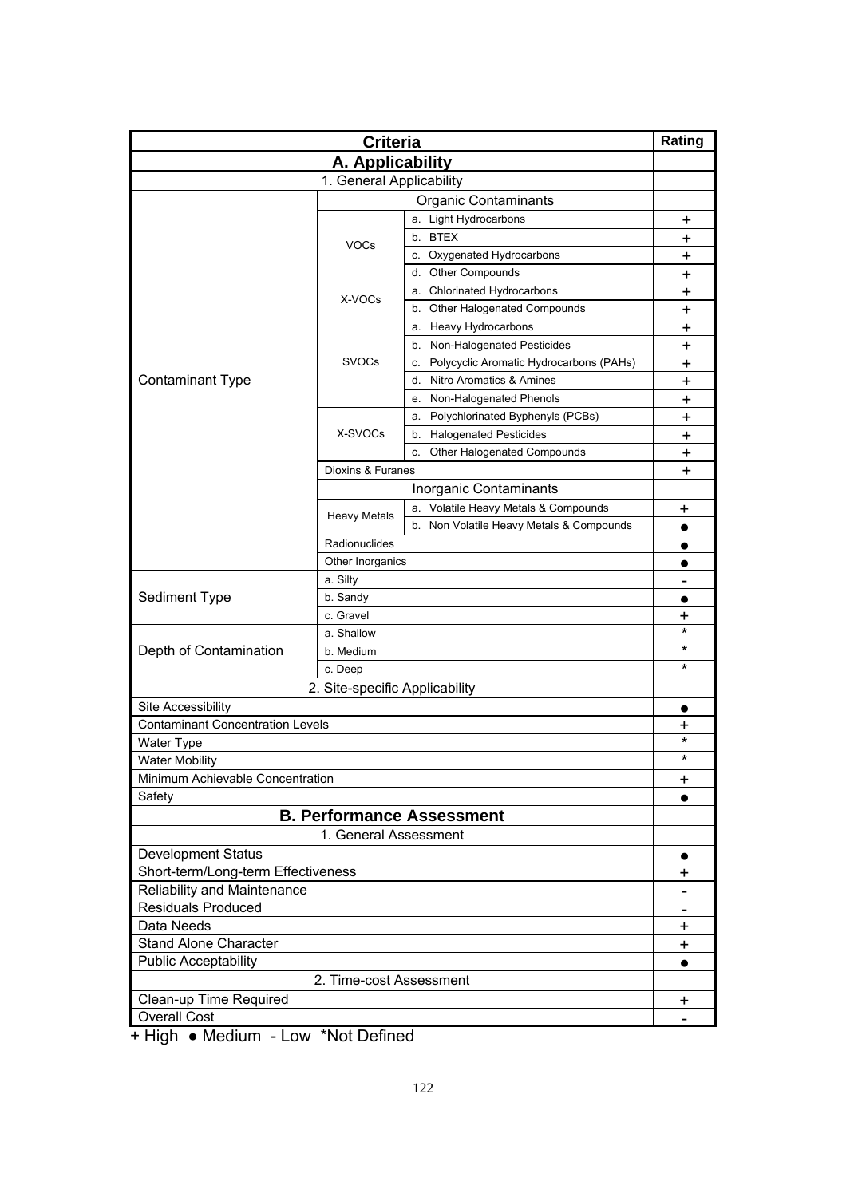| Criteria | | | Rating |
|---|---|---|---|
| **A. Applicability** | | | |
| 1. General Applicability | | | |
| Contaminant Type | Organic Contaminants | | |
| | VOCs | a. Light Hydrocarbons | + |
| | | b. BTEX | + |
| | | c. Oxygenated Hydrocarbons | + |
| | | d. Other Compounds | + |
| | X-VOCs | a. Chlorinated Hydrocarbons | + |
| | | b. Other Halogenated Compounds | + |
| | SVOCs | a. Heavy Hydrocarbons | + |
| | | b. Non-Halogenated Pesticides | + |
| | | c. Polycyclic Aromatic Hydrocarbons (PAHs) | + |
| | | d. Nitro Aromatics & Amines | + |
| | | e. Non-Halogenated Phenols | + |
| | X-SVOCs | a. Polychlorinated Byphenyls (PCBs) | + |
| | | b. Halogenated Pesticides | + |
| | | c. Other Halogenated Compounds | + |
| | Dioxins & Furanes | | + |
| | Inorganic Contaminants | | |
| | Heavy Metals | a. Volatile Heavy Metals & Compounds | + |
| | | b. Non Volatile Heavy Metals & Compounds | ● |
| | Radionuclides | | ● |
| | Other Inorganics | | ● |
| Sediment Type | a. Silty | | - |
| | b. Sandy | | ● |
| | c. Gravel | | + |
| Depth of Contamination | a. Shallow | | * |
| | b. Medium | | * |
| | c. Deep | | * |
| 2. Site-specific Applicability | | | |
| Site Accessibility | | | ● |
| Contaminant Concentration Levels | | | + |
| Water Type | | | * |
| Water Mobility | | | * |
| Minimum Achievable Concentration | | | + |
| Safety | | | ● |
| **B. Performance Assessment** | | | |
| 1. General Assessment | | | |
| Development Status | | | ● |
| Short-term/Long-term Effectiveness | | | + |
| Reliability and Maintenance | | | - |
| Residuals Produced | | | - |
| Data Needs | | | + |
| Stand Alone Character | | | + |
| Public Acceptability | | | ● |
| 2. Time-cost Assessment | | | |
| Clean-up Time Required | | | + |
| Overall Cost | | | - |

+ High ● Medium - Low *Not Defined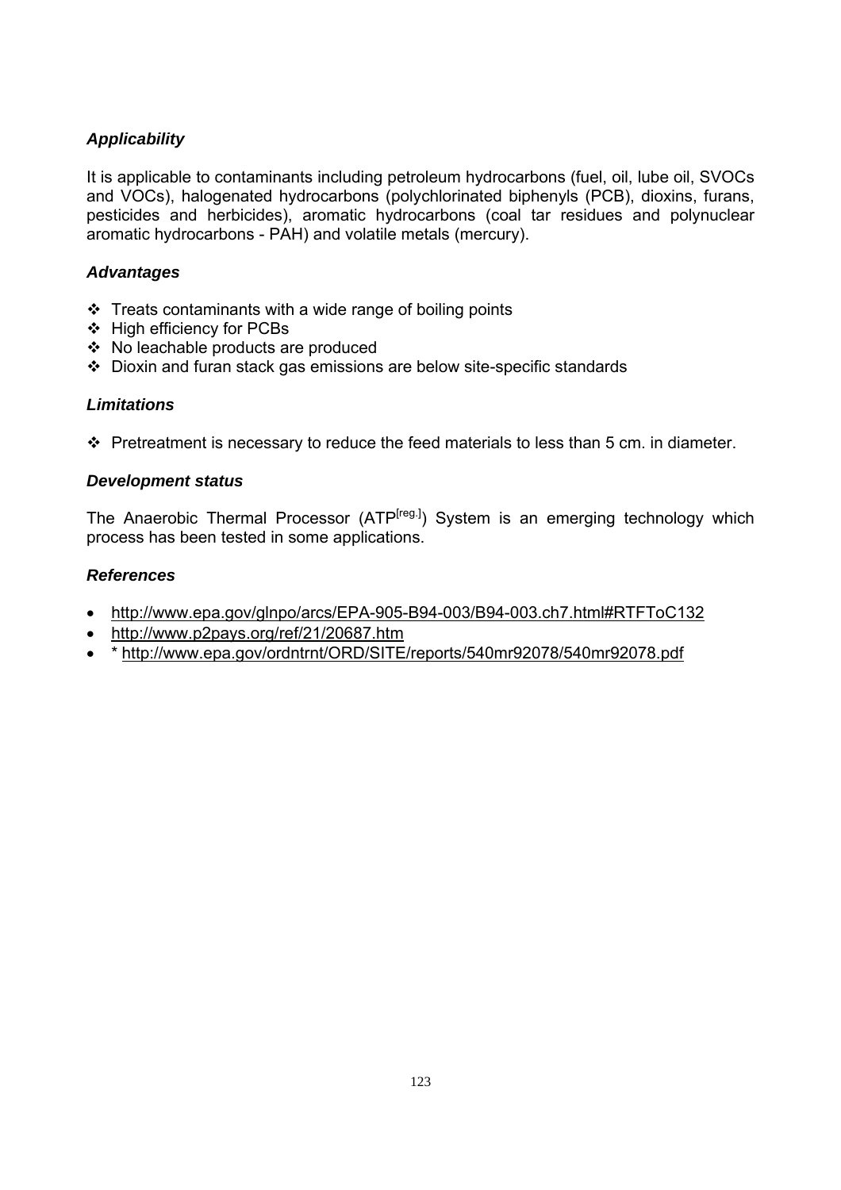### *Applicability*

It is applicable to contaminants including petroleum hydrocarbons (fuel, oil, lube oil, SVOCs and VOCs), halogenated hydrocarbons (polychlorinated biphenyls (PCB), dioxins, furans, pesticides and herbicides), aromatic hydrocarbons (coal tar residues and polynuclear aromatic hydrocarbons - PAH) and volatile metals (mercury).

### *Advantages*

- Treats contaminants with a wide range of boiling points
- High efficiency for PCBs
- No leachable products are produced
- Dioxin and furan stack gas emissions are below site-specific standards

### *Limitations*

- Pretreatment is necessary to reduce the feed materials to less than 5 cm. in diameter.

### *Development status*

The Anaerobic Thermal Processor (ATP[reg.]) System is an emerging technology which process has been tested in some applications.

### *References*

- http://www.epa.gov/glnpo/arcs/EPA-905-B94-003/B94-003.ch7.html#RTFToC132
- http://www.p2pays.org/ref/21/20687.htm
- * http://www.epa.gov/ordntrnt/ORD/SITE/reports/540mr92078/540mr92078.pdf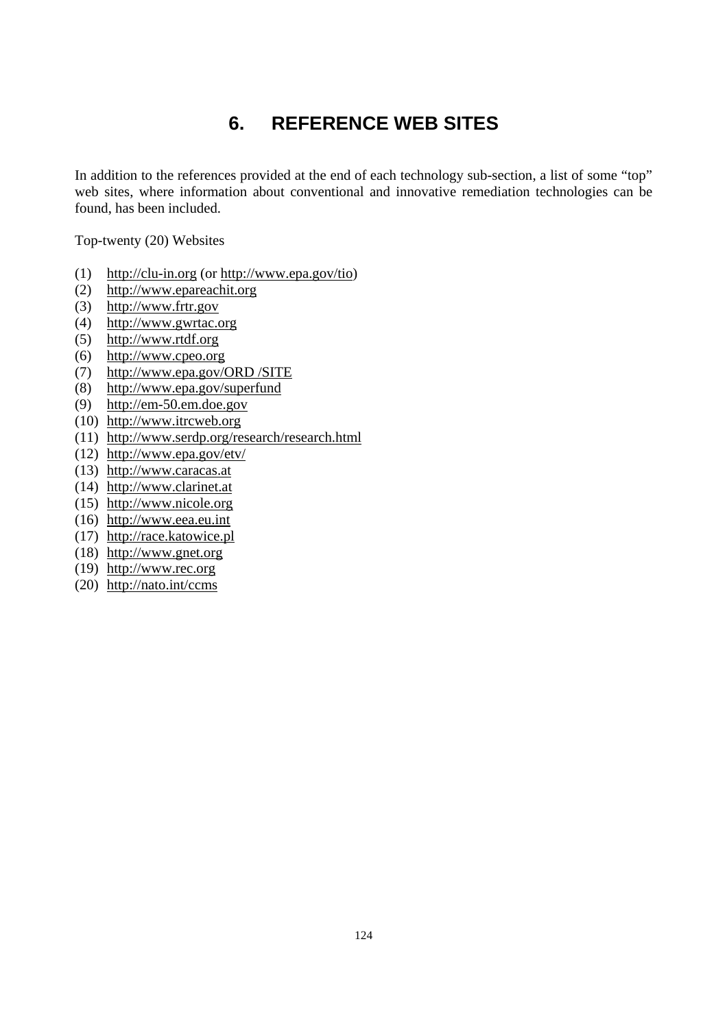# 6. REFERENCE WEB SITES

In addition to the references provided at the end of each technology sub-section, a list of some "top" web sites, where information about conventional and innovative remediation technologies can be found, has been included.

Top-twenty (20) Websites

(1) http://clu-in.org (or http://www.epa.gov/tio)
(2) http://www.epareachit.org
(3) http://www.frtr.gov
(4) http://www.gwrtac.org
(5) http://www.rtdf.org
(6) http://www.cpeo.org
(7) http://www.epa.gov/ORD /SITE
(8) http://www.epa.gov/superfund
(9) http://em-50.em.doe.gov
(10) http://www.itrcweb.org
(11) http://www.serdp.org/research/research.html
(12) http://www.epa.gov/etv/
(13) http://www.caracas.at
(14) http://www.clarinet.at
(15) http://www.nicole.org
(16) http://www.eea.eu.int
(17) http://race.katowice.pl
(18) http://www.gnet.org
(19) http://www.rec.org
(20) http://nato.int/ccms